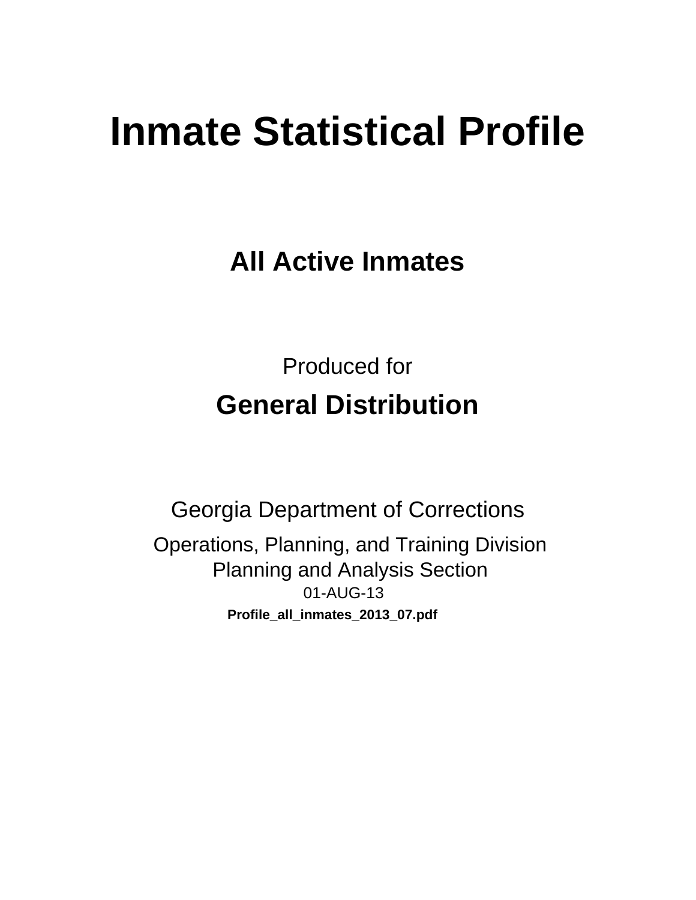# Inmate Statistical Profile

## All Active Inmates

Produced for

## General Distribution

Georgia Department of Corrections

Operations, Planning, and Training Division

Planning and Analysis Section

01-AUG-13

**Profile_all_inmates_2013_07.pdf**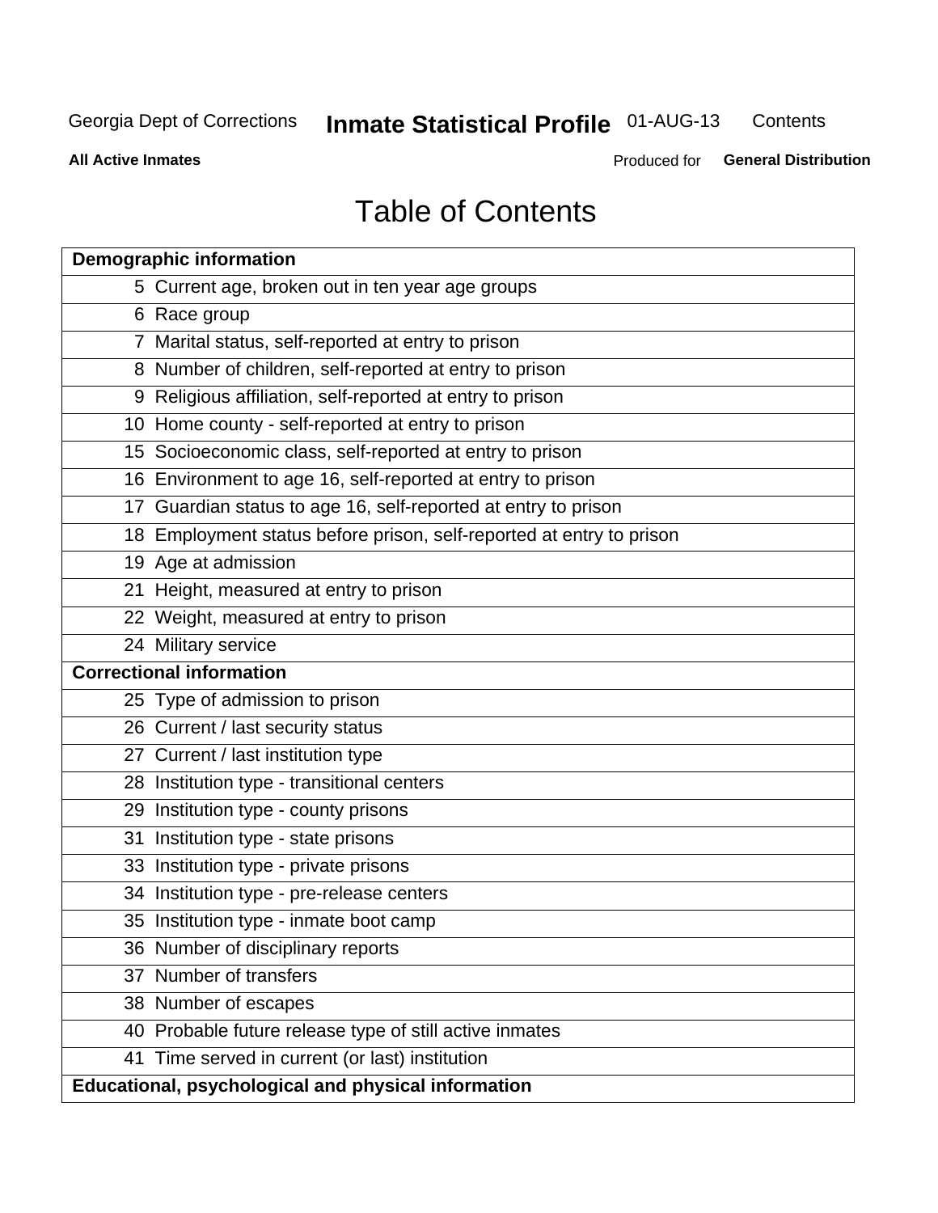# Table of Contents

| Demographic information | |
|---|---|
| 5 | Current age, broken out in ten year age groups |
| 6 | Race group |
| 7 | Marital status, self-reported at entry to prison |
| 8 | Number of children, self-reported at entry to prison |
| 9 | Religious affiliation, self-reported at entry to prison |
| 10 | Home county - self-reported at entry to prison |
| 15 | Socioeconomic class, self-reported at entry to prison |
| 16 | Environment to age 16, self-reported at entry to prison |
| 17 | Guardian status to age 16, self-reported at entry to prison |
| 18 | Employment status before prison, self-reported at entry to prison |
| 19 | Age at admission |
| 21 | Height, measured at entry to prison |
| 22 | Weight, measured at entry to prison |
| 24 | Military service |
| **Correctional information** | |
| 25 | Type of admission to prison |
| 26 | Current / last security status |
| 27 | Current / last institution type |
| 28 | Institution type - transitional centers |
| 29 | Institution type - county prisons |
| 31 | Institution type - state prisons |
| 33 | Institution type - private prisons |
| 34 | Institution type - pre-release centers |
| 35 | Institution type - inmate boot camp |
| 36 | Number of disciplinary reports |
| 37 | Number of transfers |
| 38 | Number of escapes |
| 40 | Probable future release type of still active inmates |
| 41 | Time served in current (or last) institution |
| **Educational, psychological and physical information** | |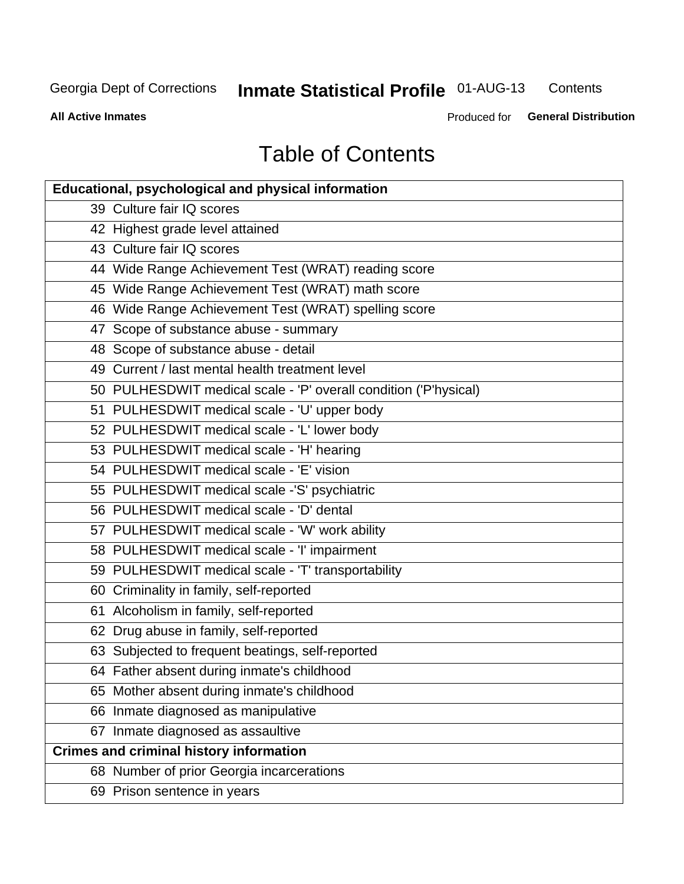# Table of Contents

| Educational, psychological and physical information | |
|---|---|
| 39 | Culture fair IQ scores |
| 42 | Highest grade level attained |
| 43 | Culture fair IQ scores |
| 44 | Wide Range Achievement Test (WRAT) reading score |
| 45 | Wide Range Achievement Test (WRAT) math score |
| 46 | Wide Range Achievement Test (WRAT) spelling score |
| 47 | Scope of substance abuse - summary |
| 48 | Scope of substance abuse - detail |
| 49 | Current / last mental health treatment level |
| 50 | PULHESDWIT medical scale - 'P' overall condition ('P'hysical) |
| 51 | PULHESDWIT medical scale - 'U' upper body |
| 52 | PULHESDWIT medical scale - 'L' lower body |
| 53 | PULHESDWIT medical scale - 'H' hearing |
| 54 | PULHESDWIT medical scale - 'E' vision |
| 55 | PULHESDWIT medical scale -'S' psychiatric |
| 56 | PULHESDWIT medical scale - 'D' dental |
| 57 | PULHESDWIT medical scale - 'W' work ability |
| 58 | PULHESDWIT medical scale - 'I' impairment |
| 59 | PULHESDWIT medical scale - 'T' transportability |
| 60 | Criminality in family, self-reported |
| 61 | Alcoholism in family, self-reported |
| 62 | Drug abuse in family, self-reported |
| 63 | Subjected to frequent beatings, self-reported |
| 64 | Father absent during inmate's childhood |
| 65 | Mother absent during inmate's childhood |
| 66 | Inmate diagnosed as manipulative |
| 67 | Inmate diagnosed as assaultive |
| **Crimes and criminal history information** | |
| 68 | Number of prior Georgia incarcerations |
| 69 | Prison sentence in years |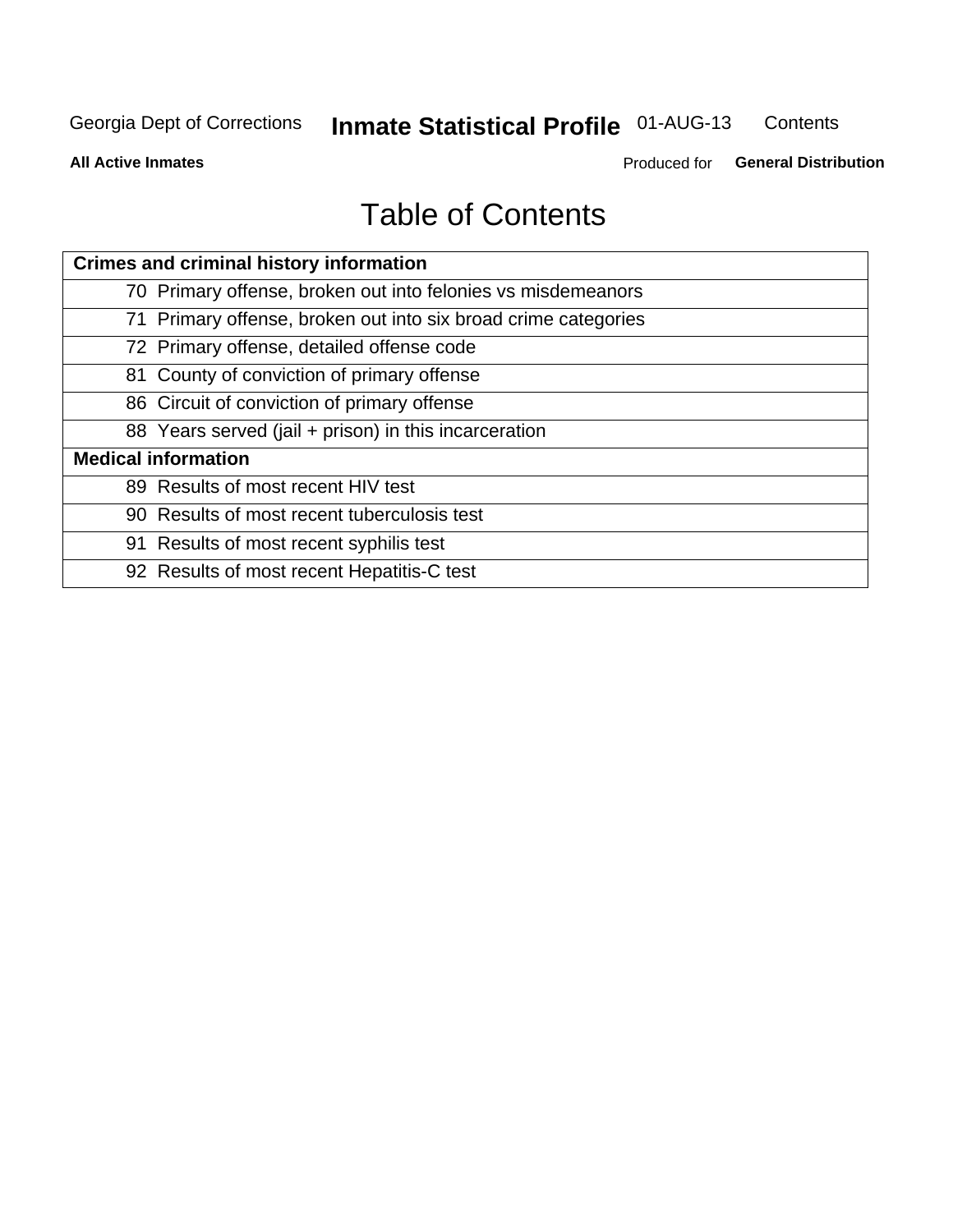# Table of Contents

| Crimes and criminal history information | |
|---|---|
| 70 | Primary offense, broken out into felonies vs misdemeanors |
| 71 | Primary offense, broken out into six broad crime categories |
| 72 | Primary offense, detailed offense code |
| 81 | County of conviction of primary offense |
| 86 | Circuit of conviction of primary offense |
| 88 | Years served (jail + prison) in this incarceration |
| **Medical information** | |
| 89 | Results of most recent HIV test |
| 90 | Results of most recent tuberculosis test |
| 91 | Results of most recent syphilis test |
| 92 | Results of most recent Hepatitis-C test |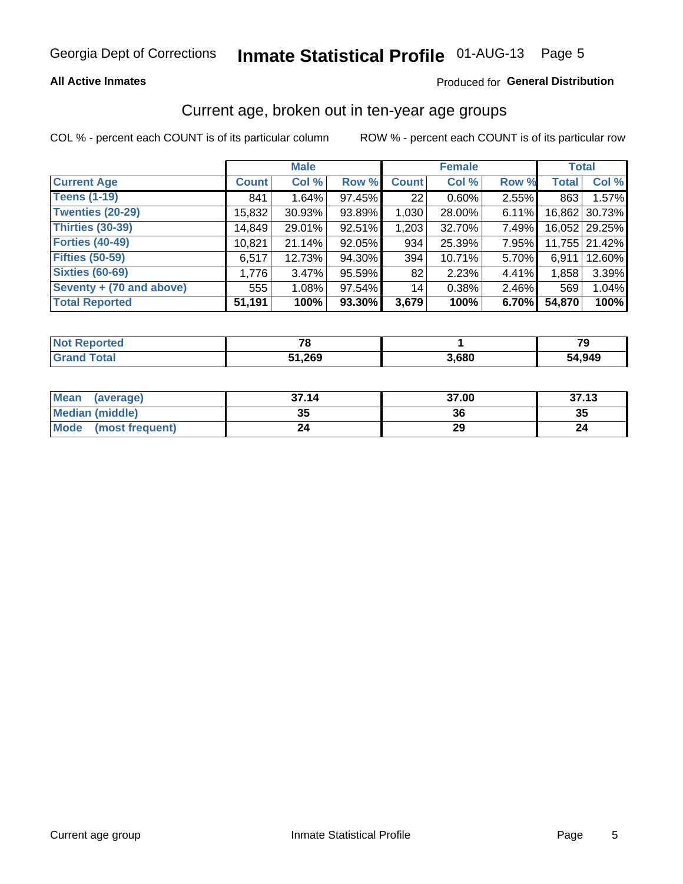Georgia Dept of Corrections **Inmate Statistical Profile** 01-AUG-13

**All Active Inmates**

Produced for **General Distribution**

## Current age, broken out in ten-year age groups

COL % - percent each COUNT is of its particular column    ROW % - percent each COUNT is of its particular row

| | Male | | | Female | | | Total | |
|---|---|---|---|---|---|---|---|---|
| **Current Age** | **Count** | **Col %** | **Row %** | **Count** | **Col %** | **Row %** | **Total** | **Col %** |
| **Teens (1-19)** | 841 | 1.64% | 97.45% | 22 | 0.60% | 2.55% | 863 | 1.57% |
| **Twenties (20-29)** | 15,832 | 30.93% | 93.89% | 1,030 | 28.00% | 6.11% | 16,862 | 30.73% |
| **Thirties (30-39)** | 14,849 | 29.01% | 92.51% | 1,203 | 32.70% | 7.49% | 16,052 | 29.25% |
| **Forties (40-49)** | 10,821 | 21.14% | 92.05% | 934 | 25.39% | 7.95% | 11,755 | 21.42% |
| **Fifties (50-59)** | 6,517 | 12.73% | 94.30% | 394 | 10.71% | 5.70% | 6,911 | 12.60% |
| **Sixties (60-69)** | 1,776 | 3.47% | 95.59% | 82 | 2.23% | 4.41% | 1,858 | 3.39% |
| **Seventy + (70 and above)** | 555 | 1.08% | 97.54% | 14 | 0.38% | 2.46% | 569 | 1.04% |
| **Total Reported** | **51,191** | **100%** | **93.30%** | **3,679** | **100%** | **6.70%** | **54,870** | **100%** |

| | Male | Female | Total |
|---|---|---|---|
| **Not Reported** | **78** | **1** | **79** |
| **Grand Total** | **51,269** | **3,680** | **54,949** |

| | Male | Female | Total |
|---|---|---|---|
| **Mean (average)** | **37.14** | **37.00** | **37.13** |
| **Median (middle)** | **35** | **36** | **35** |
| **Mode (most frequent)** | **24** | **29** | **24** |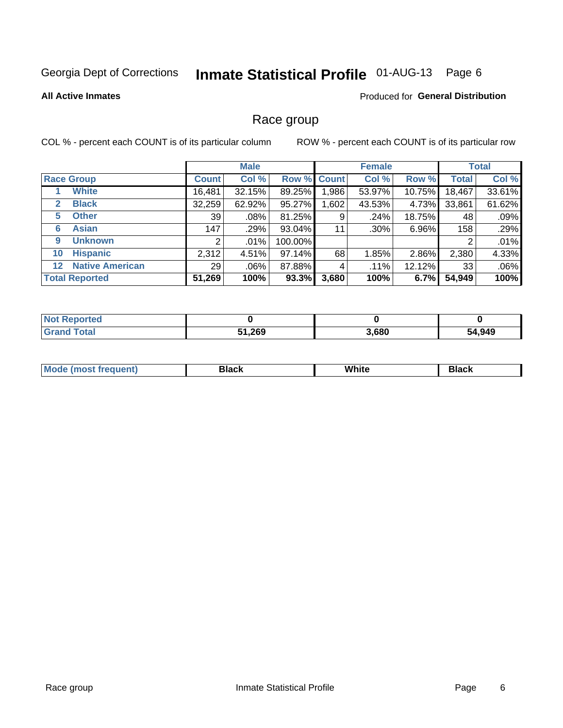Georgia Dept of Corrections

# Inmate Statistical Profile 01-AUG-13 Page 6

**All Active Inmates**

Produced for **General Distribution**

## Race group

COL % - percent each COUNT is of its particular column

ROW % - percent each COUNT is of its particular row

| | | Male | | | Female | | | Total | |
|---|---|---|---|---|---|---|---|---|---|
| **Race Group** | | **Count** | **Col %** | **Row %** | **Count** | **Col %** | **Row %** | **Total** | **Col %** |
| 1 | **White** | 16,481 | 32.15% | 89.25% | 1,986 | 53.97% | 10.75% | 18,467 | 33.61% |
| 2 | **Black** | 32,259 | 62.92% | 95.27% | 1,602 | 43.53% | 4.73% | 33,861 | 61.62% |
| 5 | **Other** | 39 | .08% | 81.25% | 9 | .24% | 18.75% | 48 | .09% |
| 6 | **Asian** | 147 | .29% | 93.04% | 11 | .30% | 6.96% | 158 | .29% |
| 9 | **Unknown** | 2 | .01% | 100.00% | | | | 2 | .01% |
| 10 | **Hispanic** | 2,312 | 4.51% | 97.14% | 68 | 1.85% | 2.86% | 2,380 | 4.33% |
| 12 | **Native American** | 29 | .06% | 87.88% | 4 | .11% | 12.12% | 33 | .06% |
| **Total Reported** | | **51,269** | **100%** | **93.3%** | **3,680** | **100%** | **6.7%** | **54,949** | **100%** |

| | Male | Female | Total |
|---|---|---|---|
| **Not Reported** | **0** | **0** | **0** |
| **Grand Total** | **51,269** | **3,680** | **54,949** |

| | Male | Female | Total |
|---|---|---|---|
| **Mode (most frequent)** | **Black** | **White** | **Black** |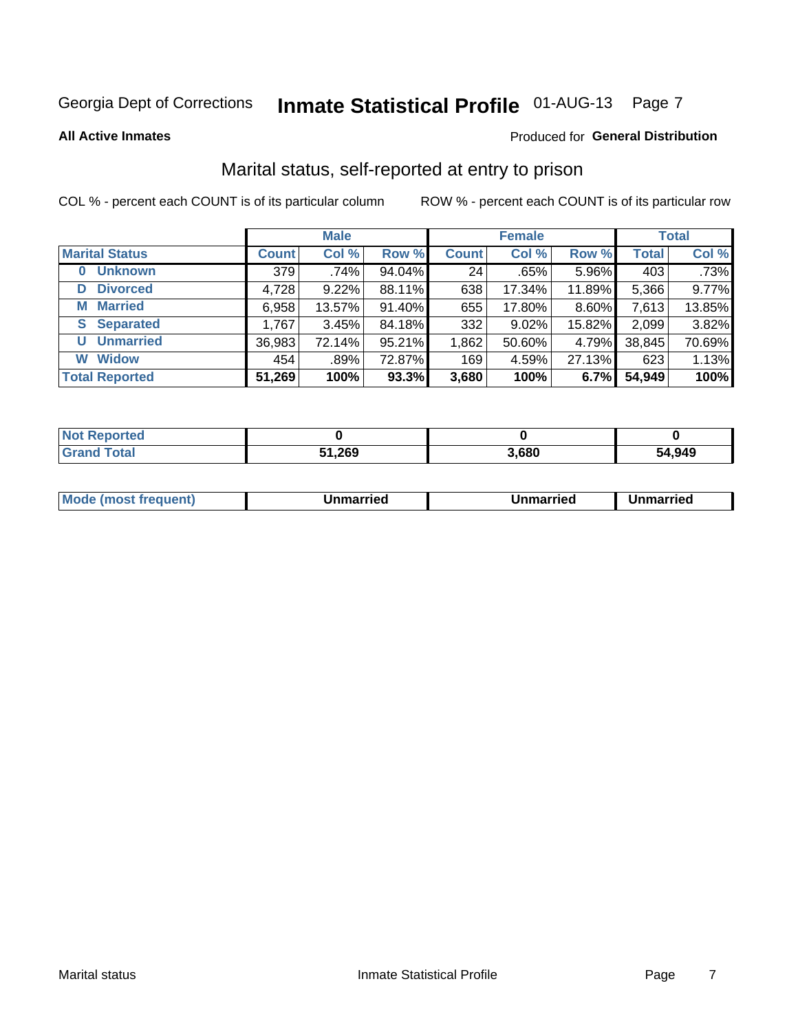Georgia Dept of Corrections **Inmate Statistical Profile** 01-AUG-13

**All Active Inmates**

Produced for **General Distribution**

## Marital status, self-reported at entry to prison

COL % - percent each COUNT is of its particular column

ROW % - percent each COUNT is of its particular row

| | Male | | | Female | | | Total | |
|---|---|---|---|---|---|---|---|---|
| **Marital Status** | **Count** | **Col %** | **Row %** | **Count** | **Col %** | **Row %** | **Total** | **Col %** |
| **0 Unknown** | 379 | .74% | 94.04% | 24 | .65% | 5.96% | 403 | .73% |
| **D Divorced** | 4,728 | 9.22% | 88.11% | 638 | 17.34% | 11.89% | 5,366 | 9.77% |
| **M Married** | 6,958 | 13.57% | 91.40% | 655 | 17.80% | 8.60% | 7,613 | 13.85% |
| **S Separated** | 1,767 | 3.45% | 84.18% | 332 | 9.02% | 15.82% | 2,099 | 3.82% |
| **U Unmarried** | 36,983 | 72.14% | 95.21% | 1,862 | 50.60% | 4.79% | 38,845 | 70.69% |
| **W Widow** | 454 | .89% | 72.87% | 169 | 4.59% | 27.13% | 623 | 1.13% |
| **Total Reported** | **51,269** | **100%** | **93.3%** | **3,680** | **100%** | **6.7%** | **54,949** | **100%** |

| | Male | Female | Total |
|---|---|---|---|
| **Not Reported** | **0** | **0** | **0** |
| **Grand Total** | **51,269** | **3,680** | **54,949** |

| | Male | Female | Total |
|---|---|---|---|
| **Mode (most frequent)** | **Unmarried** | **Unmarried** | **Unmarried** |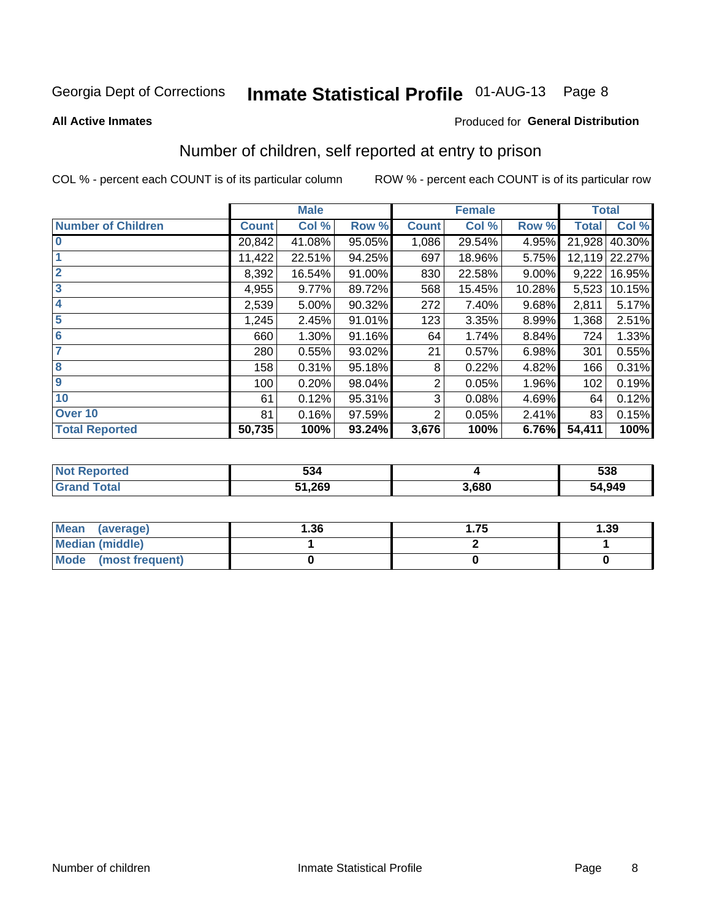Georgia Dept of Corrections **Inmate Statistical Profile** 01-AUG-13

**All Active Inmates**

Produced for **General Distribution**

## Number of children, self reported at entry to prison

COL % - percent each COUNT is of its particular column ROW % - percent each COUNT is of its particular row

| | Male | | | Female | | | Total | |
|---|---|---|---|---|---|---|---|---|
| **Number of Children** | **Count** | **Col %** | **Row %** | **Count** | **Col %** | **Row %** | **Total** | **Col %** |
| **0** | 20,842 | 41.08% | 95.05% | 1,086 | 29.54% | 4.95% | 21,928 | 40.30% |
| **1** | 11,422 | 22.51% | 94.25% | 697 | 18.96% | 5.75% | 12,119 | 22.27% |
| **2** | 8,392 | 16.54% | 91.00% | 830 | 22.58% | 9.00% | 9,222 | 16.95% |
| **3** | 4,955 | 9.77% | 89.72% | 568 | 15.45% | 10.28% | 5,523 | 10.15% |
| **4** | 2,539 | 5.00% | 90.32% | 272 | 7.40% | 9.68% | 2,811 | 5.17% |
| **5** | 1,245 | 2.45% | 91.01% | 123 | 3.35% | 8.99% | 1,368 | 2.51% |
| **6** | 660 | 1.30% | 91.16% | 64 | 1.74% | 8.84% | 724 | 1.33% |
| **7** | 280 | 0.55% | 93.02% | 21 | 0.57% | 6.98% | 301 | 0.55% |
| **8** | 158 | 0.31% | 95.18% | 8 | 0.22% | 4.82% | 166 | 0.31% |
| **9** | 100 | 0.20% | 98.04% | 2 | 0.05% | 1.96% | 102 | 0.19% |
| **10** | 61 | 0.12% | 95.31% | 3 | 0.08% | 4.69% | 64 | 0.12% |
| **Over 10** | 81 | 0.16% | 97.59% | 2 | 0.05% | 2.41% | 83 | 0.15% |
| **Total Reported** | **50,735** | **100%** | **93.24%** | **3,676** | **100%** | **6.76%** | **54,411** | **100%** |

| | Male | Female | Total |
|---|---|---|---|
| **Not Reported** | **534** | **4** | **538** |
| **Grand Total** | **51,269** | **3,680** | **54,949** |

| | Male | Female | Total |
|---|---|---|---|
| **Mean (average)** | **1.36** | **1.75** | **1.39** |
| **Median (middle)** | **1** | **2** | **1** |
| **Mode (most frequent)** | **0** | **0** | **0** |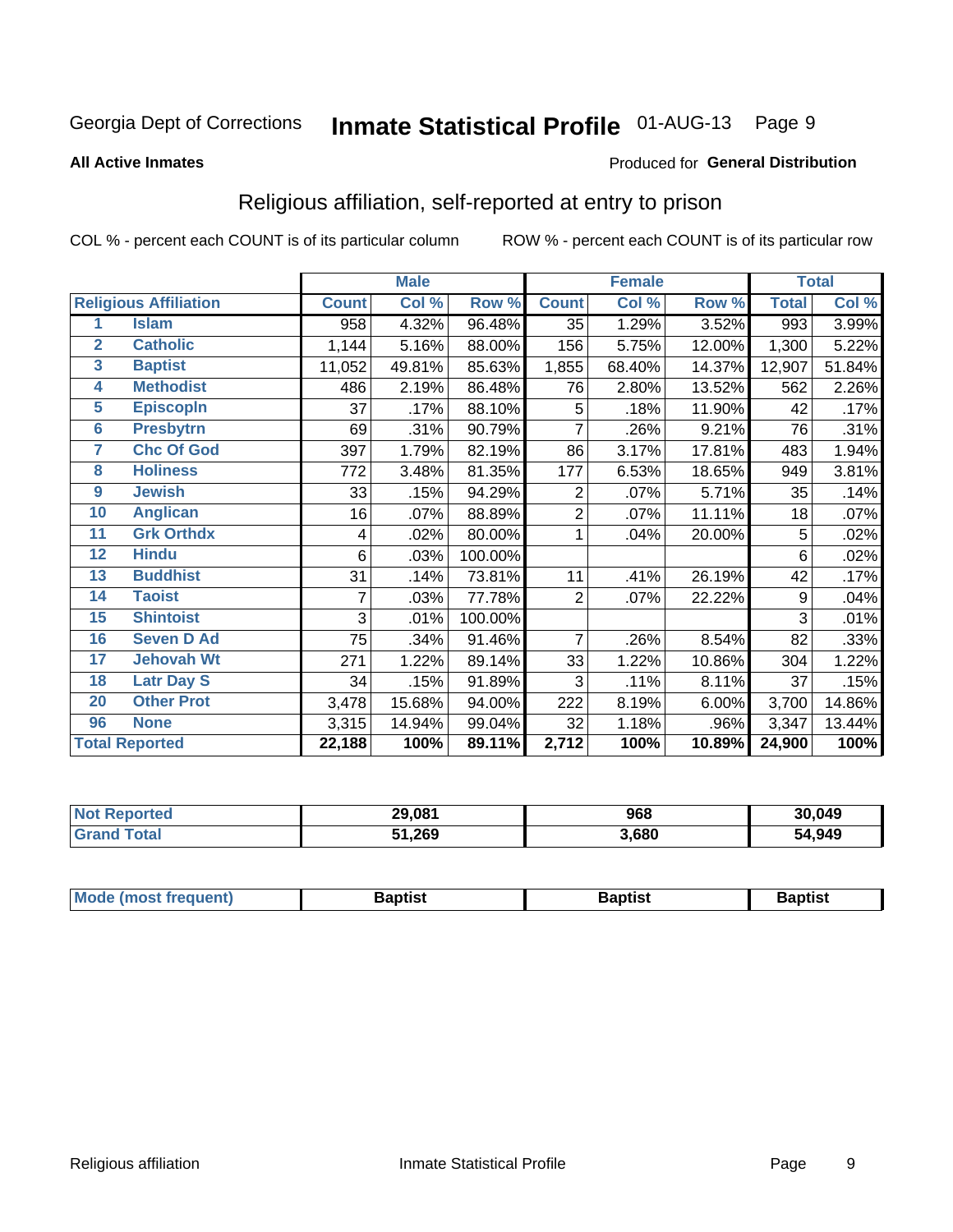Georgia Dept of Corrections **Inmate Statistical Profile** 01-AUG-13

**All Active Inmates**

Produced for **General Distribution**

## Religious affiliation, self-reported at entry to prison

COL % - percent each COUNT is of its particular column ROW % - percent each COUNT is of its particular row

| | | Male | | | Female | | | Total | |
|---|---|---|---|---|---|---|---|---|---|
| **Religious Affiliation** | | **Count** | **Col %** | **Row %** | **Count** | **Col %** | **Row %** | **Total** | **Col %** |
| 1 | Islam | 958 | 4.32% | 96.48% | 35 | 1.29% | 3.52% | 993 | 3.99% |
| 2 | Catholic | 1,144 | 5.16% | 88.00% | 156 | 5.75% | 12.00% | 1,300 | 5.22% |
| 3 | Baptist | 11,052 | 49.81% | 85.63% | 1,855 | 68.40% | 14.37% | 12,907 | 51.84% |
| 4 | Methodist | 486 | 2.19% | 86.48% | 76 | 2.80% | 13.52% | 562 | 2.26% |
| 5 | Episcopln | 37 | .17% | 88.10% | 5 | .18% | 11.90% | 42 | .17% |
| 6 | Presbytrn | 69 | .31% | 90.79% | 7 | .26% | 9.21% | 76 | .31% |
| 7 | Chc Of God | 397 | 1.79% | 82.19% | 86 | 3.17% | 17.81% | 483 | 1.94% |
| 8 | Holiness | 772 | 3.48% | 81.35% | 177 | 6.53% | 18.65% | 949 | 3.81% |
| 9 | Jewish | 33 | .15% | 94.29% | 2 | .07% | 5.71% | 35 | .14% |
| 10 | Anglican | 16 | .07% | 88.89% | 2 | .07% | 11.11% | 18 | .07% |
| 11 | Grk Orthdx | 4 | .02% | 80.00% | 1 | .04% | 20.00% | 5 | .02% |
| 12 | Hindu | 6 | .03% | 100.00% | | | | 6 | .02% |
| 13 | Buddhist | 31 | .14% | 73.81% | 11 | .41% | 26.19% | 42 | .17% |
| 14 | Taoist | 7 | .03% | 77.78% | 2 | .07% | 22.22% | 9 | .04% |
| 15 | Shintoist | 3 | .01% | 100.00% | | | | 3 | .01% |
| 16 | Seven D Ad | 75 | .34% | 91.46% | 7 | .26% | 8.54% | 82 | .33% |
| 17 | Jehovah Wt | 271 | 1.22% | 89.14% | 33 | 1.22% | 10.86% | 304 | 1.22% |
| 18 | Latr Day S | 34 | .15% | 91.89% | 3 | .11% | 8.11% | 37 | .15% |
| 20 | Other Prot | 3,478 | 15.68% | 94.00% | 222 | 8.19% | 6.00% | 3,700 | 14.86% |
| 96 | None | 3,315 | 14.94% | 99.04% | 32 | 1.18% | .96% | 3,347 | 13.44% |
| **Total Reported** | | **22,188** | **100%** | **89.11%** | **2,712** | **100%** | **10.89%** | **24,900** | **100%** |

| | Male | Female | Total |
|---|---|---|---|
| Not Reported | 29,081 | 968 | 30,049 |
| Grand Total | 51,269 | 3,680 | 54,949 |

| | Male | Female | Total |
|---|---|---|---|
| Mode (most frequent) | Baptist | Baptist | Baptist |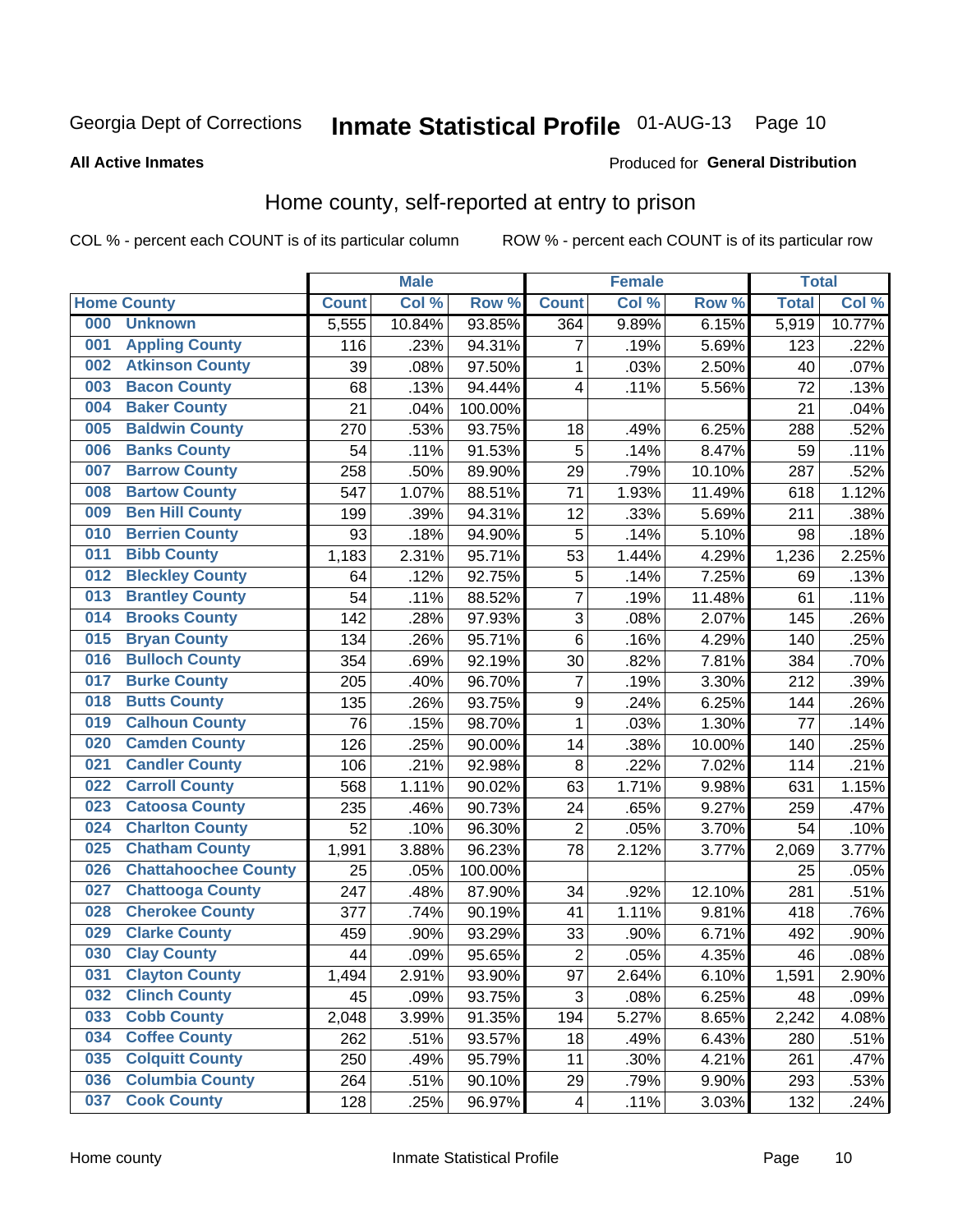Georgia Dept of Corrections **Inmate Statistical Profile** 01-AUG-13

**All Active Inmates**

Produced for **General Distribution**

## Home county, self-reported at entry to prison

COL % - percent each COUNT is of its particular column ROW % - percent each COUNT is of its particular row

| Home County | | Male | | | Female | | | Total | |
|---|---|---|---|---|---|---|---|---|---|
| | | Count | Col % | Row % | Count | Col % | Row % | Total | Col % |
| 000 | Unknown | 5,555 | 10.84% | 93.85% | 364 | 9.89% | 6.15% | 5,919 | 10.77% |
| 001 | Appling County | 116 | .23% | 94.31% | 7 | .19% | 5.69% | 123 | .22% |
| 002 | Atkinson County | 39 | .08% | 97.50% | 1 | .03% | 2.50% | 40 | .07% |
| 003 | Bacon County | 68 | .13% | 94.44% | 4 | .11% | 5.56% | 72 | .13% |
| 004 | Baker County | 21 | .04% | 100.00% | | | | 21 | .04% |
| 005 | Baldwin County | 270 | .53% | 93.75% | 18 | .49% | 6.25% | 288 | .52% |
| 006 | Banks County | 54 | .11% | 91.53% | 5 | .14% | 8.47% | 59 | .11% |
| 007 | Barrow County | 258 | .50% | 89.90% | 29 | .79% | 10.10% | 287 | .52% |
| 008 | Bartow County | 547 | 1.07% | 88.51% | 71 | 1.93% | 11.49% | 618 | 1.12% |
| 009 | Ben Hill County | 199 | .39% | 94.31% | 12 | .33% | 5.69% | 211 | .38% |
| 010 | Berrien County | 93 | .18% | 94.90% | 5 | .14% | 5.10% | 98 | .18% |
| 011 | Bibb County | 1,183 | 2.31% | 95.71% | 53 | 1.44% | 4.29% | 1,236 | 2.25% |
| 012 | Bleckley County | 64 | .12% | 92.75% | 5 | .14% | 7.25% | 69 | .13% |
| 013 | Brantley County | 54 | .11% | 88.52% | 7 | .19% | 11.48% | 61 | .11% |
| 014 | Brooks County | 142 | .28% | 97.93% | 3 | .08% | 2.07% | 145 | .26% |
| 015 | Bryan County | 134 | .26% | 95.71% | 6 | .16% | 4.29% | 140 | .25% |
| 016 | Bulloch County | 354 | .69% | 92.19% | 30 | .82% | 7.81% | 384 | .70% |
| 017 | Burke County | 205 | .40% | 96.70% | 7 | .19% | 3.30% | 212 | .39% |
| 018 | Butts County | 135 | .26% | 93.75% | 9 | .24% | 6.25% | 144 | .26% |
| 019 | Calhoun County | 76 | .15% | 98.70% | 1 | .03% | 1.30% | 77 | .14% |
| 020 | Camden County | 126 | .25% | 90.00% | 14 | .38% | 10.00% | 140 | .25% |
| 021 | Candler County | 106 | .21% | 92.98% | 8 | .22% | 7.02% | 114 | .21% |
| 022 | Carroll County | 568 | 1.11% | 90.02% | 63 | 1.71% | 9.98% | 631 | 1.15% |
| 023 | Catoosa County | 235 | .46% | 90.73% | 24 | .65% | 9.27% | 259 | .47% |
| 024 | Charlton County | 52 | .10% | 96.30% | 2 | .05% | 3.70% | 54 | .10% |
| 025 | Chatham County | 1,991 | 3.88% | 96.23% | 78 | 2.12% | 3.77% | 2,069 | 3.77% |
| 026 | Chattahoochee County | 25 | .05% | 100.00% | | | | 25 | .05% |
| 027 | Chattooga County | 247 | .48% | 87.90% | 34 | .92% | 12.10% | 281 | .51% |
| 028 | Cherokee County | 377 | .74% | 90.19% | 41 | 1.11% | 9.81% | 418 | .76% |
| 029 | Clarke County | 459 | .90% | 93.29% | 33 | .90% | 6.71% | 492 | .90% |
| 030 | Clay County | 44 | .09% | 95.65% | 2 | .05% | 4.35% | 46 | .08% |
| 031 | Clayton County | 1,494 | 2.91% | 93.90% | 97 | 2.64% | 6.10% | 1,591 | 2.90% |
| 032 | Clinch County | 45 | .09% | 93.75% | 3 | .08% | 6.25% | 48 | .09% |
| 033 | Cobb County | 2,048 | 3.99% | 91.35% | 194 | 5.27% | 8.65% | 2,242 | 4.08% |
| 034 | Coffee County | 262 | .51% | 93.57% | 18 | .49% | 6.43% | 280 | .51% |
| 035 | Colquitt County | 250 | .49% | 95.79% | 11 | .30% | 4.21% | 261 | .47% |
| 036 | Columbia County | 264 | .51% | 90.10% | 29 | .79% | 9.90% | 293 | .53% |
| 037 | Cook County | 128 | .25% | 96.97% | 4 | .11% | 3.03% | 132 | .24% |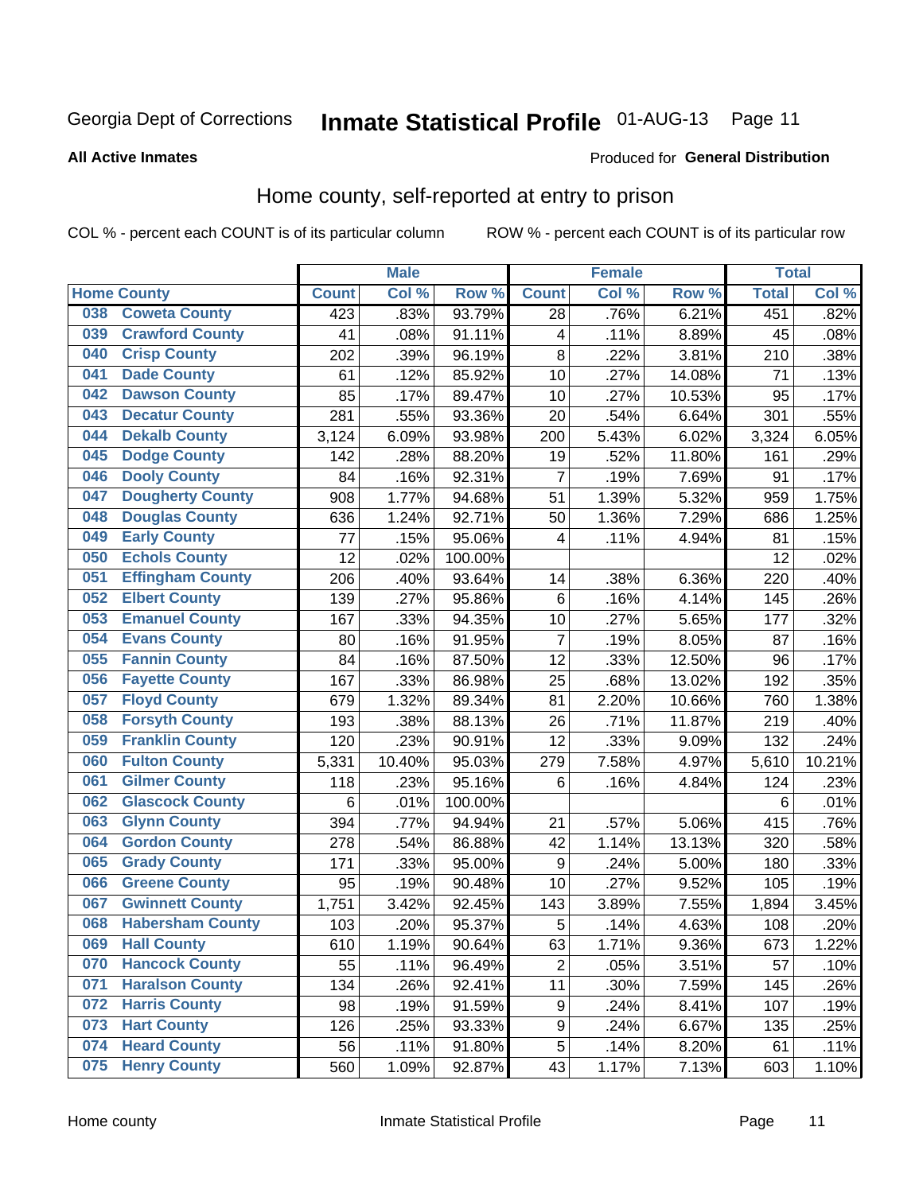Georgia Dept of Corrections **Inmate Statistical Profile** 01-AUG-13

**All Active Inmates**

Produced for **General Distribution**

## Home county, self-reported at entry to prison

COL % - percent each COUNT is of its particular column ROW % - percent each COUNT is of its particular row

| Home County | | Male | | | Female | | | Total | |
|---|---|---|---|---|---|---|---|---|---|
| | | Count | Col % | Row % | Count | Col % | Row % | Total | Col % |
| 038 | Coweta County | 423 | .83% | 93.79% | 28 | .76% | 6.21% | 451 | .82% |
| 039 | Crawford County | 41 | .08% | 91.11% | 4 | .11% | 8.89% | 45 | .08% |
| 040 | Crisp County | 202 | .39% | 96.19% | 8 | .22% | 3.81% | 210 | .38% |
| 041 | Dade County | 61 | .12% | 85.92% | 10 | .27% | 14.08% | 71 | .13% |
| 042 | Dawson County | 85 | .17% | 89.47% | 10 | .27% | 10.53% | 95 | .17% |
| 043 | Decatur County | 281 | .55% | 93.36% | 20 | .54% | 6.64% | 301 | .55% |
| 044 | Dekalb County | 3,124 | 6.09% | 93.98% | 200 | 5.43% | 6.02% | 3,324 | 6.05% |
| 045 | Dodge County | 142 | .28% | 88.20% | 19 | .52% | 11.80% | 161 | .29% |
| 046 | Dooly County | 84 | .16% | 92.31% | 7 | .19% | 7.69% | 91 | .17% |
| 047 | Dougherty County | 908 | 1.77% | 94.68% | 51 | 1.39% | 5.32% | 959 | 1.75% |
| 048 | Douglas County | 636 | 1.24% | 92.71% | 50 | 1.36% | 7.29% | 686 | 1.25% |
| 049 | Early County | 77 | .15% | 95.06% | 4 | .11% | 4.94% | 81 | .15% |
| 050 | Echols County | 12 | .02% | 100.00% | | | | 12 | .02% |
| 051 | Effingham County | 206 | .40% | 93.64% | 14 | .38% | 6.36% | 220 | .40% |
| 052 | Elbert County | 139 | .27% | 95.86% | 6 | .16% | 4.14% | 145 | .26% |
| 053 | Emanuel County | 167 | .33% | 94.35% | 10 | .27% | 5.65% | 177 | .32% |
| 054 | Evans County | 80 | .16% | 91.95% | 7 | .19% | 8.05% | 87 | .16% |
| 055 | Fannin County | 84 | .16% | 87.50% | 12 | .33% | 12.50% | 96 | .17% |
| 056 | Fayette County | 167 | .33% | 86.98% | 25 | .68% | 13.02% | 192 | .35% |
| 057 | Floyd County | 679 | 1.32% | 89.34% | 81 | 2.20% | 10.66% | 760 | 1.38% |
| 058 | Forsyth County | 193 | .38% | 88.13% | 26 | .71% | 11.87% | 219 | .40% |
| 059 | Franklin County | 120 | .23% | 90.91% | 12 | .33% | 9.09% | 132 | .24% |
| 060 | Fulton County | 5,331 | 10.40% | 95.03% | 279 | 7.58% | 4.97% | 5,610 | 10.21% |
| 061 | Gilmer County | 118 | .23% | 95.16% | 6 | .16% | 4.84% | 124 | .23% |
| 062 | Glascock County | 6 | .01% | 100.00% | | | | 6 | .01% |
| 063 | Glynn County | 394 | .77% | 94.94% | 21 | .57% | 5.06% | 415 | .76% |
| 064 | Gordon County | 278 | .54% | 86.88% | 42 | 1.14% | 13.13% | 320 | .58% |
| 065 | Grady County | 171 | .33% | 95.00% | 9 | .24% | 5.00% | 180 | .33% |
| 066 | Greene County | 95 | .19% | 90.48% | 10 | .27% | 9.52% | 105 | .19% |
| 067 | Gwinnett County | 1,751 | 3.42% | 92.45% | 143 | 3.89% | 7.55% | 1,894 | 3.45% |
| 068 | Habersham County | 103 | .20% | 95.37% | 5 | .14% | 4.63% | 108 | .20% |
| 069 | Hall County | 610 | 1.19% | 90.64% | 63 | 1.71% | 9.36% | 673 | 1.22% |
| 070 | Hancock County | 55 | .11% | 96.49% | 2 | .05% | 3.51% | 57 | .10% |
| 071 | Haralson County | 134 | .26% | 92.41% | 11 | .30% | 7.59% | 145 | .26% |
| 072 | Harris County | 98 | .19% | 91.59% | 9 | .24% | 8.41% | 107 | .19% |
| 073 | Hart County | 126 | .25% | 93.33% | 9 | .24% | 6.67% | 135 | .25% |
| 074 | Heard County | 56 | .11% | 91.80% | 5 | .14% | 8.20% | 61 | .11% |
| 075 | Henry County | 560 | 1.09% | 92.87% | 43 | 1.17% | 7.13% | 603 | 1.10% |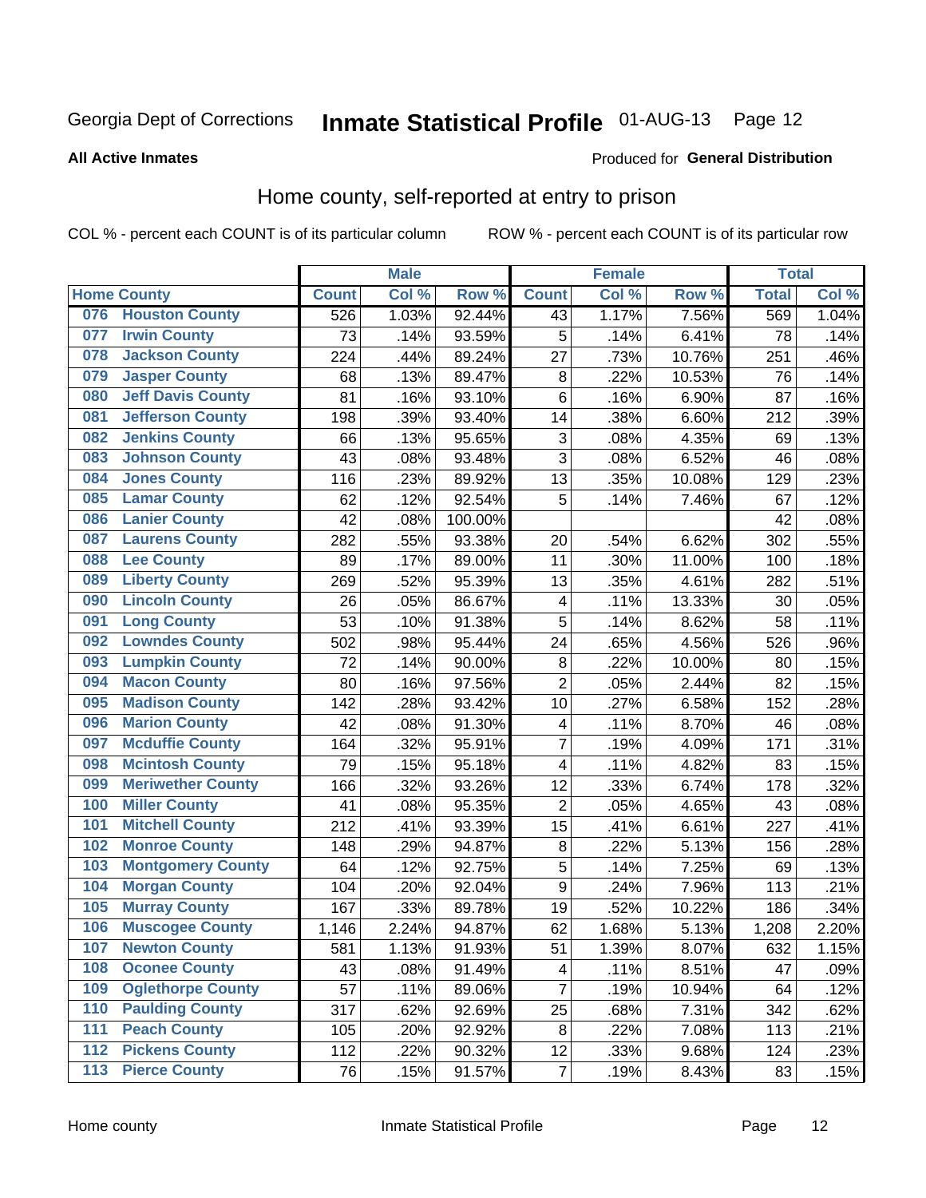Georgia Dept of Corrections **Inmate Statistical Profile** 01-AUG-13

**All Active Inmates**

Produced for **General Distribution**

## Home county, self-reported at entry to prison

COL % - percent each COUNT is of its particular column ROW % - percent each COUNT is of its particular row

| Home County | | Male | | | Female | | | Total | |
|---|---|---|---|---|---|---|---|---|---|
| | | Count | Col % | Row % | Count | Col % | Row % | Total | Col % |
| 076 | Houston County | 526 | 1.03% | 92.44% | 43 | 1.17% | 7.56% | 569 | 1.04% |
| 077 | Irwin County | 73 | .14% | 93.59% | 5 | .14% | 6.41% | 78 | .14% |
| 078 | Jackson County | 224 | .44% | 89.24% | 27 | .73% | 10.76% | 251 | .46% |
| 079 | Jasper County | 68 | .13% | 89.47% | 8 | .22% | 10.53% | 76 | .14% |
| 080 | Jeff Davis County | 81 | .16% | 93.10% | 6 | .16% | 6.90% | 87 | .16% |
| 081 | Jefferson County | 198 | .39% | 93.40% | 14 | .38% | 6.60% | 212 | .39% |
| 082 | Jenkins County | 66 | .13% | 95.65% | 3 | .08% | 4.35% | 69 | .13% |
| 083 | Johnson County | 43 | .08% | 93.48% | 3 | .08% | 6.52% | 46 | .08% |
| 084 | Jones County | 116 | .23% | 89.92% | 13 | .35% | 10.08% | 129 | .23% |
| 085 | Lamar County | 62 | .12% | 92.54% | 5 | .14% | 7.46% | 67 | .12% |
| 086 | Lanier County | 42 | .08% | 100.00% | | | | 42 | .08% |
| 087 | Laurens County | 282 | .55% | 93.38% | 20 | .54% | 6.62% | 302 | .55% |
| 088 | Lee County | 89 | .17% | 89.00% | 11 | .30% | 11.00% | 100 | .18% |
| 089 | Liberty County | 269 | .52% | 95.39% | 13 | .35% | 4.61% | 282 | .51% |
| 090 | Lincoln County | 26 | .05% | 86.67% | 4 | .11% | 13.33% | 30 | .05% |
| 091 | Long County | 53 | .10% | 91.38% | 5 | .14% | 8.62% | 58 | .11% |
| 092 | Lowndes County | 502 | .98% | 95.44% | 24 | .65% | 4.56% | 526 | .96% |
| 093 | Lumpkin County | 72 | .14% | 90.00% | 8 | .22% | 10.00% | 80 | .15% |
| 094 | Macon County | 80 | .16% | 97.56% | 2 | .05% | 2.44% | 82 | .15% |
| 095 | Madison County | 142 | .28% | 93.42% | 10 | .27% | 6.58% | 152 | .28% |
| 096 | Marion County | 42 | .08% | 91.30% | 4 | .11% | 8.70% | 46 | .08% |
| 097 | Mcduffie County | 164 | .32% | 95.91% | 7 | .19% | 4.09% | 171 | .31% |
| 098 | Mcintosh County | 79 | .15% | 95.18% | 4 | .11% | 4.82% | 83 | .15% |
| 099 | Meriwether County | 166 | .32% | 93.26% | 12 | .33% | 6.74% | 178 | .32% |
| 100 | Miller County | 41 | .08% | 95.35% | 2 | .05% | 4.65% | 43 | .08% |
| 101 | Mitchell County | 212 | .41% | 93.39% | 15 | .41% | 6.61% | 227 | .41% |
| 102 | Monroe County | 148 | .29% | 94.87% | 8 | .22% | 5.13% | 156 | .28% |
| 103 | Montgomery County | 64 | .12% | 92.75% | 5 | .14% | 7.25% | 69 | .13% |
| 104 | Morgan County | 104 | .20% | 92.04% | 9 | .24% | 7.96% | 113 | .21% |
| 105 | Murray County | 167 | .33% | 89.78% | 19 | .52% | 10.22% | 186 | .34% |
| 106 | Muscogee County | 1,146 | 2.24% | 94.87% | 62 | 1.68% | 5.13% | 1,208 | 2.20% |
| 107 | Newton County | 581 | 1.13% | 91.93% | 51 | 1.39% | 8.07% | 632 | 1.15% |
| 108 | Oconee County | 43 | .08% | 91.49% | 4 | .11% | 8.51% | 47 | .09% |
| 109 | Oglethorpe County | 57 | .11% | 89.06% | 7 | .19% | 10.94% | 64 | .12% |
| 110 | Paulding County | 317 | .62% | 92.69% | 25 | .68% | 7.31% | 342 | .62% |
| 111 | Peach County | 105 | .20% | 92.92% | 8 | .22% | 7.08% | 113 | .21% |
| 112 | Pickens County | 112 | .22% | 90.32% | 12 | .33% | 9.68% | 124 | .23% |
| 113 | Pierce County | 76 | .15% | 91.57% | 7 | .19% | 8.43% | 83 | .15% |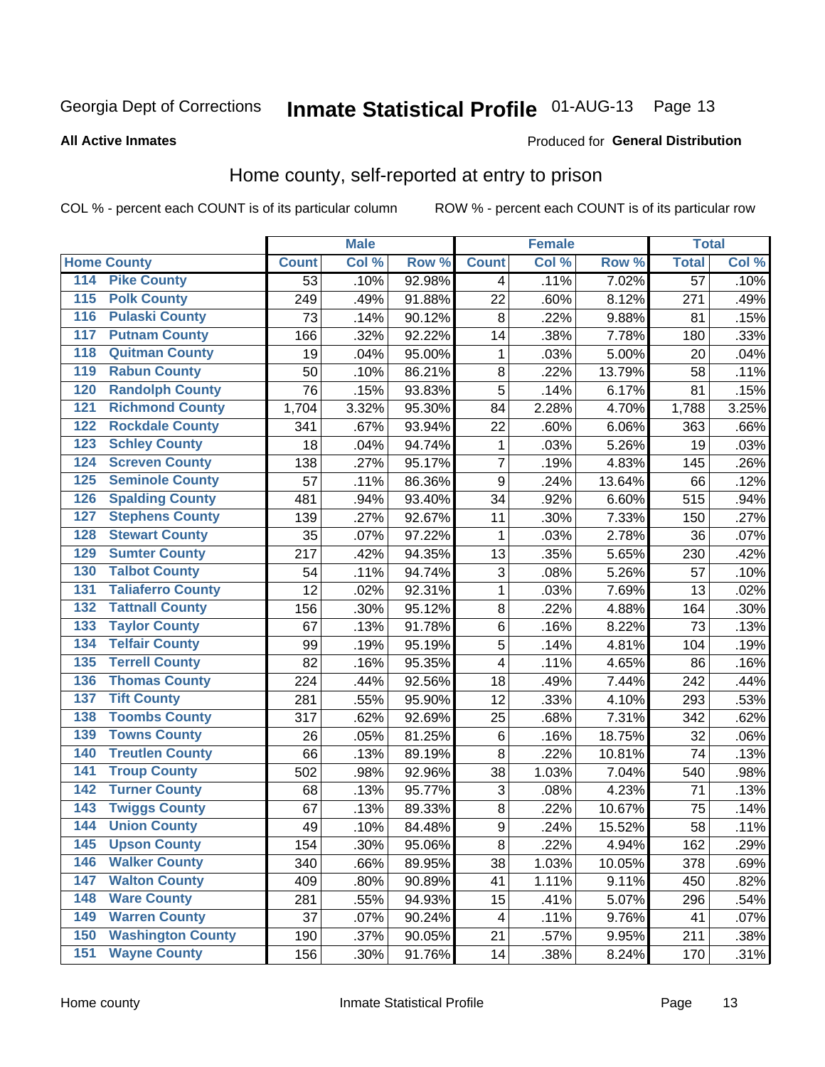Georgia Dept of Corrections **Inmate Statistical Profile** 01-AUG-13 Page 13

**All Active Inmates**

Produced for **General Distribution**

## Home county, self-reported at entry to prison

COL % - percent each COUNT is of its particular column ROW % - percent each COUNT is of its particular row

| Home County | | Male | | | Female | | | Total | |
|---|---|---|---|---|---|---|---|---|---|
| | | Count | Col % | Row % | Count | Col % | Row % | Total | Col % |
| 114 | Pike County | 53 | .10% | 92.98% | 4 | .11% | 7.02% | 57 | .10% |
| 115 | Polk County | 249 | .49% | 91.88% | 22 | .60% | 8.12% | 271 | .49% |
| 116 | Pulaski County | 73 | .14% | 90.12% | 8 | .22% | 9.88% | 81 | .15% |
| 117 | Putnam County | 166 | .32% | 92.22% | 14 | .38% | 7.78% | 180 | .33% |
| 118 | Quitman County | 19 | .04% | 95.00% | 1 | .03% | 5.00% | 20 | .04% |
| 119 | Rabun County | 50 | .10% | 86.21% | 8 | .22% | 13.79% | 58 | .11% |
| 120 | Randolph County | 76 | .15% | 93.83% | 5 | .14% | 6.17% | 81 | .15% |
| 121 | Richmond County | 1,704 | 3.32% | 95.30% | 84 | 2.28% | 4.70% | 1,788 | 3.25% |
| 122 | Rockdale County | 341 | .67% | 93.94% | 22 | .60% | 6.06% | 363 | .66% |
| 123 | Schley County | 18 | .04% | 94.74% | 1 | .03% | 5.26% | 19 | .03% |
| 124 | Screven County | 138 | .27% | 95.17% | 7 | .19% | 4.83% | 145 | .26% |
| 125 | Seminole County | 57 | .11% | 86.36% | 9 | .24% | 13.64% | 66 | .12% |
| 126 | Spalding County | 481 | .94% | 93.40% | 34 | .92% | 6.60% | 515 | .94% |
| 127 | Stephens County | 139 | .27% | 92.67% | 11 | .30% | 7.33% | 150 | .27% |
| 128 | Stewart County | 35 | .07% | 97.22% | 1 | .03% | 2.78% | 36 | .07% |
| 129 | Sumter County | 217 | .42% | 94.35% | 13 | .35% | 5.65% | 230 | .42% |
| 130 | Talbot County | 54 | .11% | 94.74% | 3 | .08% | 5.26% | 57 | .10% |
| 131 | Taliaferro County | 12 | .02% | 92.31% | 1 | .03% | 7.69% | 13 | .02% |
| 132 | Tattnall County | 156 | .30% | 95.12% | 8 | .22% | 4.88% | 164 | .30% |
| 133 | Taylor County | 67 | .13% | 91.78% | 6 | .16% | 8.22% | 73 | .13% |
| 134 | Telfair County | 99 | .19% | 95.19% | 5 | .14% | 4.81% | 104 | .19% |
| 135 | Terrell County | 82 | .16% | 95.35% | 4 | .11% | 4.65% | 86 | .16% |
| 136 | Thomas County | 224 | .44% | 92.56% | 18 | .49% | 7.44% | 242 | .44% |
| 137 | Tift County | 281 | .55% | 95.90% | 12 | .33% | 4.10% | 293 | .53% |
| 138 | Toombs County | 317 | .62% | 92.69% | 25 | .68% | 7.31% | 342 | .62% |
| 139 | Towns County | 26 | .05% | 81.25% | 6 | .16% | 18.75% | 32 | .06% |
| 140 | Treutlen County | 66 | .13% | 89.19% | 8 | .22% | 10.81% | 74 | .13% |
| 141 | Troup County | 502 | .98% | 92.96% | 38 | 1.03% | 7.04% | 540 | .98% |
| 142 | Turner County | 68 | .13% | 95.77% | 3 | .08% | 4.23% | 71 | .13% |
| 143 | Twiggs County | 67 | .13% | 89.33% | 8 | .22% | 10.67% | 75 | .14% |
| 144 | Union County | 49 | .10% | 84.48% | 9 | .24% | 15.52% | 58 | .11% |
| 145 | Upson County | 154 | .30% | 95.06% | 8 | .22% | 4.94% | 162 | .29% |
| 146 | Walker County | 340 | .66% | 89.95% | 38 | 1.03% | 10.05% | 378 | .69% |
| 147 | Walton County | 409 | .80% | 90.89% | 41 | 1.11% | 9.11% | 450 | .82% |
| 148 | Ware County | 281 | .55% | 94.93% | 15 | .41% | 5.07% | 296 | .54% |
| 149 | Warren County | 37 | .07% | 90.24% | 4 | .11% | 9.76% | 41 | .07% |
| 150 | Washington County | 190 | .37% | 90.05% | 21 | .57% | 9.95% | 211 | .38% |
| 151 | Wayne County | 156 | .30% | 91.76% | 14 | .38% | 8.24% | 170 | .31% |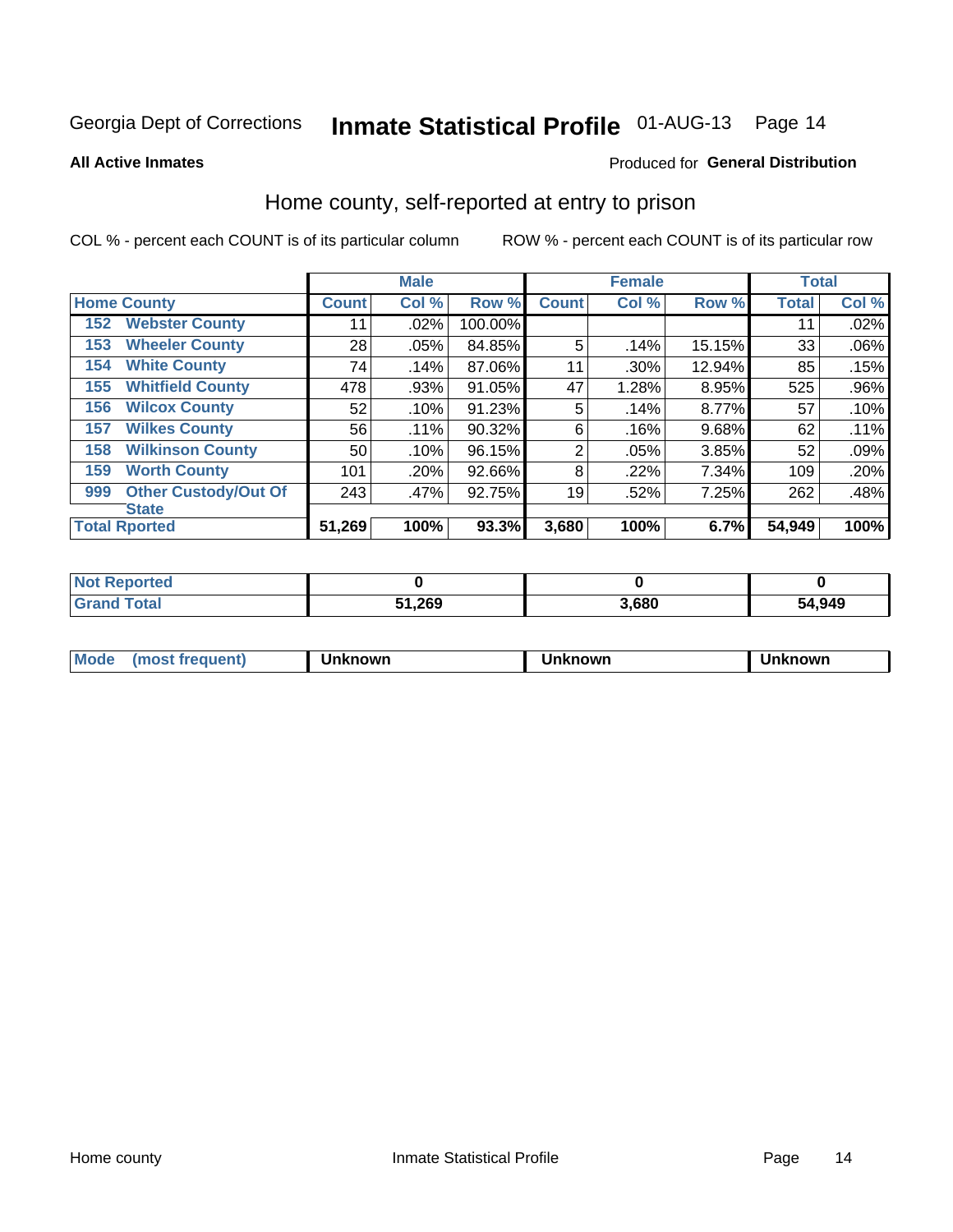Georgia Dept of Corrections **Inmate Statistical Profile** 01-AUG-13

**All Active Inmates**

Produced for **General Distribution**

## Home county, self-reported at entry to prison

COL % - percent each COUNT is of its particular column

ROW % - percent each COUNT is of its particular row

| Home County | | Male | | | Female | | | Total | |
|---|---|---|---|---|---|---|---|---|---|
| | | Count | Col % | Row % | Count | Col % | Row % | Total | Col % |
| 152 | Webster County | 11 | .02% | 100.00% | | | | 11 | .02% |
| 153 | Wheeler County | 28 | .05% | 84.85% | 5 | .14% | 15.15% | 33 | .06% |
| 154 | White County | 74 | .14% | 87.06% | 11 | .30% | 12.94% | 85 | .15% |
| 155 | Whitfield County | 478 | .93% | 91.05% | 47 | 1.28% | 8.95% | 525 | .96% |
| 156 | Wilcox County | 52 | .10% | 91.23% | 5 | .14% | 8.77% | 57 | .10% |
| 157 | Wilkes County | 56 | .11% | 90.32% | 6 | .16% | 9.68% | 62 | .11% |
| 158 | Wilkinson County | 50 | .10% | 96.15% | 2 | .05% | 3.85% | 52 | .09% |
| 159 | Worth County | 101 | .20% | 92.66% | 8 | .22% | 7.34% | 109 | .20% |
| 999 | Other Custody/Out Of State | 243 | .47% | 92.75% | 19 | .52% | 7.25% | 262 | .48% |
| Total Rported | | 51,269 | 100% | 93.3% | 3,680 | 100% | 6.7% | 54,949 | 100% |

| | Male | Female | Total |
|---|---|---|---|
| Not Reported | 0 | 0 | 0 |
| Grand Total | 51,269 | 3,680 | 54,949 |

| | Male | Female | Total |
|---|---|---|---|
| Mode (most frequent) | Unknown | Unknown | Unknown |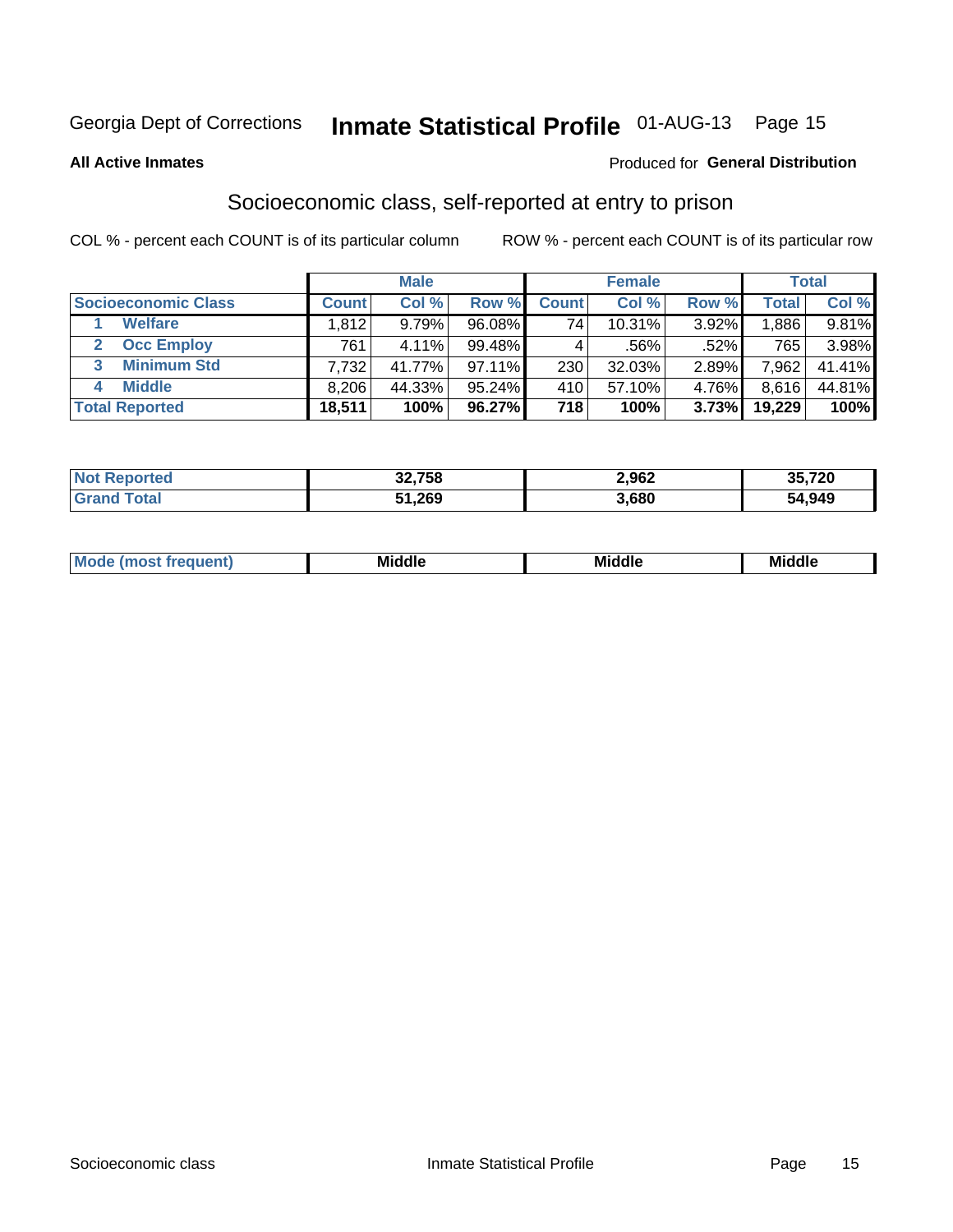Georgia Dept of Corrections **Inmate Statistical Profile** 01-AUG-13

**All Active Inmates**

Produced for **General Distribution**

## Socioeconomic class, self-reported at entry to prison

COL % - percent each COUNT is of its particular column

ROW % - percent each COUNT is of its particular row

| | Male | | | Female | | | Total | |
|---|---|---|---|---|---|---|---|---|
| **Socioeconomic Class** | **Count** | **Col %** | **Row %** | **Count** | **Col %** | **Row %** | **Total** | **Col %** |
| 1 **Welfare** | 1,812 | 9.79% | 96.08% | 74 | 10.31% | 3.92% | 1,886 | 9.81% |
| 2 **Occ Employ** | 761 | 4.11% | 99.48% | 4 | .56% | .52% | 765 | 3.98% |
| 3 **Minimum Std** | 7,732 | 41.77% | 97.11% | 230 | 32.03% | 2.89% | 7,962 | 41.41% |
| 4 **Middle** | 8,206 | 44.33% | 95.24% | 410 | 57.10% | 4.76% | 8,616 | 44.81% |
| **Total Reported** | **18,511** | **100%** | **96.27%** | **718** | **100%** | **3.73%** | **19,229** | **100%** |

| | Male | Female | Total |
|---|---|---|---|
| **Not Reported** | **32,758** | **2,962** | **35,720** |
| **Grand Total** | **51,269** | **3,680** | **54,949** |

| | Male | Female | Total |
|---|---|---|---|
| **Mode (most frequent)** | **Middle** | **Middle** | **Middle** |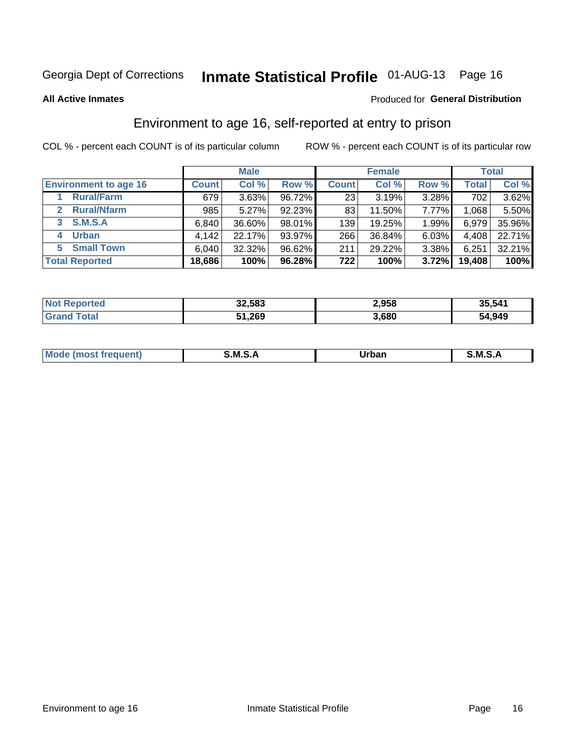Georgia Dept of Corrections **Inmate Statistical Profile** 01-AUG-13 Page 16

**All Active Inmates**

Produced for **General Distribution**

## Environment to age 16, self-reported at entry to prison

COL % - percent each COUNT is of its particular column

ROW % - percent each COUNT is of its particular row

| | Male | | | Female | | | Total | |
|---|---|---|---|---|---|---|---|---|
| **Environment to age 16** | **Count** | **Col %** | **Row %** | **Count** | **Col %** | **Row %** | **Total** | **Col %** |
| 1 **Rural/Farm** | 679 | 3.63% | 96.72% | 23 | 3.19% | 3.28% | 702 | 3.62% |
| 2 **Rural/Nfarm** | 985 | 5.27% | 92.23% | 83 | 11.50% | 7.77% | 1,068 | 5.50% |
| 3 **S.M.S.A** | 6,840 | 36.60% | 98.01% | 139 | 19.25% | 1.99% | 6,979 | 35.96% |
| 4 **Urban** | 4,142 | 22.17% | 93.97% | 266 | 36.84% | 6.03% | 4,408 | 22.71% |
| 5 **Small Town** | 6,040 | 32.32% | 96.62% | 211 | 29.22% | 3.38% | 6,251 | 32.21% |
| **Total Reported** | **18,686** | **100%** | **96.28%** | **722** | **100%** | **3.72%** | **19,408** | **100%** |

| | Male | Female | Total |
|---|---|---|---|
| **Not Reported** | **32,583** | **2,958** | **35,541** |
| **Grand Total** | **51,269** | **3,680** | **54,949** |

| | Male | Female | Total |
|---|---|---|---|
| **Mode (most frequent)** | **S.M.S.A** | **Urban** | **S.M.S.A** |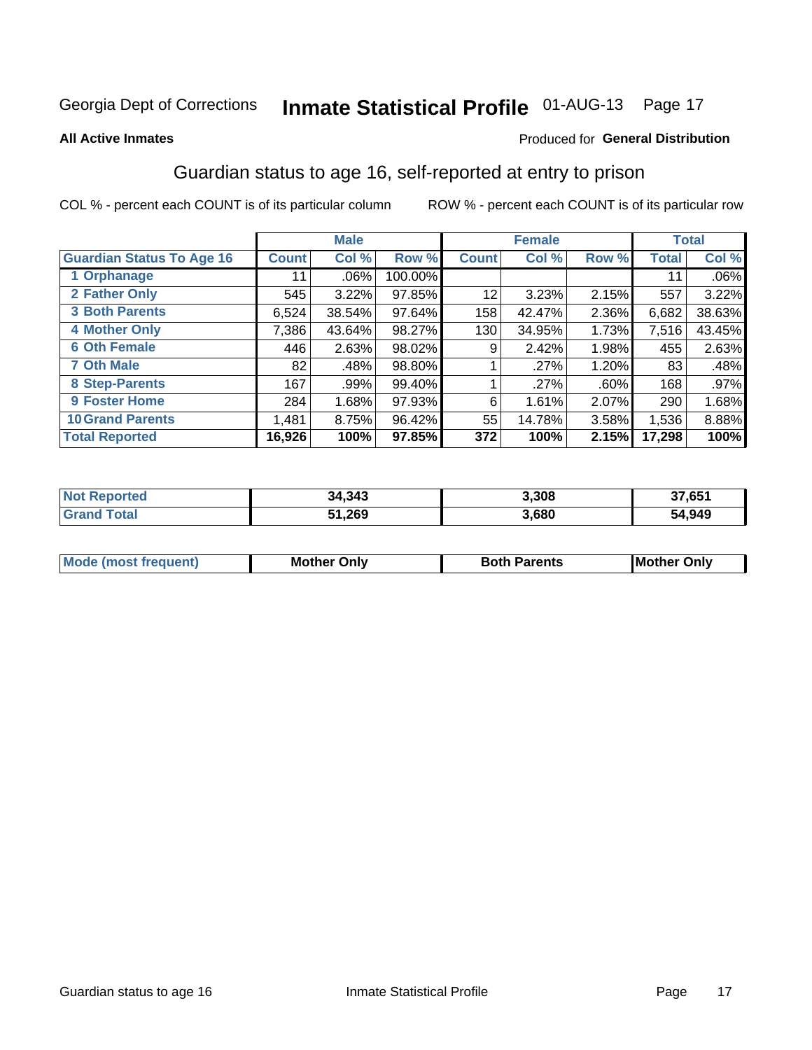Georgia Dept of Corrections **Inmate Statistical Profile** 01-AUG-13

**All Active Inmates**

Produced for **General Distribution**

## Guardian status to age 16, self-reported at entry to prison

COL % - percent each COUNT is of its particular column

ROW % - percent each COUNT is of its particular row

| | Male | | | Female | | | Total | |
|---|---|---|---|---|---|---|---|---|
| **Guardian Status To Age 16** | **Count** | **Col %** | **Row %** | **Count** | **Col %** | **Row %** | **Total** | **Col %** |
| **1 Orphanage** | 11 | .06% | 100.00% | | | | 11 | .06% |
| **2 Father Only** | 545 | 3.22% | 97.85% | 12 | 3.23% | 2.15% | 557 | 3.22% |
| **3 Both Parents** | 6,524 | 38.54% | 97.64% | 158 | 42.47% | 2.36% | 6,682 | 38.63% |
| **4 Mother Only** | 7,386 | 43.64% | 98.27% | 130 | 34.95% | 1.73% | 7,516 | 43.45% |
| **6 Oth Female** | 446 | 2.63% | 98.02% | 9 | 2.42% | 1.98% | 455 | 2.63% |
| **7 Oth Male** | 82 | .48% | 98.80% | 1 | .27% | 1.20% | 83 | .48% |
| **8 Step-Parents** | 167 | .99% | 99.40% | 1 | .27% | .60% | 168 | .97% |
| **9 Foster Home** | 284 | 1.68% | 97.93% | 6 | 1.61% | 2.07% | 290 | 1.68% |
| **10 Grand Parents** | 1,481 | 8.75% | 96.42% | 55 | 14.78% | 3.58% | 1,536 | 8.88% |
| **Total Reported** | **16,926** | **100%** | **97.85%** | **372** | **100%** | **2.15%** | **17,298** | **100%** |

| | Male | Female | Total |
|---|---|---|---|
| **Not Reported** | **34,343** | **3,308** | **37,651** |
| **Grand Total** | **51,269** | **3,680** | **54,949** |

| | Male | Female | Total |
|---|---|---|---|
| **Mode (most frequent)** | **Mother Only** | **Both Parents** | **Mother Only** |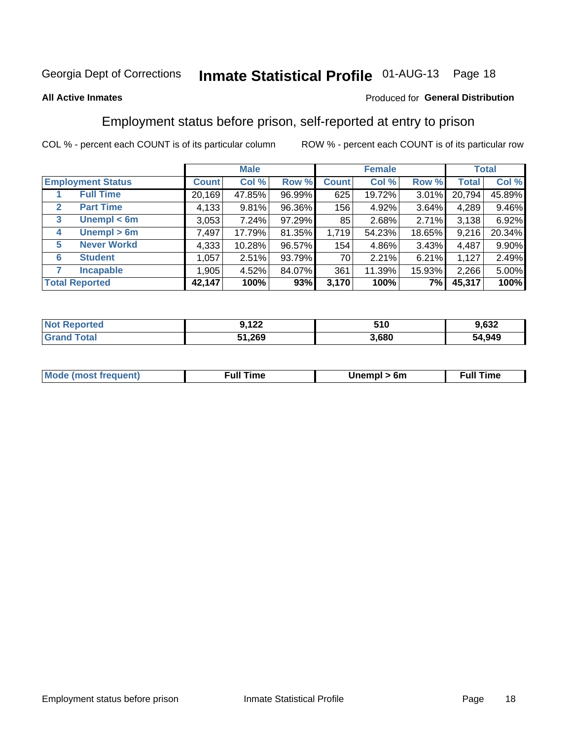Georgia Dept of Corrections **Inmate Statistical Profile** 01-AUG-13

**All Active Inmates**

Produced for **General Distribution**

## Employment status before prison, self-reported at entry to prison

COL % - percent each COUNT is of its particular column

ROW % - percent each COUNT is of its particular row

| | | Male | | | Female | | | Total | |
|---|---|---|---|---|---|---|---|---|---|
| **Employment Status** | | **Count** | **Col %** | **Row %** | **Count** | **Col %** | **Row %** | **Total** | **Col %** |
| 1 | **Full Time** | 20,169 | 47.85% | 96.99% | 625 | 19.72% | 3.01% | 20,794 | 45.89% |
| 2 | **Part Time** | 4,133 | 9.81% | 96.36% | 156 | 4.92% | 3.64% | 4,289 | 9.46% |
| 3 | **Unempl < 6m** | 3,053 | 7.24% | 97.29% | 85 | 2.68% | 2.71% | 3,138 | 6.92% |
| 4 | **Unempl > 6m** | 7,497 | 17.79% | 81.35% | 1,719 | 54.23% | 18.65% | 9,216 | 20.34% |
| 5 | **Never Workd** | 4,333 | 10.28% | 96.57% | 154 | 4.86% | 3.43% | 4,487 | 9.90% |
| 6 | **Student** | 1,057 | 2.51% | 93.79% | 70 | 2.21% | 6.21% | 1,127 | 2.49% |
| 7 | **Incapable** | 1,905 | 4.52% | 84.07% | 361 | 11.39% | 15.93% | 2,266 | 5.00% |
| **Total Reported** | | **42,147** | **100%** | **93%** | **3,170** | **100%** | **7%** | **45,317** | **100%** |

| | Male | Female | Total |
|---|---|---|---|
| **Not Reported** | **9,122** | **510** | **9,632** |
| **Grand Total** | **51,269** | **3,680** | **54,949** |

| | Male | Female | Total |
|---|---|---|---|
| **Mode (most frequent)** | **Full Time** | **Unempl > 6m** | **Full Time** |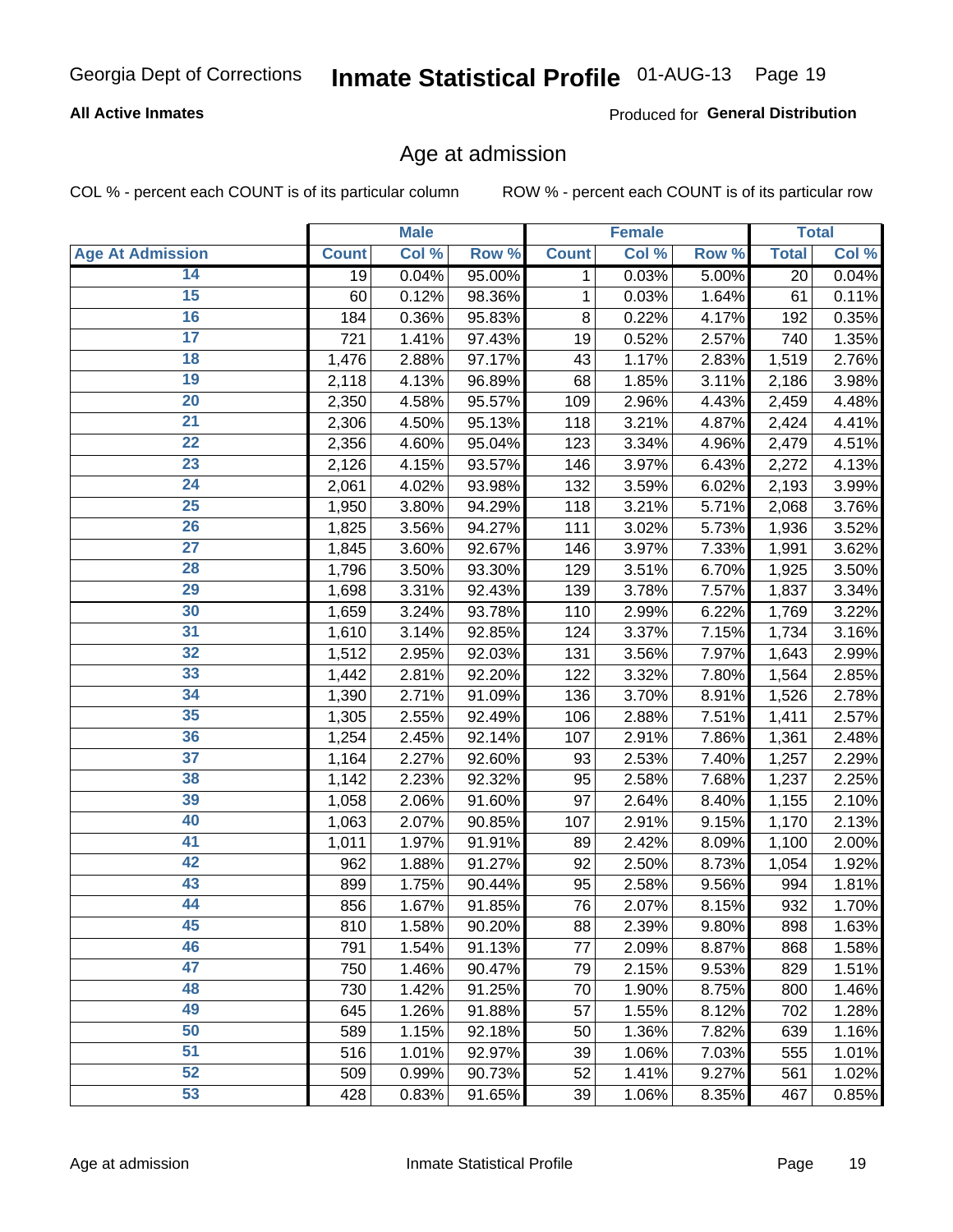Georgia Dept of Corrections **Inmate Statistical Profile** 01-AUG-13

**All Active Inmates**

Produced for **General Distribution**

## Age at admission

COL % - percent each COUNT is of its particular column    ROW % - percent each COUNT is of its particular row

| | Male | | | Female | | | Total | |
|---|---|---|---|---|---|---|---|---|
| Age At Admission | Count | Col % | Row % | Count | Col % | Row % | Total | Col % |
| 14 | 19 | 0.04% | 95.00% | 1 | 0.03% | 5.00% | 20 | 0.04% |
| 15 | 60 | 0.12% | 98.36% | 1 | 0.03% | 1.64% | 61 | 0.11% |
| 16 | 184 | 0.36% | 95.83% | 8 | 0.22% | 4.17% | 192 | 0.35% |
| 17 | 721 | 1.41% | 97.43% | 19 | 0.52% | 2.57% | 740 | 1.35% |
| 18 | 1,476 | 2.88% | 97.17% | 43 | 1.17% | 2.83% | 1,519 | 2.76% |
| 19 | 2,118 | 4.13% | 96.89% | 68 | 1.85% | 3.11% | 2,186 | 3.98% |
| 20 | 2,350 | 4.58% | 95.57% | 109 | 2.96% | 4.43% | 2,459 | 4.48% |
| 21 | 2,306 | 4.50% | 95.13% | 118 | 3.21% | 4.87% | 2,424 | 4.41% |
| 22 | 2,356 | 4.60% | 95.04% | 123 | 3.34% | 4.96% | 2,479 | 4.51% |
| 23 | 2,126 | 4.15% | 93.57% | 146 | 3.97% | 6.43% | 2,272 | 4.13% |
| 24 | 2,061 | 4.02% | 93.98% | 132 | 3.59% | 6.02% | 2,193 | 3.99% |
| 25 | 1,950 | 3.80% | 94.29% | 118 | 3.21% | 5.71% | 2,068 | 3.76% |
| 26 | 1,825 | 3.56% | 94.27% | 111 | 3.02% | 5.73% | 1,936 | 3.52% |
| 27 | 1,845 | 3.60% | 92.67% | 146 | 3.97% | 7.33% | 1,991 | 3.62% |
| 28 | 1,796 | 3.50% | 93.30% | 129 | 3.51% | 6.70% | 1,925 | 3.50% |
| 29 | 1,698 | 3.31% | 92.43% | 139 | 3.78% | 7.57% | 1,837 | 3.34% |
| 30 | 1,659 | 3.24% | 93.78% | 110 | 2.99% | 6.22% | 1,769 | 3.22% |
| 31 | 1,610 | 3.14% | 92.85% | 124 | 3.37% | 7.15% | 1,734 | 3.16% |
| 32 | 1,512 | 2.95% | 92.03% | 131 | 3.56% | 7.97% | 1,643 | 2.99% |
| 33 | 1,442 | 2.81% | 92.20% | 122 | 3.32% | 7.80% | 1,564 | 2.85% |
| 34 | 1,390 | 2.71% | 91.09% | 136 | 3.70% | 8.91% | 1,526 | 2.78% |
| 35 | 1,305 | 2.55% | 92.49% | 106 | 2.88% | 7.51% | 1,411 | 2.57% |
| 36 | 1,254 | 2.45% | 92.14% | 107 | 2.91% | 7.86% | 1,361 | 2.48% |
| 37 | 1,164 | 2.27% | 92.60% | 93 | 2.53% | 7.40% | 1,257 | 2.29% |
| 38 | 1,142 | 2.23% | 92.32% | 95 | 2.58% | 7.68% | 1,237 | 2.25% |
| 39 | 1,058 | 2.06% | 91.60% | 97 | 2.64% | 8.40% | 1,155 | 2.10% |
| 40 | 1,063 | 2.07% | 90.85% | 107 | 2.91% | 9.15% | 1,170 | 2.13% |
| 41 | 1,011 | 1.97% | 91.91% | 89 | 2.42% | 8.09% | 1,100 | 2.00% |
| 42 | 962 | 1.88% | 91.27% | 92 | 2.50% | 8.73% | 1,054 | 1.92% |
| 43 | 899 | 1.75% | 90.44% | 95 | 2.58% | 9.56% | 994 | 1.81% |
| 44 | 856 | 1.67% | 91.85% | 76 | 2.07% | 8.15% | 932 | 1.70% |
| 45 | 810 | 1.58% | 90.20% | 88 | 2.39% | 9.80% | 898 | 1.63% |
| 46 | 791 | 1.54% | 91.13% | 77 | 2.09% | 8.87% | 868 | 1.58% |
| 47 | 750 | 1.46% | 90.47% | 79 | 2.15% | 9.53% | 829 | 1.51% |
| 48 | 730 | 1.42% | 91.25% | 70 | 1.90% | 8.75% | 800 | 1.46% |
| 49 | 645 | 1.26% | 91.88% | 57 | 1.55% | 8.12% | 702 | 1.28% |
| 50 | 589 | 1.15% | 92.18% | 50 | 1.36% | 7.82% | 639 | 1.16% |
| 51 | 516 | 1.01% | 92.97% | 39 | 1.06% | 7.03% | 555 | 1.01% |
| 52 | 509 | 0.99% | 90.73% | 52 | 1.41% | 9.27% | 561 | 1.02% |
| 53 | 428 | 0.83% | 91.65% | 39 | 1.06% | 8.35% | 467 | 0.85% |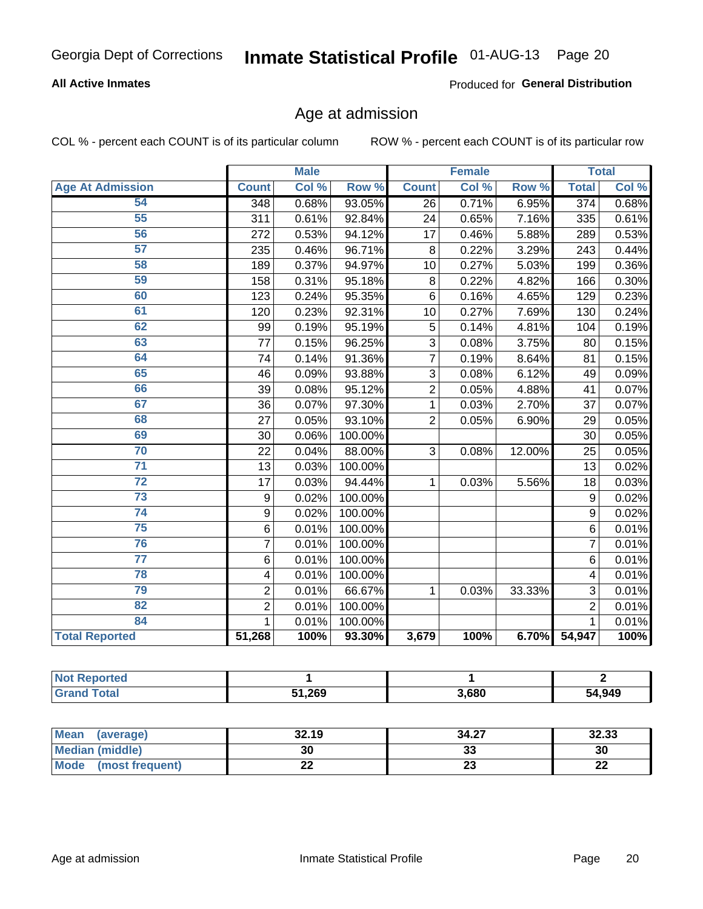Georgia Dept of Corrections **Inmate Statistical Profile** 01-AUG-13

**All Active Inmates**

Produced for **General Distribution**

## Age at admission

COL % - percent each COUNT is of its particular column ROW % - percent each COUNT is of its particular row

| | Male | | | Female | | | Total | |
|---|---|---|---|---|---|---|---|---|
| **Age At Admission** | **Count** | **Col %** | **Row %** | **Count** | **Col %** | **Row %** | **Total** | **Col %** |
| 54 | 348 | 0.68% | 93.05% | 26 | 0.71% | 6.95% | 374 | 0.68% |
| 55 | 311 | 0.61% | 92.84% | 24 | 0.65% | 7.16% | 335 | 0.61% |
| 56 | 272 | 0.53% | 94.12% | 17 | 0.46% | 5.88% | 289 | 0.53% |
| 57 | 235 | 0.46% | 96.71% | 8 | 0.22% | 3.29% | 243 | 0.44% |
| 58 | 189 | 0.37% | 94.97% | 10 | 0.27% | 5.03% | 199 | 0.36% |
| 59 | 158 | 0.31% | 95.18% | 8 | 0.22% | 4.82% | 166 | 0.30% |
| 60 | 123 | 0.24% | 95.35% | 6 | 0.16% | 4.65% | 129 | 0.23% |
| 61 | 120 | 0.23% | 92.31% | 10 | 0.27% | 7.69% | 130 | 0.24% |
| 62 | 99 | 0.19% | 95.19% | 5 | 0.14% | 4.81% | 104 | 0.19% |
| 63 | 77 | 0.15% | 96.25% | 3 | 0.08% | 3.75% | 80 | 0.15% |
| 64 | 74 | 0.14% | 91.36% | 7 | 0.19% | 8.64% | 81 | 0.15% |
| 65 | 46 | 0.09% | 93.88% | 3 | 0.08% | 6.12% | 49 | 0.09% |
| 66 | 39 | 0.08% | 95.12% | 2 | 0.05% | 4.88% | 41 | 0.07% |
| 67 | 36 | 0.07% | 97.30% | 1 | 0.03% | 2.70% | 37 | 0.07% |
| 68 | 27 | 0.05% | 93.10% | 2 | 0.05% | 6.90% | 29 | 0.05% |
| 69 | 30 | 0.06% | 100.00% | | | | 30 | 0.05% |
| 70 | 22 | 0.04% | 88.00% | 3 | 0.08% | 12.00% | 25 | 0.05% |
| 71 | 13 | 0.03% | 100.00% | | | | 13 | 0.02% |
| 72 | 17 | 0.03% | 94.44% | 1 | 0.03% | 5.56% | 18 | 0.03% |
| 73 | 9 | 0.02% | 100.00% | | | | 9 | 0.02% |
| 74 | 9 | 0.02% | 100.00% | | | | 9 | 0.02% |
| 75 | 6 | 0.01% | 100.00% | | | | 6 | 0.01% |
| 76 | 7 | 0.01% | 100.00% | | | | 7 | 0.01% |
| 77 | 6 | 0.01% | 100.00% | | | | 6 | 0.01% |
| 78 | 4 | 0.01% | 100.00% | | | | 4 | 0.01% |
| 79 | 2 | 0.01% | 66.67% | 1 | 0.03% | 33.33% | 3 | 0.01% |
| 82 | 2 | 0.01% | 100.00% | | | | 2 | 0.01% |
| 84 | 1 | 0.01% | 100.00% | | | | 1 | 0.01% |
| **Total Reported** | **51,268** | **100%** | **93.30%** | **3,679** | **100%** | **6.70%** | **54,947** | **100%** |

| | Male | Female | Total |
|---|---|---|---|
| **Not Reported** | **1** | **1** | **2** |
| **Grand Total** | **51,269** | **3,680** | **54,949** |

| | Male | Female | Total |
|---|---|---|---|
| **Mean (average)** | **32.19** | **34.27** | **32.33** |
| **Median (middle)** | **30** | **33** | **30** |
| **Mode (most frequent)** | **22** | **23** | **22** |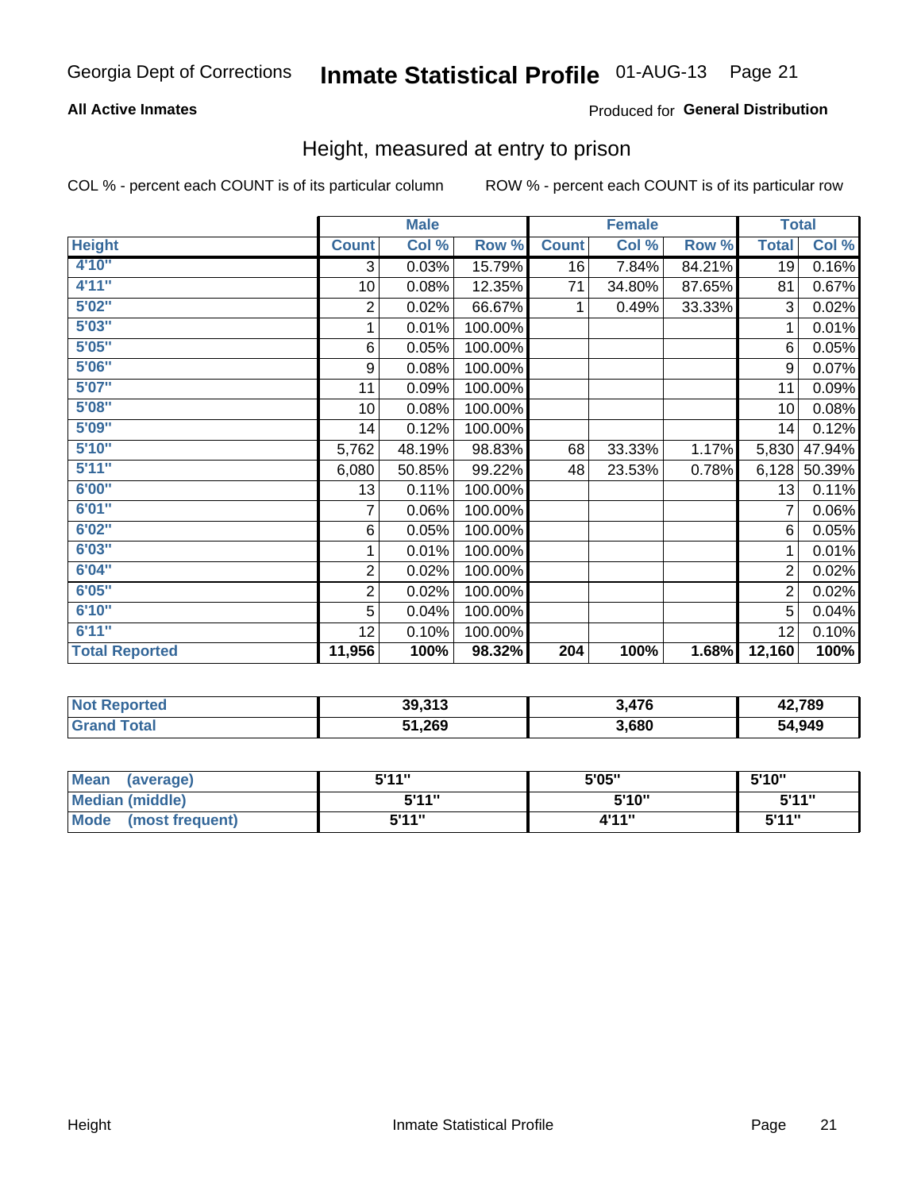Georgia Dept of Corrections **Inmate Statistical Profile** 01-AUG-13

**All Active Inmates**

Produced for **General Distribution**

## Height, measured at entry to prison

COL % - percent each COUNT is of its particular column

ROW % - percent each COUNT is of its particular row

| Height | Male | | | Female | | | Total | |
|---|---|---|---|---|---|---|---|---|
| | Count | Col % | Row % | Count | Col % | Row % | Total | Col % |
| 4'10" | 3 | 0.03% | 15.79% | 16 | 7.84% | 84.21% | 19 | 0.16% |
| 4'11" | 10 | 0.08% | 12.35% | 71 | 34.80% | 87.65% | 81 | 0.67% |
| 5'02" | 2 | 0.02% | 66.67% | 1 | 0.49% | 33.33% | 3 | 0.02% |
| 5'03" | 1 | 0.01% | 100.00% | | | | 1 | 0.01% |
| 5'05" | 6 | 0.05% | 100.00% | | | | 6 | 0.05% |
| 5'06" | 9 | 0.08% | 100.00% | | | | 9 | 0.07% |
| 5'07" | 11 | 0.09% | 100.00% | | | | 11 | 0.09% |
| 5'08" | 10 | 0.08% | 100.00% | | | | 10 | 0.08% |
| 5'09" | 14 | 0.12% | 100.00% | | | | 14 | 0.12% |
| 5'10" | 5,762 | 48.19% | 98.83% | 68 | 33.33% | 1.17% | 5,830 | 47.94% |
| 5'11" | 6,080 | 50.85% | 99.22% | 48 | 23.53% | 0.78% | 6,128 | 50.39% |
| 6'00" | 13 | 0.11% | 100.00% | | | | 13 | 0.11% |
| 6'01" | 7 | 0.06% | 100.00% | | | | 7 | 0.06% |
| 6'02" | 6 | 0.05% | 100.00% | | | | 6 | 0.05% |
| 6'03" | 1 | 0.01% | 100.00% | | | | 1 | 0.01% |
| 6'04" | 2 | 0.02% | 100.00% | | | | 2 | 0.02% |
| 6'05" | 2 | 0.02% | 100.00% | | | | 2 | 0.02% |
| 6'10" | 5 | 0.04% | 100.00% | | | | 5 | 0.04% |
| 6'11" | 12 | 0.10% | 100.00% | | | | 12 | 0.10% |
| **Total Reported** | **11,956** | **100%** | **98.32%** | **204** | **100%** | **1.68%** | **12,160** | **100%** |

| | Male | Female | Total |
|---|---|---|---|
| Not Reported | 39,313 | 3,476 | 42,789 |
| Grand Total | 51,269 | 3,680 | 54,949 |

| | Male | Female | Total |
|---|---|---|---|
| Mean (average) | 5'11" | 5'05" | 5'10" |
| Median (middle) | 5'11" | 5'10" | 5'11" |
| Mode (most frequent) | 5'11" | 4'11" | 5'11" |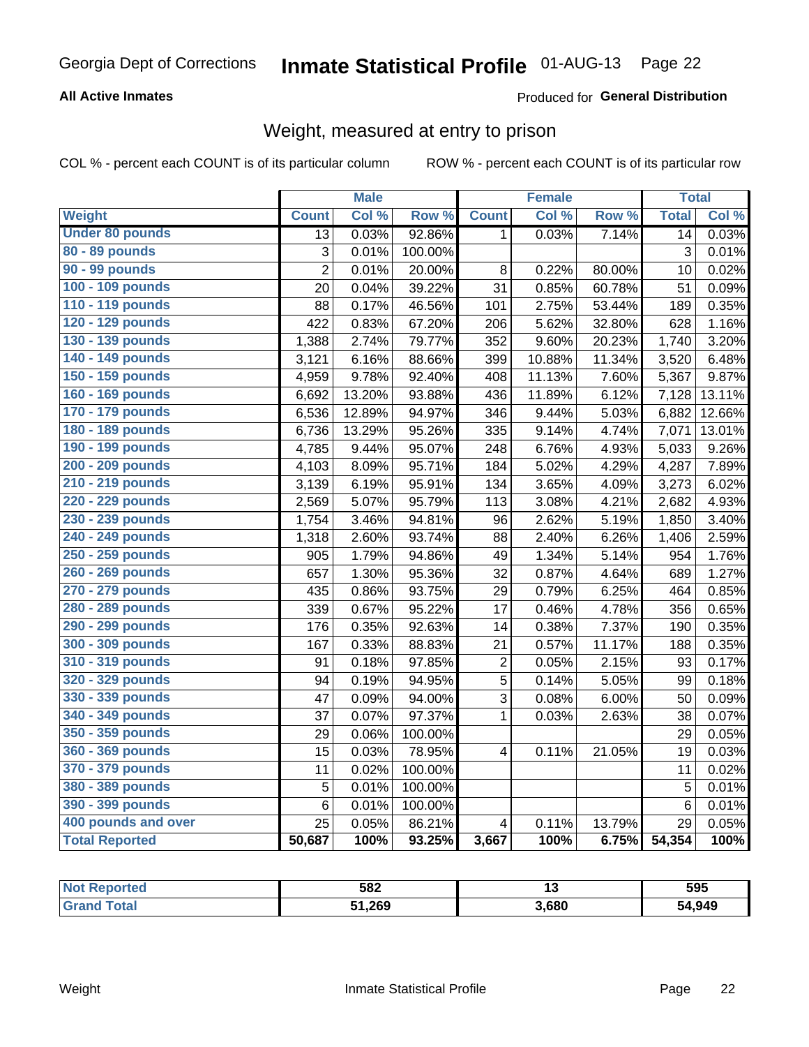# Georgia Dept of Corrections — Inmate Statistical Profile 01-AUG-13

**All Active Inmates**

Produced for **General Distribution**

## Weight, measured at entry to prison

COL % - percent each COUNT is of its particular column

ROW % - percent each COUNT is of its particular row

| Weight | Male | | | Female | | | Total | |
|---|---|---|---|---|---|---|---|---|
| | Count | Col % | Row % | Count | Col % | Row % | Total | Col % |
| Under 80 pounds | 13 | 0.03% | 92.86% | 1 | 0.03% | 7.14% | 14 | 0.03% |
| 80 - 89 pounds | 3 | 0.01% | 100.00% | | | | 3 | 0.01% |
| 90 - 99 pounds | 2 | 0.01% | 20.00% | 8 | 0.22% | 80.00% | 10 | 0.02% |
| 100 - 109 pounds | 20 | 0.04% | 39.22% | 31 | 0.85% | 60.78% | 51 | 0.09% |
| 110 - 119 pounds | 88 | 0.17% | 46.56% | 101 | 2.75% | 53.44% | 189 | 0.35% |
| 120 - 129 pounds | 422 | 0.83% | 67.20% | 206 | 5.62% | 32.80% | 628 | 1.16% |
| 130 - 139 pounds | 1,388 | 2.74% | 79.77% | 352 | 9.60% | 20.23% | 1,740 | 3.20% |
| 140 - 149 pounds | 3,121 | 6.16% | 88.66% | 399 | 10.88% | 11.34% | 3,520 | 6.48% |
| 150 - 159 pounds | 4,959 | 9.78% | 92.40% | 408 | 11.13% | 7.60% | 5,367 | 9.87% |
| 160 - 169 pounds | 6,692 | 13.20% | 93.88% | 436 | 11.89% | 6.12% | 7,128 | 13.11% |
| 170 - 179 pounds | 6,536 | 12.89% | 94.97% | 346 | 9.44% | 5.03% | 6,882 | 12.66% |
| 180 - 189 pounds | 6,736 | 13.29% | 95.26% | 335 | 9.14% | 4.74% | 7,071 | 13.01% |
| 190 - 199 pounds | 4,785 | 9.44% | 95.07% | 248 | 6.76% | 4.93% | 5,033 | 9.26% |
| 200 - 209 pounds | 4,103 | 8.09% | 95.71% | 184 | 5.02% | 4.29% | 4,287 | 7.89% |
| 210 - 219 pounds | 3,139 | 6.19% | 95.91% | 134 | 3.65% | 4.09% | 3,273 | 6.02% |
| 220 - 229 pounds | 2,569 | 5.07% | 95.79% | 113 | 3.08% | 4.21% | 2,682 | 4.93% |
| 230 - 239 pounds | 1,754 | 3.46% | 94.81% | 96 | 2.62% | 5.19% | 1,850 | 3.40% |
| 240 - 249 pounds | 1,318 | 2.60% | 93.74% | 88 | 2.40% | 6.26% | 1,406 | 2.59% |
| 250 - 259 pounds | 905 | 1.79% | 94.86% | 49 | 1.34% | 5.14% | 954 | 1.76% |
| 260 - 269 pounds | 657 | 1.30% | 95.36% | 32 | 0.87% | 4.64% | 689 | 1.27% |
| 270 - 279 pounds | 435 | 0.86% | 93.75% | 29 | 0.79% | 6.25% | 464 | 0.85% |
| 280 - 289 pounds | 339 | 0.67% | 95.22% | 17 | 0.46% | 4.78% | 356 | 0.65% |
| 290 - 299 pounds | 176 | 0.35% | 92.63% | 14 | 0.38% | 7.37% | 190 | 0.35% |
| 300 - 309 pounds | 167 | 0.33% | 88.83% | 21 | 0.57% | 11.17% | 188 | 0.35% |
| 310 - 319 pounds | 91 | 0.18% | 97.85% | 2 | 0.05% | 2.15% | 93 | 0.17% |
| 320 - 329 pounds | 94 | 0.19% | 94.95% | 5 | 0.14% | 5.05% | 99 | 0.18% |
| 330 - 339 pounds | 47 | 0.09% | 94.00% | 3 | 0.08% | 6.00% | 50 | 0.09% |
| 340 - 349 pounds | 37 | 0.07% | 97.37% | 1 | 0.03% | 2.63% | 38 | 0.07% |
| 350 - 359 pounds | 29 | 0.06% | 100.00% | | | | 29 | 0.05% |
| 360 - 369 pounds | 15 | 0.03% | 78.95% | 4 | 0.11% | 21.05% | 19 | 0.03% |
| 370 - 379 pounds | 11 | 0.02% | 100.00% | | | | 11 | 0.02% |
| 380 - 389 pounds | 5 | 0.01% | 100.00% | | | | 5 | 0.01% |
| 390 - 399 pounds | 6 | 0.01% | 100.00% | | | | 6 | 0.01% |
| 400 pounds and over | 25 | 0.05% | 86.21% | 4 | 0.11% | 13.79% | 29 | 0.05% |
| **Total Reported** | **50,687** | **100%** | **93.25%** | **3,667** | **100%** | **6.75%** | **54,354** | **100%** |

| | Male | Female | Total |
|---|---|---|---|
| Not Reported | **582** | **13** | **595** |
| Grand Total | **51,269** | **3,680** | **54,949** |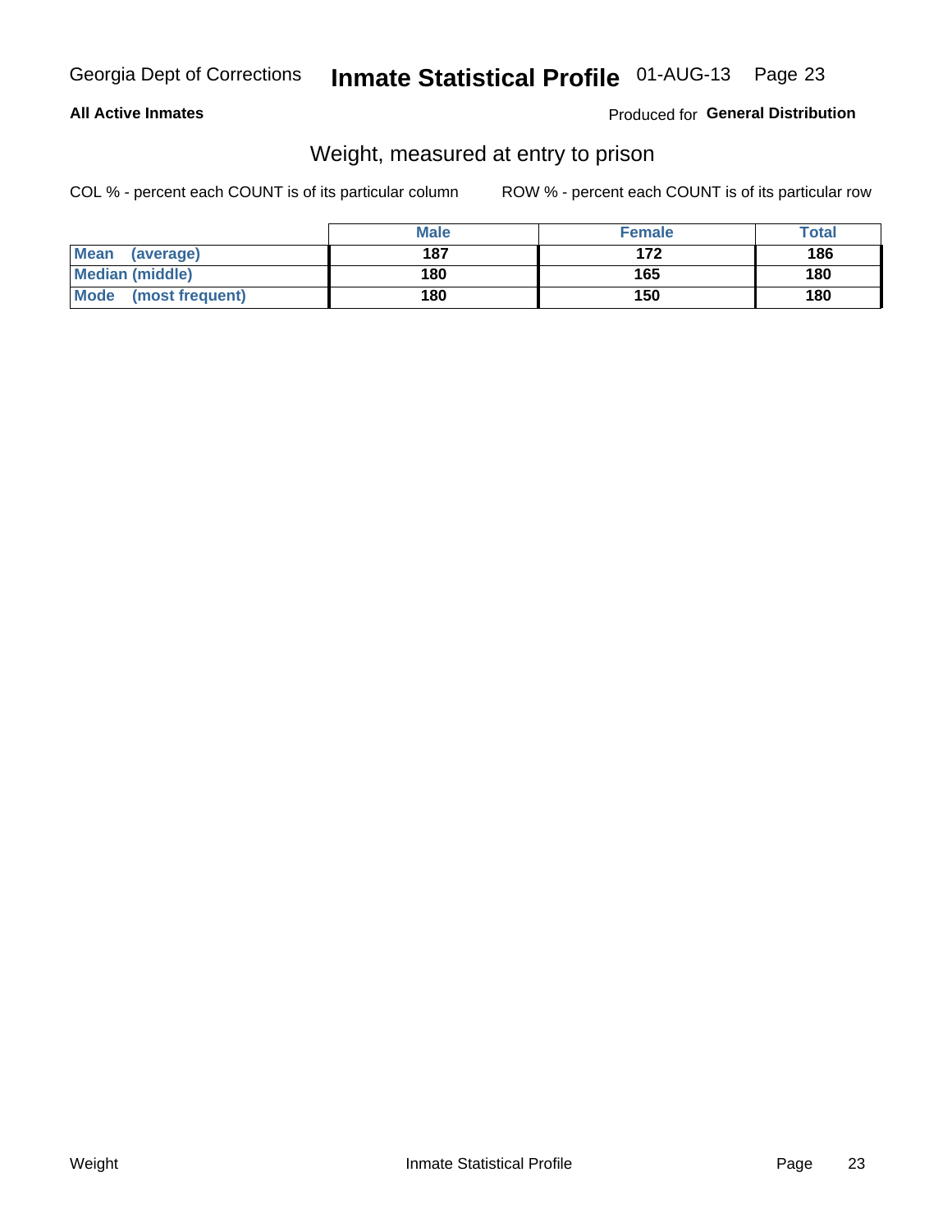Georgia Dept of Corrections **Inmate Statistical Profile** 01-AUG-13

**All Active Inmates**

Produced for **General Distribution**

## Weight, measured at entry to prison

COL % - percent each COUNT is of its particular column

ROW % - percent each COUNT is of its particular row

| | Male | Female | Total |
|---|---|---|---|
| **Mean (average)** | **187** | **172** | **186** |
| **Median (middle)** | **180** | **165** | **180** |
| **Mode (most frequent)** | **180** | **150** | **180** |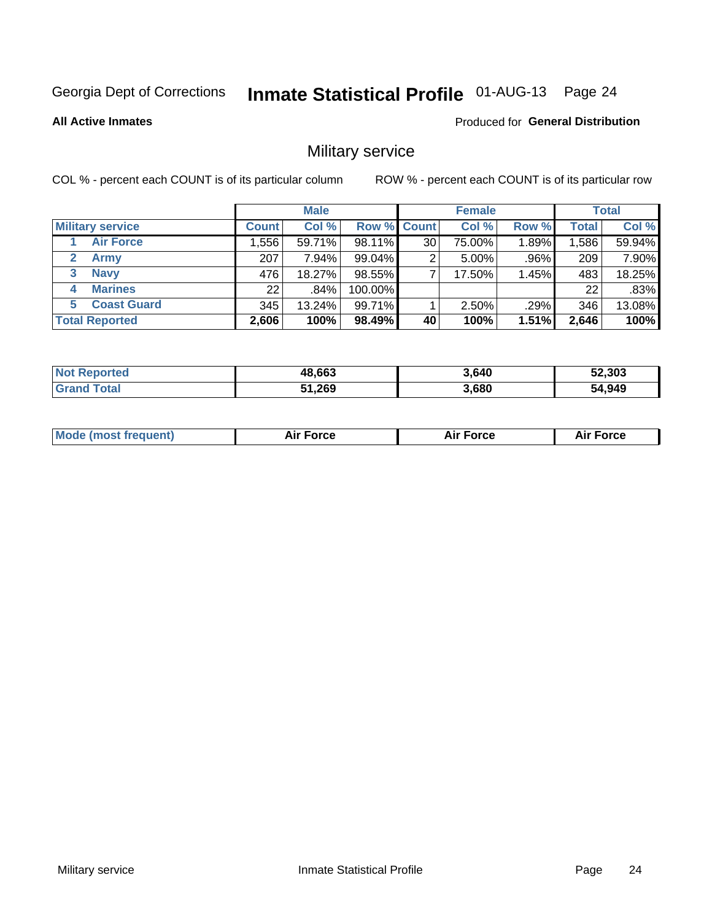Georgia Dept of Corrections **Inmate Statistical Profile** 01-AUG-13

**All Active Inmates**

Produced for **General Distribution**

## Military service

COL % - percent each COUNT is of its particular column ROW % - percent each COUNT is of its particular row

| | Male | | | Female | | | Total | |
|---|---|---|---|---|---|---|---|---|
| **Military service** | **Count** | **Col %** | **Row %** | **Count** | **Col %** | **Row %** | **Total** | **Col %** |
| 1 Air Force | 1,556 | 59.71% | 98.11% | 30 | 75.00% | 1.89% | 1,586 | 59.94% |
| 2 Army | 207 | 7.94% | 99.04% | 2 | 5.00% | .96% | 209 | 7.90% |
| 3 Navy | 476 | 18.27% | 98.55% | 7 | 17.50% | 1.45% | 483 | 18.25% |
| 4 Marines | 22 | .84% | 100.00% | | | | 22 | .83% |
| 5 Coast Guard | 345 | 13.24% | 99.71% | 1 | 2.50% | .29% | 346 | 13.08% |
| **Total Reported** | **2,606** | **100%** | **98.49%** | **40** | **100%** | **1.51%** | **2,646** | **100%** |

| | Male | Female | Total |
|---|---|---|---|
| **Not Reported** | **48,663** | **3,640** | **52,303** |
| **Grand Total** | **51,269** | **3,680** | **54,949** |

| | Male | Female | Total |
|---|---|---|---|
| **Mode (most frequent)** | **Air Force** | **Air Force** | **Air Force** |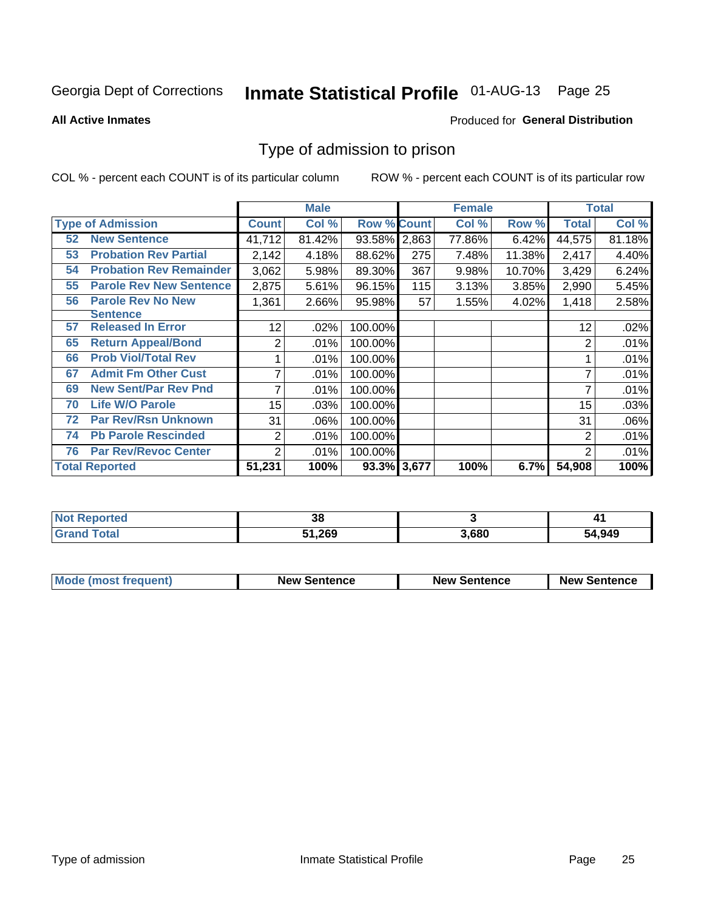Georgia Dept of Corrections **Inmate Statistical Profile** 01-AUG-13

**All Active Inmates**

Produced for **General Distribution**

# Type of admission to prison

COL % - percent each COUNT is of its particular column ROW % - percent each COUNT is of its particular row

| Type of Admission | Male | | | Female | | | Total | |
|---|---|---|---|---|---|---|---|---|
| | Count | Col % | Row % | Count | Col % | Row % | Total | Col % |
| 52 New Sentence | 41,712 | 81.42% | 93.58% | 2,863 | 77.86% | 6.42% | 44,575 | 81.18% |
| 53 Probation Rev Partial | 2,142 | 4.18% | 88.62% | 275 | 7.48% | 11.38% | 2,417 | 4.40% |
| 54 Probation Rev Remainder | 3,062 | 5.98% | 89.30% | 367 | 9.98% | 10.70% | 3,429 | 6.24% |
| 55 Parole Rev New Sentence | 2,875 | 5.61% | 96.15% | 115 | 3.13% | 3.85% | 2,990 | 5.45% |
| 56 Parole Rev No New Sentence | 1,361 | 2.66% | 95.98% | 57 | 1.55% | 4.02% | 1,418 | 2.58% |
| 57 Released In Error | 12 | .02% | 100.00% | | | | 12 | .02% |
| 65 Return Appeal/Bond | 2 | .01% | 100.00% | | | | 2 | .01% |
| 66 Prob Viol/Total Rev | 1 | .01% | 100.00% | | | | 1 | .01% |
| 67 Admit Fm Other Cust | 7 | .01% | 100.00% | | | | 7 | .01% |
| 69 New Sent/Par Rev Pnd | 7 | .01% | 100.00% | | | | 7 | .01% |
| 70 Life W/O Parole | 15 | .03% | 100.00% | | | | 15 | .03% |
| 72 Par Rev/Rsn Unknown | 31 | .06% | 100.00% | | | | 31 | .06% |
| 74 Pb Parole Rescinded | 2 | .01% | 100.00% | | | | 2 | .01% |
| 76 Par Rev/Revoc Center | 2 | .01% | 100.00% | | | | 2 | .01% |
| **Total Reported** | **51,231** | **100%** | **93.3%** | **3,677** | **100%** | **6.7%** | **54,908** | **100%** |

| | Male | Female | Total |
|---|---|---|---|
| Not Reported | 38 | 3 | 41 |
| Grand Total | 51,269 | 3,680 | 54,949 |

| | Male | Female | Total |
|---|---|---|---|
| Mode (most frequent) | New Sentence | New Sentence | New Sentence |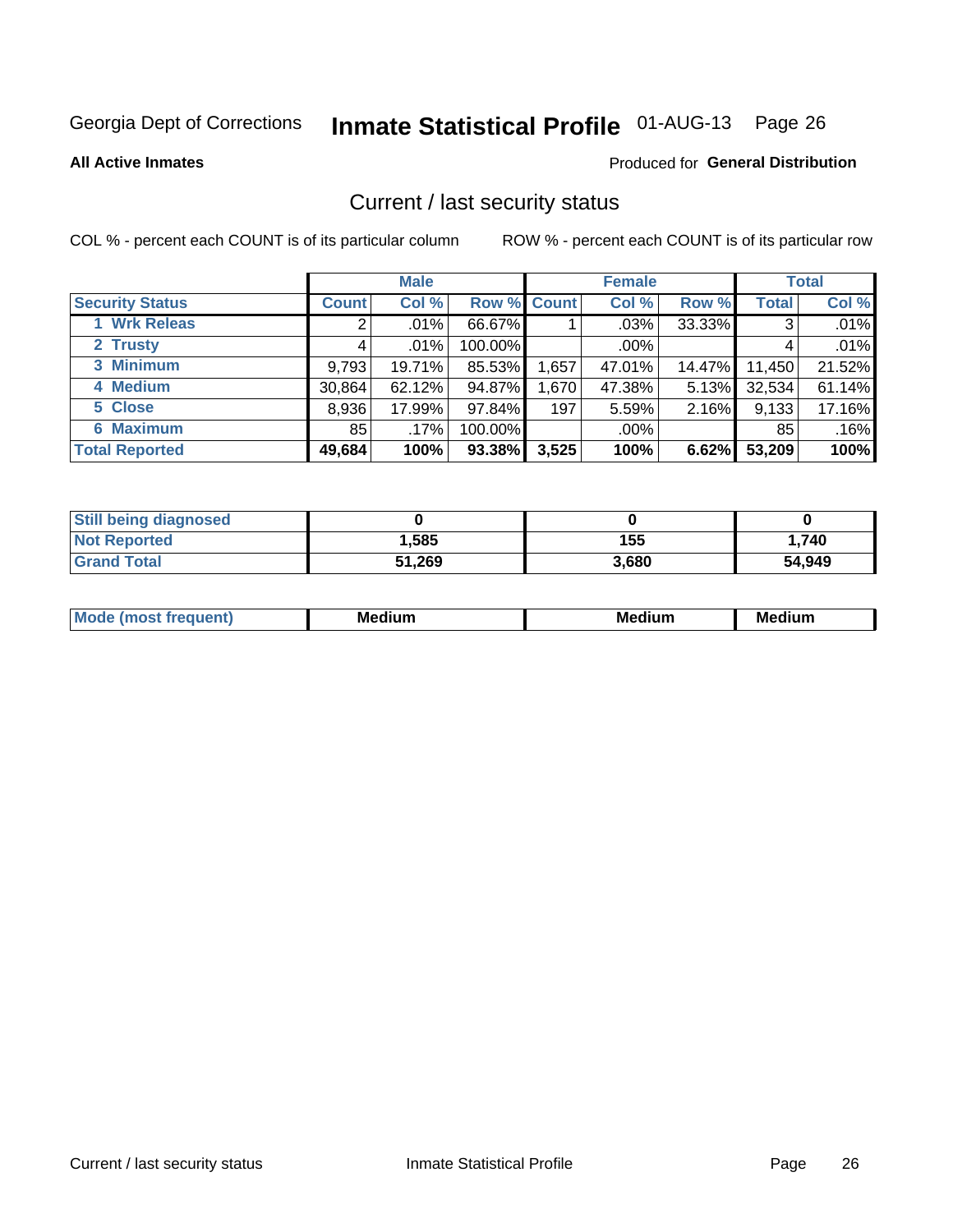Georgia Dept of Corrections **Inmate Statistical Profile** 01-AUG-13

**All Active Inmates**

Produced for **General Distribution**

## Current / last security status

COL % - percent each COUNT is of its particular column

ROW % - percent each COUNT is of its particular row

| | Male | | | Female | | | Total | |
|---|---|---|---|---|---|---|---|---|
| **Security Status** | **Count** | **Col %** | **Row %** | **Count** | **Col %** | **Row %** | **Total** | **Col %** |
| 1 Wrk Releas | 2 | .01% | 66.67% | 1 | .03% | 33.33% | 3 | .01% |
| 2 Trusty | 4 | .01% | 100.00% | | .00% | | 4 | .01% |
| 3 Minimum | 9,793 | 19.71% | 85.53% | 1,657 | 47.01% | 14.47% | 11,450 | 21.52% |
| 4 Medium | 30,864 | 62.12% | 94.87% | 1,670 | 47.38% | 5.13% | 32,534 | 61.14% |
| 5 Close | 8,936 | 17.99% | 97.84% | 197 | 5.59% | 2.16% | 9,133 | 17.16% |
| 6 Maximum | 85 | .17% | 100.00% | | .00% | | 85 | .16% |
| **Total Reported** | **49,684** | **100%** | **93.38%** | **3,525** | **100%** | **6.62%** | **53,209** | **100%** |

| | Male | Female | Total |
|---|---|---|---|
| Still being diagnosed | 0 | 0 | 0 |
| Not Reported | 1,585 | 155 | 1,740 |
| Grand Total | 51,269 | 3,680 | 54,949 |

| | Male | Female | Total |
|---|---|---|---|
| Mode (most frequent) | Medium | Medium | Medium |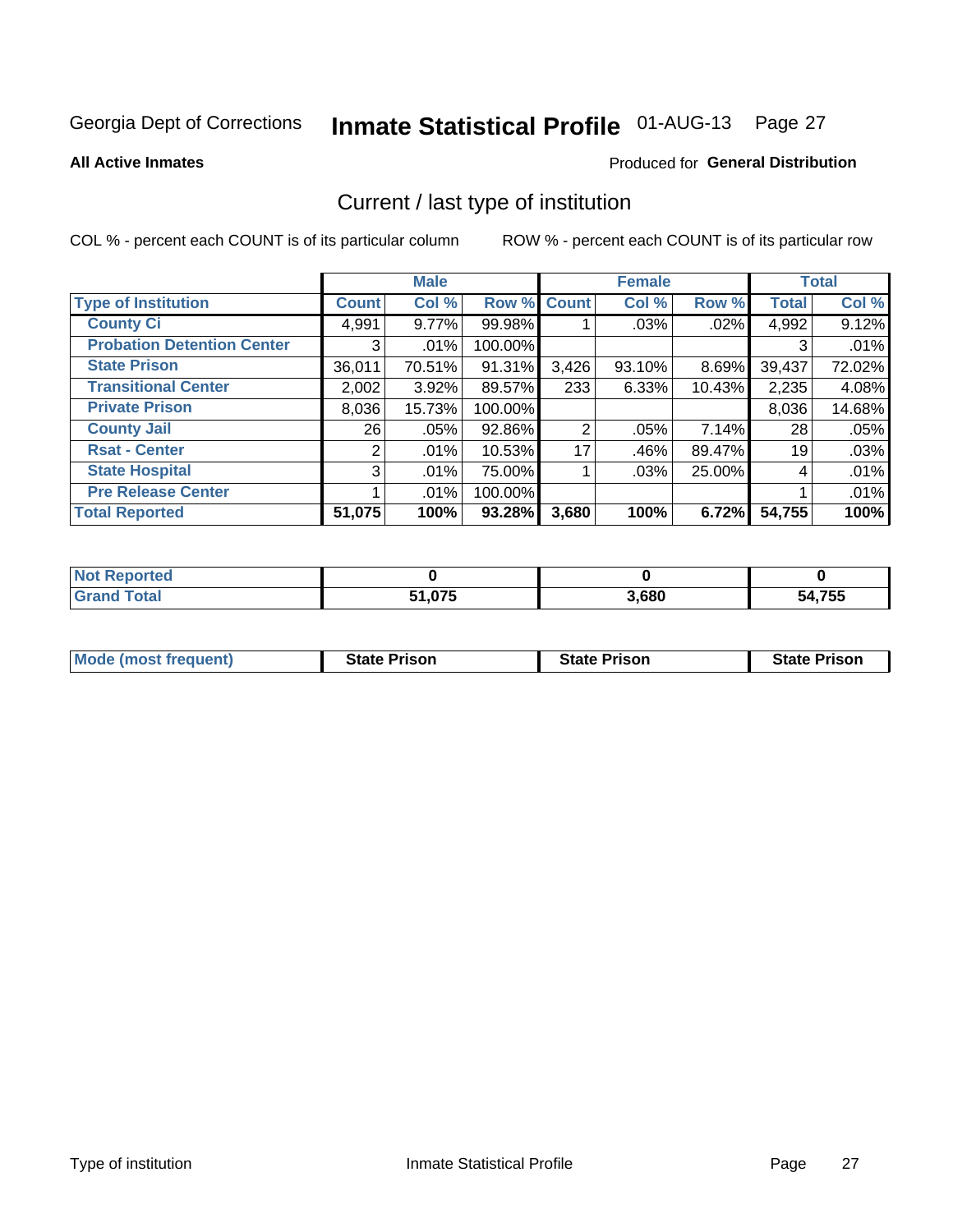Georgia Dept of Corrections **Inmate Statistical Profile** 01-AUG-13

**All Active Inmates**

Produced for **General Distribution**

## Current / last type of institution

COL % - percent each COUNT is of its particular column

ROW % - percent each COUNT is of its particular row

| | Male | | | Female | | | Total | |
|---|---|---|---|---|---|---|---|---|
| **Type of Institution** | **Count** | **Col %** | **Row %** | **Count** | **Col %** | **Row %** | **Total** | **Col %** |
| **County Ci** | 4,991 | 9.77% | 99.98% | 1 | .03% | .02% | 4,992 | 9.12% |
| **Probation Detention Center** | 3 | .01% | 100.00% | | | | 3 | .01% |
| **State Prison** | 36,011 | 70.51% | 91.31% | 3,426 | 93.10% | 8.69% | 39,437 | 72.02% |
| **Transitional Center** | 2,002 | 3.92% | 89.57% | 233 | 6.33% | 10.43% | 2,235 | 4.08% |
| **Private Prison** | 8,036 | 15.73% | 100.00% | | | | 8,036 | 14.68% |
| **County Jail** | 26 | .05% | 92.86% | 2 | .05% | 7.14% | 28 | .05% |
| **Rsat - Center** | 2 | .01% | 10.53% | 17 | .46% | 89.47% | 19 | .03% |
| **State Hospital** | 3 | .01% | 75.00% | 1 | .03% | 25.00% | 4 | .01% |
| **Pre Release Center** | 1 | .01% | 100.00% | | | | 1 | .01% |
| **Total Reported** | **51,075** | **100%** | **93.28%** | **3,680** | **100%** | **6.72%** | **54,755** | **100%** |

| | Male | Female | Total |
|---|---|---|---|
| **Not Reported** | **0** | **0** | **0** |
| **Grand Total** | **51,075** | **3,680** | **54,755** |

| | Male | Female | Total |
|---|---|---|---|
| **Mode (most frequent)** | **State Prison** | **State Prison** | **State Prison** |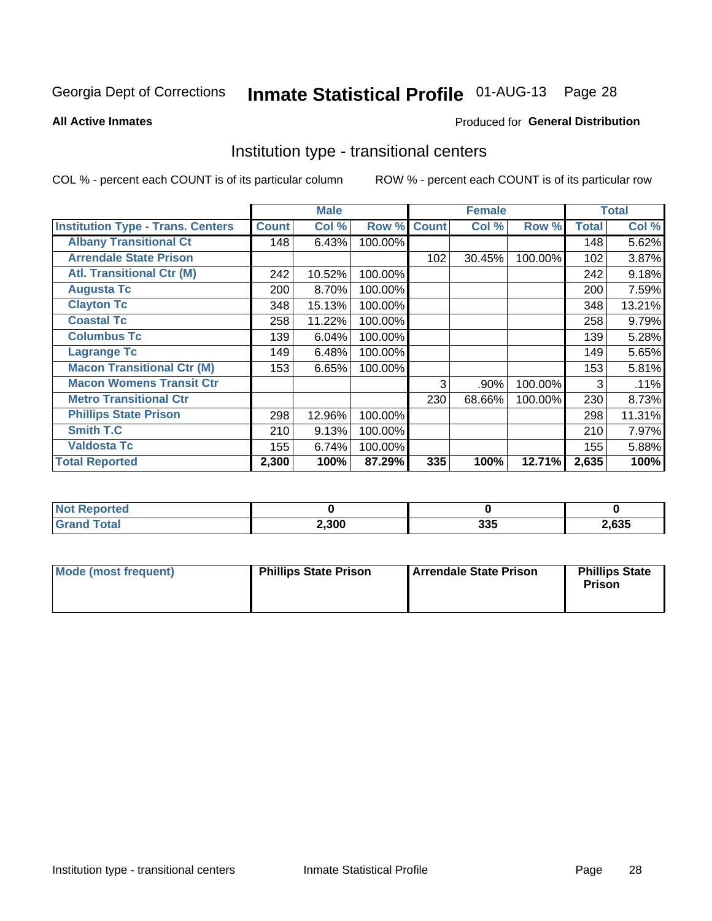Georgia Dept of Corrections **Inmate Statistical Profile** 01-AUG-13

**All Active Inmates**

Produced for **General Distribution**

## Institution type - transitional centers

COL % - percent each COUNT is of its particular column

ROW % - percent each COUNT is of its particular row

| | Male | | | Female | | | Total | |
|---|---|---|---|---|---|---|---|---|
| **Institution Type - Trans. Centers** | **Count** | **Col %** | **Row %** | **Count** | **Col %** | **Row %** | **Total** | **Col %** |
| **Albany Transitional Ct** | 148 | 6.43% | 100.00% | | | | 148 | 5.62% |
| **Arrendale State Prison** | | | | 102 | 30.45% | 100.00% | 102 | 3.87% |
| **Atl. Transitional Ctr (M)** | 242 | 10.52% | 100.00% | | | | 242 | 9.18% |
| **Augusta Tc** | 200 | 8.70% | 100.00% | | | | 200 | 7.59% |
| **Clayton Tc** | 348 | 15.13% | 100.00% | | | | 348 | 13.21% |
| **Coastal Tc** | 258 | 11.22% | 100.00% | | | | 258 | 9.79% |
| **Columbus Tc** | 139 | 6.04% | 100.00% | | | | 139 | 5.28% |
| **Lagrange Tc** | 149 | 6.48% | 100.00% | | | | 149 | 5.65% |
| **Macon Transitional Ctr (M)** | 153 | 6.65% | 100.00% | | | | 153 | 5.81% |
| **Macon Womens Transit Ctr** | | | | 3 | .90% | 100.00% | 3 | .11% |
| **Metro Transitional Ctr** | | | | 230 | 68.66% | 100.00% | 230 | 8.73% |
| **Phillips State Prison** | 298 | 12.96% | 100.00% | | | | 298 | 11.31% |
| **Smith T.C** | 210 | 9.13% | 100.00% | | | | 210 | 7.97% |
| **Valdosta Tc** | 155 | 6.74% | 100.00% | | | | 155 | 5.88% |
| **Total Reported** | **2,300** | **100%** | **87.29%** | **335** | **100%** | **12.71%** | **2,635** | **100%** |

| | Male | Female | Total |
|---|---|---|---|
| **Not Reported** | **0** | **0** | **0** |
| **Grand Total** | **2,300** | **335** | **2,635** |

| | Male | Female | Total |
|---|---|---|---|
| **Mode (most frequent)** | **Phillips State Prison** | **Arrendale State Prison** | **Phillips State Prison** |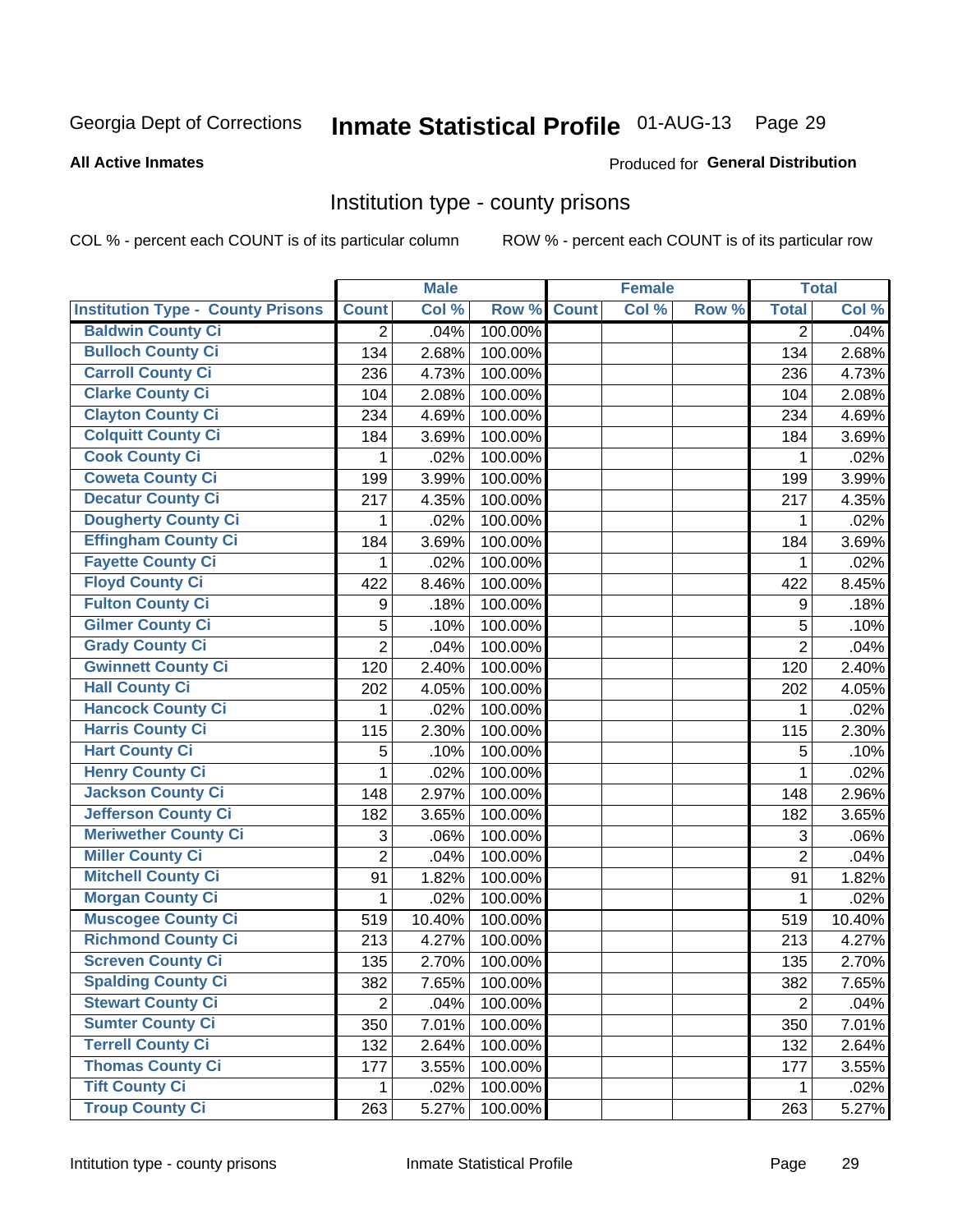Georgia Dept of Corrections **Inmate Statistical Profile** 01-AUG-13

**All Active Inmates**

Produced for **General Distribution**

## Institution type - county prisons

COL % - percent each COUNT is of its particular column ROW % - percent each COUNT is of its particular row

| Institution Type - County Prisons | Male | | | Female | | | Total | |
|---|---|---|---|---|---|---|---|---|
| | Count | Col % | Row % | Count | Col % | Row % | Total | Col % |
| Baldwin County Ci | 2 | .04% | 100.00% | | | | 2 | .04% |
| Bulloch County Ci | 134 | 2.68% | 100.00% | | | | 134 | 2.68% |
| Carroll County Ci | 236 | 4.73% | 100.00% | | | | 236 | 4.73% |
| Clarke County Ci | 104 | 2.08% | 100.00% | | | | 104 | 2.08% |
| Clayton County Ci | 234 | 4.69% | 100.00% | | | | 234 | 4.69% |
| Colquitt County Ci | 184 | 3.69% | 100.00% | | | | 184 | 3.69% |
| Cook County Ci | 1 | .02% | 100.00% | | | | 1 | .02% |
| Coweta County Ci | 199 | 3.99% | 100.00% | | | | 199 | 3.99% |
| Decatur County Ci | 217 | 4.35% | 100.00% | | | | 217 | 4.35% |
| Dougherty County Ci | 1 | .02% | 100.00% | | | | 1 | .02% |
| Effingham County Ci | 184 | 3.69% | 100.00% | | | | 184 | 3.69% |
| Fayette County Ci | 1 | .02% | 100.00% | | | | 1 | .02% |
| Floyd County Ci | 422 | 8.46% | 100.00% | | | | 422 | 8.45% |
| Fulton County Ci | 9 | .18% | 100.00% | | | | 9 | .18% |
| Gilmer County Ci | 5 | .10% | 100.00% | | | | 5 | .10% |
| Grady County Ci | 2 | .04% | 100.00% | | | | 2 | .04% |
| Gwinnett County Ci | 120 | 2.40% | 100.00% | | | | 120 | 2.40% |
| Hall County Ci | 202 | 4.05% | 100.00% | | | | 202 | 4.05% |
| Hancock County Ci | 1 | .02% | 100.00% | | | | 1 | .02% |
| Harris County Ci | 115 | 2.30% | 100.00% | | | | 115 | 2.30% |
| Hart County Ci | 5 | .10% | 100.00% | | | | 5 | .10% |
| Henry County Ci | 1 | .02% | 100.00% | | | | 1 | .02% |
| Jackson County Ci | 148 | 2.97% | 100.00% | | | | 148 | 2.96% |
| Jefferson County Ci | 182 | 3.65% | 100.00% | | | | 182 | 3.65% |
| Meriwether County Ci | 3 | .06% | 100.00% | | | | 3 | .06% |
| Miller County Ci | 2 | .04% | 100.00% | | | | 2 | .04% |
| Mitchell County Ci | 91 | 1.82% | 100.00% | | | | 91 | 1.82% |
| Morgan County Ci | 1 | .02% | 100.00% | | | | 1 | .02% |
| Muscogee County Ci | 519 | 10.40% | 100.00% | | | | 519 | 10.40% |
| Richmond County Ci | 213 | 4.27% | 100.00% | | | | 213 | 4.27% |
| Screven County Ci | 135 | 2.70% | 100.00% | | | | 135 | 2.70% |
| Spalding County Ci | 382 | 7.65% | 100.00% | | | | 382 | 7.65% |
| Stewart County Ci | 2 | .04% | 100.00% | | | | 2 | .04% |
| Sumter County Ci | 350 | 7.01% | 100.00% | | | | 350 | 7.01% |
| Terrell County Ci | 132 | 2.64% | 100.00% | | | | 132 | 2.64% |
| Thomas County Ci | 177 | 3.55% | 100.00% | | | | 177 | 3.55% |
| Tift County Ci | 1 | .02% | 100.00% | | | | 1 | .02% |
| Troup County Ci | 263 | 5.27% | 100.00% | | | | 263 | 5.27% |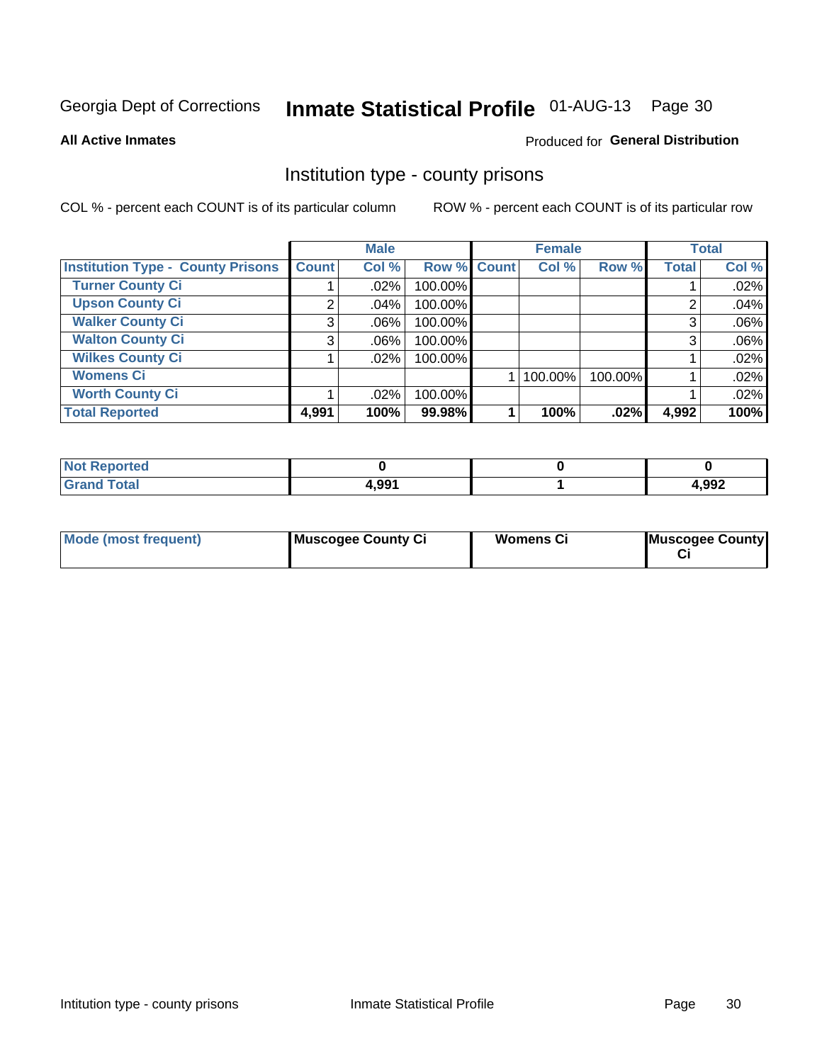Georgia Dept of Corrections **Inmate Statistical Profile** 01-AUG-13

**All Active Inmates**

Produced for **General Distribution**

## Institution type - county prisons

COL % - percent each COUNT is of its particular column

ROW % - percent each COUNT is of its particular row

| | Male | | | Female | | | Total | |
|---|---|---|---|---|---|---|---|---|
| **Institution Type - County Prisons** | **Count** | **Col %** | **Row %** | **Count** | **Col %** | **Row %** | **Total** | **Col %** |
| **Turner County Ci** | 1 | .02% | 100.00% | | | | 1 | .02% |
| **Upson County Ci** | 2 | .04% | 100.00% | | | | 2 | .04% |
| **Walker County Ci** | 3 | .06% | 100.00% | | | | 3 | .06% |
| **Walton County Ci** | 3 | .06% | 100.00% | | | | 3 | .06% |
| **Wilkes County Ci** | 1 | .02% | 100.00% | | | | 1 | .02% |
| **Womens Ci** | | | | 1 | 100.00% | 100.00% | 1 | .02% |
| **Worth County Ci** | 1 | .02% | 100.00% | | | | 1 | .02% |
| **Total Reported** | **4,991** | **100%** | **99.98%** | **1** | **100%** | **.02%** | **4,992** | **100%** |

| | Male | Female | Total |
|---|---|---|---|
| **Not Reported** | **0** | **0** | **0** |
| **Grand Total** | **4,991** | **1** | **4,992** |

| | Male | Female | Total |
|---|---|---|---|
| **Mode (most frequent)** | **Muscogee County Ci** | **Womens Ci** | **Muscogee County Ci** |

Intitution type - county prisons Inmate Statistical Profile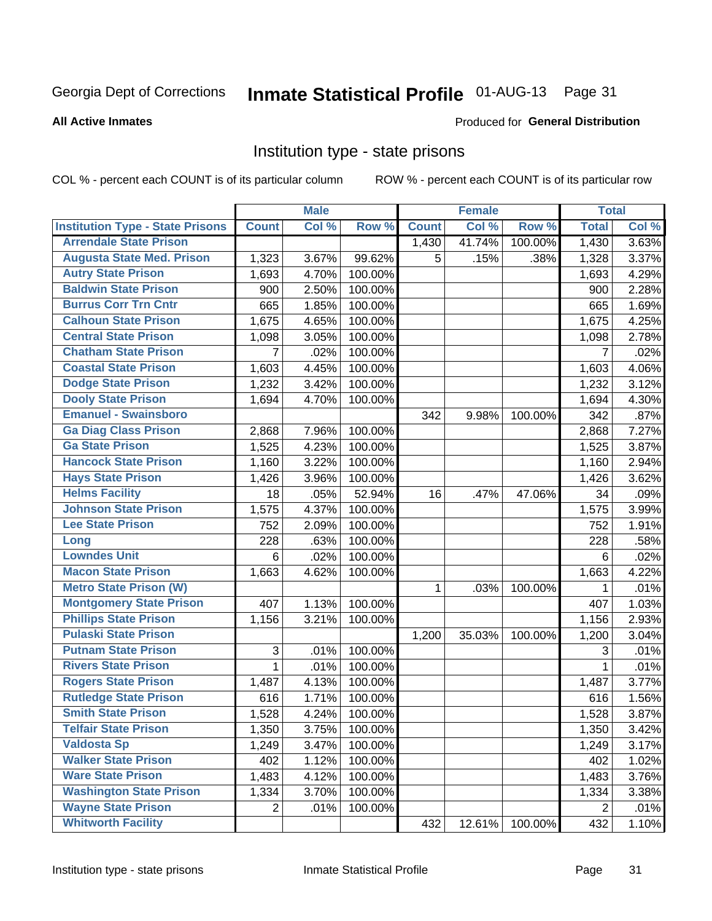Georgia Dept of Corrections **Inmate Statistical Profile** 01-AUG-13

**All Active Inmates**

Produced for **General Distribution**

## Institution type - state prisons

COL % - percent each COUNT is of its particular column    ROW % - percent each COUNT is of its particular row

| | Male | | | Female | | | Total | |
|---|---|---|---|---|---|---|---|---|
| Institution Type - State Prisons | Count | Col % | Row % | Count | Col % | Row % | Total | Col % |
| Arrendale State Prison | | | | 1,430 | 41.74% | 100.00% | 1,430 | 3.63% |
| Augusta State Med. Prison | 1,323 | 3.67% | 99.62% | 5 | .15% | .38% | 1,328 | 3.37% |
| Autry State Prison | 1,693 | 4.70% | 100.00% | | | | 1,693 | 4.29% |
| Baldwin State Prison | 900 | 2.50% | 100.00% | | | | 900 | 2.28% |
| Burrus Corr Trn Cntr | 665 | 1.85% | 100.00% | | | | 665 | 1.69% |
| Calhoun State Prison | 1,675 | 4.65% | 100.00% | | | | 1,675 | 4.25% |
| Central State Prison | 1,098 | 3.05% | 100.00% | | | | 1,098 | 2.78% |
| Chatham State Prison | 7 | .02% | 100.00% | | | | 7 | .02% |
| Coastal State Prison | 1,603 | 4.45% | 100.00% | | | | 1,603 | 4.06% |
| Dodge State Prison | 1,232 | 3.42% | 100.00% | | | | 1,232 | 3.12% |
| Dooly State Prison | 1,694 | 4.70% | 100.00% | | | | 1,694 | 4.30% |
| Emanuel - Swainsboro | | | | 342 | 9.98% | 100.00% | 342 | .87% |
| Ga Diag Class Prison | 2,868 | 7.96% | 100.00% | | | | 2,868 | 7.27% |
| Ga State Prison | 1,525 | 4.23% | 100.00% | | | | 1,525 | 3.87% |
| Hancock State Prison | 1,160 | 3.22% | 100.00% | | | | 1,160 | 2.94% |
| Hays State Prison | 1,426 | 3.96% | 100.00% | | | | 1,426 | 3.62% |
| Helms Facility | 18 | .05% | 52.94% | 16 | .47% | 47.06% | 34 | .09% |
| Johnson State Prison | 1,575 | 4.37% | 100.00% | | | | 1,575 | 3.99% |
| Lee State Prison | 752 | 2.09% | 100.00% | | | | 752 | 1.91% |
| Long | 228 | .63% | 100.00% | | | | 228 | .58% |
| Lowndes Unit | 6 | .02% | 100.00% | | | | 6 | .02% |
| Macon State Prison | 1,663 | 4.62% | 100.00% | | | | 1,663 | 4.22% |
| Metro State Prison (W) | | | | 1 | .03% | 100.00% | 1 | .01% |
| Montgomery State Prison | 407 | 1.13% | 100.00% | | | | 407 | 1.03% |
| Phillips State Prison | 1,156 | 3.21% | 100.00% | | | | 1,156 | 2.93% |
| Pulaski State Prison | | | | 1,200 | 35.03% | 100.00% | 1,200 | 3.04% |
| Putnam State Prison | 3 | .01% | 100.00% | | | | 3 | .01% |
| Rivers State Prison | 1 | .01% | 100.00% | | | | 1 | .01% |
| Rogers State Prison | 1,487 | 4.13% | 100.00% | | | | 1,487 | 3.77% |
| Rutledge State Prison | 616 | 1.71% | 100.00% | | | | 616 | 1.56% |
| Smith State Prison | 1,528 | 4.24% | 100.00% | | | | 1,528 | 3.87% |
| Telfair State Prison | 1,350 | 3.75% | 100.00% | | | | 1,350 | 3.42% |
| Valdosta Sp | 1,249 | 3.47% | 100.00% | | | | 1,249 | 3.17% |
| Walker State Prison | 402 | 1.12% | 100.00% | | | | 402 | 1.02% |
| Ware State Prison | 1,483 | 4.12% | 100.00% | | | | 1,483 | 3.76% |
| Washington State Prison | 1,334 | 3.70% | 100.00% | | | | 1,334 | 3.38% |
| Wayne State Prison | 2 | .01% | 100.00% | | | | 2 | .01% |
| Whitworth Facility | | | | 432 | 12.61% | 100.00% | 432 | 1.10% |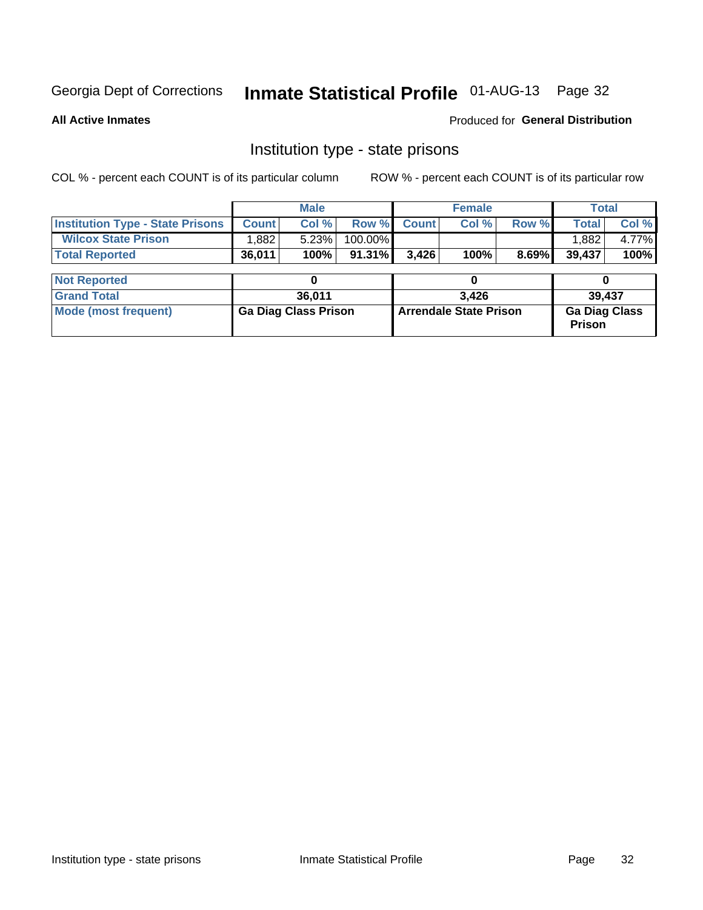Georgia Dept of Corrections **Inmate Statistical Profile** 01-AUG-13

**All Active Inmates**

Produced for **General Distribution**

## Institution type - state prisons

COL % - percent each COUNT is of its particular column    ROW % - percent each COUNT is of its particular row

| | Male | | | Female | | | Total | |
|---|---|---|---|---|---|---|---|---|
| **Institution Type - State Prisons** | **Count** | **Col %** | **Row %** | **Count** | **Col %** | **Row %** | **Total** | **Col %** |
| **Wilcox State Prison** | 1,882 | 5.23% | 100.00% | | | | 1,882 | 4.77% |
| **Total Reported** | **36,011** | **100%** | **91.31%** | **3,426** | **100%** | **8.69%** | **39,437** | **100%** |

| | Male | Female | Total |
|---|---|---|---|
| **Not Reported** | **0** | **0** | **0** |
| **Grand Total** | **36,011** | **3,426** | **39,437** |
| **Mode (most frequent)** | **Ga Diag Class Prison** | **Arrendale State Prison** | **Ga Diag Class Prison** |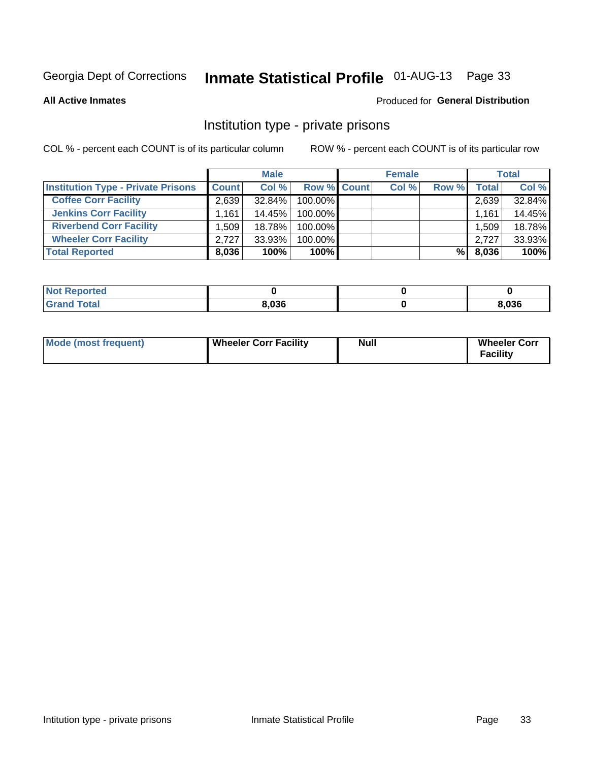Georgia Dept of Corrections **Inmate Statistical Profile** 01-AUG-13 Page 33

**All Active Inmates**

Produced for **General Distribution**

## Institution type - private prisons

COL % - percent each COUNT is of its particular column

ROW % - percent each COUNT is of its particular row

| | Male | | | Female | | | Total | |
|---|---|---|---|---|---|---|---|---|
| **Institution Type - Private Prisons** | **Count** | **Col %** | **Row %** | **Count** | **Col %** | **Row %** | **Total** | **Col %** |
| **Coffee Corr Facility** | 2,639 | 32.84% | 100.00% | | | | 2,639 | 32.84% |
| **Jenkins Corr Facility** | 1,161 | 14.45% | 100.00% | | | | 1,161 | 14.45% |
| **Riverbend Corr Facility** | 1,509 | 18.78% | 100.00% | | | | 1,509 | 18.78% |
| **Wheeler Corr Facility** | 2,727 | 33.93% | 100.00% | | | | 2,727 | 33.93% |
| **Total Reported** | **8,036** | **100%** | **100%** | | | **%** | **8,036** | **100%** |

| | Male | Female | Total |
|---|---|---|---|
| **Not Reported** | **0** | **0** | **0** |
| **Grand Total** | **8,036** | **0** | **8,036** |

| | Male | Female | Total |
|---|---|---|---|
| **Mode (most frequent)** | **Wheeler Corr Facility** | **Null** | **Wheeler Corr Facility** |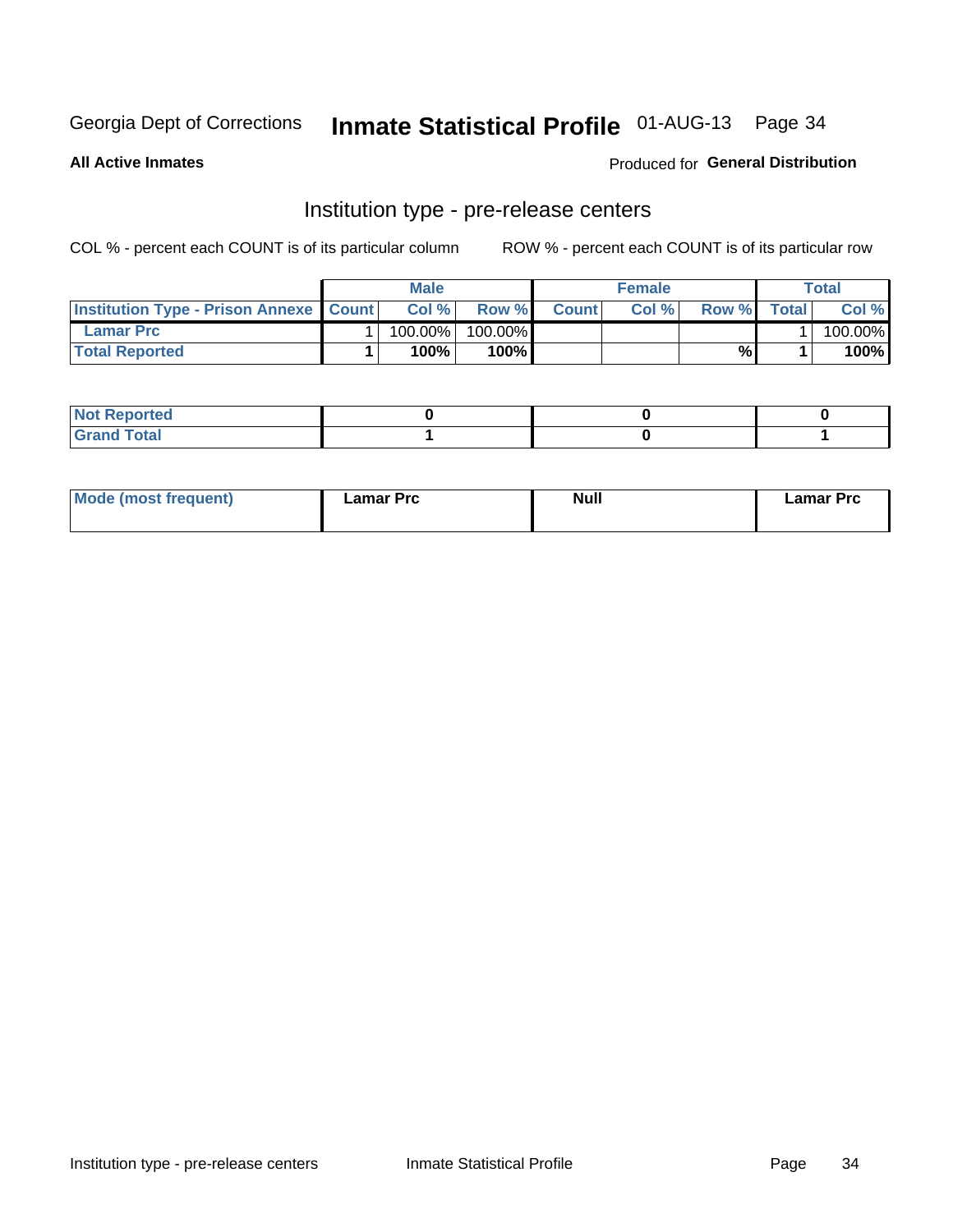Georgia Dept of Corrections **Inmate Statistical Profile** 01-AUG-13 Page 34

**All Active Inmates**

Produced for **General Distribution**

## Institution type - pre-release centers

COL % - percent each COUNT is of its particular column        ROW % - percent each COUNT is of its particular row

| | Male | | | Female | | | Total | |
|---|---|---|---|---|---|---|---|---|
| **Institution Type - Prison Annexe** | **Count** | **Col %** | **Row %** | **Count** | **Col %** | **Row %** | **Total** | **Col %** |
| **Lamar Prc** | 1 | 100.00% | 100.00% | | | | 1 | 100.00% |
| **Total Reported** | **1** | **100%** | **100%** | | | **%** | **1** | **100%** |

| | Male | Female | Total |
|---|---|---|---|
| **Not Reported** | **0** | **0** | **0** |
| **Grand Total** | **1** | **0** | **1** |

| | Male | Female | Total |
|---|---|---|---|
| **Mode (most frequent)** | **Lamar Prc** | **Null** | **Lamar Prc** |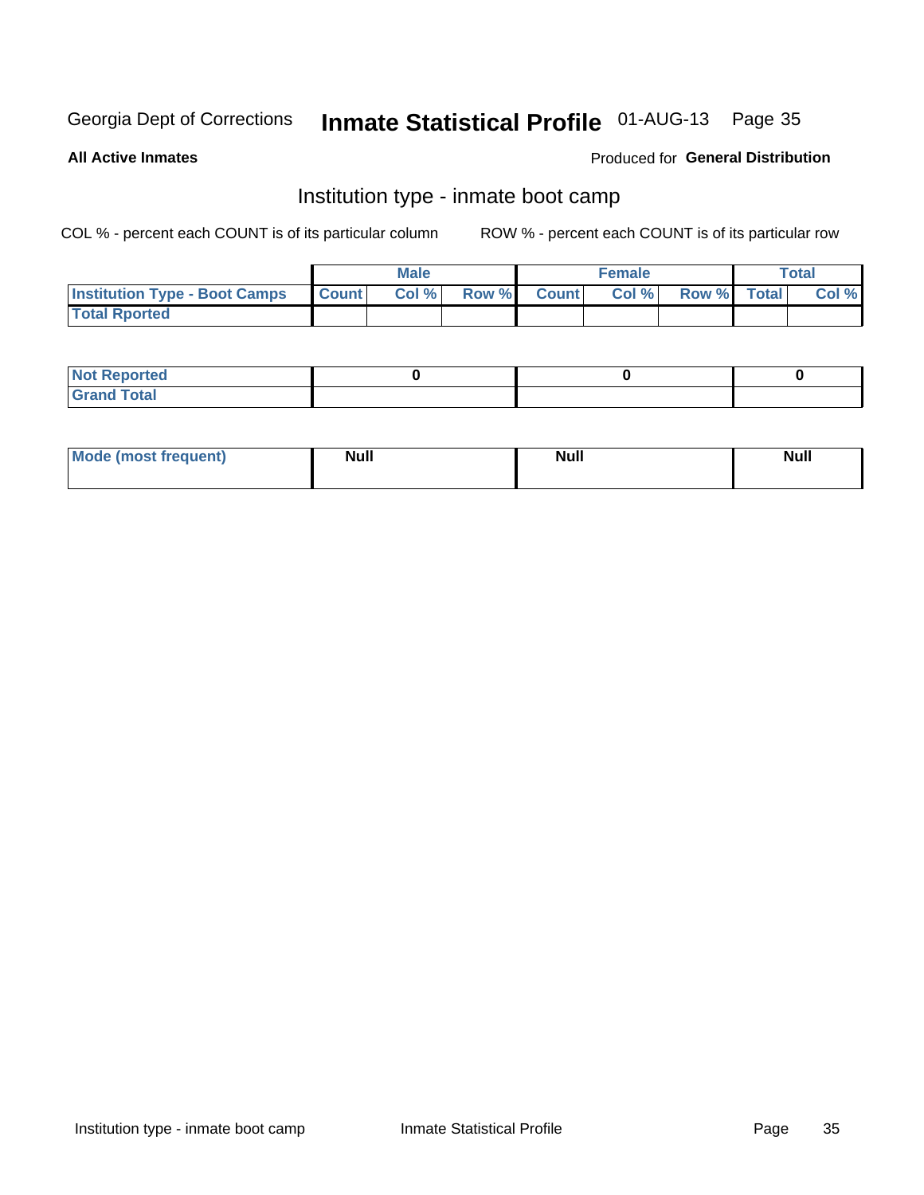Georgia Dept of Corrections **Inmate Statistical Profile** 01-AUG-13

**All Active Inmates**

Produced for **General Distribution**

## Institution type - inmate boot camp

COL % - percent each COUNT is of its particular column

ROW % - percent each COUNT is of its particular row

| | Male | | | Female | | | Total | |
|---|---|---|---|---|---|---|---|---|
| **Institution Type - Boot Camps** | **Count** | **Col %** | **Row %** | **Count** | **Col %** | **Row %** | **Total** | **Col %** |
| **Total Rported** | | | | | | | | |

| | Male | Female | Total |
|---|---|---|---|
| **Not Reported** | 0 | 0 | 0 |
| **Grand Total** | | | |

| | Male | Female | Total |
|---|---|---|---|
| **Mode (most frequent)** | Null | Null | Null |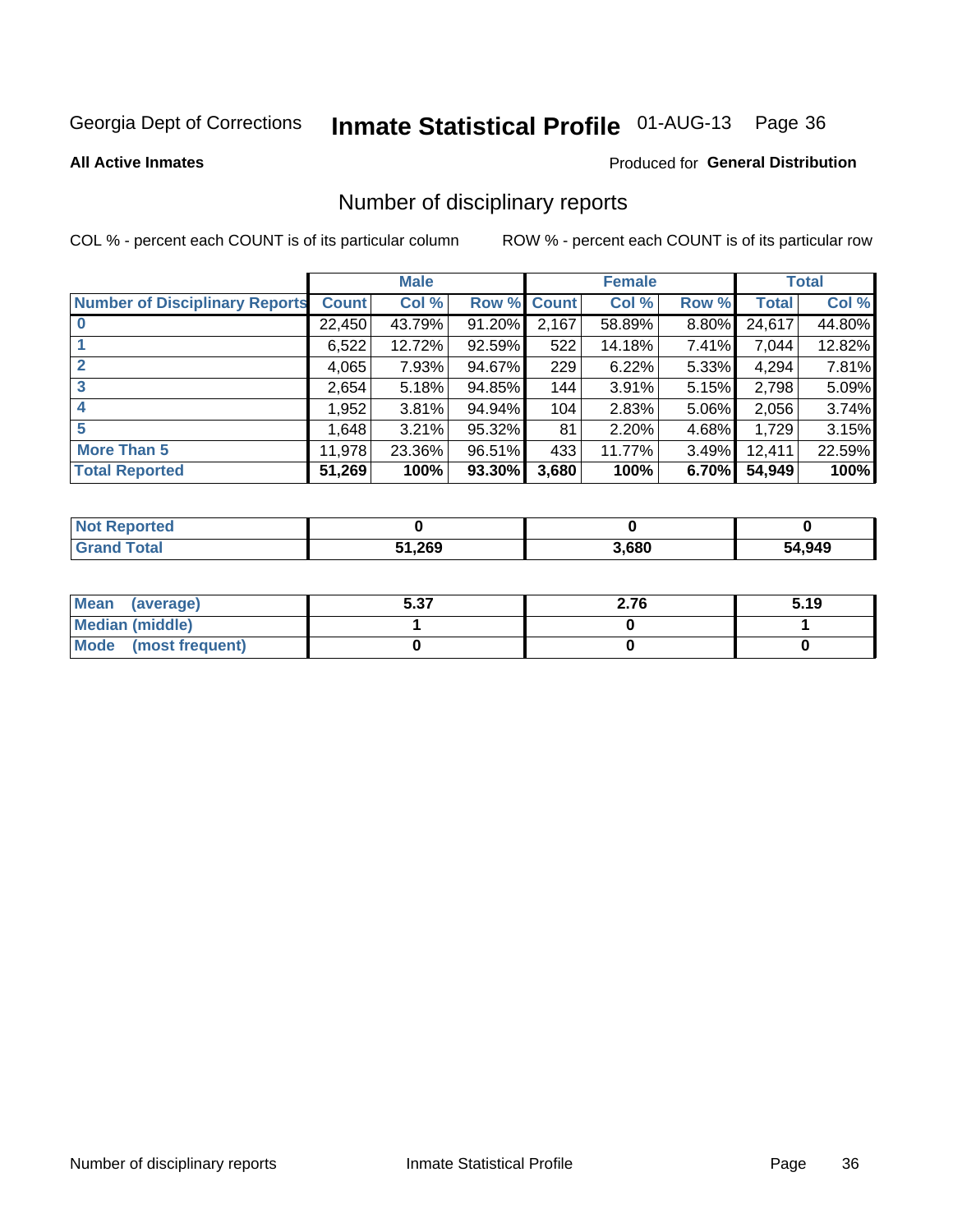Georgia Dept of Corrections **Inmate Statistical Profile** 01-AUG-13

**All Active Inmates**

Produced for **General Distribution**

## Number of disciplinary reports

COL % - percent each COUNT is of its particular column

ROW % - percent each COUNT is of its particular row

| | Male | | | Female | | | Total | |
|---|---|---|---|---|---|---|---|---|
| **Number of Disciplinary Reports** | **Count** | **Col %** | **Row %** | **Count** | **Col %** | **Row %** | **Total** | **Col %** |
| **0** | 22,450 | 43.79% | 91.20% | 2,167 | 58.89% | 8.80% | 24,617 | 44.80% |
| **1** | 6,522 | 12.72% | 92.59% | 522 | 14.18% | 7.41% | 7,044 | 12.82% |
| **2** | 4,065 | 7.93% | 94.67% | 229 | 6.22% | 5.33% | 4,294 | 7.81% |
| **3** | 2,654 | 5.18% | 94.85% | 144 | 3.91% | 5.15% | 2,798 | 5.09% |
| **4** | 1,952 | 3.81% | 94.94% | 104 | 2.83% | 5.06% | 2,056 | 3.74% |
| **5** | 1,648 | 3.21% | 95.32% | 81 | 2.20% | 4.68% | 1,729 | 3.15% |
| **More Than 5** | 11,978 | 23.36% | 96.51% | 433 | 11.77% | 3.49% | 12,411 | 22.59% |
| **Total Reported** | **51,269** | **100%** | **93.30%** | **3,680** | **100%** | **6.70%** | **54,949** | **100%** |

| | Male | Female | Total |
|---|---|---|---|
| **Not Reported** | **0** | **0** | **0** |
| **Grand Total** | **51,269** | **3,680** | **54,949** |

| | Male | Female | Total |
|---|---|---|---|
| **Mean (average)** | **5.37** | **2.76** | **5.19** |
| **Median (middle)** | **1** | **0** | **1** |
| **Mode (most frequent)** | **0** | **0** | **0** |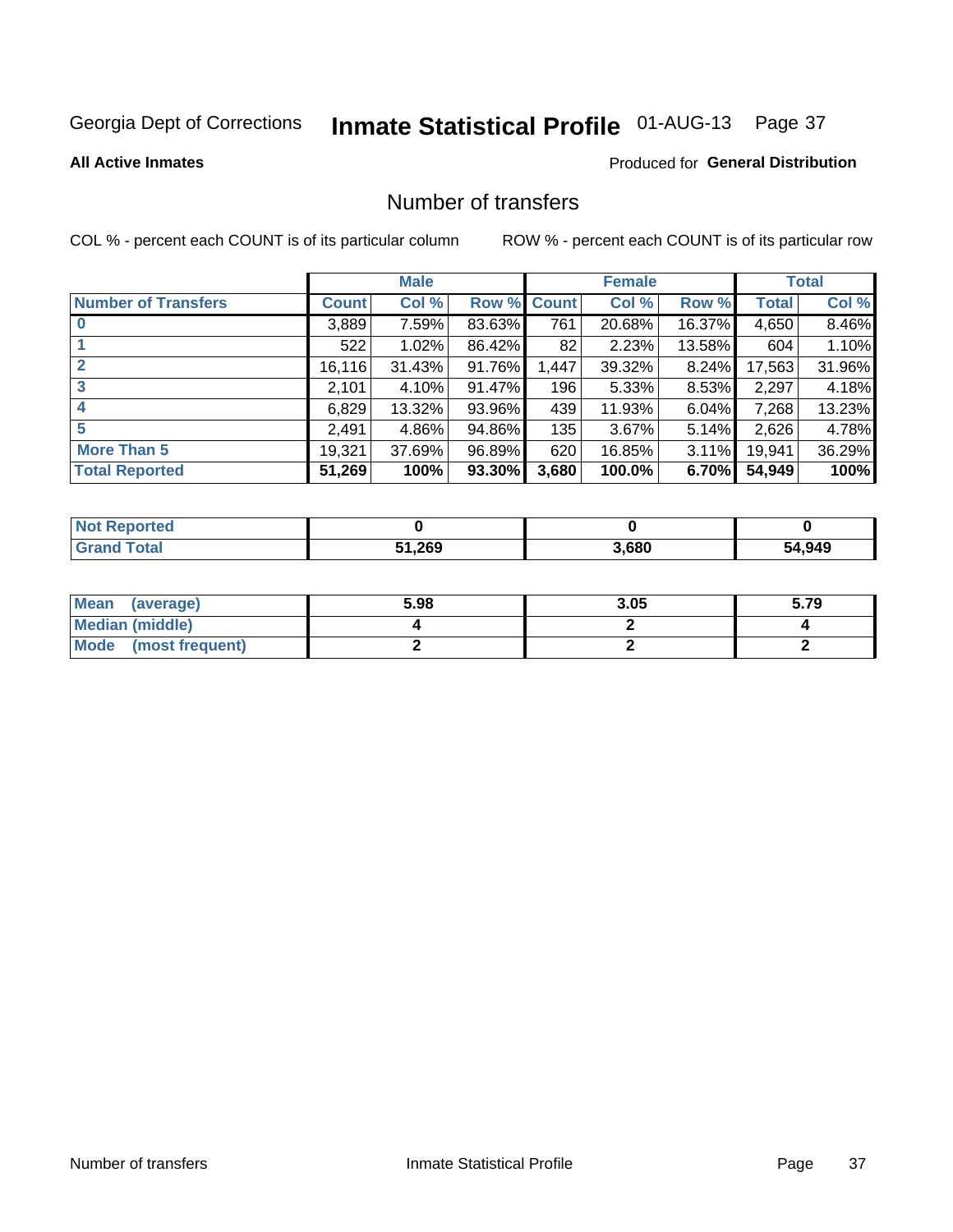Georgia Dept of Corrections **Inmate Statistical Profile** 01-AUG-13

**All Active Inmates**

Produced for **General Distribution**

## Number of transfers

COL % - percent each COUNT is of its particular column

ROW % - percent each COUNT is of its particular row

| | Male | | | Female | | | Total | |
|---|---|---|---|---|---|---|---|---|
| **Number of Transfers** | **Count** | **Col %** | **Row %** | **Count** | **Col %** | **Row %** | **Total** | **Col %** |
| **0** | 3,889 | 7.59% | 83.63% | 761 | 20.68% | 16.37% | 4,650 | 8.46% |
| **1** | 522 | 1.02% | 86.42% | 82 | 2.23% | 13.58% | 604 | 1.10% |
| **2** | 16,116 | 31.43% | 91.76% | 1,447 | 39.32% | 8.24% | 17,563 | 31.96% |
| **3** | 2,101 | 4.10% | 91.47% | 196 | 5.33% | 8.53% | 2,297 | 4.18% |
| **4** | 6,829 | 13.32% | 93.96% | 439 | 11.93% | 6.04% | 7,268 | 13.23% |
| **5** | 2,491 | 4.86% | 94.86% | 135 | 3.67% | 5.14% | 2,626 | 4.78% |
| **More Than 5** | 19,321 | 37.69% | 96.89% | 620 | 16.85% | 3.11% | 19,941 | 36.29% |
| **Total Reported** | **51,269** | **100%** | **93.30%** | **3,680** | **100.0%** | **6.70%** | **54,949** | **100%** |

| | Male | Female | Total |
|---|---|---|---|
| **Not Reported** | **0** | **0** | **0** |
| **Grand Total** | **51,269** | **3,680** | **54,949** |

| | Male | Female | Total |
|---|---|---|---|
| **Mean (average)** | **5.98** | **3.05** | **5.79** |
| **Median (middle)** | **4** | **2** | **4** |
| **Mode (most frequent)** | **2** | **2** | **2** |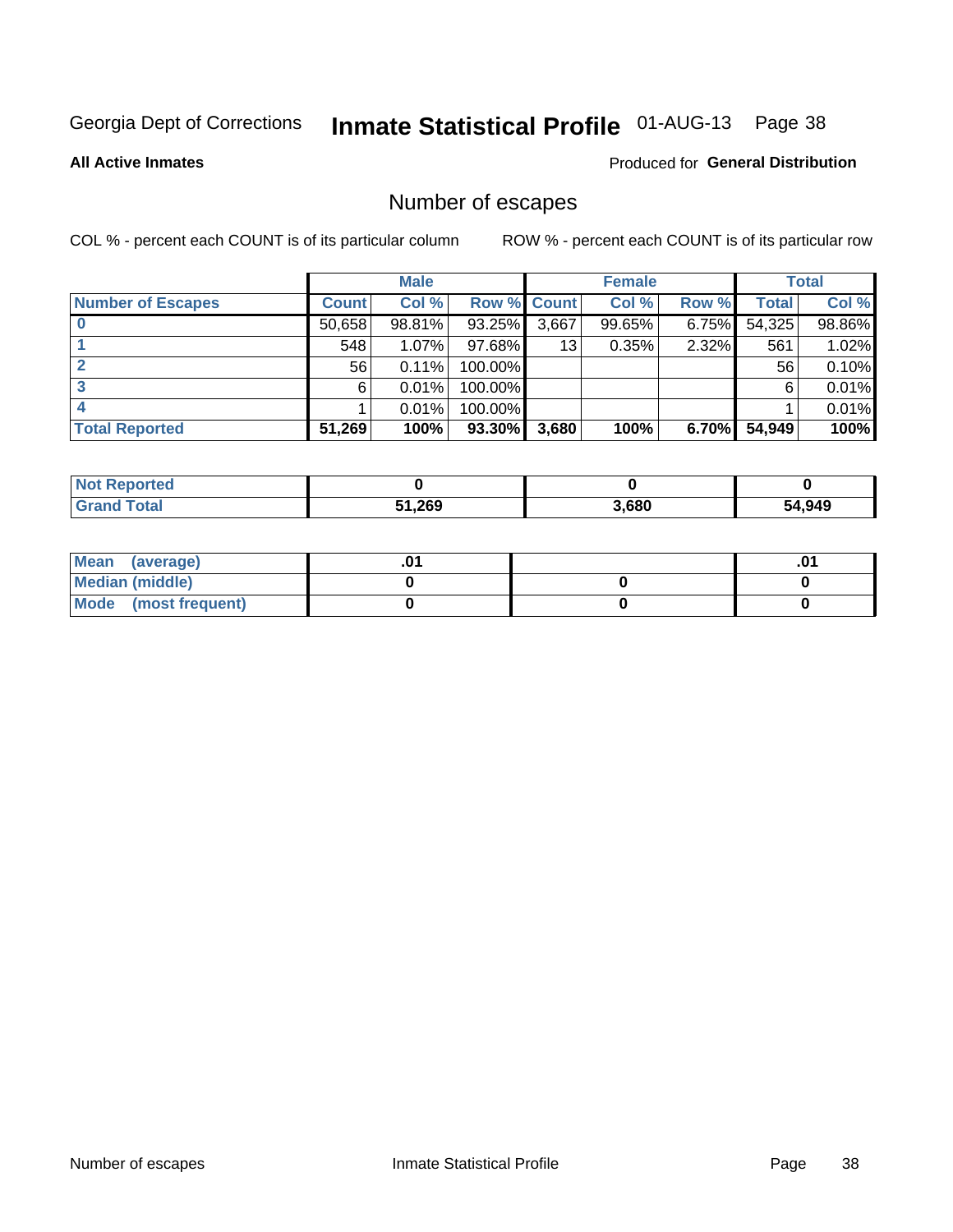Georgia Dept of Corrections **Inmate Statistical Profile** 01-AUG-13

**All Active Inmates**

Produced for **General Distribution**

## Number of escapes

COL % - percent each COUNT is of its particular column

ROW % - percent each COUNT is of its particular row

| | Male | | | Female | | | Total | |
|---|---|---|---|---|---|---|---|---|
| **Number of Escapes** | **Count** | **Col %** | **Row %** | **Count** | **Col %** | **Row %** | **Total** | **Col %** |
| **0** | 50,658 | 98.81% | 93.25% | 3,667 | 99.65% | 6.75% | 54,325 | 98.86% |
| **1** | 548 | 1.07% | 97.68% | 13 | 0.35% | 2.32% | 561 | 1.02% |
| **2** | 56 | 0.11% | 100.00% | | | | 56 | 0.10% |
| **3** | 6 | 0.01% | 100.00% | | | | 6 | 0.01% |
| **4** | 1 | 0.01% | 100.00% | | | | 1 | 0.01% |
| **Total Reported** | **51,269** | **100%** | **93.30%** | **3,680** | **100%** | **6.70%** | **54,949** | **100%** |

| | Male | Female | Total |
|---|---|---|---|
| **Not Reported** | **0** | **0** | **0** |
| **Grand Total** | **51,269** | **3,680** | **54,949** |

| | Male | Female | Total |
|---|---|---|---|
| **Mean (average)** | **.01** | | **.01** |
| **Median (middle)** | **0** | **0** | **0** |
| **Mode (most frequent)** | **0** | **0** | **0** |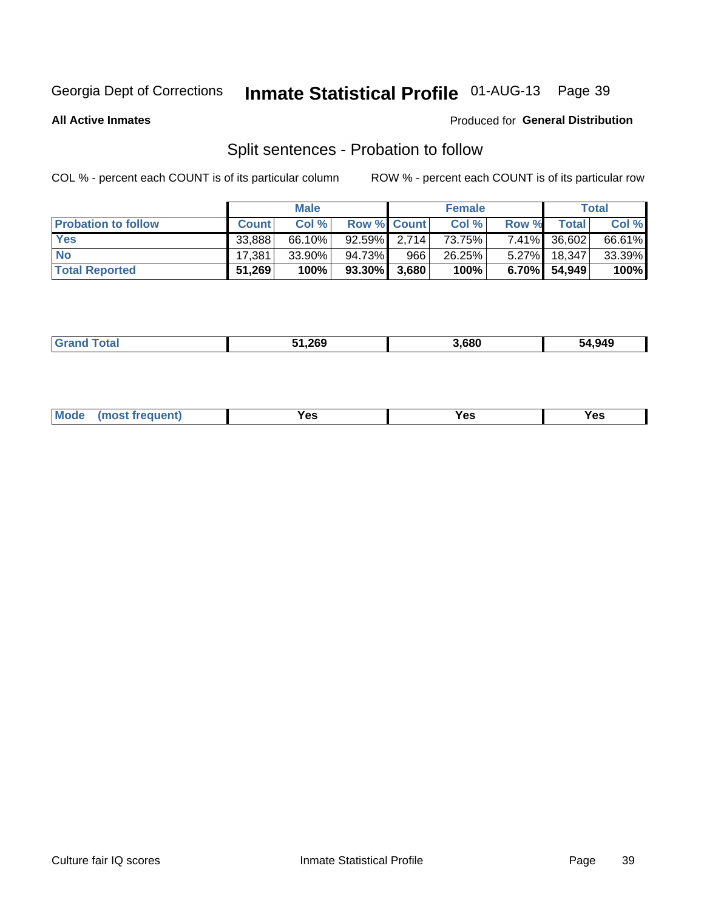Georgia Dept of Corrections **Inmate Statistical Profile** 01-AUG-13

**All Active Inmates**

Produced for **General Distribution**

## Split sentences - Probation to follow

COL % - percent each COUNT is of its particular column

ROW % - percent each COUNT is of its particular row

| | Male | | | Female | | | Total | |
|---|---|---|---|---|---|---|---|---|
| **Probation to follow** | **Count** | **Col %** | **Row %** | **Count** | **Col %** | **Row %** | **Total** | **Col %** |
| **Yes** | 33,888 | 66.10% | 92.59% | 2,714 | 73.75% | 7.41% | 36,602 | 66.61% |
| **No** | 17,381 | 33.90% | 94.73% | 966 | 26.25% | 5.27% | 18,347 | 33.39% |
| **Total Reported** | **51,269** | **100%** | **93.30%** | **3,680** | **100%** | **6.70%** | **54,949** | **100%** |

| | Male | Female | Total |
|---|---|---|---|
| **Grand Total** | **51,269** | **3,680** | **54,949** |

| | Male | Female | Total |
|---|---|---|---|
| **Mode (most frequent)** | **Yes** | **Yes** | **Yes** |

Culture fair IQ scores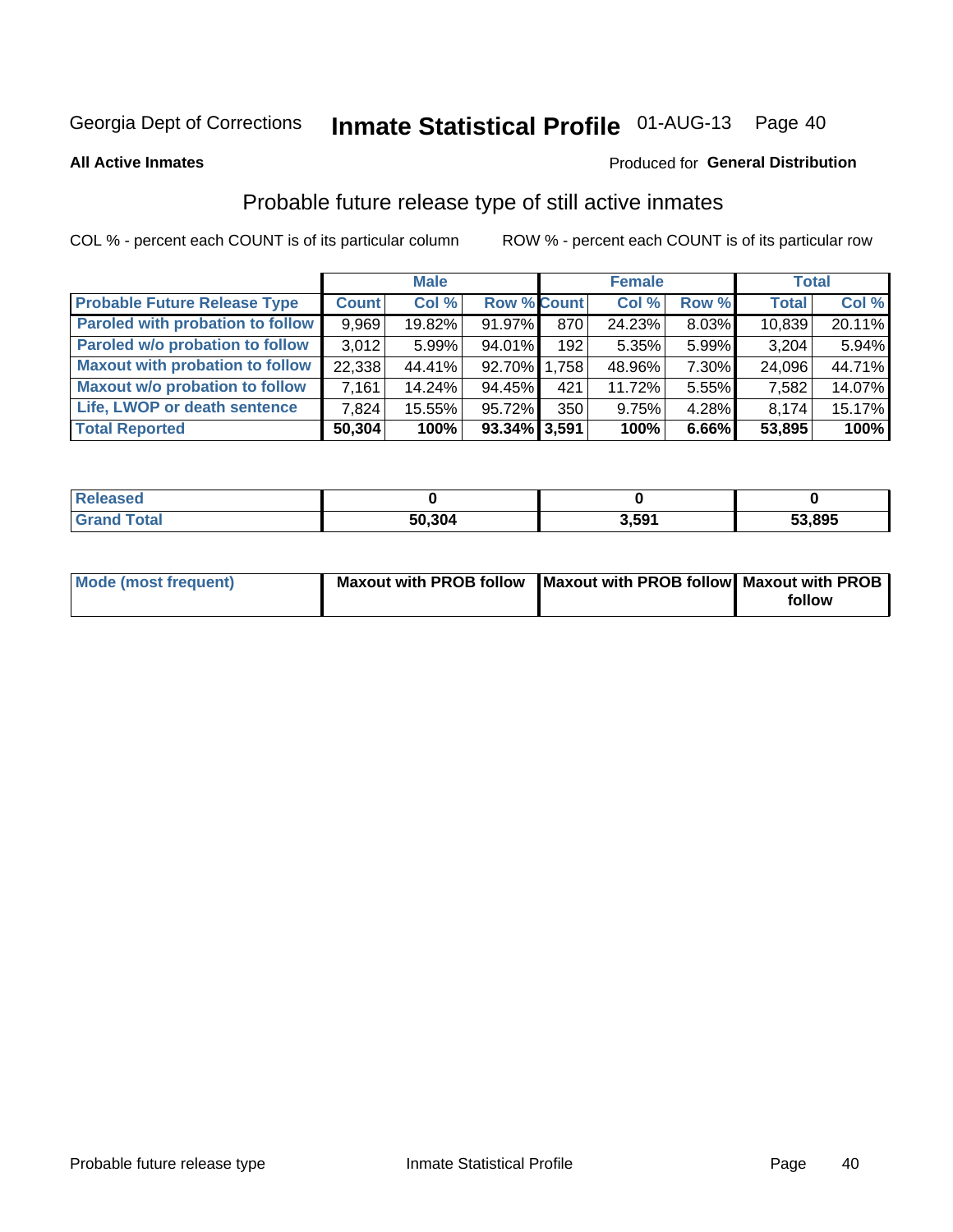Georgia Dept of Corrections **Inmate Statistical Profile** 01-AUG-13

**All Active Inmates**

Produced for **General Distribution**

## Probable future release type of still active inmates

COL % - percent each COUNT is of its particular column ROW % - percent each COUNT is of its particular row

| | Male | | | Female | | | Total | |
|---|---|---|---|---|---|---|---|---|
| **Probable Future Release Type** | **Count** | **Col %** | **Row %** | **Count** | **Col %** | **Row %** | **Total** | **Col %** |
| **Paroled with probation to follow** | 9,969 | 19.82% | 91.97% | 870 | 24.23% | 8.03% | 10,839 | 20.11% |
| **Paroled w/o probation to follow** | 3,012 | 5.99% | 94.01% | 192 | 5.35% | 5.99% | 3,204 | 5.94% |
| **Maxout with probation to follow** | 22,338 | 44.41% | 92.70% | 1,758 | 48.96% | 7.30% | 24,096 | 44.71% |
| **Maxout w/o probation to follow** | 7,161 | 14.24% | 94.45% | 421 | 11.72% | 5.55% | 7,582 | 14.07% |
| **Life, LWOP or death sentence** | 7,824 | 15.55% | 95.72% | 350 | 9.75% | 4.28% | 8,174 | 15.17% |
| **Total Reported** | **50,304** | **100%** | **93.34%** | **3,591** | **100%** | **6.66%** | **53,895** | **100%** |

| | Male | Female | Total |
|---|---|---|---|
| **Released** | **0** | **0** | **0** |
| **Grand Total** | **50,304** | **3,591** | **53,895** |

| | Male | Female | Total |
|---|---|---|---|
| **Mode (most frequent)** | **Maxout with PROB follow** | **Maxout with PROB follow** | **Maxout with PROB follow** |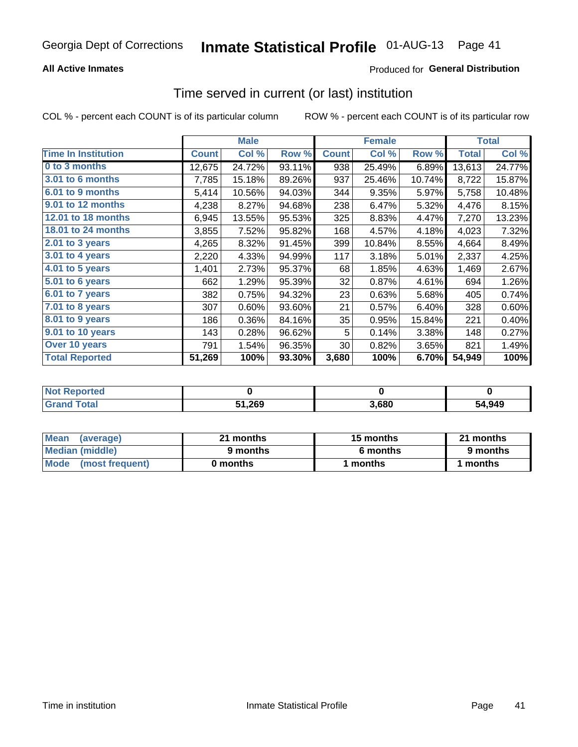Georgia Dept of Corrections **Inmate Statistical Profile** 01-AUG-13

**All Active Inmates**

Produced for **General Distribution**

## Time served in current (or last) institution

COL % - percent each COUNT is of its particular column

ROW % - percent each COUNT is of its particular row

| | Male | | | Female | | | Total | |
|---|---|---|---|---|---|---|---|---|
| Time In Institution | Count | Col % | Row % | Count | Col % | Row % | Total | Col % |
| 0 to 3 months | 12,675 | 24.72% | 93.11% | 938 | 25.49% | 6.89% | 13,613 | 24.77% |
| 3.01 to 6 months | 7,785 | 15.18% | 89.26% | 937 | 25.46% | 10.74% | 8,722 | 15.87% |
| 6.01 to 9 months | 5,414 | 10.56% | 94.03% | 344 | 9.35% | 5.97% | 5,758 | 10.48% |
| 9.01 to 12 months | 4,238 | 8.27% | 94.68% | 238 | 6.47% | 5.32% | 4,476 | 8.15% |
| 12.01 to 18 months | 6,945 | 13.55% | 95.53% | 325 | 8.83% | 4.47% | 7,270 | 13.23% |
| 18.01 to 24 months | 3,855 | 7.52% | 95.82% | 168 | 4.57% | 4.18% | 4,023 | 7.32% |
| 2.01 to 3 years | 4,265 | 8.32% | 91.45% | 399 | 10.84% | 8.55% | 4,664 | 8.49% |
| 3.01 to 4 years | 2,220 | 4.33% | 94.99% | 117 | 3.18% | 5.01% | 2,337 | 4.25% |
| 4.01 to 5 years | 1,401 | 2.73% | 95.37% | 68 | 1.85% | 4.63% | 1,469 | 2.67% |
| 5.01 to 6 years | 662 | 1.29% | 95.39% | 32 | 0.87% | 4.61% | 694 | 1.26% |
| 6.01 to 7 years | 382 | 0.75% | 94.32% | 23 | 0.63% | 5.68% | 405 | 0.74% |
| 7.01 to 8 years | 307 | 0.60% | 93.60% | 21 | 0.57% | 6.40% | 328 | 0.60% |
| 8.01 to 9 years | 186 | 0.36% | 84.16% | 35 | 0.95% | 15.84% | 221 | 0.40% |
| 9.01 to 10 years | 143 | 0.28% | 96.62% | 5 | 0.14% | 3.38% | 148 | 0.27% |
| Over 10 years | 791 | 1.54% | 96.35% | 30 | 0.82% | 3.65% | 821 | 1.49% |
| **Total Reported** | **51,269** | **100%** | **93.30%** | **3,680** | **100%** | **6.70%** | **54,949** | **100%** |

| | Male | Female | Total |
|---|---|---|---|
| Not Reported | **0** | **0** | **0** |
| Grand Total | **51,269** | **3,680** | **54,949** |

| | Male | Female | Total |
|---|---|---|---|
| Mean (average) | **21 months** | **15 months** | **21 months** |
| Median (middle) | **9 months** | **6 months** | **9 months** |
| Mode (most frequent) | **0 months** | **1 months** | **1 months** |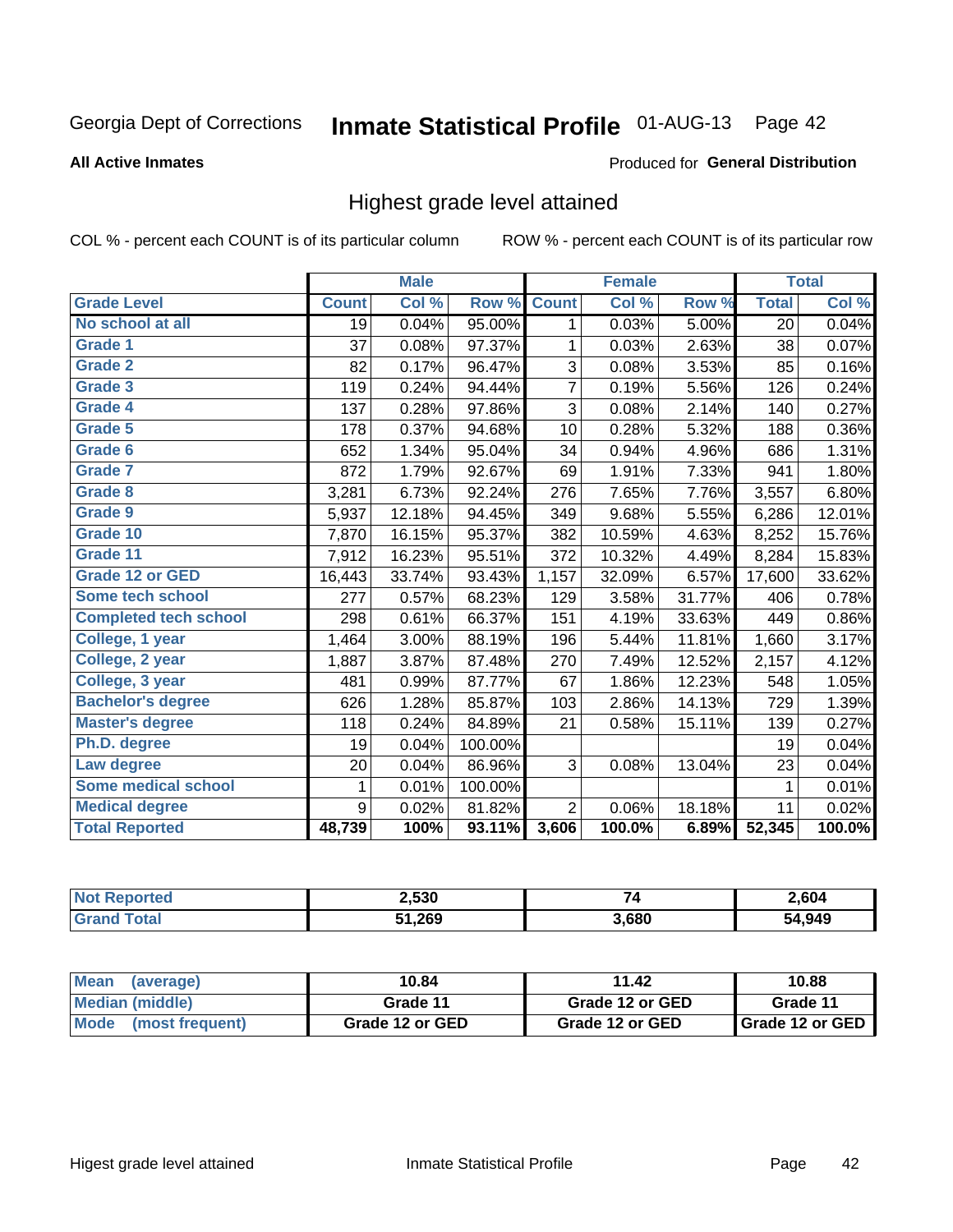Georgia Dept of Corrections **Inmate Statistical Profile** 01-AUG-13

**All Active Inmates**

Produced for **General Distribution**

## Highest grade level attained

COL % - percent each COUNT is of its particular column

ROW % - percent each COUNT is of its particular row

| | Male | | | Female | | | Total | |
|---|---|---|---|---|---|---|---|---|
| **Grade Level** | **Count** | **Col %** | **Row %** | **Count** | **Col %** | **Row %** | **Total** | **Col %** |
| No school at all | 19 | 0.04% | 95.00% | 1 | 0.03% | 5.00% | 20 | 0.04% |
| Grade 1 | 37 | 0.08% | 97.37% | 1 | 0.03% | 2.63% | 38 | 0.07% |
| Grade 2 | 82 | 0.17% | 96.47% | 3 | 0.08% | 3.53% | 85 | 0.16% |
| Grade 3 | 119 | 0.24% | 94.44% | 7 | 0.19% | 5.56% | 126 | 0.24% |
| Grade 4 | 137 | 0.28% | 97.86% | 3 | 0.08% | 2.14% | 140 | 0.27% |
| Grade 5 | 178 | 0.37% | 94.68% | 10 | 0.28% | 5.32% | 188 | 0.36% |
| Grade 6 | 652 | 1.34% | 95.04% | 34 | 0.94% | 4.96% | 686 | 1.31% |
| Grade 7 | 872 | 1.79% | 92.67% | 69 | 1.91% | 7.33% | 941 | 1.80% |
| Grade 8 | 3,281 | 6.73% | 92.24% | 276 | 7.65% | 7.76% | 3,557 | 6.80% |
| Grade 9 | 5,937 | 12.18% | 94.45% | 349 | 9.68% | 5.55% | 6,286 | 12.01% |
| Grade 10 | 7,870 | 16.15% | 95.37% | 382 | 10.59% | 4.63% | 8,252 | 15.76% |
| Grade 11 | 7,912 | 16.23% | 95.51% | 372 | 10.32% | 4.49% | 8,284 | 15.83% |
| Grade 12 or GED | 16,443 | 33.74% | 93.43% | 1,157 | 32.09% | 6.57% | 17,600 | 33.62% |
| Some tech school | 277 | 0.57% | 68.23% | 129 | 3.58% | 31.77% | 406 | 0.78% |
| Completed tech school | 298 | 0.61% | 66.37% | 151 | 4.19% | 33.63% | 449 | 0.86% |
| College, 1 year | 1,464 | 3.00% | 88.19% | 196 | 5.44% | 11.81% | 1,660 | 3.17% |
| College, 2 year | 1,887 | 3.87% | 87.48% | 270 | 7.49% | 12.52% | 2,157 | 4.12% |
| College, 3 year | 481 | 0.99% | 87.77% | 67 | 1.86% | 12.23% | 548 | 1.05% |
| Bachelor's degree | 626 | 1.28% | 85.87% | 103 | 2.86% | 14.13% | 729 | 1.39% |
| Master's degree | 118 | 0.24% | 84.89% | 21 | 0.58% | 15.11% | 139 | 0.27% |
| Ph.D. degree | 19 | 0.04% | 100.00% | | | | 19 | 0.04% |
| Law degree | 20 | 0.04% | 86.96% | 3 | 0.08% | 13.04% | 23 | 0.04% |
| Some medical school | 1 | 0.01% | 100.00% | | | | 1 | 0.01% |
| Medical degree | 9 | 0.02% | 81.82% | 2 | 0.06% | 18.18% | 11 | 0.02% |
| **Total Reported** | **48,739** | **100%** | **93.11%** | **3,606** | **100.0%** | **6.89%** | **52,345** | **100.0%** |

| | Male | Female | Total |
|---|---|---|---|
| Not Reported | 2,530 | 74 | 2,604 |
| Grand Total | 51,269 | 3,680 | 54,949 |

| | Male | Female | Total |
|---|---|---|---|
| Mean (average) | 10.84 | 11.42 | 10.88 |
| Median (middle) | Grade 11 | Grade 12 or GED | Grade 11 |
| Mode (most frequent) | Grade 12 or GED | Grade 12 or GED | Grade 12 or GED |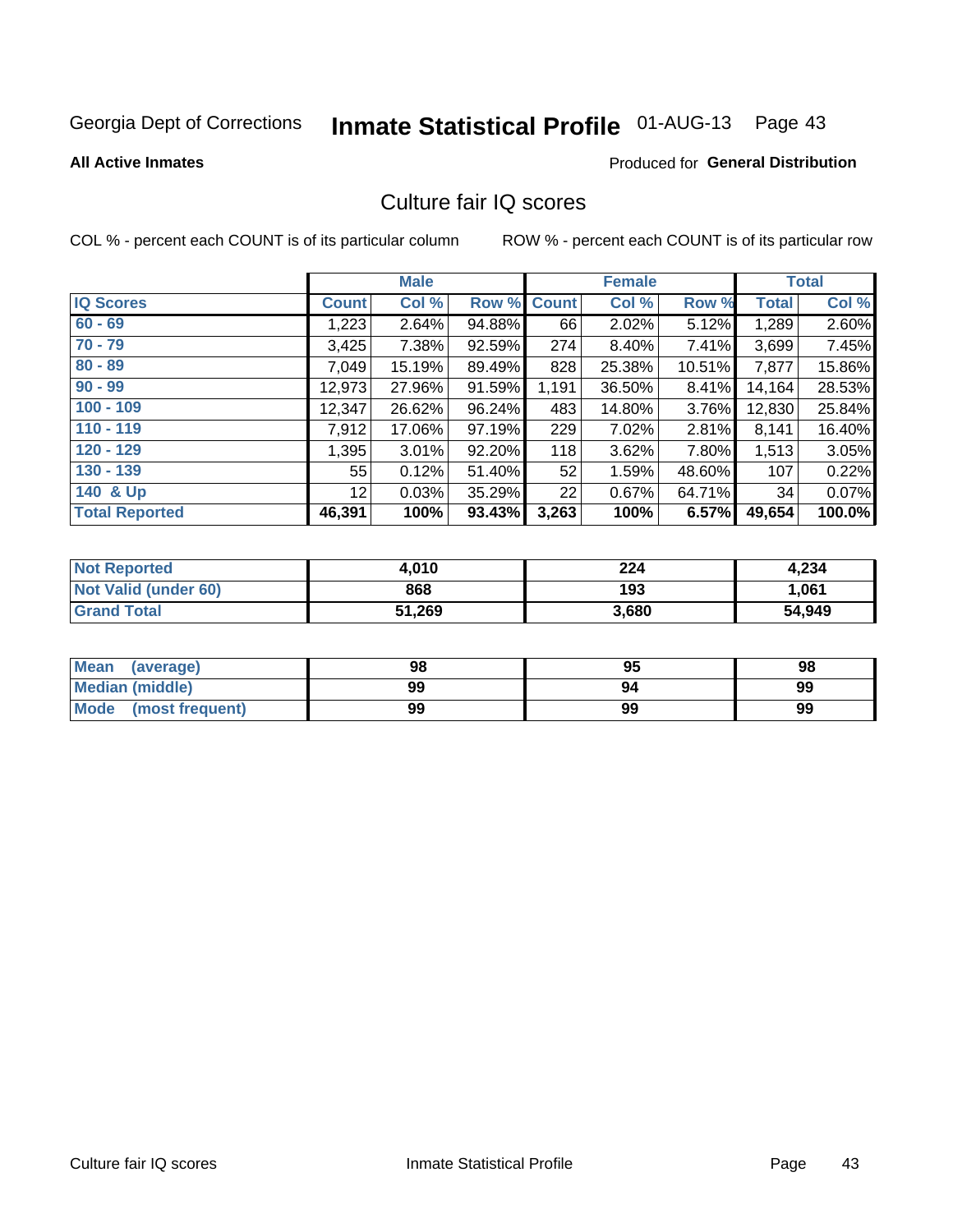Georgia Dept of Corrections

# Inmate Statistical Profile

01-AUG-13

**All Active Inmates**

Produced for **General Distribution**

## Culture fair IQ scores

COL % - percent each COUNT is of its particular column

ROW % - percent each COUNT is of its particular row

| | Male | | | Female | | | Total | |
|---|---|---|---|---|---|---|---|---|
| **IQ Scores** | **Count** | **Col %** | **Row %** | **Count** | **Col %** | **Row %** | **Total** | **Col %** |
| 60 - 69 | 1,223 | 2.64% | 94.88% | 66 | 2.02% | 5.12% | 1,289 | 2.60% |
| 70 - 79 | 3,425 | 7.38% | 92.59% | 274 | 8.40% | 7.41% | 3,699 | 7.45% |
| 80 - 89 | 7,049 | 15.19% | 89.49% | 828 | 25.38% | 10.51% | 7,877 | 15.86% |
| 90 - 99 | 12,973 | 27.96% | 91.59% | 1,191 | 36.50% | 8.41% | 14,164 | 28.53% |
| 100 - 109 | 12,347 | 26.62% | 96.24% | 483 | 14.80% | 3.76% | 12,830 | 25.84% |
| 110 - 119 | 7,912 | 17.06% | 97.19% | 229 | 7.02% | 2.81% | 8,141 | 16.40% |
| 120 - 129 | 1,395 | 3.01% | 92.20% | 118 | 3.62% | 7.80% | 1,513 | 3.05% |
| 130 - 139 | 55 | 0.12% | 51.40% | 52 | 1.59% | 48.60% | 107 | 0.22% |
| 140 & Up | 12 | 0.03% | 35.29% | 22 | 0.67% | 64.71% | 34 | 0.07% |
| **Total Reported** | **46,391** | **100%** | **93.43%** | **3,263** | **100%** | **6.57%** | **49,654** | **100.0%** |

| | Male | Female | Total |
|---|---|---|---|
| **Not Reported** | **4,010** | **224** | **4,234** |
| **Not Valid (under 60)** | **868** | **193** | **1,061** |
| **Grand Total** | **51,269** | **3,680** | **54,949** |

| | Male | Female | Total |
|---|---|---|---|
| **Mean (average)** | **98** | **95** | **98** |
| **Median (middle)** | **99** | **94** | **99** |
| **Mode (most frequent)** | **99** | **99** | **99** |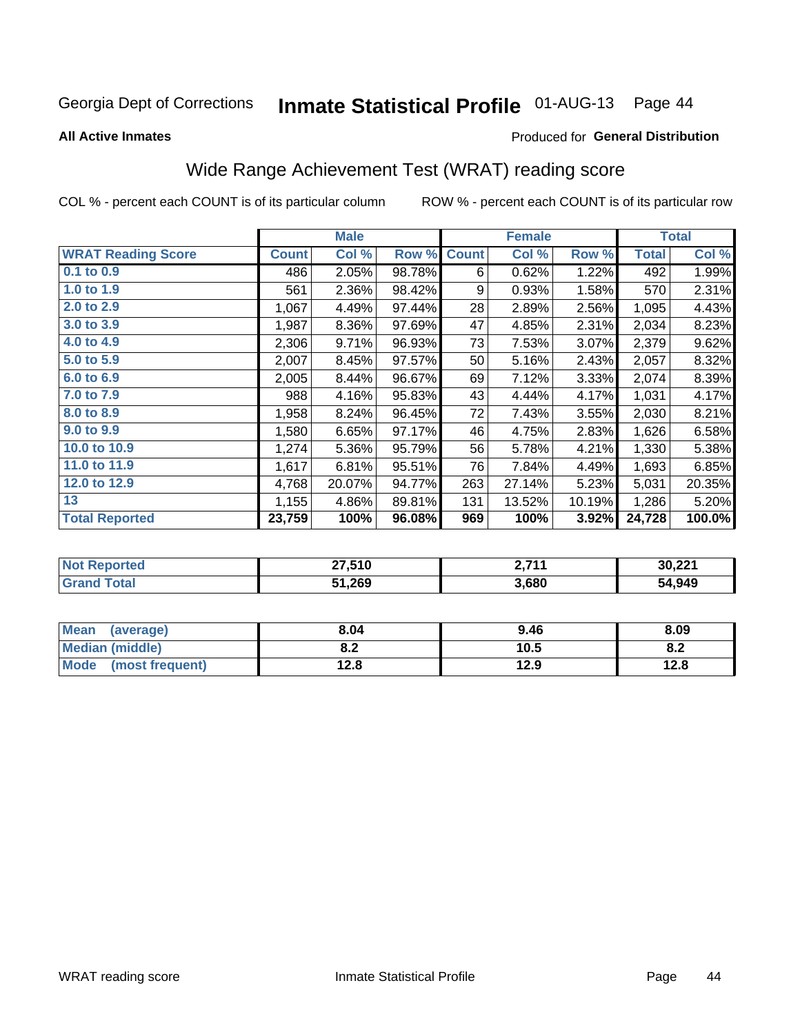Georgia Dept of Corrections **Inmate Statistical Profile** 01-AUG-13

**All Active Inmates**

Produced for **General Distribution**

## Wide Range Achievement Test (WRAT) reading score

COL % - percent each COUNT is of its particular column ROW % - percent each COUNT is of its particular row

| | Male | | | Female | | | Total | |
|---|---|---|---|---|---|---|---|---|
| **WRAT Reading Score** | **Count** | **Col %** | **Row %** | **Count** | **Col %** | **Row %** | **Total** | **Col %** |
| 0.1 to 0.9 | 486 | 2.05% | 98.78% | 6 | 0.62% | 1.22% | 492 | 1.99% |
| 1.0 to 1.9 | 561 | 2.36% | 98.42% | 9 | 0.93% | 1.58% | 570 | 2.31% |
| 2.0 to 2.9 | 1,067 | 4.49% | 97.44% | 28 | 2.89% | 2.56% | 1,095 | 4.43% |
| 3.0 to 3.9 | 1,987 | 8.36% | 97.69% | 47 | 4.85% | 2.31% | 2,034 | 8.23% |
| 4.0 to 4.9 | 2,306 | 9.71% | 96.93% | 73 | 7.53% | 3.07% | 2,379 | 9.62% |
| 5.0 to 5.9 | 2,007 | 8.45% | 97.57% | 50 | 5.16% | 2.43% | 2,057 | 8.32% |
| 6.0 to 6.9 | 2,005 | 8.44% | 96.67% | 69 | 7.12% | 3.33% | 2,074 | 8.39% |
| 7.0 to 7.9 | 988 | 4.16% | 95.83% | 43 | 4.44% | 4.17% | 1,031 | 4.17% |
| 8.0 to 8.9 | 1,958 | 8.24% | 96.45% | 72 | 7.43% | 3.55% | 2,030 | 8.21% |
| 9.0 to 9.9 | 1,580 | 6.65% | 97.17% | 46 | 4.75% | 2.83% | 1,626 | 6.58% |
| 10.0 to 10.9 | 1,274 | 5.36% | 95.79% | 56 | 5.78% | 4.21% | 1,330 | 5.38% |
| 11.0 to 11.9 | 1,617 | 6.81% | 95.51% | 76 | 7.84% | 4.49% | 1,693 | 6.85% |
| 12.0 to 12.9 | 4,768 | 20.07% | 94.77% | 263 | 27.14% | 5.23% | 5,031 | 20.35% |
| 13 | 1,155 | 4.86% | 89.81% | 131 | 13.52% | 10.19% | 1,286 | 5.20% |
| **Total Reported** | **23,759** | **100%** | **96.08%** | **969** | **100%** | **3.92%** | **24,728** | **100.0%** |

| | Male | Female | Total |
|---|---|---|---|
| **Not Reported** | **27,510** | **2,711** | **30,221** |
| **Grand Total** | **51,269** | **3,680** | **54,949** |

| | Male | Female | Total |
|---|---|---|---|
| **Mean (average)** | **8.04** | **9.46** | **8.09** |
| **Median (middle)** | **8.2** | **10.5** | **8.2** |
| **Mode (most frequent)** | **12.8** | **12.9** | **12.8** |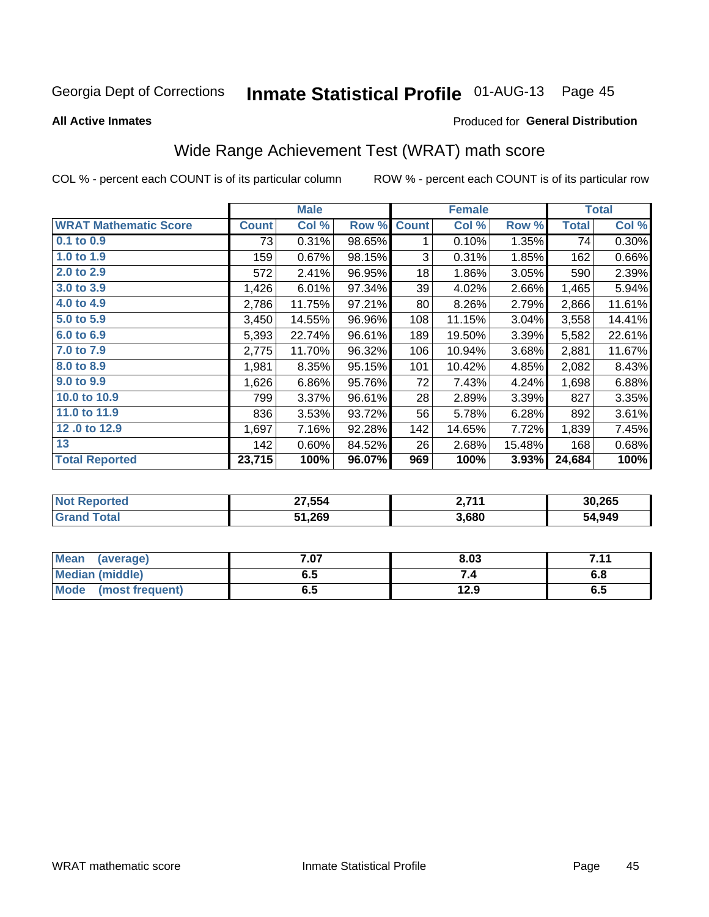Georgia Dept of Corrections **Inmate Statistical Profile** 01-AUG-13

**All Active Inmates**

Produced for **General Distribution**

## Wide Range Achievement Test (WRAT) math score

COL % - percent each COUNT is of its particular column

ROW % - percent each COUNT is of its particular row

| | Male | | | Female | | | Total | |
|---|---|---|---|---|---|---|---|---|
| **WRAT Mathematic Score** | **Count** | **Col %** | **Row %** | **Count** | **Col %** | **Row %** | **Total** | **Col %** |
| 0.1 to 0.9 | 73 | 0.31% | 98.65% | 1 | 0.10% | 1.35% | 74 | 0.30% |
| 1.0 to 1.9 | 159 | 0.67% | 98.15% | 3 | 0.31% | 1.85% | 162 | 0.66% |
| 2.0 to 2.9 | 572 | 2.41% | 96.95% | 18 | 1.86% | 3.05% | 590 | 2.39% |
| 3.0 to 3.9 | 1,426 | 6.01% | 97.34% | 39 | 4.02% | 2.66% | 1,465 | 5.94% |
| 4.0 to 4.9 | 2,786 | 11.75% | 97.21% | 80 | 8.26% | 2.79% | 2,866 | 11.61% |
| 5.0 to 5.9 | 3,450 | 14.55% | 96.96% | 108 | 11.15% | 3.04% | 3,558 | 14.41% |
| 6.0 to 6.9 | 5,393 | 22.74% | 96.61% | 189 | 19.50% | 3.39% | 5,582 | 22.61% |
| 7.0 to 7.9 | 2,775 | 11.70% | 96.32% | 106 | 10.94% | 3.68% | 2,881 | 11.67% |
| 8.0 to 8.9 | 1,981 | 8.35% | 95.15% | 101 | 10.42% | 4.85% | 2,082 | 8.43% |
| 9.0 to 9.9 | 1,626 | 6.86% | 95.76% | 72 | 7.43% | 4.24% | 1,698 | 6.88% |
| 10.0 to 10.9 | 799 | 3.37% | 96.61% | 28 | 2.89% | 3.39% | 827 | 3.35% |
| 11.0 to 11.9 | 836 | 3.53% | 93.72% | 56 | 5.78% | 6.28% | 892 | 3.61% |
| 12 .0 to 12.9 | 1,697 | 7.16% | 92.28% | 142 | 14.65% | 7.72% | 1,839 | 7.45% |
| 13 | 142 | 0.60% | 84.52% | 26 | 2.68% | 15.48% | 168 | 0.68% |
| **Total Reported** | **23,715** | **100%** | **96.07%** | **969** | **100%** | **3.93%** | **24,684** | **100%** |

| | Male | Female | Total |
|---|---|---|---|
| Not Reported | 27,554 | 2,711 | 30,265 |
| Grand Total | 51,269 | 3,680 | 54,949 |

| | Male | Female | Total |
|---|---|---|---|
| Mean (average) | 7.07 | 8.03 | 7.11 |
| Median (middle) | 6.5 | 7.4 | 6.8 |
| Mode (most frequent) | 6.5 | 12.9 | 6.5 |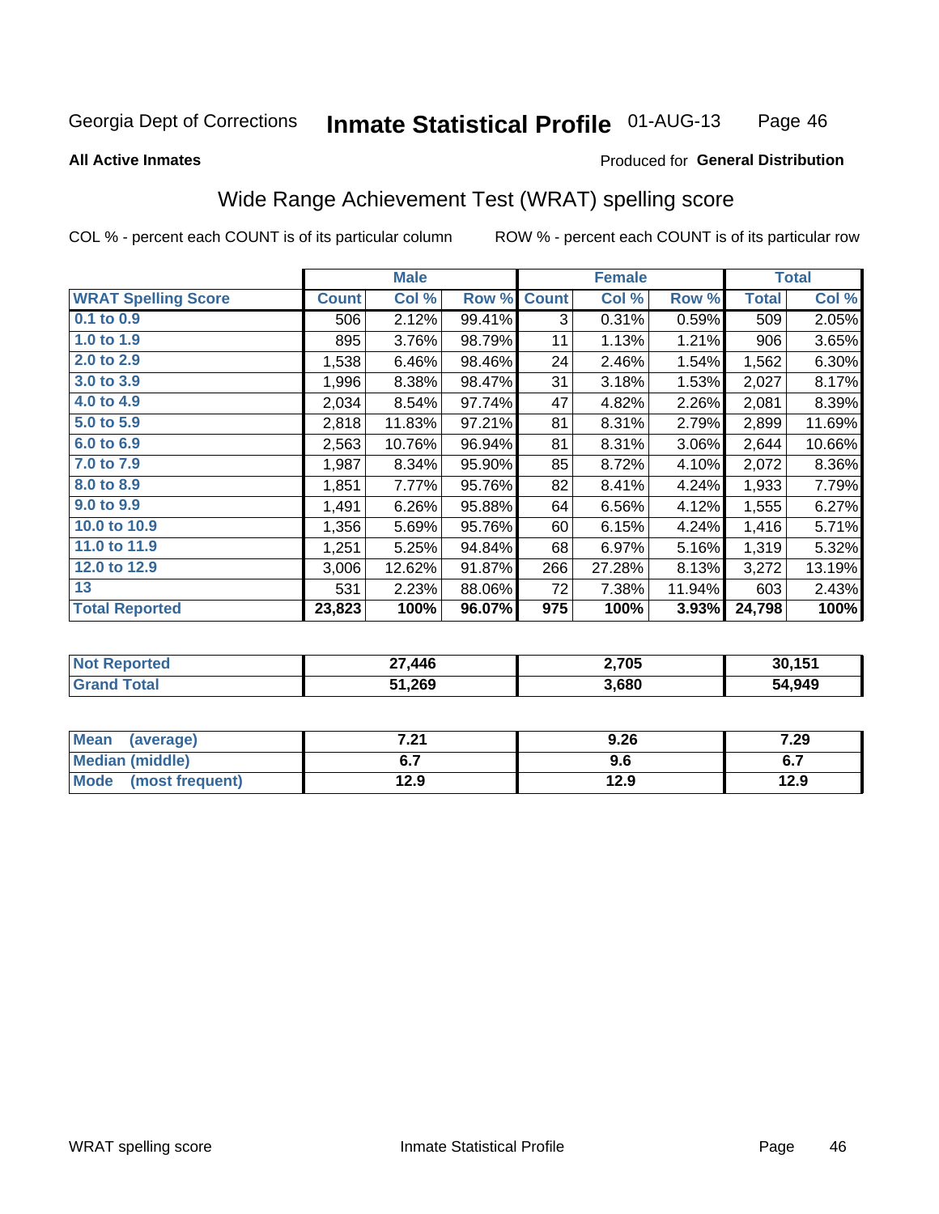Georgia Dept of Corrections **Inmate Statistical Profile** 01-AUG-13

**All Active Inmates**

Produced for **General Distribution**

## Wide Range Achievement Test (WRAT) spelling score

COL % - percent each COUNT is of its particular column

ROW % - percent each COUNT is of its particular row

| | Male | | | Female | | | Total | |
|---|---|---|---|---|---|---|---|---|
| **WRAT Spelling Score** | **Count** | **Col %** | **Row %** | **Count** | **Col %** | **Row %** | **Total** | **Col %** |
| 0.1 to 0.9 | 506 | 2.12% | 99.41% | 3 | 0.31% | 0.59% | 509 | 2.05% |
| 1.0 to 1.9 | 895 | 3.76% | 98.79% | 11 | 1.13% | 1.21% | 906 | 3.65% |
| 2.0 to 2.9 | 1,538 | 6.46% | 98.46% | 24 | 2.46% | 1.54% | 1,562 | 6.30% |
| 3.0 to 3.9 | 1,996 | 8.38% | 98.47% | 31 | 3.18% | 1.53% | 2,027 | 8.17% |
| 4.0 to 4.9 | 2,034 | 8.54% | 97.74% | 47 | 4.82% | 2.26% | 2,081 | 8.39% |
| 5.0 to 5.9 | 2,818 | 11.83% | 97.21% | 81 | 8.31% | 2.79% | 2,899 | 11.69% |
| 6.0 to 6.9 | 2,563 | 10.76% | 96.94% | 81 | 8.31% | 3.06% | 2,644 | 10.66% |
| 7.0 to 7.9 | 1,987 | 8.34% | 95.90% | 85 | 8.72% | 4.10% | 2,072 | 8.36% |
| 8.0 to 8.9 | 1,851 | 7.77% | 95.76% | 82 | 8.41% | 4.24% | 1,933 | 7.79% |
| 9.0 to 9.9 | 1,491 | 6.26% | 95.88% | 64 | 6.56% | 4.12% | 1,555 | 6.27% |
| 10.0 to 10.9 | 1,356 | 5.69% | 95.76% | 60 | 6.15% | 4.24% | 1,416 | 5.71% |
| 11.0 to 11.9 | 1,251 | 5.25% | 94.84% | 68 | 6.97% | 5.16% | 1,319 | 5.32% |
| 12.0 to 12.9 | 3,006 | 12.62% | 91.87% | 266 | 27.28% | 8.13% | 3,272 | 13.19% |
| 13 | 531 | 2.23% | 88.06% | 72 | 7.38% | 11.94% | 603 | 2.43% |
| **Total Reported** | **23,823** | **100%** | **96.07%** | **975** | **100%** | **3.93%** | **24,798** | **100%** |

| | Male | Female | Total |
|---|---|---|---|
| Not Reported | 27,446 | 2,705 | 30,151 |
| Grand Total | 51,269 | 3,680 | 54,949 |

| | Male | Female | Total |
|---|---|---|---|
| Mean (average) | 7.21 | 9.26 | 7.29 |
| Median (middle) | 6.7 | 9.6 | 6.7 |
| Mode (most frequent) | 12.9 | 12.9 | 12.9 |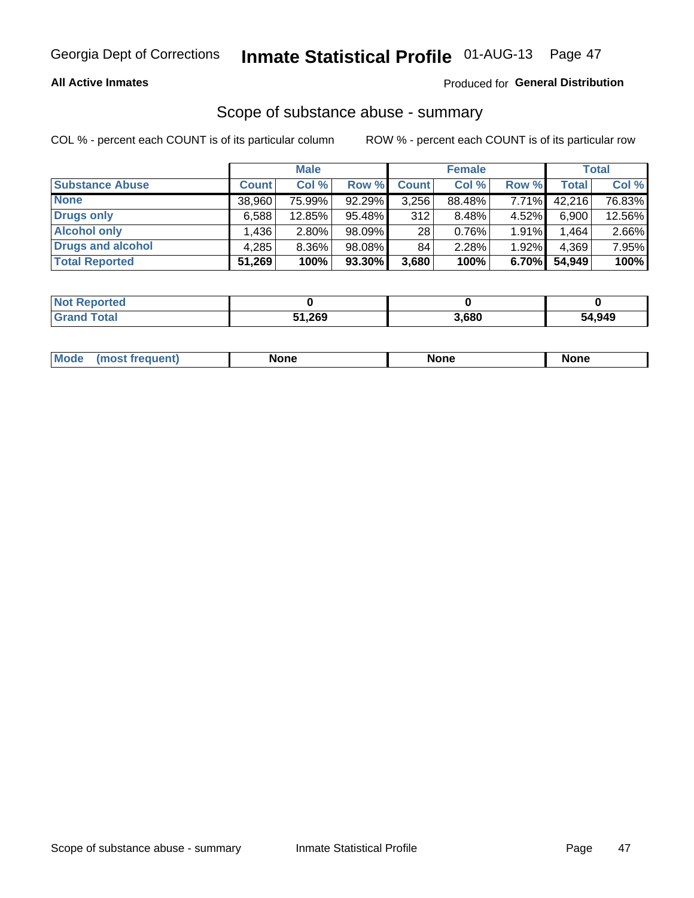Georgia Dept of Corrections **Inmate Statistical Profile** 01-AUG-13

**All Active Inmates**

Produced for **General Distribution**

## Scope of substance abuse - summary

COL % - percent each COUNT is of its particular column    ROW % - percent each COUNT is of its particular row

| | Male | | | Female | | | Total | |
|---|---|---|---|---|---|---|---|---|
| **Substance Abuse** | **Count** | **Col %** | **Row %** | **Count** | **Col %** | **Row %** | **Total** | **Col %** |
| **None** | 38,960 | 75.99% | 92.29% | 3,256 | 88.48% | 7.71% | 42,216 | 76.83% |
| **Drugs only** | 6,588 | 12.85% | 95.48% | 312 | 8.48% | 4.52% | 6,900 | 12.56% |
| **Alcohol only** | 1,436 | 2.80% | 98.09% | 28 | 0.76% | 1.91% | 1,464 | 2.66% |
| **Drugs and alcohol** | 4,285 | 8.36% | 98.08% | 84 | 2.28% | 1.92% | 4,369 | 7.95% |
| **Total Reported** | **51,269** | **100%** | **93.30%** | **3,680** | **100%** | **6.70%** | **54,949** | **100%** |

| | Male | Female | Total |
|---|---|---|---|
| **Not Reported** | **0** | **0** | **0** |
| **Grand Total** | **51,269** | **3,680** | **54,949** |

| | Male | Female | Total |
|---|---|---|---|
| **Mode (most frequent)** | **None** | **None** | **None** |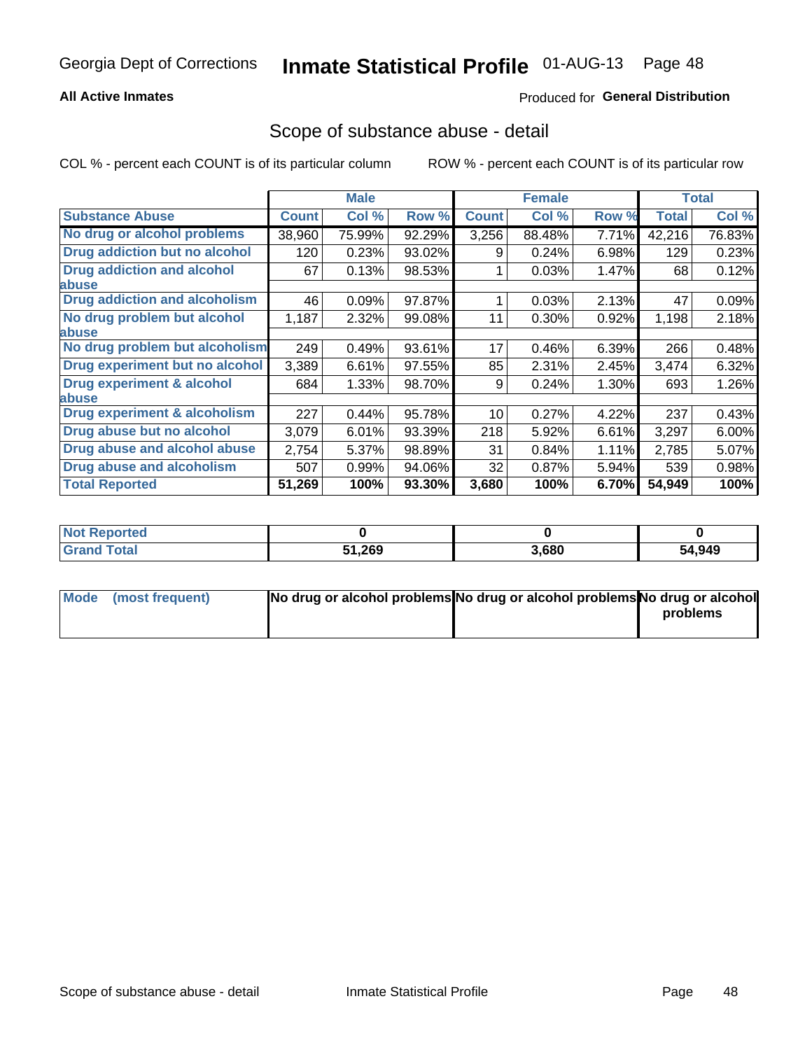Georgia Dept of Corrections **Inmate Statistical Profile** 01-AUG-13

**All Active Inmates** Produced for **General Distribution**

## Scope of substance abuse - detail

COL % - percent each COUNT is of its particular column     ROW % - percent each COUNT is of its particular row

| | Male | | | Female | | | Total | |
|---|---|---|---|---|---|---|---|---|
| **Substance Abuse** | **Count** | **Col %** | **Row %** | **Count** | **Col %** | **Row %** | **Total** | **Col %** |
| No drug or alcohol problems | 38,960 | 75.99% | 92.29% | 3,256 | 88.48% | 7.71% | 42,216 | 76.83% |
| Drug addiction but no alcohol | 120 | 0.23% | 93.02% | 9 | 0.24% | 6.98% | 129 | 0.23% |
| Drug addiction and alcohol abuse | 67 | 0.13% | 98.53% | 1 | 0.03% | 1.47% | 68 | 0.12% |
| Drug addiction and alcoholism | 46 | 0.09% | 97.87% | 1 | 0.03% | 2.13% | 47 | 0.09% |
| No drug problem but alcohol abuse | 1,187 | 2.32% | 99.08% | 11 | 0.30% | 0.92% | 1,198 | 2.18% |
| No drug problem but alcoholism | 249 | 0.49% | 93.61% | 17 | 0.46% | 6.39% | 266 | 0.48% |
| Drug experiment but no alcohol | 3,389 | 6.61% | 97.55% | 85 | 2.31% | 2.45% | 3,474 | 6.32% |
| Drug experiment & alcohol abuse | 684 | 1.33% | 98.70% | 9 | 0.24% | 1.30% | 693 | 1.26% |
| Drug experiment & alcoholism | 227 | 0.44% | 95.78% | 10 | 0.27% | 4.22% | 237 | 0.43% |
| Drug abuse but no alcohol | 3,079 | 6.01% | 93.39% | 218 | 5.92% | 6.61% | 3,297 | 6.00% |
| Drug abuse and alcohol abuse | 2,754 | 5.37% | 98.89% | 31 | 0.84% | 1.11% | 2,785 | 5.07% |
| Drug abuse and alcoholism | 507 | 0.99% | 94.06% | 32 | 0.87% | 5.94% | 539 | 0.98% |
| **Total Reported** | **51,269** | **100%** | **93.30%** | **3,680** | **100%** | **6.70%** | **54,949** | **100%** |

| | Male | Female | Total |
|---|---|---|---|
| Not Reported | **0** | **0** | **0** |
| Grand Total | **51,269** | **3,680** | **54,949** |

| | Male | Female | Total |
|---|---|---|---|
| Mode (most frequent) | **No drug or alcohol problems** | **No drug or alcohol problems** | **No drug or alcohol problems** |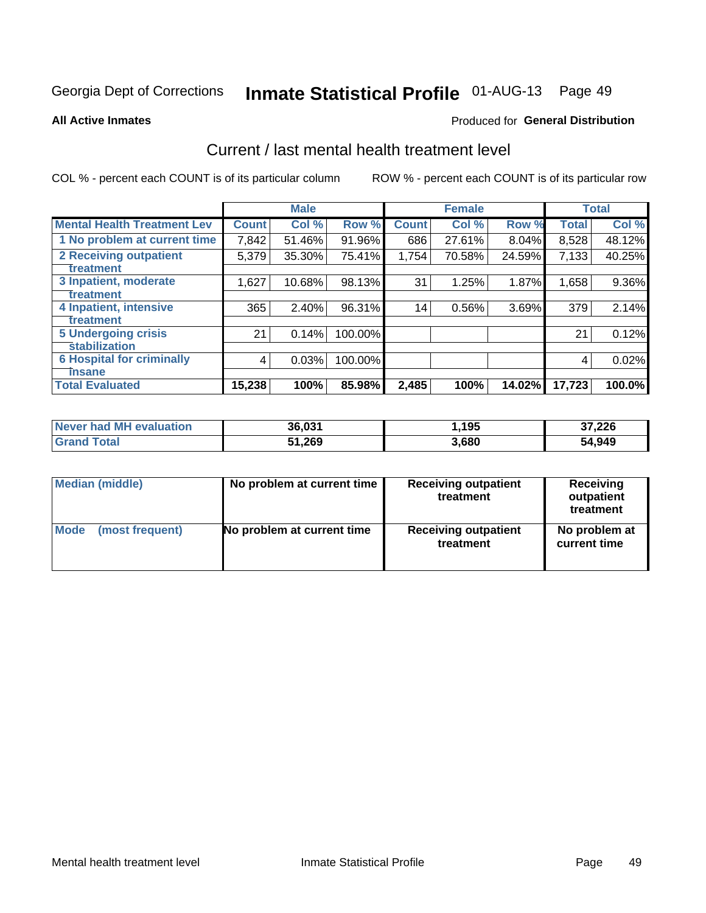Georgia Dept of Corrections **Inmate Statistical Profile** 01-AUG-13 Page 49

**All Active Inmates**

Produced for **General Distribution**

## Current / last mental health treatment level

COL % - percent each COUNT is of its particular column

ROW % - percent each COUNT is of its particular row

| | Male | | | Female | | | Total | |
|---|---|---|---|---|---|---|---|---|
| **Mental Health Treatment Lev** | **Count** | **Col %** | **Row %** | **Count** | **Col %** | **Row %** | **Total** | **Col %** |
| 1 No problem at current time | 7,842 | 51.46% | 91.96% | 686 | 27.61% | 8.04% | 8,528 | 48.12% |
| 2 Receiving outpatient treatment | 5,379 | 35.30% | 75.41% | 1,754 | 70.58% | 24.59% | 7,133 | 40.25% |
| 3 Inpatient, moderate treatment | 1,627 | 10.68% | 98.13% | 31 | 1.25% | 1.87% | 1,658 | 9.36% |
| 4 Inpatient, intensive treatment | 365 | 2.40% | 96.31% | 14 | 0.56% | 3.69% | 379 | 2.14% |
| 5 Undergoing crisis stabilization | 21 | 0.14% | 100.00% | | | | 21 | 0.12% |
| 6 Hospital for criminally insane | 4 | 0.03% | 100.00% | | | | 4 | 0.02% |
| **Total Evaluated** | **15,238** | **100%** | **85.98%** | **2,485** | **100%** | **14.02%** | **17,723** | **100.0%** |

| | Male | Female | Total |
|---|---|---|---|
| Never had MH evaluation | **36,031** | **1,195** | **37,226** |
| Grand Total | **51,269** | **3,680** | **54,949** |

| | Male | Female | Total |
|---|---|---|---|
| **Median (middle)** | **No problem at current time** | **Receiving outpatient treatment** | **Receiving outpatient treatment** |
| **Mode (most frequent)** | **No problem at current time** | **Receiving outpatient treatment** | **No problem at current time** |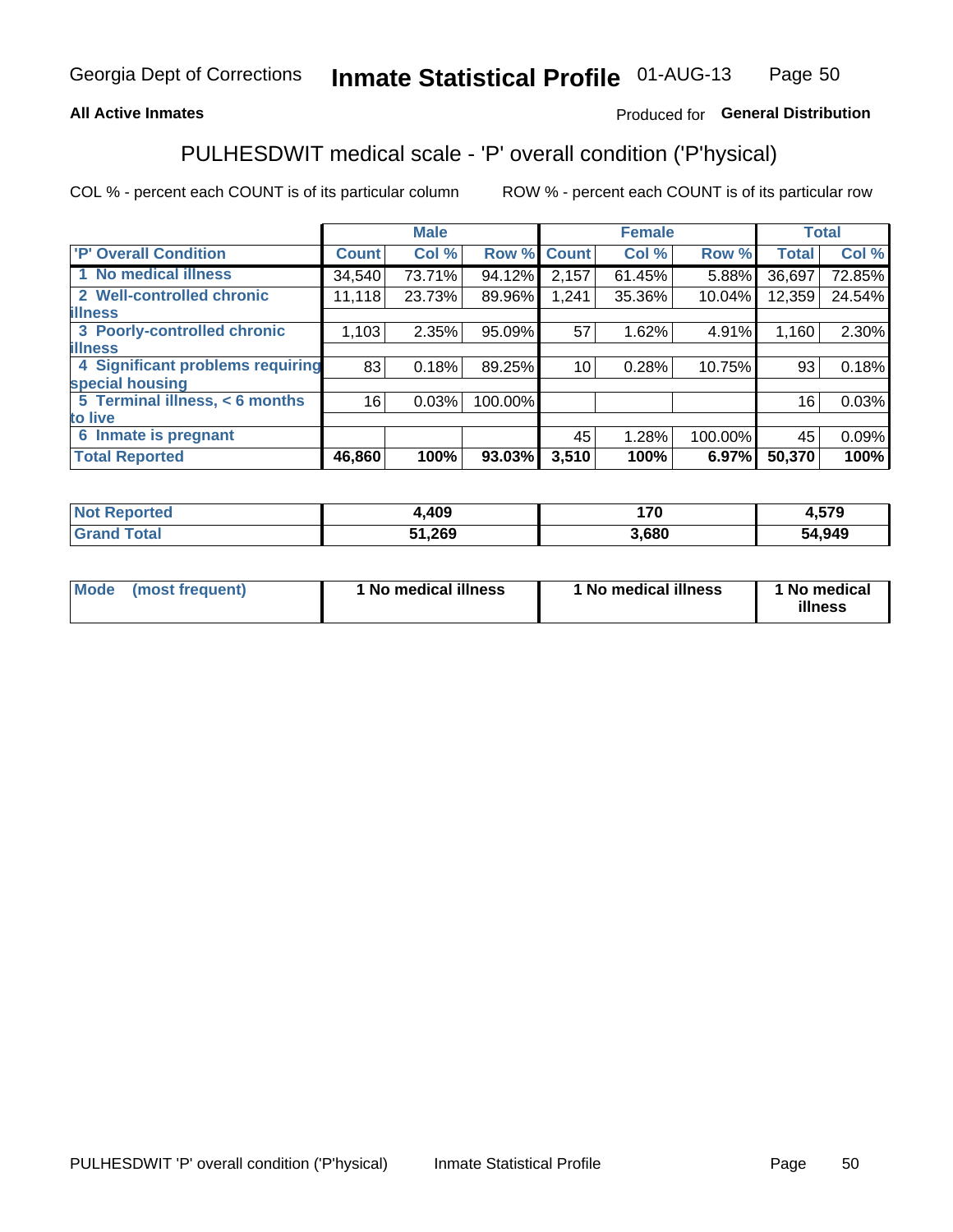Georgia Dept of Corrections **Inmate Statistical Profile** 01-AUG-13

**All Active Inmates**

Produced for **General Distribution**

## PULHESDWIT medical scale - 'P' overall condition ('P'hysical)

COL % - percent each COUNT is of its particular column ROW % - percent each COUNT is of its particular row

| | Male | | | Female | | | Total | |
|---|---|---|---|---|---|---|---|---|
| 'P' Overall Condition | Count | Col % | Row % | Count | Col % | Row % | Total | Col % |
| 1 No medical illness | 34,540 | 73.71% | 94.12% | 2,157 | 61.45% | 5.88% | 36,697 | 72.85% |
| 2 Well-controlled chronic illness | 11,118 | 23.73% | 89.96% | 1,241 | 35.36% | 10.04% | 12,359 | 24.54% |
| 3 Poorly-controlled chronic illness | 1,103 | 2.35% | 95.09% | 57 | 1.62% | 4.91% | 1,160 | 2.30% |
| 4 Significant problems requiring special housing | 83 | 0.18% | 89.25% | 10 | 0.28% | 10.75% | 93 | 0.18% |
| 5 Terminal illness, < 6 months to live | 16 | 0.03% | 100.00% | | | | 16 | 0.03% |
| 6 Inmate is pregnant | | | | 45 | 1.28% | 100.00% | 45 | 0.09% |
| **Total Reported** | **46,860** | **100%** | **93.03%** | **3,510** | **100%** | **6.97%** | **50,370** | **100%** |

| | Male | Female | Total |
|---|---|---|---|
| Not Reported | **4,409** | **170** | **4,579** |
| Grand Total | **51,269** | **3,680** | **54,949** |

| | Male | Female | Total |
|---|---|---|---|
| Mode (most frequent) | **1 No medical illness** | **1 No medical illness** | **1 No medical illness** |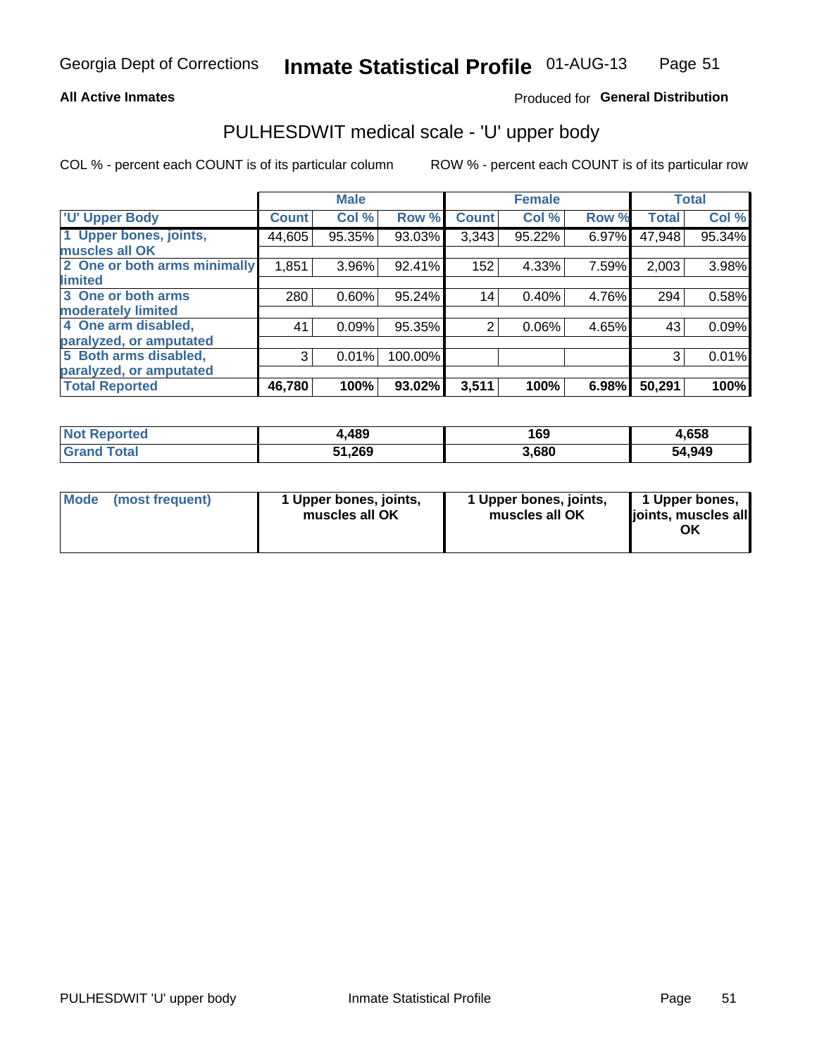**All Active Inmates** Produced for **General Distribution**

## PULHESDWIT medical scale - 'U' upper body

COL % - percent each COUNT is of its particular column ROW % - percent each COUNT is of its particular row

| | Male | | | Female | | | Total | |
|---|---|---|---|---|---|---|---|---|
| 'U' Upper Body | Count | Col % | Row % | Count | Col % | Row % | Total | Col % |
| 1 Upper bones, joints, muscles all OK | 44,605 | 95.35% | 93.03% | 3,343 | 95.22% | 6.97% | 47,948 | 95.34% |
| 2 One or both arms minimally limited | 1,851 | 3.96% | 92.41% | 152 | 4.33% | 7.59% | 2,003 | 3.98% |
| 3 One or both arms moderately limited | 280 | 0.60% | 95.24% | 14 | 0.40% | 4.76% | 294 | 0.58% |
| 4 One arm disabled, paralyzed, or amputated | 41 | 0.09% | 95.35% | 2 | 0.06% | 4.65% | 43 | 0.09% |
| 5 Both arms disabled, paralyzed, or amputated | 3 | 0.01% | 100.00% | | | | 3 | 0.01% |
| **Total Reported** | **46,780** | **100%** | **93.02%** | **3,511** | **100%** | **6.98%** | **50,291** | **100%** |

| | Male | Female | Total |
|---|---|---|---|
| Not Reported | 4,489 | 169 | 4,658 |
| Grand Total | 51,269 | 3,680 | 54,949 |

| | Male | Female | Total |
|---|---|---|---|
| Mode (most frequent) | 1 Upper bones, joints, muscles all OK | 1 Upper bones, joints, muscles all OK | 1 Upper bones, joints, muscles all OK |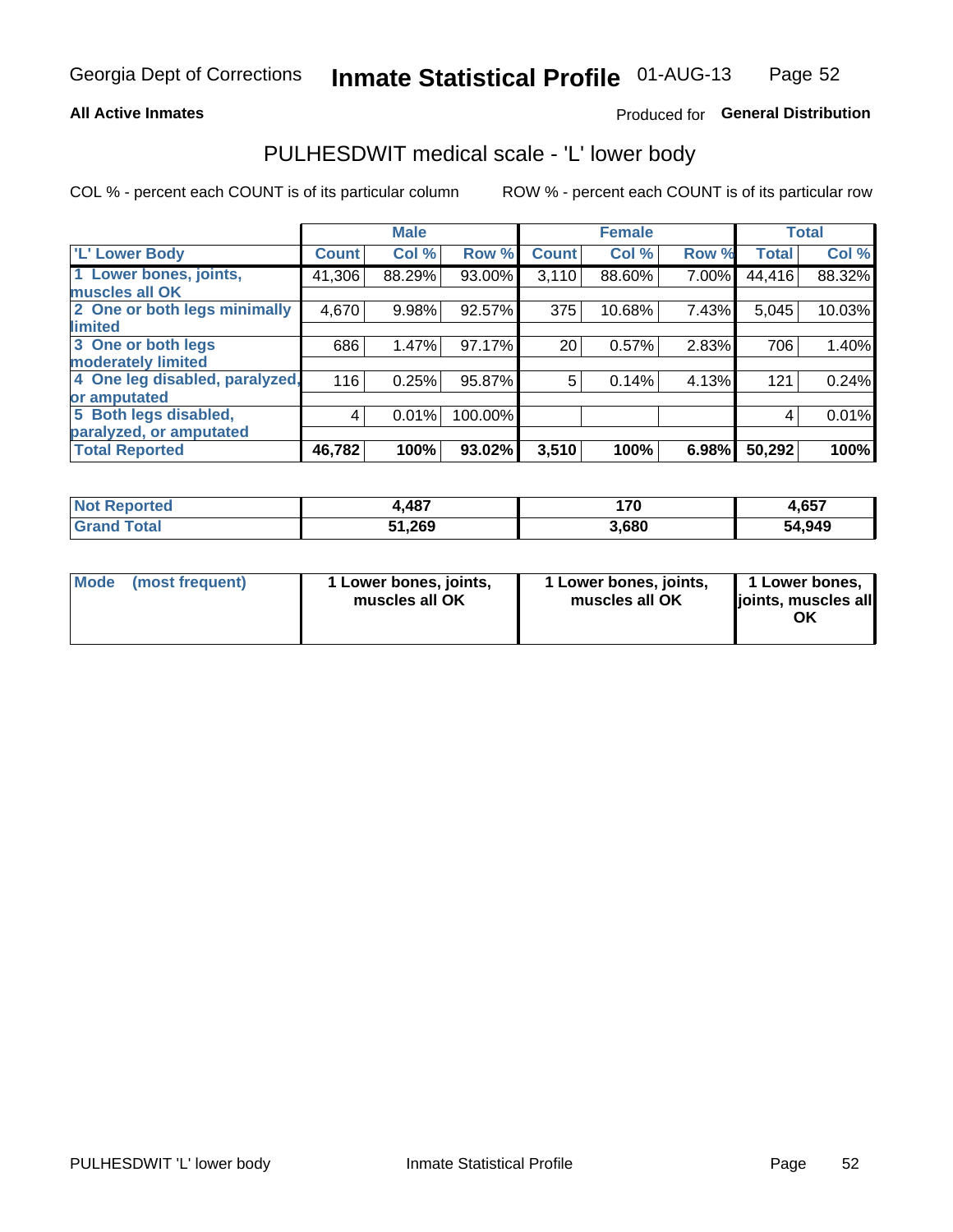Georgia Dept of Corrections **Inmate Statistical Profile** 01-AUG-13

**All Active Inmates**

Produced for **General Distribution**

## PULHESDWIT medical scale - 'L' lower body

COL % - percent each COUNT is of its particular column

ROW % - percent each COUNT is of its particular row

| | Male | | | Female | | | Total | |
|---|---|---|---|---|---|---|---|---|
| 'L' Lower Body | Count | Col % | Row % | Count | Col % | Row % | Total | Col % |
| 1 Lower bones, joints, muscles all OK | 41,306 | 88.29% | 93.00% | 3,110 | 88.60% | 7.00% | 44,416 | 88.32% |
| 2 One or both legs minimally limited | 4,670 | 9.98% | 92.57% | 375 | 10.68% | 7.43% | 5,045 | 10.03% |
| 3 One or both legs moderately limited | 686 | 1.47% | 97.17% | 20 | 0.57% | 2.83% | 706 | 1.40% |
| 4 One leg disabled, paralyzed, or amputated | 116 | 0.25% | 95.87% | 5 | 0.14% | 4.13% | 121 | 0.24% |
| 5 Both legs disabled, paralyzed, or amputated | 4 | 0.01% | 100.00% | | | | 4 | 0.01% |
| **Total Reported** | **46,782** | **100%** | **93.02%** | **3,510** | **100%** | **6.98%** | **50,292** | **100%** |

| | Male | Female | Total |
|---|---|---|---|
| Not Reported | 4,487 | 170 | 4,657 |
| Grand Total | 51,269 | 3,680 | 54,949 |

| | Male | Female | Total |
|---|---|---|---|
| Mode (most frequent) | 1 Lower bones, joints, muscles all OK | 1 Lower bones, joints, muscles all OK | 1 Lower bones, joints, muscles all OK |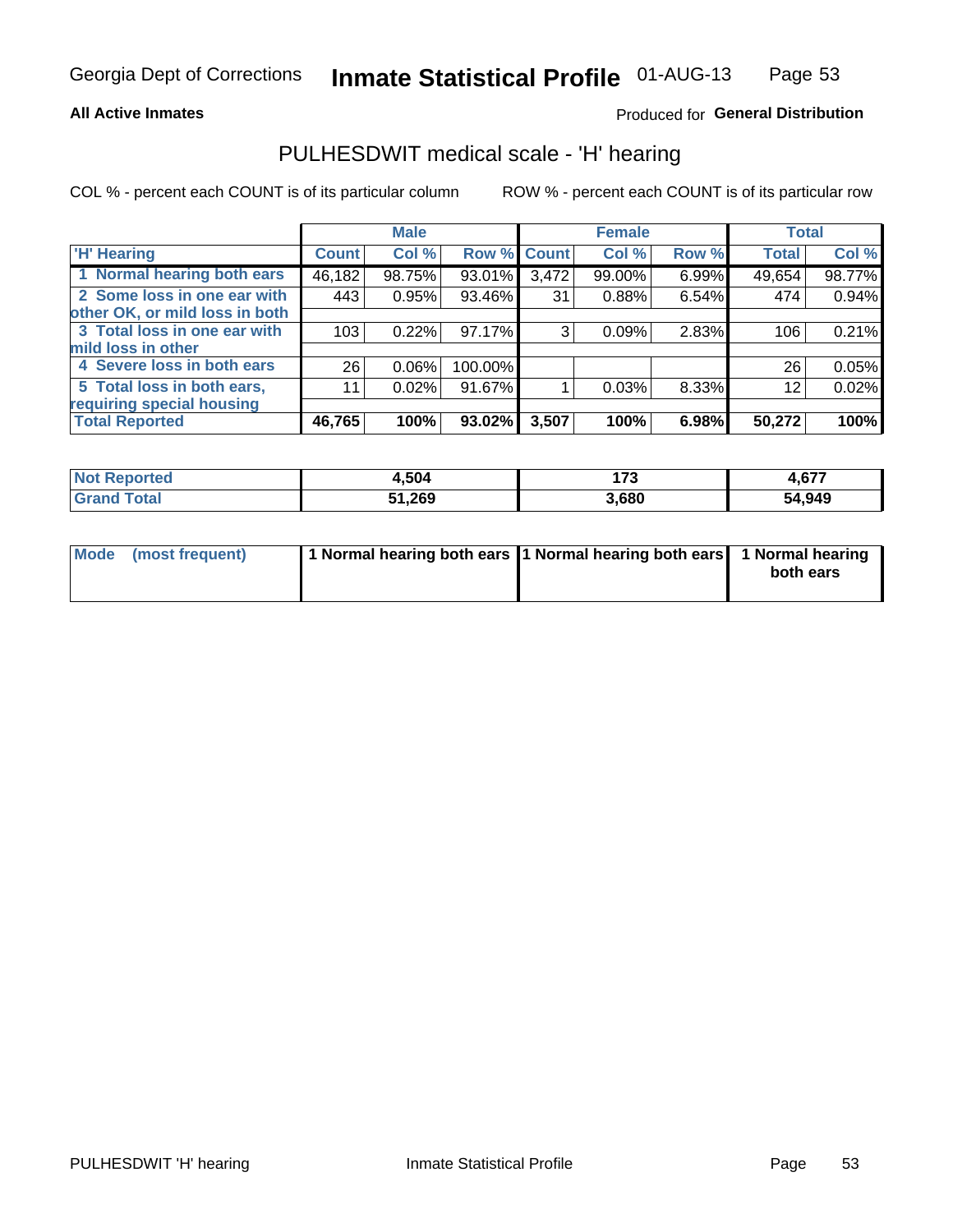Georgia Dept of Corrections **Inmate Statistical Profile** 01-AUG-13

**All Active Inmates**

Produced for **General Distribution**

## PULHESDWIT medical scale - 'H' hearing

COL % - percent each COUNT is of its particular column

ROW % - percent each COUNT is of its particular row

| | Male | | | Female | | | Total | |
|---|---|---|---|---|---|---|---|---|
| 'H' Hearing | Count | Col % | Row % | Count | Col % | Row % | Total | Col % |
| 1 Normal hearing both ears | 46,182 | 98.75% | 93.01% | 3,472 | 99.00% | 6.99% | 49,654 | 98.77% |
| 2 Some loss in one ear with other OK, or mild loss in both | 443 | 0.95% | 93.46% | 31 | 0.88% | 6.54% | 474 | 0.94% |
| 3 Total loss in one ear with mild loss in other | 103 | 0.22% | 97.17% | 3 | 0.09% | 2.83% | 106 | 0.21% |
| 4 Severe loss in both ears | 26 | 0.06% | 100.00% | | | | 26 | 0.05% |
| 5 Total loss in both ears, requiring special housing | 11 | 0.02% | 91.67% | 1 | 0.03% | 8.33% | 12 | 0.02% |
| **Total Reported** | **46,765** | **100%** | **93.02%** | **3,507** | **100%** | **6.98%** | **50,272** | **100%** |

| | Male | Female | Total |
|---|---|---|---|
| Not Reported | 4,504 | 173 | 4,677 |
| Grand Total | 51,269 | 3,680 | 54,949 |

| | Male | Female | Total |
|---|---|---|---|
| Mode (most frequent) | 1 Normal hearing both ears | 1 Normal hearing both ears | 1 Normal hearing both ears |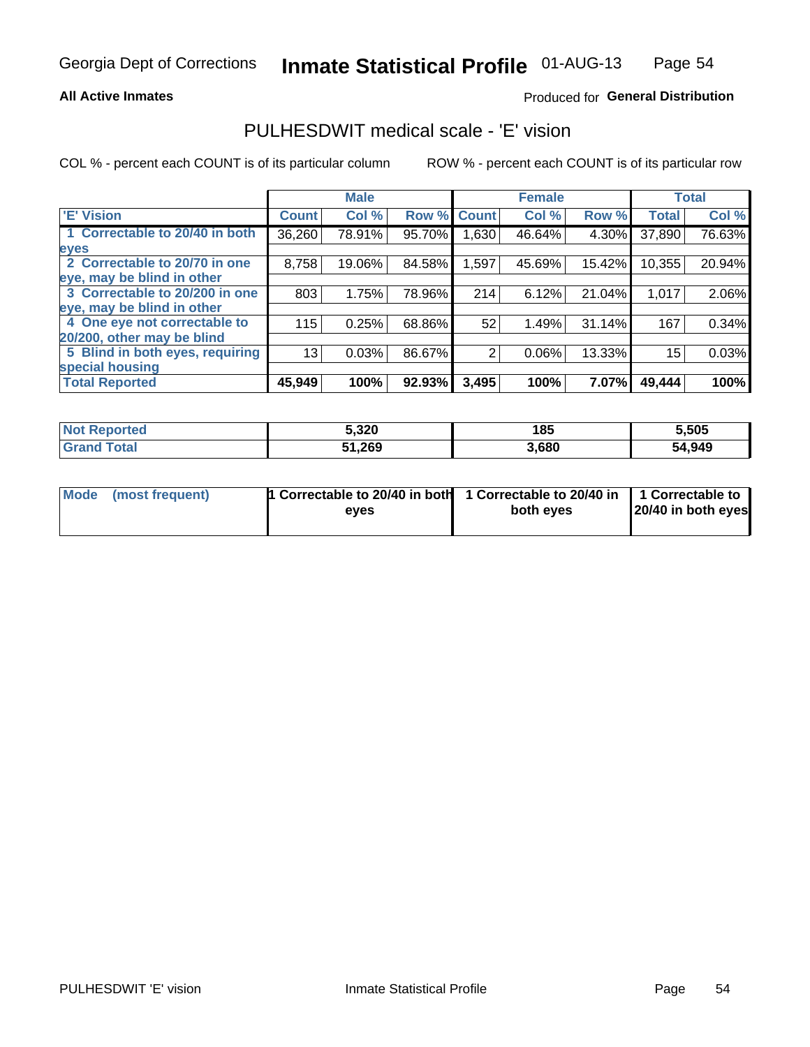Georgia Dept of Corrections **Inmate Statistical Profile** 01-AUG-13

**All Active Inmates**

Produced for **General Distribution**

## PULHESDWIT medical scale - 'E' vision

COL % - percent each COUNT is of its particular column

ROW % - percent each COUNT is of its particular row

| | Male | | | Female | | | Total | |
|---|---|---|---|---|---|---|---|---|
| 'E' Vision | Count | Col % | Row % | Count | Col % | Row % | Total | Col % |
| 1 Correctable to 20/40 in both eyes | 36,260 | 78.91% | 95.70% | 1,630 | 46.64% | 4.30% | 37,890 | 76.63% |
| 2 Correctable to 20/70 in one eye, may be blind in other | 8,758 | 19.06% | 84.58% | 1,597 | 45.69% | 15.42% | 10,355 | 20.94% |
| 3 Correctable to 20/200 in one eye, may be blind in other | 803 | 1.75% | 78.96% | 214 | 6.12% | 21.04% | 1,017 | 2.06% |
| 4 One eye not correctable to 20/200, other may be blind | 115 | 0.25% | 68.86% | 52 | 1.49% | 31.14% | 167 | 0.34% |
| 5 Blind in both eyes, requiring special housing | 13 | 0.03% | 86.67% | 2 | 0.06% | 13.33% | 15 | 0.03% |
| **Total Reported** | **45,949** | **100%** | **92.93%** | **3,495** | **100%** | **7.07%** | **49,444** | **100%** |

| | Male | Female | Total |
|---|---|---|---|
| **Not Reported** | **5,320** | **185** | **5,505** |
| **Grand Total** | **51,269** | **3,680** | **54,949** |

| | Male | Female | Total |
|---|---|---|---|
| **Mode (most frequent)** | **1 Correctable to 20/40 in both eyes** | **1 Correctable to 20/40 in both eyes** | **1 Correctable to 20/40 in both eyes** |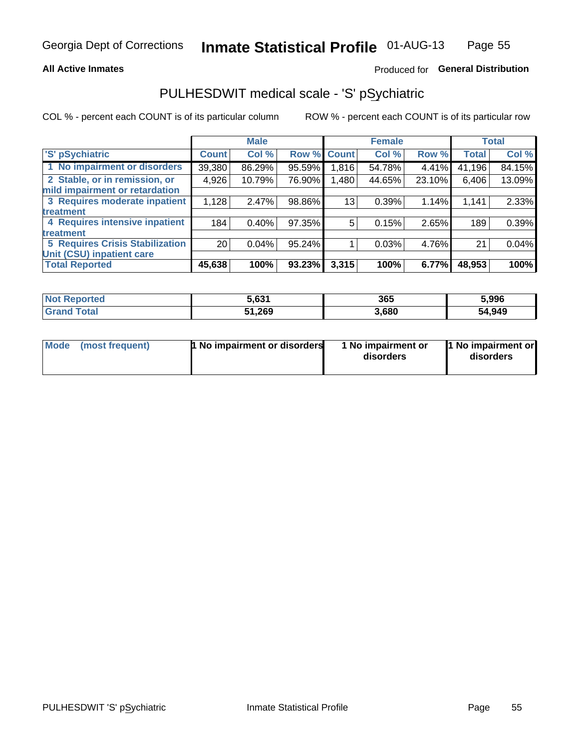Georgia Dept of Corrections **Inmate Statistical Profile** 01-AUG-13

**All Active Inmates**

Produced for **General Distribution**

## PULHESDWIT medical scale - 'S' pSychiatric

COL % - percent each COUNT is of its particular column

ROW % - percent each COUNT is of its particular row

| | Male | | | Female | | | Total | |
|---|---|---|---|---|---|---|---|---|
| 'S' pSychiatric | Count | Col % | Row % | Count | Col % | Row % | Total | Col % |
| 1 No impairment or disorders | 39,380 | 86.29% | 95.59% | 1,816 | 54.78% | 4.41% | 41,196 | 84.15% |
| 2 Stable, or in remission, or mild impairment or retardation | 4,926 | 10.79% | 76.90% | 1,480 | 44.65% | 23.10% | 6,406 | 13.09% |
| 3 Requires moderate inpatient treatment | 1,128 | 2.47% | 98.86% | 13 | 0.39% | 1.14% | 1,141 | 2.33% |
| 4 Requires intensive inpatient treatment | 184 | 0.40% | 97.35% | 5 | 0.15% | 2.65% | 189 | 0.39% |
| 5 Requires Crisis Stabilization Unit (CSU) inpatient care | 20 | 0.04% | 95.24% | 1 | 0.03% | 4.76% | 21 | 0.04% |
| **Total Reported** | **45,638** | **100%** | **93.23%** | **3,315** | **100%** | **6.77%** | **48,953** | **100%** |

| | Male | Female | Total |
|---|---|---|---|
| Not Reported | 5,631 | 365 | 5,996 |
| Grand Total | 51,269 | 3,680 | 54,949 |

| | Male | Female | Total |
|---|---|---|---|
| Mode (most frequent) | 1 No impairment or disorders | 1 No impairment or disorders | 1 No impairment or disorders |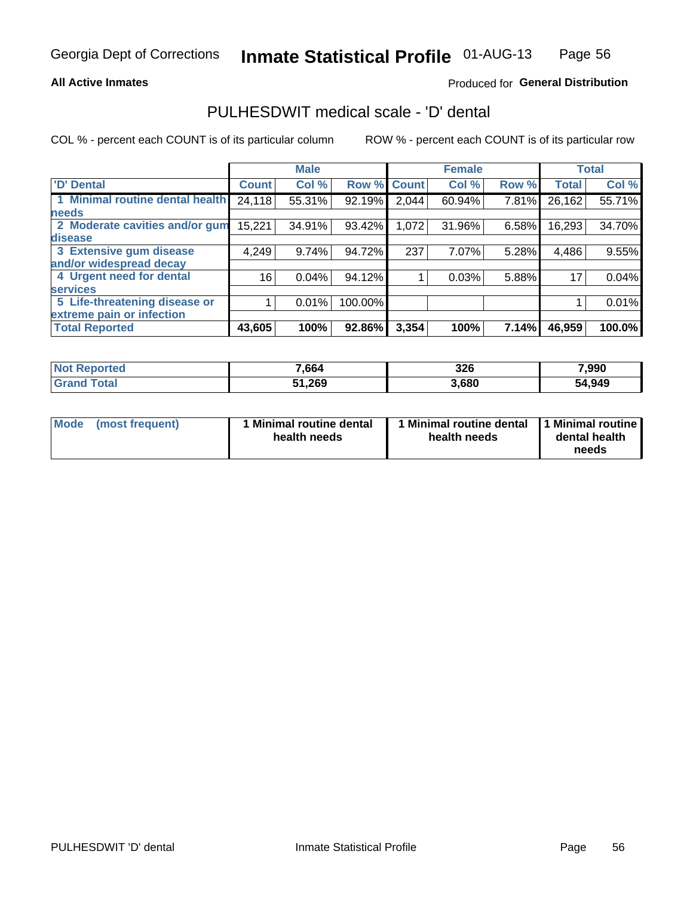Georgia Dept of Corrections **Inmate Statistical Profile** 01-AUG-13

**All Active Inmates**

Produced for **General Distribution**

## PULHESDWIT medical scale - 'D' dental

COL % - percent each COUNT is of its particular column

ROW % - percent each COUNT is of its particular row

| | Male | | | Female | | | Total | |
|---|---|---|---|---|---|---|---|---|
| 'D' Dental | Count | Col % | Row % | Count | Col % | Row % | Total | Col % |
| 1 Minimal routine dental health needs | 24,118 | 55.31% | 92.19% | 2,044 | 60.94% | 7.81% | 26,162 | 55.71% |
| 2 Moderate cavities and/or gum disease | 15,221 | 34.91% | 93.42% | 1,072 | 31.96% | 6.58% | 16,293 | 34.70% |
| 3 Extensive gum disease and/or widespread decay | 4,249 | 9.74% | 94.72% | 237 | 7.07% | 5.28% | 4,486 | 9.55% |
| 4 Urgent need for dental services | 16 | 0.04% | 94.12% | 1 | 0.03% | 5.88% | 17 | 0.04% |
| 5 Life-threatening disease or extreme pain or infection | 1 | 0.01% | 100.00% | | | | 1 | 0.01% |
| **Total Reported** | **43,605** | **100%** | **92.86%** | **3,354** | **100%** | **7.14%** | **46,959** | **100.0%** |

| | Male | Female | Total |
|---|---|---|---|
| Not Reported | 7,664 | 326 | 7,990 |
| Grand Total | 51,269 | 3,680 | 54,949 |

| | Male | Female | Total |
|---|---|---|---|
| Mode (most frequent) | 1 Minimal routine dental health needs | 1 Minimal routine dental health needs | 1 Minimal routine dental health needs |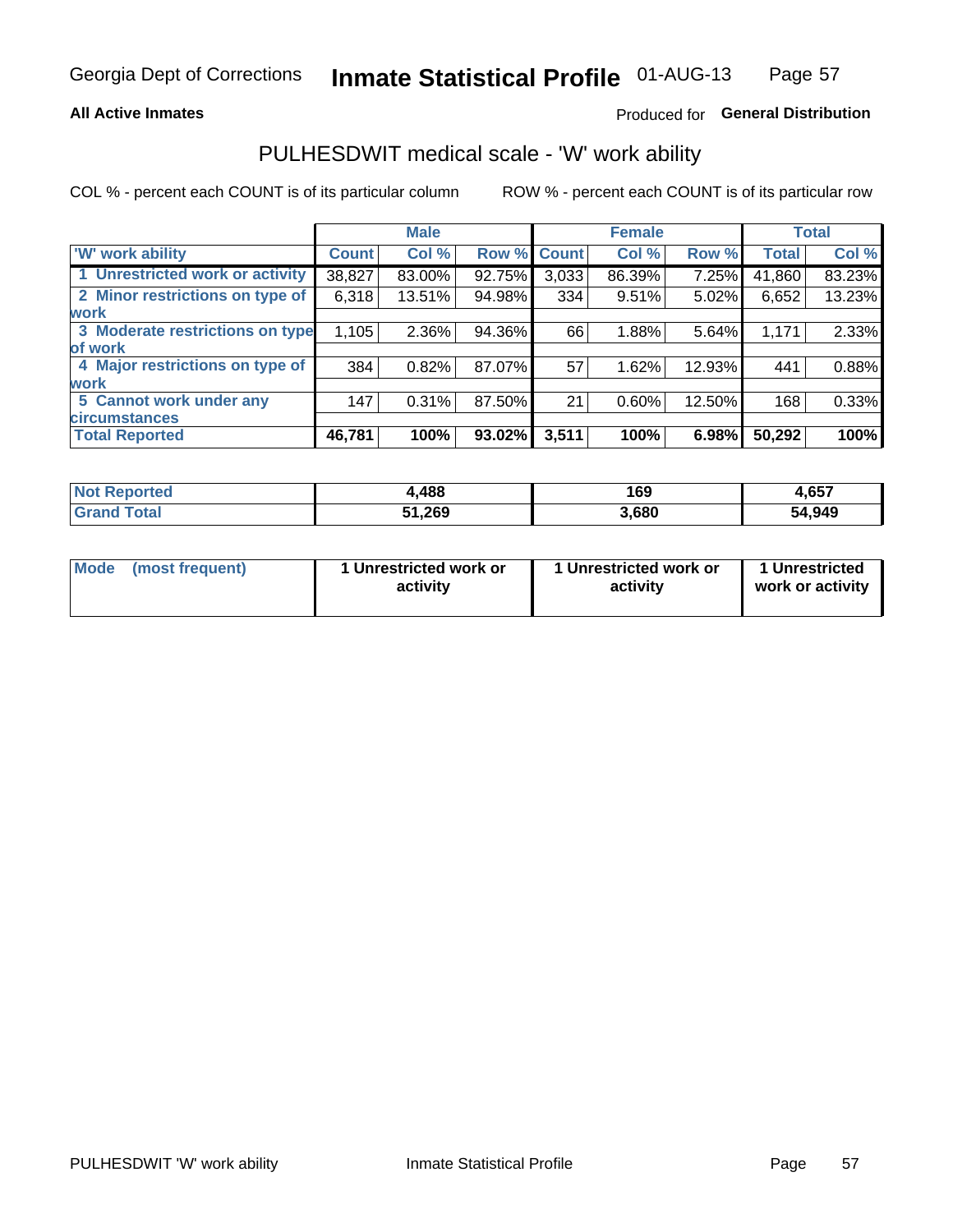Georgia Dept of Corrections **Inmate Statistical Profile** 01-AUG-13

**All Active Inmates**

Produced for **General Distribution**

## PULHESDWIT medical scale - 'W' work ability

COL % - percent each COUNT is of its particular column

ROW % - percent each COUNT is of its particular row

| | Male | | | Female | | | Total | |
|---|---|---|---|---|---|---|---|---|
| 'W' work ability | Count | Col % | Row % | Count | Col % | Row % | Total | Col % |
| 1 Unrestricted work or activity | 38,827 | 83.00% | 92.75% | 3,033 | 86.39% | 7.25% | 41,860 | 83.23% |
| 2 Minor restrictions on type of work | 6,318 | 13.51% | 94.98% | 334 | 9.51% | 5.02% | 6,652 | 13.23% |
| 3 Moderate restrictions on type of work | 1,105 | 2.36% | 94.36% | 66 | 1.88% | 5.64% | 1,171 | 2.33% |
| 4 Major restrictions on type of work | 384 | 0.82% | 87.07% | 57 | 1.62% | 12.93% | 441 | 0.88% |
| 5 Cannot work under any circumstances | 147 | 0.31% | 87.50% | 21 | 0.60% | 12.50% | 168 | 0.33% |
| **Total Reported** | **46,781** | **100%** | **93.02%** | **3,511** | **100%** | **6.98%** | **50,292** | **100%** |

| | Male | Female | Total |
|---|---|---|---|
| Not Reported | 4,488 | 169 | 4,657 |
| Grand Total | 51,269 | 3,680 | 54,949 |

| | Male | Female | Total |
|---|---|---|---|
| Mode (most frequent) | 1 Unrestricted work or activity | 1 Unrestricted work or activity | 1 Unrestricted work or activity |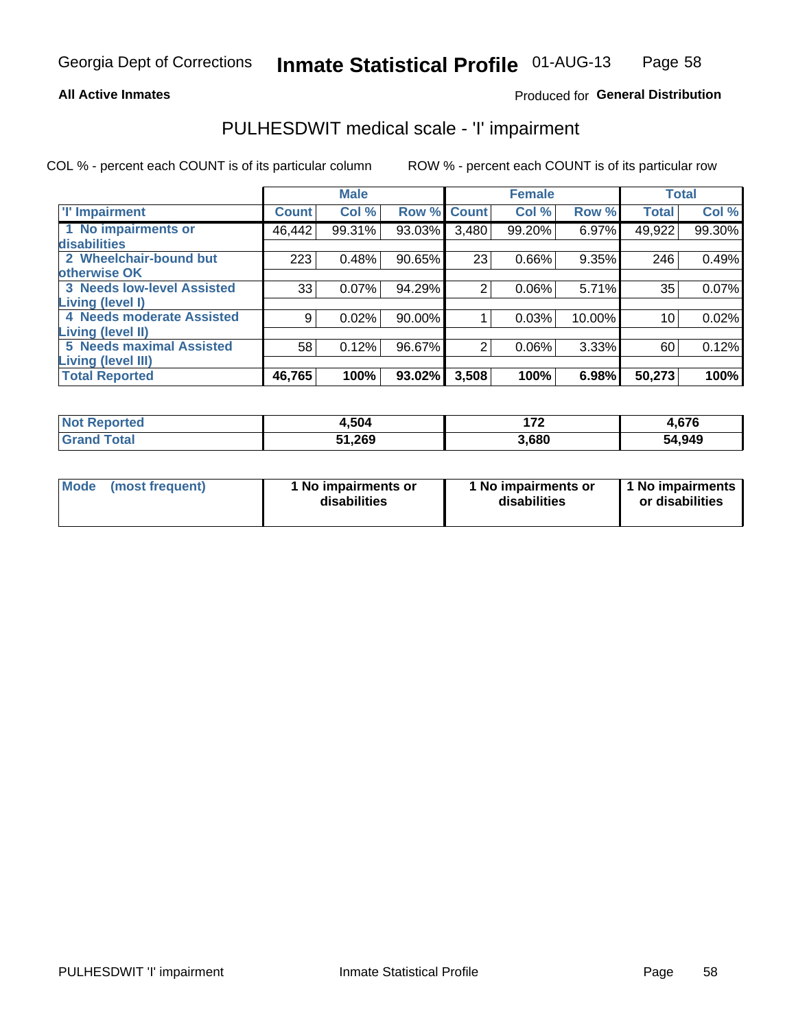Georgia Dept of Corrections **Inmate Statistical Profile** 01-AUG-13

**All Active Inmates**

Produced for **General Distribution**

## PULHESDWIT medical scale - 'I' impairment

COL % - percent each COUNT is of its particular column

ROW % - percent each COUNT is of its particular row

| | Male | | | Female | | | Total | |
|---|---|---|---|---|---|---|---|---|
| 'I' Impairment | Count | Col % | Row % | Count | Col % | Row % | Total | Col % |
| 1 No impairments or disabilities | 46,442 | 99.31% | 93.03% | 3,480 | 99.20% | 6.97% | 49,922 | 99.30% |
| 2 Wheelchair-bound but otherwise OK | 223 | 0.48% | 90.65% | 23 | 0.66% | 9.35% | 246 | 0.49% |
| 3 Needs low-level Assisted Living (level I) | 33 | 0.07% | 94.29% | 2 | 0.06% | 5.71% | 35 | 0.07% |
| 4 Needs moderate Assisted Living (level II) | 9 | 0.02% | 90.00% | 1 | 0.03% | 10.00% | 10 | 0.02% |
| 5 Needs maximal Assisted Living (level III) | 58 | 0.12% | 96.67% | 2 | 0.06% | 3.33% | 60 | 0.12% |
| **Total Reported** | **46,765** | **100%** | **93.02%** | **3,508** | **100%** | **6.98%** | **50,273** | **100%** |

| | Male | Female | Total |
|---|---|---|---|
| Not Reported | 4,504 | 172 | 4,676 |
| Grand Total | 51,269 | 3,680 | 54,949 |

| | Male | Female | Total |
|---|---|---|---|
| Mode (most frequent) | 1 No impairments or disabilities | 1 No impairments or disabilities | 1 No impairments or disabilities |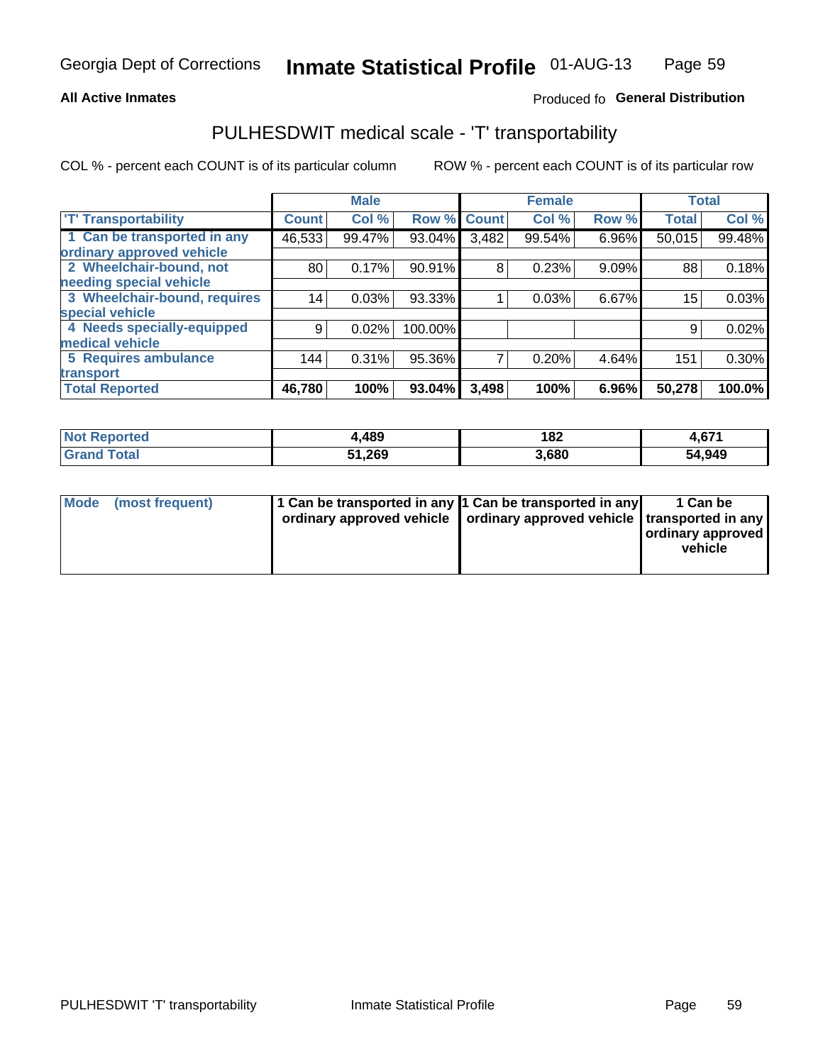Georgia Dept of Corrections **Inmate Statistical Profile** 01-AUG-13

**All Active Inmates**

Produced fo **General Distribution**

## PULHESDWIT medical scale - 'T' transportability

COL % - percent each COUNT is of its particular column

ROW % - percent each COUNT is of its particular row

| | Male | | | Female | | | Total | |
|---|---|---|---|---|---|---|---|---|
| 'T' Transportability | Count | Col % | Row % | Count | Col % | Row % | Total | Col % |
| 1 Can be transported in any ordinary approved vehicle | 46,533 | 99.47% | 93.04% | 3,482 | 99.54% | 6.96% | 50,015 | 99.48% |
| 2 Wheelchair-bound, not needing special vehicle | 80 | 0.17% | 90.91% | 8 | 0.23% | 9.09% | 88 | 0.18% |
| 3 Wheelchair-bound, requires special vehicle | 14 | 0.03% | 93.33% | 1 | 0.03% | 6.67% | 15 | 0.03% |
| 4 Needs specially-equipped medical vehicle | 9 | 0.02% | 100.00% | | | | 9 | 0.02% |
| 5 Requires ambulance transport | 144 | 0.31% | 95.36% | 7 | 0.20% | 4.64% | 151 | 0.30% |
| **Total Reported** | **46,780** | **100%** | **93.04%** | **3,498** | **100%** | **6.96%** | **50,278** | **100.0%** |

| | Male | Female | Total |
|---|---|---|---|
| **Not Reported** | **4,489** | **182** | **4,671** |
| **Grand Total** | **51,269** | **3,680** | **54,949** |

| | Male | Female | Total |
|---|---|---|---|
| **Mode (most frequent)** | **1 Can be transported in any ordinary approved vehicle** | **1 Can be transported in any ordinary approved vehicle** | **1 Can be transported in any ordinary approved vehicle** |

PULHESDWIT 'T' transportability Inmate Statistical Profile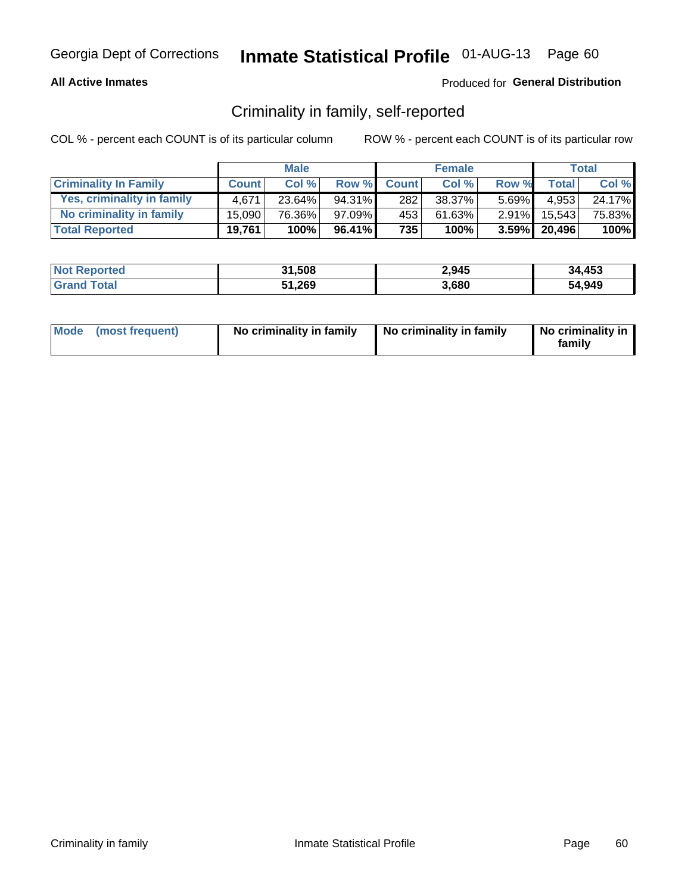Georgia Dept of Corrections **Inmate Statistical Profile** 01-AUG-13

**All Active Inmates**

Produced for **General Distribution**

## Criminality in family, self-reported

COL % - percent each COUNT is of its particular column

ROW % - percent each COUNT is of its particular row

| | Male | | | Female | | | Total | |
|---|---|---|---|---|---|---|---|---|
| **Criminality In Family** | **Count** | **Col %** | **Row %** | **Count** | **Col %** | **Row %** | **Total** | **Col %** |
| Yes, criminality in family | 4,671 | 23.64% | 94.31% | 282 | 38.37% | 5.69% | 4,953 | 24.17% |
| No criminality in family | 15,090 | 76.36% | 97.09% | 453 | 61.63% | 2.91% | 15,543 | 75.83% |
| **Total Reported** | **19,761** | **100%** | **96.41%** | **735** | **100%** | **3.59%** | **20,496** | **100%** |

| | Male | Female | Total |
|---|---|---|---|
| Not Reported | 31,508 | 2,945 | 34,453 |
| Grand Total | 51,269 | 3,680 | 54,949 |

| | Male | Female | Total |
|---|---|---|---|
| Mode (most frequent) | No criminality in family | No criminality in family | No criminality in family |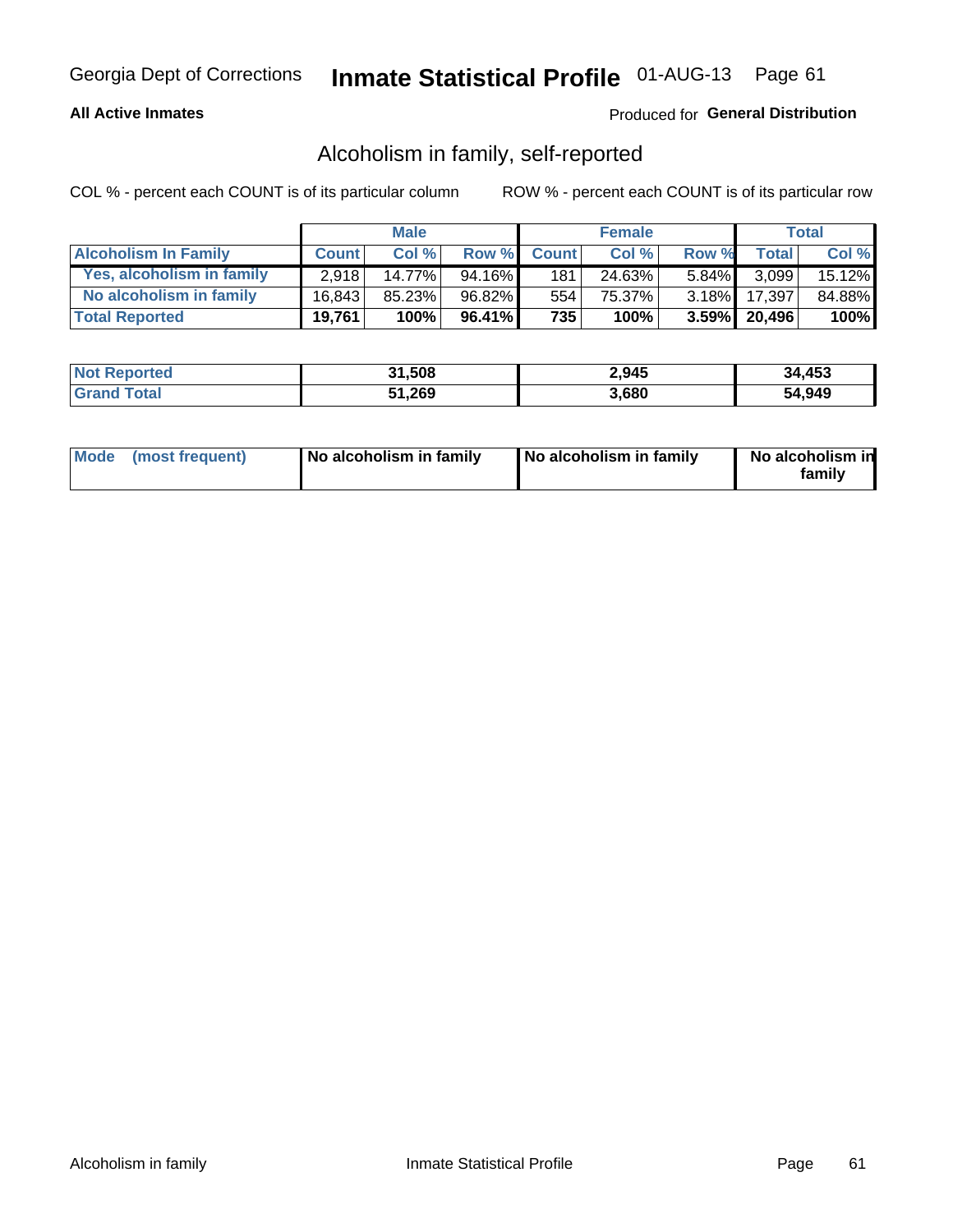Georgia Dept of Corrections **Inmate Statistical Profile** 01-AUG-13

**All Active Inmates**

Produced for **General Distribution**

## Alcoholism in family, self-reported

COL % - percent each COUNT is of its particular column    ROW % - percent each COUNT is of its particular row

| | Male | | | Female | | | Total | |
|---|---|---|---|---|---|---|---|---|
| **Alcoholism In Family** | **Count** | **Col %** | **Row %** | **Count** | **Col %** | **Row %** | **Total** | **Col %** |
| **Yes, alcoholism in family** | 2,918 | 14.77% | 94.16% | 181 | 24.63% | 5.84% | 3,099 | 15.12% |
| **No alcoholism in family** | 16,843 | 85.23% | 96.82% | 554 | 75.37% | 3.18% | 17,397 | 84.88% |
| **Total Reported** | **19,761** | **100%** | **96.41%** | **735** | **100%** | **3.59%** | **20,496** | **100%** |

| | Male | Female | Total |
|---|---|---|---|
| **Not Reported** | **31,508** | **2,945** | **34,453** |
| **Grand Total** | **51,269** | **3,680** | **54,949** |

| | Male | Female | Total |
|---|---|---|---|
| **Mode (most frequent)** | **No alcoholism in family** | **No alcoholism in family** | **No alcoholism in family** |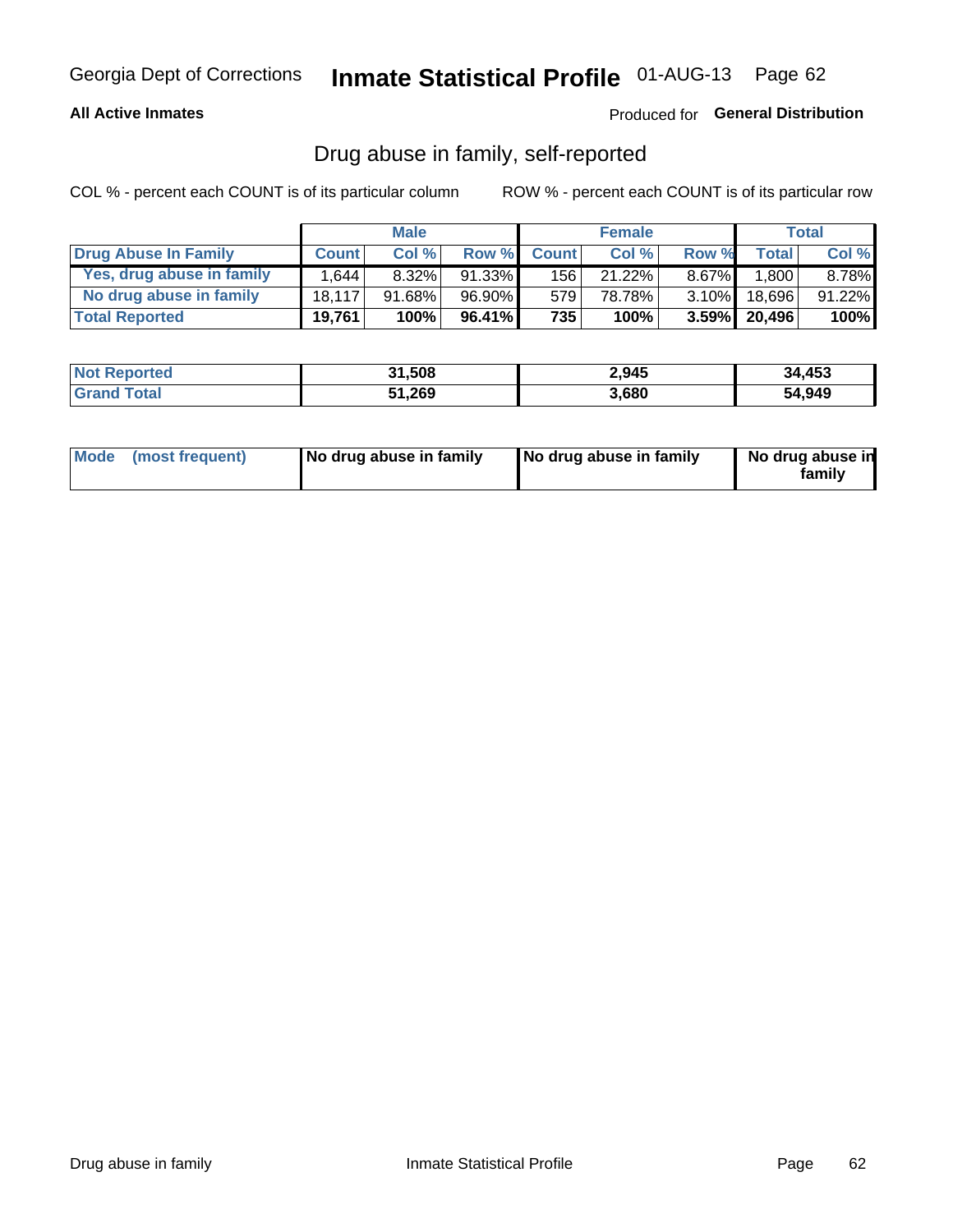Georgia Dept of Corrections **Inmate Statistical Profile** 01-AUG-13 Page 62

**All Active Inmates**

Produced for **General Distribution**

## Drug abuse in family, self-reported

COL % - percent each COUNT is of its particular column

ROW % - percent each COUNT is of its particular row

| | Male | | | Female | | | Total | |
|---|---|---|---|---|---|---|---|---|
| **Drug Abuse In Family** | **Count** | **Col %** | **Row %** | **Count** | **Col %** | **Row %** | **Total** | **Col %** |
| Yes, drug abuse in family | 1,644 | 8.32% | 91.33% | 156 | 21.22% | 8.67% | 1,800 | 8.78% |
| No drug abuse in family | 18,117 | 91.68% | 96.90% | 579 | 78.78% | 3.10% | 18,696 | 91.22% |
| **Total Reported** | **19,761** | **100%** | **96.41%** | **735** | **100%** | **3.59%** | **20,496** | **100%** |

| | Male | Female | Total |
|---|---|---|---|
| **Not Reported** | **31,508** | **2,945** | **34,453** |
| **Grand Total** | **51,269** | **3,680** | **54,949** |

| | Male | Female | Total |
|---|---|---|---|
| **Mode (most frequent)** | **No drug abuse in family** | **No drug abuse in family** | **No drug abuse in family** |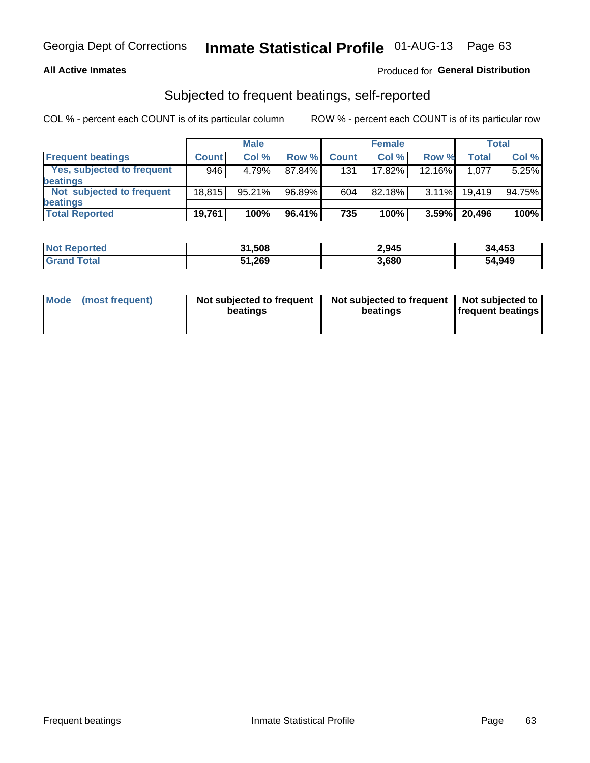Georgia Dept of Corrections **Inmate Statistical Profile** 01-AUG-13

**All Active Inmates**

Produced for **General Distribution**

## Subjected to frequent beatings, self-reported

COL % - percent each COUNT is of its particular column

ROW % - percent each COUNT is of its particular row

| | Male | | | Female | | | Total | |
|---|---|---|---|---|---|---|---|---|
| **Frequent beatings** | **Count** | **Col %** | **Row %** | **Count** | **Col %** | **Row %** | **Total** | **Col %** |
| **Yes, subjected to frequent beatings** | 946 | 4.79% | 87.84% | 131 | 17.82% | 12.16% | 1,077 | 5.25% |
| **Not subjected to frequent beatings** | 18,815 | 95.21% | 96.89% | 604 | 82.18% | 3.11% | 19,419 | 94.75% |
| **Total Reported** | **19,761** | **100%** | **96.41%** | **735** | **100%** | **3.59%** | **20,496** | **100%** |

| | Male | Female | Total |
|---|---|---|---|
| **Not Reported** | **31,508** | **2,945** | **34,453** |
| **Grand Total** | **51,269** | **3,680** | **54,949** |

| | Male | Female | Total |
|---|---|---|---|
| **Mode (most frequent)** | **Not subjected to frequent beatings** | **Not subjected to frequent beatings** | **Not subjected to frequent beatings** |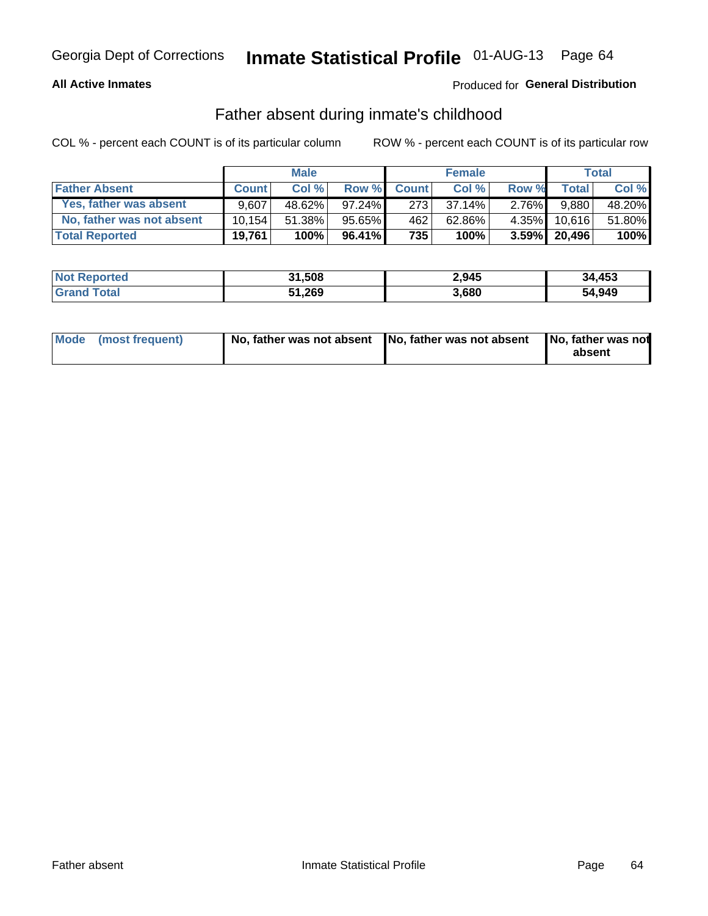Georgia Dept of Corrections **Inmate Statistical Profile** 01-AUG-13

**All Active Inmates**

Produced for **General Distribution**

## Father absent during inmate's childhood

COL % - percent each COUNT is of its particular column

ROW % - percent each COUNT is of its particular row

| | Male | | | Female | | | Total | |
|---|---|---|---|---|---|---|---|---|
| **Father Absent** | **Count** | **Col %** | **Row %** | **Count** | **Col %** | **Row %** | **Total** | **Col %** |
| **Yes, father was absent** | 9,607 | 48.62% | 97.24% | 273 | 37.14% | 2.76% | 9,880 | 48.20% |
| **No, father was not absent** | 10,154 | 51.38% | 95.65% | 462 | 62.86% | 4.35% | 10,616 | 51.80% |
| **Total Reported** | **19,761** | **100%** | **96.41%** | **735** | **100%** | **3.59%** | **20,496** | **100%** |

| | Male | Female | Total |
|---|---|---|---|
| **Not Reported** | **31,508** | **2,945** | **34,453** |
| **Grand Total** | **51,269** | **3,680** | **54,949** |

| | Male | Female | Total |
|---|---|---|---|
| **Mode (most frequent)** | **No, father was not absent** | **No, father was not absent** | **No, father was not absent** |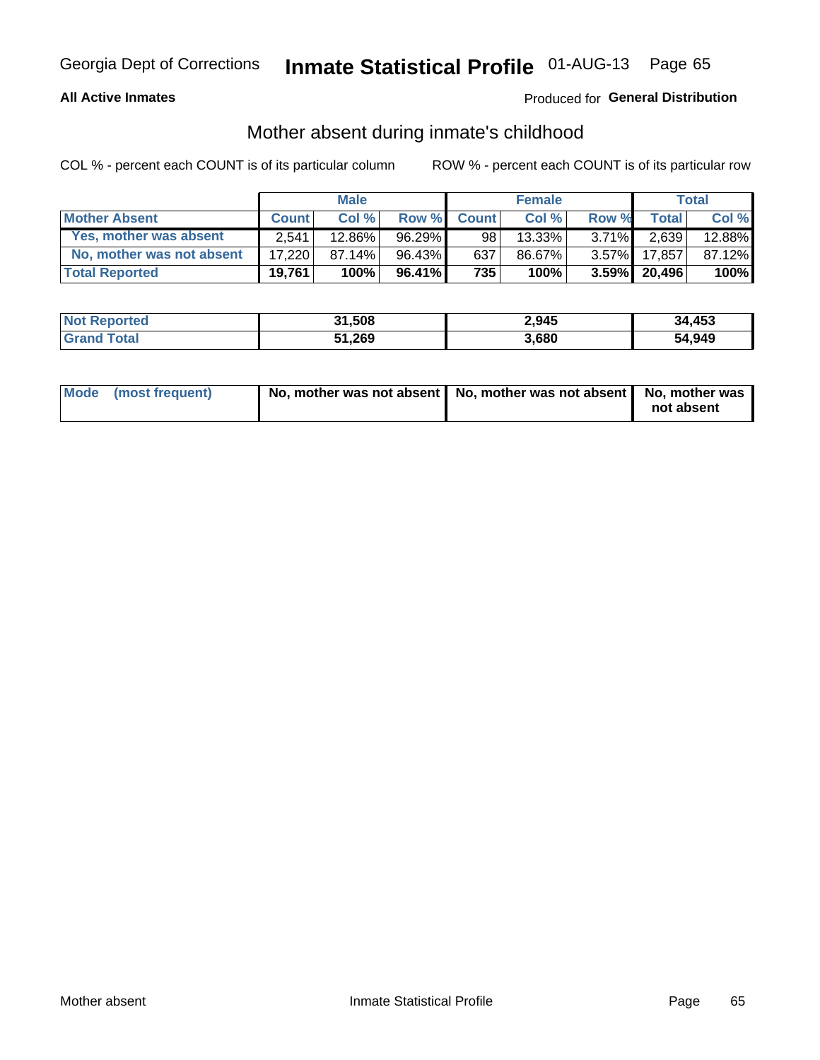Georgia Dept of Corrections **Inmate Statistical Profile** 01-AUG-13

**All Active Inmates**

Produced for **General Distribution**

## Mother absent during inmate's childhood

COL % - percent each COUNT is of its particular column

ROW % - percent each COUNT is of its particular row

| | Male | | | Female | | | Total | |
|---|---|---|---|---|---|---|---|---|
| **Mother Absent** | **Count** | **Col %** | **Row %** | **Count** | **Col %** | **Row %** | **Total** | **Col %** |
| **Yes, mother was absent** | 2,541 | 12.86% | 96.29% | 98 | 13.33% | 3.71% | 2,639 | 12.88% |
| **No, mother was not absent** | 17,220 | 87.14% | 96.43% | 637 | 86.67% | 3.57% | 17,857 | 87.12% |
| **Total Reported** | **19,761** | **100%** | **96.41%** | **735** | **100%** | **3.59%** | **20,496** | **100%** |

| | Male | Female | Total |
|---|---|---|---|
| **Not Reported** | **31,508** | **2,945** | **34,453** |
| **Grand Total** | **51,269** | **3,680** | **54,949** |

| | Male | Female | Total |
|---|---|---|---|
| **Mode (most frequent)** | **No, mother was not absent** | **No, mother was not absent** | **No, mother was not absent** |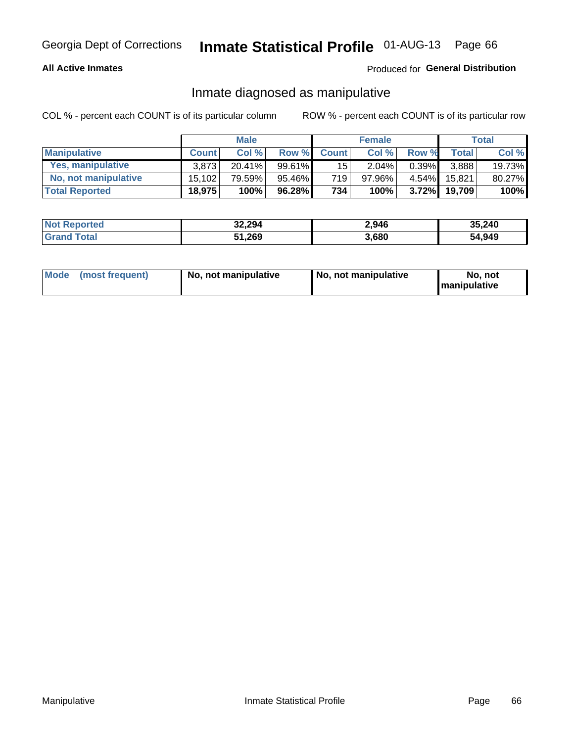Georgia Dept of Corrections **Inmate Statistical Profile** 01-AUG-13

**All Active Inmates**

Produced for **General Distribution**

## Inmate diagnosed as manipulative

COL % - percent each COUNT is of its particular column

ROW % - percent each COUNT is of its particular row

| | Male | | | Female | | | Total | |
|---|---|---|---|---|---|---|---|---|
| **Manipulative** | **Count** | **Col %** | **Row %** | **Count** | **Col %** | **Row %** | **Total** | **Col %** |
| **Yes, manipulative** | 3,873 | 20.41% | 99.61% | 15 | 2.04% | 0.39% | 3,888 | 19.73% |
| **No, not manipulative** | 15,102 | 79.59% | 95.46% | 719 | 97.96% | 4.54% | 15,821 | 80.27% |
| **Total Reported** | **18,975** | **100%** | **96.28%** | **734** | **100%** | **3.72%** | **19,709** | **100%** |

| | Male | Female | Total |
|---|---|---|---|
| **Not Reported** | **32,294** | **2,946** | **35,240** |
| **Grand Total** | **51,269** | **3,680** | **54,949** |

| | Male | Female | Total |
|---|---|---|---|
| **Mode (most frequent)** | **No, not manipulative** | **No, not manipulative** | **No, not manipulative** |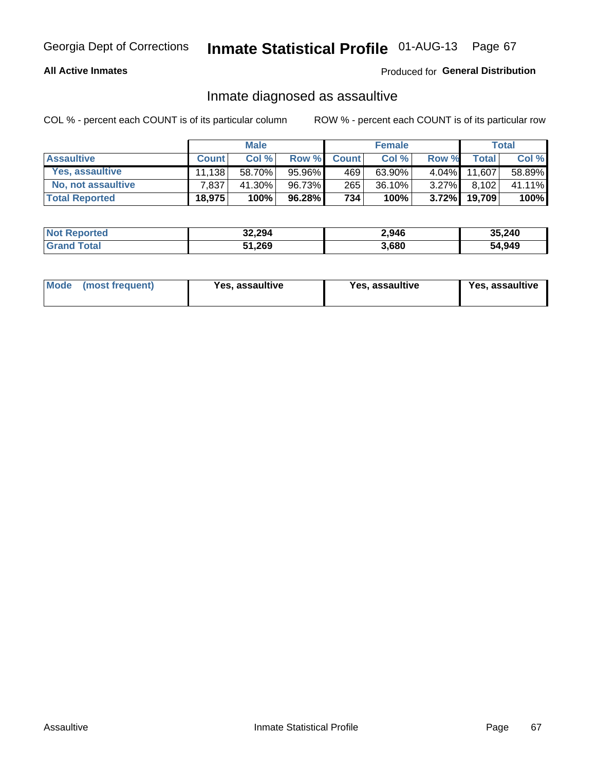Georgia Dept of Corrections **Inmate Statistical Profile** 01-AUG-13

**All Active Inmates**

Produced for **General Distribution**

## Inmate diagnosed as assaultive

COL % - percent each COUNT is of its particular column

ROW % - percent each COUNT is of its particular row

| | Male | | | Female | | | Total | |
|---|---|---|---|---|---|---|---|---|
| **Assaultive** | **Count** | **Col %** | **Row %** | **Count** | **Col %** | **Row %** | **Total** | **Col %** |
| Yes, assaultive | 11,138 | 58.70% | 95.96% | 469 | 63.90% | 4.04% | 11,607 | 58.89% |
| No, not assaultive | 7,837 | 41.30% | 96.73% | 265 | 36.10% | 3.27% | 8,102 | 41.11% |
| **Total Reported** | **18,975** | **100%** | **96.28%** | **734** | **100%** | **3.72%** | **19,709** | **100%** |

| | Male | Female | Total |
|---|---|---|---|
| **Not Reported** | **32,294** | **2,946** | **35,240** |
| **Grand Total** | **51,269** | **3,680** | **54,949** |

| | Male | Female | Total |
|---|---|---|---|
| **Mode (most frequent)** | **Yes, assaultive** | **Yes, assaultive** | **Yes, assaultive** |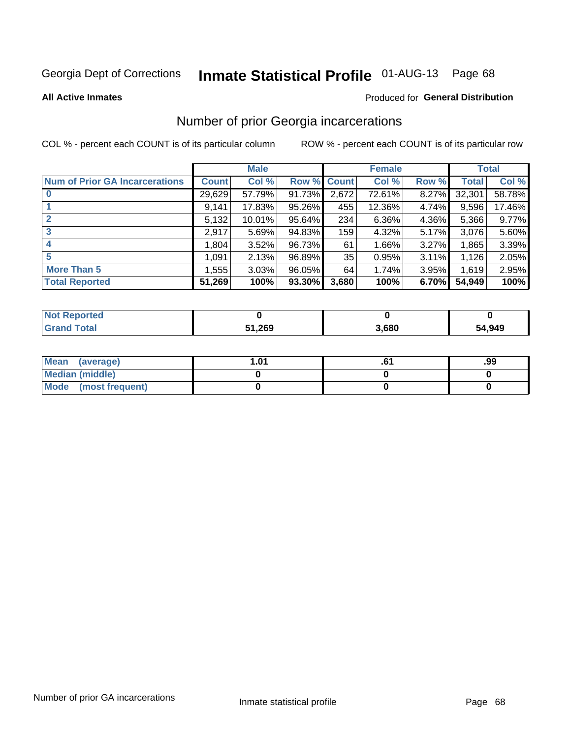Georgia Dept of Corrections **Inmate Statistical Profile** 01-AUG-13

**All Active Inmates**

Produced for **General Distribution**

## Number of prior Georgia incarcerations

COL % - percent each COUNT is of its particular column

ROW % - percent each COUNT is of its particular row

| | Male | | | Female | | | Total | |
|---|---|---|---|---|---|---|---|---|
| **Num of Prior GA Incarcerations** | **Count** | **Col %** | **Row %** | **Count** | **Col %** | **Row %** | **Total** | **Col %** |
| **0** | 29,629 | 57.79% | 91.73% | 2,672 | 72.61% | 8.27% | 32,301 | 58.78% |
| **1** | 9,141 | 17.83% | 95.26% | 455 | 12.36% | 4.74% | 9,596 | 17.46% |
| **2** | 5,132 | 10.01% | 95.64% | 234 | 6.36% | 4.36% | 5,366 | 9.77% |
| **3** | 2,917 | 5.69% | 94.83% | 159 | 4.32% | 5.17% | 3,076 | 5.60% |
| **4** | 1,804 | 3.52% | 96.73% | 61 | 1.66% | 3.27% | 1,865 | 3.39% |
| **5** | 1,091 | 2.13% | 96.89% | 35 | 0.95% | 3.11% | 1,126 | 2.05% |
| **More Than 5** | 1,555 | 3.03% | 96.05% | 64 | 1.74% | 3.95% | 1,619 | 2.95% |
| **Total Reported** | **51,269** | **100%** | **93.30%** | **3,680** | **100%** | **6.70%** | **54,949** | **100%** |

| | Male | Female | Total |
|---|---|---|---|
| **Not Reported** | **0** | **0** | **0** |
| **Grand Total** | **51,269** | **3,680** | **54,949** |

| | Male | Female | Total |
|---|---|---|---|
| **Mean (average)** | **1.01** | **.61** | **.99** |
| **Median (middle)** | **0** | **0** | **0** |
| **Mode (most frequent)** | **0** | **0** | **0** |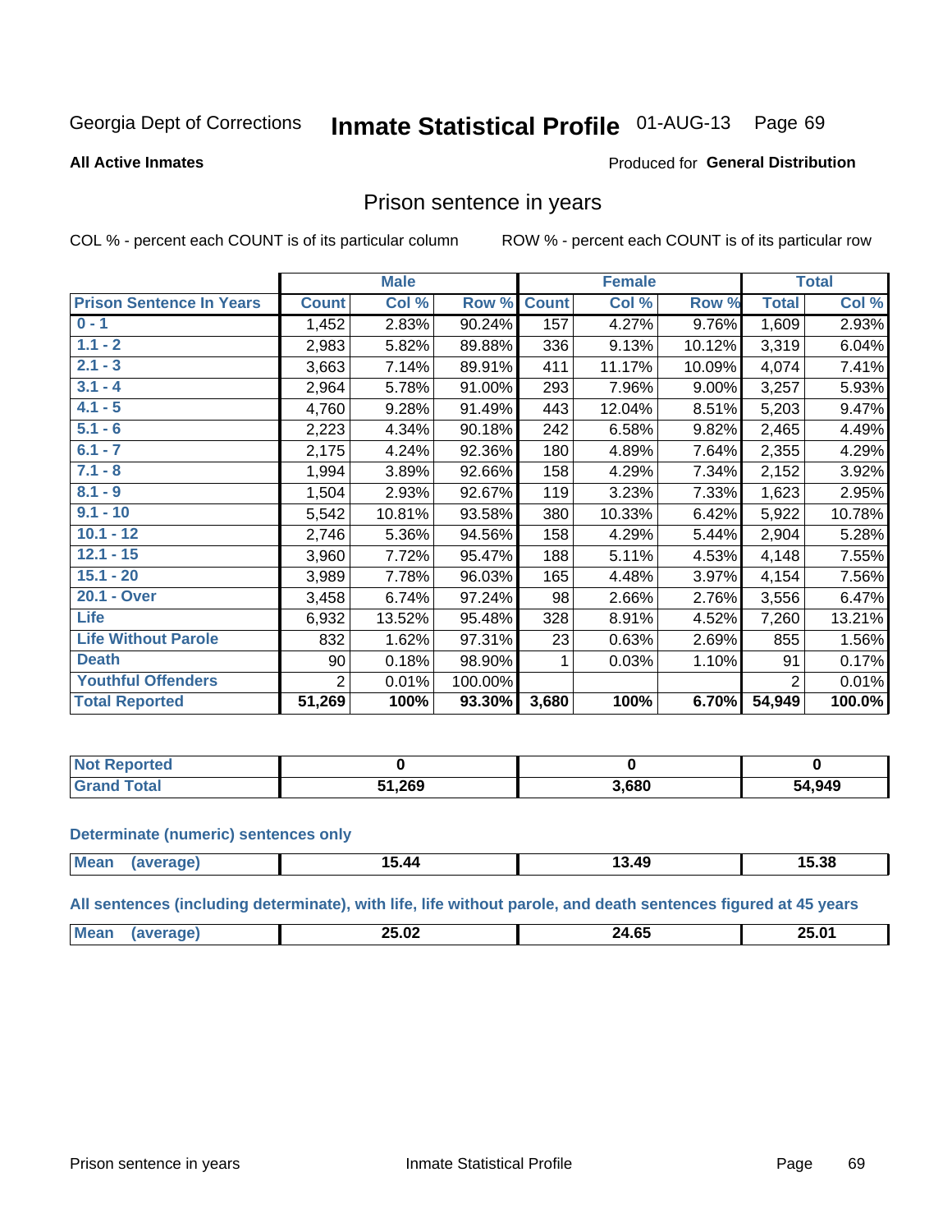Georgia Dept of Corrections **Inmate Statistical Profile** 01-AUG-13

**All Active Inmates**

Produced for **General Distribution**

## Prison sentence in years

COL % - percent each COUNT is of its particular column

ROW % - percent each COUNT is of its particular row

| | Male | | | Female | | | Total | |
|---|---|---|---|---|---|---|---|---|
| **Prison Sentence In Years** | **Count** | **Col %** | **Row %** | **Count** | **Col %** | **Row %** | **Total** | **Col %** |
| **0 - 1** | 1,452 | 2.83% | 90.24% | 157 | 4.27% | 9.76% | 1,609 | 2.93% |
| **1.1 - 2** | 2,983 | 5.82% | 89.88% | 336 | 9.13% | 10.12% | 3,319 | 6.04% |
| **2.1 - 3** | 3,663 | 7.14% | 89.91% | 411 | 11.17% | 10.09% | 4,074 | 7.41% |
| **3.1 - 4** | 2,964 | 5.78% | 91.00% | 293 | 7.96% | 9.00% | 3,257 | 5.93% |
| **4.1 - 5** | 4,760 | 9.28% | 91.49% | 443 | 12.04% | 8.51% | 5,203 | 9.47% |
| **5.1 - 6** | 2,223 | 4.34% | 90.18% | 242 | 6.58% | 9.82% | 2,465 | 4.49% |
| **6.1 - 7** | 2,175 | 4.24% | 92.36% | 180 | 4.89% | 7.64% | 2,355 | 4.29% |
| **7.1 - 8** | 1,994 | 3.89% | 92.66% | 158 | 4.29% | 7.34% | 2,152 | 3.92% |
| **8.1 - 9** | 1,504 | 2.93% | 92.67% | 119 | 3.23% | 7.33% | 1,623 | 2.95% |
| **9.1 - 10** | 5,542 | 10.81% | 93.58% | 380 | 10.33% | 6.42% | 5,922 | 10.78% |
| **10.1 - 12** | 2,746 | 5.36% | 94.56% | 158 | 4.29% | 5.44% | 2,904 | 5.28% |
| **12.1 - 15** | 3,960 | 7.72% | 95.47% | 188 | 5.11% | 4.53% | 4,148 | 7.55% |
| **15.1 - 20** | 3,989 | 7.78% | 96.03% | 165 | 4.48% | 3.97% | 4,154 | 7.56% |
| **20.1 - Over** | 3,458 | 6.74% | 97.24% | 98 | 2.66% | 2.76% | 3,556 | 6.47% |
| **Life** | 6,932 | 13.52% | 95.48% | 328 | 8.91% | 4.52% | 7,260 | 13.21% |
| **Life Without Parole** | 832 | 1.62% | 97.31% | 23 | 0.63% | 2.69% | 855 | 1.56% |
| **Death** | 90 | 0.18% | 98.90% | 1 | 0.03% | 1.10% | 91 | 0.17% |
| **Youthful Offenders** | 2 | 0.01% | 100.00% | | | | 2 | 0.01% |
| **Total Reported** | **51,269** | **100%** | **93.30%** | **3,680** | **100%** | **6.70%** | **54,949** | **100.0%** |

| | Male | Female | Total |
|---|---|---|---|
| **Not Reported** | **0** | **0** | **0** |
| **Grand Total** | **51,269** | **3,680** | **54,949** |

**Determinate (numeric) sentences only**

| | Male | Female | Total |
|---|---|---|---|
| **Mean (average)** | **15.44** | **13.49** | **15.38** |

**All sentences (including determinate), with life, life without parole, and death sentences figured at 45 years**

| | Male | Female | Total |
|---|---|---|---|
| **Mean (average)** | **25.02** | **24.65** | **25.01** |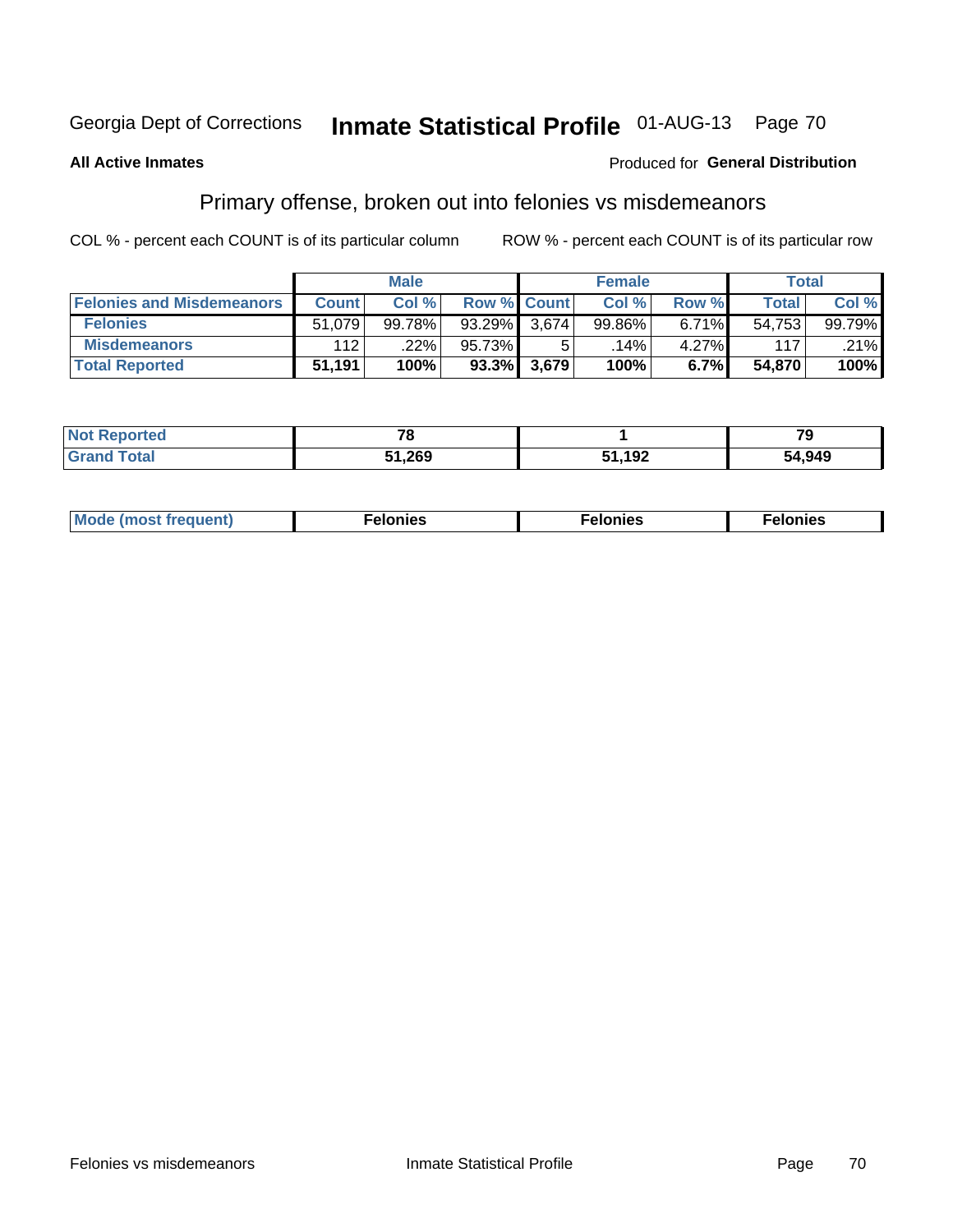Georgia Dept of Corrections **Inmate Statistical Profile** 01-AUG-13

**All Active Inmates**

Produced for **General Distribution**

## Primary offense, broken out into felonies vs misdemeanors

COL % - percent each COUNT is of its particular column

ROW % - percent each COUNT is of its particular row

| | Male | | | Female | | | Total | |
|---|---|---|---|---|---|---|---|---|
| **Felonies and Misdemeanors** | **Count** | **Col %** | **Row %** | **Count** | **Col %** | **Row %** | **Total** | **Col %** |
| **Felonies** | 51,079 | 99.78% | 93.29% | 3,674 | 99.86% | 6.71% | 54,753 | 99.79% |
| **Misdemeanors** | 112 | .22% | 95.73% | 5 | .14% | 4.27% | 117 | .21% |
| **Total Reported** | **51,191** | **100%** | **93.3%** | **3,679** | **100%** | **6.7%** | **54,870** | **100%** |

| | Male | Female | Total |
|---|---|---|---|
| **Not Reported** | **78** | **1** | **79** |
| **Grand Total** | **51,269** | **51,192** | **54,949** |

| | Male | Female | Total |
|---|---|---|---|
| **Mode (most frequent)** | **Felonies** | **Felonies** | **Felonies** |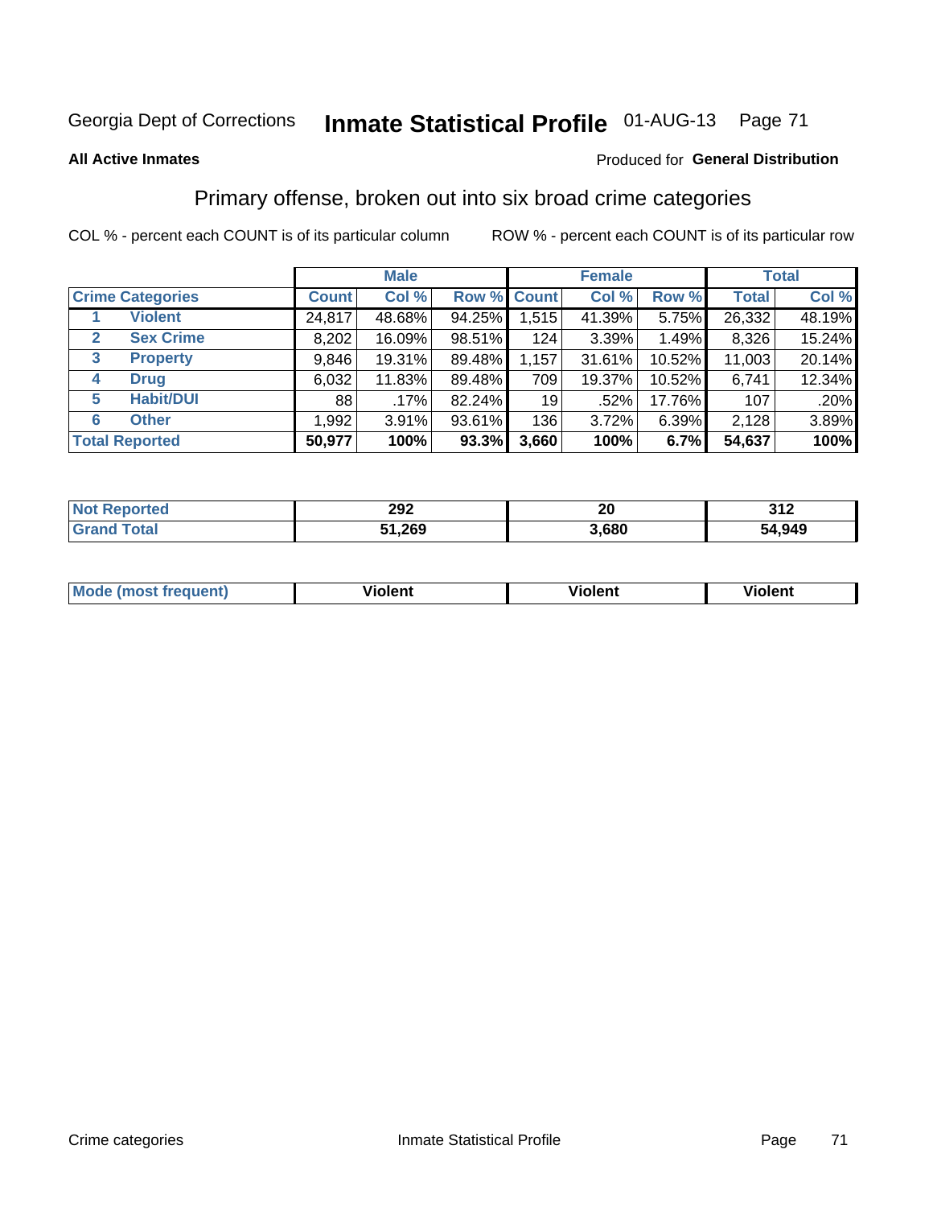Georgia Dept of Corrections **Inmate Statistical Profile** 01-AUG-13

**All Active Inmates**

Produced for **General Distribution**

## Primary offense, broken out into six broad crime categories

COL % - percent each COUNT is of its particular column

ROW % - percent each COUNT is of its particular row

| | | Male | | | Female | | | Total | |
|---|---|---|---|---|---|---|---|---|---|
| **Crime Categories** | | **Count** | **Col %** | **Row %** | **Count** | **Col %** | **Row %** | **Total** | **Col %** |
| 1 | **Violent** | 24,817 | 48.68% | 94.25% | 1,515 | 41.39% | 5.75% | 26,332 | 48.19% |
| 2 | **Sex Crime** | 8,202 | 16.09% | 98.51% | 124 | 3.39% | 1.49% | 8,326 | 15.24% |
| 3 | **Property** | 9,846 | 19.31% | 89.48% | 1,157 | 31.61% | 10.52% | 11,003 | 20.14% |
| 4 | **Drug** | 6,032 | 11.83% | 89.48% | 709 | 19.37% | 10.52% | 6,741 | 12.34% |
| 5 | **Habit/DUI** | 88 | .17% | 82.24% | 19 | .52% | 17.76% | 107 | .20% |
| 6 | **Other** | 1,992 | 3.91% | 93.61% | 136 | 3.72% | 6.39% | 2,128 | 3.89% |
| **Total Reported** | | **50,977** | **100%** | **93.3%** | **3,660** | **100%** | **6.7%** | **54,637** | **100%** |

| | Male | Female | Total |
|---|---|---|---|
| **Not Reported** | **292** | **20** | **312** |
| **Grand Total** | **51,269** | **3,680** | **54,949** |

| | Male | Female | Total |
|---|---|---|---|
| **Mode (most frequent)** | **Violent** | **Violent** | **Violent** |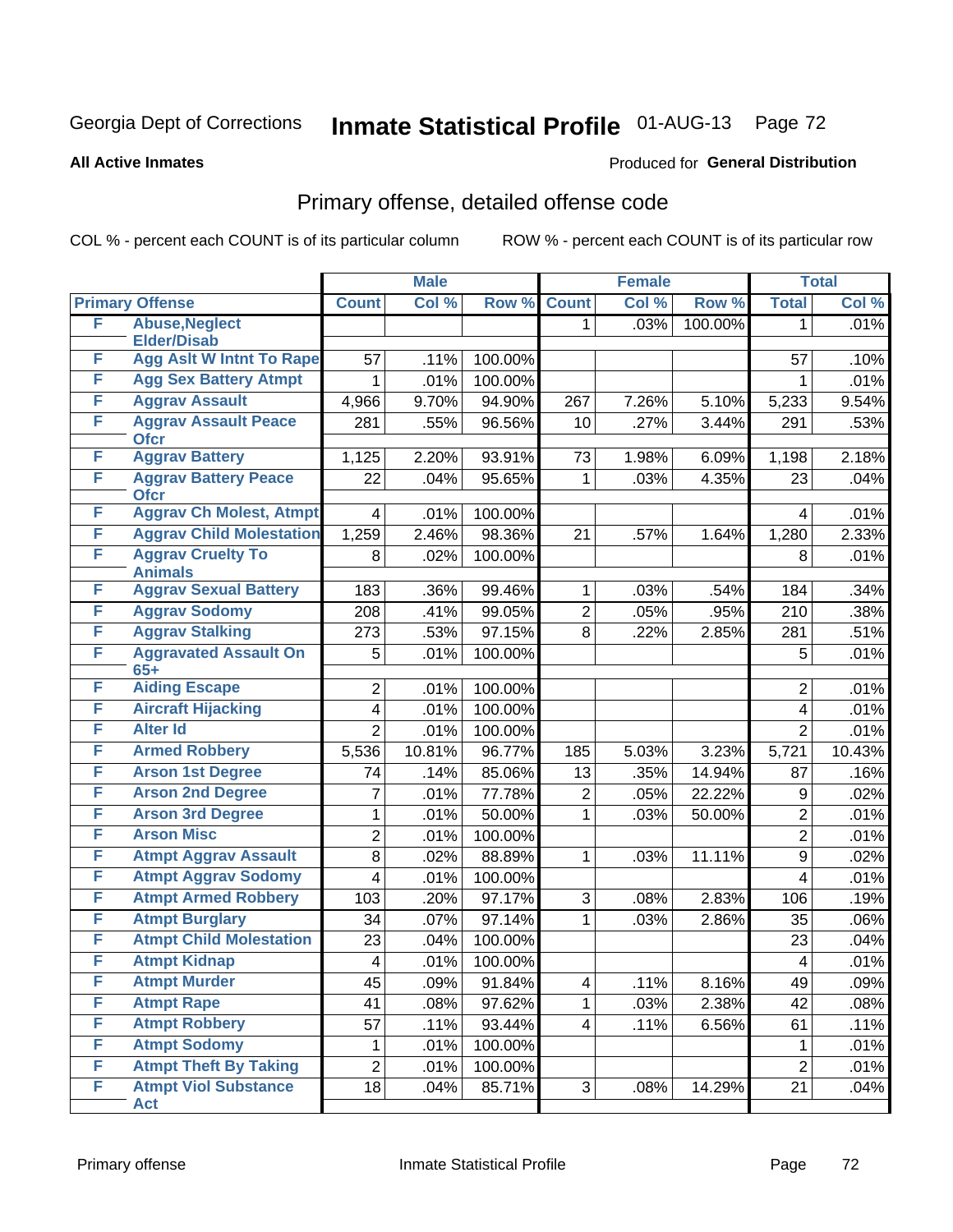Georgia Dept of Corrections **Inmate Statistical Profile** 01-AUG-13

**All Active Inmates**

Produced for **General Distribution**

## Primary offense, detailed offense code

COL % - percent each COUNT is of its particular column

ROW % - percent each COUNT is of its particular row

| Primary Offense | | Male | | | Female | | | Total | |
|---|---|---|---|---|---|---|---|---|---|
| | | Count | Col % | Row % | Count | Col % | Row % | Total | Col % |
| F | Abuse,Neglect Elder/Disab | | | | 1 | .03% | 100.00% | 1 | .01% |
| F | Agg Aslt W Intnt To Rape | 57 | .11% | 100.00% | | | | 57 | .10% |
| F | Agg Sex Battery Atmpt | 1 | .01% | 100.00% | | | | 1 | .01% |
| F | Aggrav Assault | 4,966 | 9.70% | 94.90% | 267 | 7.26% | 5.10% | 5,233 | 9.54% |
| F | Aggrav Assault Peace Ofcr | 281 | .55% | 96.56% | 10 | .27% | 3.44% | 291 | .53% |
| F | Aggrav Battery | 1,125 | 2.20% | 93.91% | 73 | 1.98% | 6.09% | 1,198 | 2.18% |
| F | Aggrav Battery Peace Ofcr | 22 | .04% | 95.65% | 1 | .03% | 4.35% | 23 | .04% |
| F | Aggrav Ch Molest, Atmpt | 4 | .01% | 100.00% | | | | 4 | .01% |
| F | Aggrav Child Molestation | 1,259 | 2.46% | 98.36% | 21 | .57% | 1.64% | 1,280 | 2.33% |
| F | Aggrav Cruelty To Animals | 8 | .02% | 100.00% | | | | 8 | .01% |
| F | Aggrav Sexual Battery | 183 | .36% | 99.46% | 1 | .03% | .54% | 184 | .34% |
| F | Aggrav Sodomy | 208 | .41% | 99.05% | 2 | .05% | .95% | 210 | .38% |
| F | Aggrav Stalking | 273 | .53% | 97.15% | 8 | .22% | 2.85% | 281 | .51% |
| F | Aggravated Assault On 65+ | 5 | .01% | 100.00% | | | | 5 | .01% |
| F | Aiding Escape | 2 | .01% | 100.00% | | | | 2 | .01% |
| F | Aircraft Hijacking | 4 | .01% | 100.00% | | | | 4 | .01% |
| F | Alter Id | 2 | .01% | 100.00% | | | | 2 | .01% |
| F | Armed Robbery | 5,536 | 10.81% | 96.77% | 185 | 5.03% | 3.23% | 5,721 | 10.43% |
| F | Arson 1st Degree | 74 | .14% | 85.06% | 13 | .35% | 14.94% | 87 | .16% |
| F | Arson 2nd Degree | 7 | .01% | 77.78% | 2 | .05% | 22.22% | 9 | .02% |
| F | Arson 3rd Degree | 1 | .01% | 50.00% | 1 | .03% | 50.00% | 2 | .01% |
| F | Arson Misc | 2 | .01% | 100.00% | | | | 2 | .01% |
| F | Atmpt Aggrav Assault | 8 | .02% | 88.89% | 1 | .03% | 11.11% | 9 | .02% |
| F | Atmpt Aggrav Sodomy | 4 | .01% | 100.00% | | | | 4 | .01% |
| F | Atmpt Armed Robbery | 103 | .20% | 97.17% | 3 | .08% | 2.83% | 106 | .19% |
| F | Atmpt Burglary | 34 | .07% | 97.14% | 1 | .03% | 2.86% | 35 | .06% |
| F | Atmpt Child Molestation | 23 | .04% | 100.00% | | | | 23 | .04% |
| F | Atmpt Kidnap | 4 | .01% | 100.00% | | | | 4 | .01% |
| F | Atmpt Murder | 45 | .09% | 91.84% | 4 | .11% | 8.16% | 49 | .09% |
| F | Atmpt Rape | 41 | .08% | 97.62% | 1 | .03% | 2.38% | 42 | .08% |
| F | Atmpt Robbery | 57 | .11% | 93.44% | 4 | .11% | 6.56% | 61 | .11% |
| F | Atmpt Sodomy | 1 | .01% | 100.00% | | | | 1 | .01% |
| F | Atmpt Theft By Taking | 2 | .01% | 100.00% | | | | 2 | .01% |
| F | Atmpt Viol Substance Act | 18 | .04% | 85.71% | 3 | .08% | 14.29% | 21 | .04% |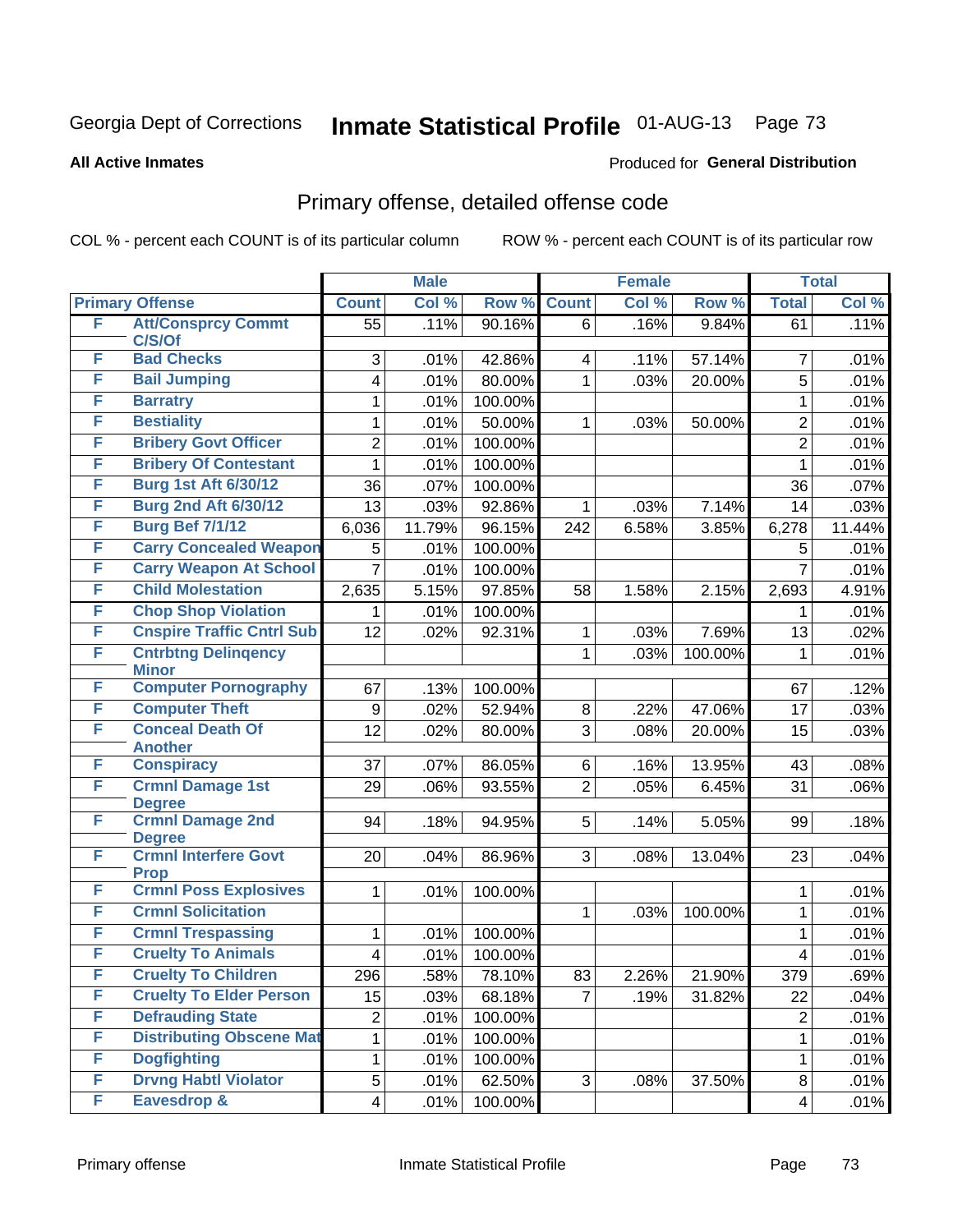Georgia Dept of Corrections **Inmate Statistical Profile** 01-AUG-13 Page 73

**All Active Inmates**

Produced for **General Distribution**

## Primary offense, detailed offense code

COL % - percent each COUNT is of its particular column ROW % - percent each COUNT is of its particular row

| Primary Offense | | Male | | | Female | | | Total | |
|---|---|---|---|---|---|---|---|---|---|
| | | Count | Col % | Row % | Count | Col % | Row % | Total | Col % |
| F | Att/Consprcy Commt C/S/Of | 55 | .11% | 90.16% | 6 | .16% | 9.84% | 61 | .11% |
| F | Bad Checks | 3 | .01% | 42.86% | 4 | .11% | 57.14% | 7 | .01% |
| F | Bail Jumping | 4 | .01% | 80.00% | 1 | .03% | 20.00% | 5 | .01% |
| F | Barratry | 1 | .01% | 100.00% | | | | 1 | .01% |
| F | Bestiality | 1 | .01% | 50.00% | 1 | .03% | 50.00% | 2 | .01% |
| F | Bribery Govt Officer | 2 | .01% | 100.00% | | | | 2 | .01% |
| F | Bribery Of Contestant | 1 | .01% | 100.00% | | | | 1 | .01% |
| F | Burg 1st Aft 6/30/12 | 36 | .07% | 100.00% | | | | 36 | .07% |
| F | Burg 2nd Aft 6/30/12 | 13 | .03% | 92.86% | 1 | .03% | 7.14% | 14 | .03% |
| F | Burg Bef 7/1/12 | 6,036 | 11.79% | 96.15% | 242 | 6.58% | 3.85% | 6,278 | 11.44% |
| F | Carry Concealed Weapon | 5 | .01% | 100.00% | | | | 5 | .01% |
| F | Carry Weapon At School | 7 | .01% | 100.00% | | | | 7 | .01% |
| F | Child Molestation | 2,635 | 5.15% | 97.85% | 58 | 1.58% | 2.15% | 2,693 | 4.91% |
| F | Chop Shop Violation | 1 | .01% | 100.00% | | | | 1 | .01% |
| F | Cnspire Traffic Cntrl Sub | 12 | .02% | 92.31% | 1 | .03% | 7.69% | 13 | .02% |
| F | Cntrbtng Delinqency Minor | | | | 1 | .03% | 100.00% | 1 | .01% |
| F | Computer Pornography | 67 | .13% | 100.00% | | | | 67 | .12% |
| F | Computer Theft | 9 | .02% | 52.94% | 8 | .22% | 47.06% | 17 | .03% |
| F | Conceal Death Of Another | 12 | .02% | 80.00% | 3 | .08% | 20.00% | 15 | .03% |
| F | Conspiracy | 37 | .07% | 86.05% | 6 | .16% | 13.95% | 43 | .08% |
| F | Crmnl Damage 1st Degree | 29 | .06% | 93.55% | 2 | .05% | 6.45% | 31 | .06% |
| F | Crmnl Damage 2nd Degree | 94 | .18% | 94.95% | 5 | .14% | 5.05% | 99 | .18% |
| F | Crmnl Interfere Govt Prop | 20 | .04% | 86.96% | 3 | .08% | 13.04% | 23 | .04% |
| F | Crmnl Poss Explosives | 1 | .01% | 100.00% | | | | 1 | .01% |
| F | Crmnl Solicitation | | | | 1 | .03% | 100.00% | 1 | .01% |
| F | Crmnl Trespassing | 1 | .01% | 100.00% | | | | 1 | .01% |
| F | Cruelty To Animals | 4 | .01% | 100.00% | | | | 4 | .01% |
| F | Cruelty To Children | 296 | .58% | 78.10% | 83 | 2.26% | 21.90% | 379 | .69% |
| F | Cruelty To Elder Person | 15 | .03% | 68.18% | 7 | .19% | 31.82% | 22 | .04% |
| F | Defrauding State | 2 | .01% | 100.00% | | | | 2 | .01% |
| F | Distributing Obscene Mat | 1 | .01% | 100.00% | | | | 1 | .01% |
| F | Dogfighting | 1 | .01% | 100.00% | | | | 1 | .01% |
| F | Drvng Habtl Violator | 5 | .01% | 62.50% | 3 | .08% | 37.50% | 8 | .01% |
| F | Eavesdrop & | 4 | .01% | 100.00% | | | | 4 | .01% |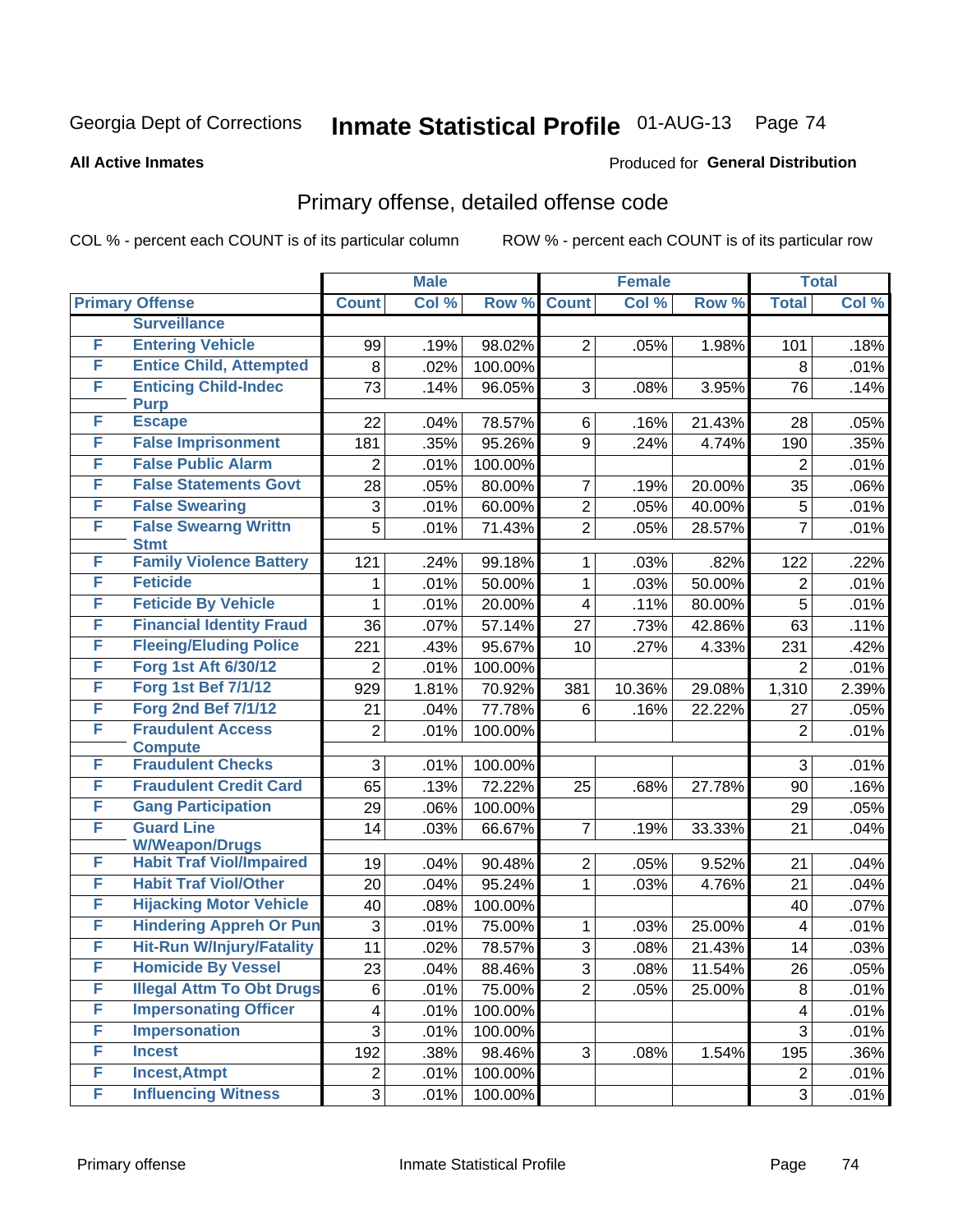Georgia Dept of Corrections **Inmate Statistical Profile** 01-AUG-13

**All Active Inmates**

Produced for **General Distribution**

## Primary offense, detailed offense code

COL % - percent each COUNT is of its particular column

ROW % - percent each COUNT is of its particular row

| | | Male | | | Female | | | Total | |
|---|---|---|---|---|---|---|---|---|---|
| Primary Offense | | Count | Col % | Row % | Count | Col % | Row % | Total | Col % |
| | Surveillance | | | | | | | | |
| F | Entering Vehicle | 99 | .19% | 98.02% | 2 | .05% | 1.98% | 101 | .18% |
| F | Entice Child, Attempted | 8 | .02% | 100.00% | | | | 8 | .01% |
| F | Enticing Child-Indec Purp | 73 | .14% | 96.05% | 3 | .08% | 3.95% | 76 | .14% |
| F | Escape | 22 | .04% | 78.57% | 6 | .16% | 21.43% | 28 | .05% |
| F | False Imprisonment | 181 | .35% | 95.26% | 9 | .24% | 4.74% | 190 | .35% |
| F | False Public Alarm | 2 | .01% | 100.00% | | | | 2 | .01% |
| F | False Statements Govt | 28 | .05% | 80.00% | 7 | .19% | 20.00% | 35 | .06% |
| F | False Swearing | 3 | .01% | 60.00% | 2 | .05% | 40.00% | 5 | .01% |
| F | False Swearng Writtn Stmt | 5 | .01% | 71.43% | 2 | .05% | 28.57% | 7 | .01% |
| F | Family Violence Battery | 121 | .24% | 99.18% | 1 | .03% | .82% | 122 | .22% |
| F | Feticide | 1 | .01% | 50.00% | 1 | .03% | 50.00% | 2 | .01% |
| F | Feticide By Vehicle | 1 | .01% | 20.00% | 4 | .11% | 80.00% | 5 | .01% |
| F | Financial Identity Fraud | 36 | .07% | 57.14% | 27 | .73% | 42.86% | 63 | .11% |
| F | Fleeing/Eluding Police | 221 | .43% | 95.67% | 10 | .27% | 4.33% | 231 | .42% |
| F | Forg 1st Aft 6/30/12 | 2 | .01% | 100.00% | | | | 2 | .01% |
| F | Forg 1st Bef 7/1/12 | 929 | 1.81% | 70.92% | 381 | 10.36% | 29.08% | 1,310 | 2.39% |
| F | Forg 2nd Bef 7/1/12 | 21 | .04% | 77.78% | 6 | .16% | 22.22% | 27 | .05% |
| F | Fraudulent Access Compute | 2 | .01% | 100.00% | | | | 2 | .01% |
| F | Fraudulent Checks | 3 | .01% | 100.00% | | | | 3 | .01% |
| F | Fraudulent Credit Card | 65 | .13% | 72.22% | 25 | .68% | 27.78% | 90 | .16% |
| F | Gang Participation | 29 | .06% | 100.00% | | | | 29 | .05% |
| F | Guard Line W/Weapon/Drugs | 14 | .03% | 66.67% | 7 | .19% | 33.33% | 21 | .04% |
| F | Habit Traf Viol/Impaired | 19 | .04% | 90.48% | 2 | .05% | 9.52% | 21 | .04% |
| F | Habit Traf Viol/Other | 20 | .04% | 95.24% | 1 | .03% | 4.76% | 21 | .04% |
| F | Hijacking Motor Vehicle | 40 | .08% | 100.00% | | | | 40 | .07% |
| F | Hindering Appreh Or Pun | 3 | .01% | 75.00% | 1 | .03% | 25.00% | 4 | .01% |
| F | Hit-Run W/Injury/Fatality | 11 | .02% | 78.57% | 3 | .08% | 21.43% | 14 | .03% |
| F | Homicide By Vessel | 23 | .04% | 88.46% | 3 | .08% | 11.54% | 26 | .05% |
| F | Illegal Attm To Obt Drugs | 6 | .01% | 75.00% | 2 | .05% | 25.00% | 8 | .01% |
| F | Impersonating Officer | 4 | .01% | 100.00% | | | | 4 | .01% |
| F | Impersonation | 3 | .01% | 100.00% | | | | 3 | .01% |
| F | Incest | 192 | .38% | 98.46% | 3 | .08% | 1.54% | 195 | .36% |
| F | Incest,Atmpt | 2 | .01% | 100.00% | | | | 2 | .01% |
| F | Influencing Witness | 3 | .01% | 100.00% | | | | 3 | .01% |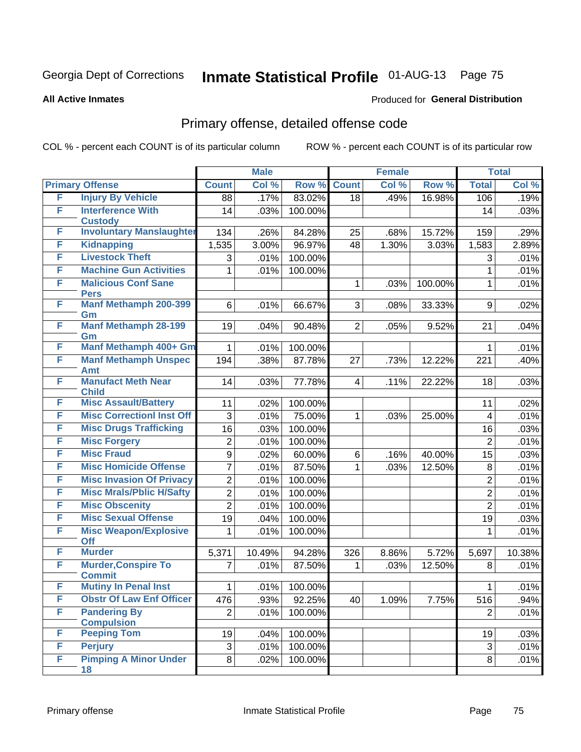Georgia Dept of Corrections **Inmate Statistical Profile** 01-AUG-13 Page 75

**All Active Inmates**

Produced for **General Distribution**

## Primary offense, detailed offense code

COL % - percent each COUNT is of its particular column

ROW % - percent each COUNT is of its particular row

| Primary Offense | | Male | | | Female | | | Total | |
|---|---|---|---|---|---|---|---|---|---|
| | | Count | Col % | Row % | Count | Col % | Row % | Total | Col % |
| F | Injury By Vehicle | 88 | .17% | 83.02% | 18 | .49% | 16.98% | 106 | .19% |
| F | Interference With Custody | 14 | .03% | 100.00% | | | | 14 | .03% |
| F | Involuntary Manslaughter | 134 | .26% | 84.28% | 25 | .68% | 15.72% | 159 | .29% |
| F | Kidnapping | 1,535 | 3.00% | 96.97% | 48 | 1.30% | 3.03% | 1,583 | 2.89% |
| F | Livestock Theft | 3 | .01% | 100.00% | | | | 3 | .01% |
| F | Machine Gun Activities | 1 | .01% | 100.00% | | | | 1 | .01% |
| F | Malicious Conf Sane Pers | | | | 1 | .03% | 100.00% | 1 | .01% |
| F | Manf Methamph 200-399 Gm | 6 | .01% | 66.67% | 3 | .08% | 33.33% | 9 | .02% |
| F | Manf Methamph 28-199 Gm | 19 | .04% | 90.48% | 2 | .05% | 9.52% | 21 | .04% |
| F | Manf Methamph 400+ Gm | 1 | .01% | 100.00% | | | | 1 | .01% |
| F | Manf Methamph Unspec Amt | 194 | .38% | 87.78% | 27 | .73% | 12.22% | 221 | .40% |
| F | Manufact Meth Near Child | 14 | .03% | 77.78% | 4 | .11% | 22.22% | 18 | .03% |
| F | Misc Assault/Battery | 11 | .02% | 100.00% | | | | 11 | .02% |
| F | Misc Correctionl Inst Off | 3 | .01% | 75.00% | 1 | .03% | 25.00% | 4 | .01% |
| F | Misc Drugs Trafficking | 16 | .03% | 100.00% | | | | 16 | .03% |
| F | Misc Forgery | 2 | .01% | 100.00% | | | | 2 | .01% |
| F | Misc Fraud | 9 | .02% | 60.00% | 6 | .16% | 40.00% | 15 | .03% |
| F | Misc Homicide Offense | 7 | .01% | 87.50% | 1 | .03% | 12.50% | 8 | .01% |
| F | Misc Invasion Of Privacy | 2 | .01% | 100.00% | | | | 2 | .01% |
| F | Misc Mrals/Pblic H/Safty | 2 | .01% | 100.00% | | | | 2 | .01% |
| F | Misc Obscenity | 2 | .01% | 100.00% | | | | 2 | .01% |
| F | Misc Sexual Offense | 19 | .04% | 100.00% | | | | 19 | .03% |
| F | Misc Weapon/Explosive Off | 1 | .01% | 100.00% | | | | 1 | .01% |
| F | Murder | 5,371 | 10.49% | 94.28% | 326 | 8.86% | 5.72% | 5,697 | 10.38% |
| F | Murder,Conspire To Commit | 7 | .01% | 87.50% | 1 | .03% | 12.50% | 8 | .01% |
| F | Mutiny In Penal Inst | 1 | .01% | 100.00% | | | | 1 | .01% |
| F | Obstr Of Law Enf Officer | 476 | .93% | 92.25% | 40 | 1.09% | 7.75% | 516 | .94% |
| F | Pandering By Compulsion | 2 | .01% | 100.00% | | | | 2 | .01% |
| F | Peeping Tom | 19 | .04% | 100.00% | | | | 19 | .03% |
| F | Perjury | 3 | .01% | 100.00% | | | | 3 | .01% |
| F | Pimping A Minor Under 18 | 8 | .02% | 100.00% | | | | 8 | .01% |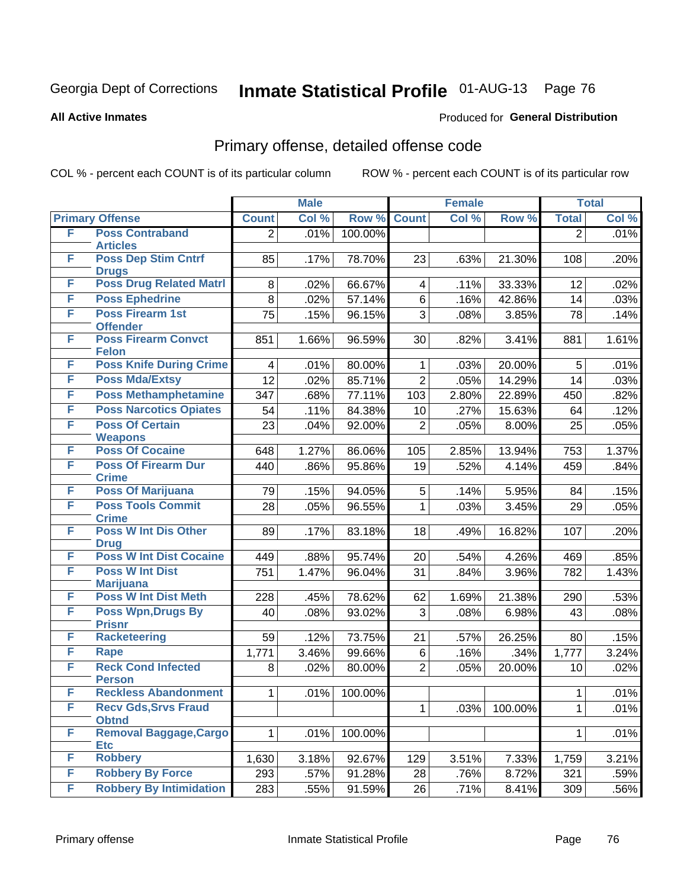Georgia Dept of Corrections **Inmate Statistical Profile** 01-AUG-13

**All Active Inmates**

Produced for **General Distribution**

## Primary offense, detailed offense code

COL % - percent each COUNT is of its particular column ROW % - percent each COUNT is of its particular row

| Primary Offense | | Male | | | Female | | | Total | |
|---|---|---|---|---|---|---|---|---|---|
| | | Count | Col % | Row % | Count | Col % | Row % | Total | Col % |
| F | Poss Contraband Articles | 2 | .01% | 100.00% | | | | 2 | .01% |
| F | Poss Dep Stim Cntrf Drugs | 85 | .17% | 78.70% | 23 | .63% | 21.30% | 108 | .20% |
| F | Poss Drug Related Matrl | 8 | .02% | 66.67% | 4 | .11% | 33.33% | 12 | .02% |
| F | Poss Ephedrine | 8 | .02% | 57.14% | 6 | .16% | 42.86% | 14 | .03% |
| F | Poss Firearm 1st Offender | 75 | .15% | 96.15% | 3 | .08% | 3.85% | 78 | .14% |
| F | Poss Firearm Convct Felon | 851 | 1.66% | 96.59% | 30 | .82% | 3.41% | 881 | 1.61% |
| F | Poss Knife During Crime | 4 | .01% | 80.00% | 1 | .03% | 20.00% | 5 | .01% |
| F | Poss Mda/Extsy | 12 | .02% | 85.71% | 2 | .05% | 14.29% | 14 | .03% |
| F | Poss Methamphetamine | 347 | .68% | 77.11% | 103 | 2.80% | 22.89% | 450 | .82% |
| F | Poss Narcotics Opiates | 54 | .11% | 84.38% | 10 | .27% | 15.63% | 64 | .12% |
| F | Poss Of Certain Weapons | 23 | .04% | 92.00% | 2 | .05% | 8.00% | 25 | .05% |
| F | Poss Of Cocaine | 648 | 1.27% | 86.06% | 105 | 2.85% | 13.94% | 753 | 1.37% |
| F | Poss Of Firearm Dur Crime | 440 | .86% | 95.86% | 19 | .52% | 4.14% | 459 | .84% |
| F | Poss Of Marijuana | 79 | .15% | 94.05% | 5 | .14% | 5.95% | 84 | .15% |
| F | Poss Tools Commit Crime | 28 | .05% | 96.55% | 1 | .03% | 3.45% | 29 | .05% |
| F | Poss W Int Dis Other Drug | 89 | .17% | 83.18% | 18 | .49% | 16.82% | 107 | .20% |
| F | Poss W Int Dist Cocaine | 449 | .88% | 95.74% | 20 | .54% | 4.26% | 469 | .85% |
| F | Poss W Int Dist Marijuana | 751 | 1.47% | 96.04% | 31 | .84% | 3.96% | 782 | 1.43% |
| F | Poss W Int Dist Meth | 228 | .45% | 78.62% | 62 | 1.69% | 21.38% | 290 | .53% |
| F | Poss Wpn,Drugs By Prisnr | 40 | .08% | 93.02% | 3 | .08% | 6.98% | 43 | .08% |
| F | Racketeering | 59 | .12% | 73.75% | 21 | .57% | 26.25% | 80 | .15% |
| F | Rape | 1,771 | 3.46% | 99.66% | 6 | .16% | .34% | 1,777 | 3.24% |
| F | Reck Cond Infected Person | 8 | .02% | 80.00% | 2 | .05% | 20.00% | 10 | .02% |
| F | Reckless Abandonment | 1 | .01% | 100.00% | | | | 1 | .01% |
| F | Recv Gds,Srvs Fraud Obtnd | | | | 1 | .03% | 100.00% | 1 | .01% |
| F | Removal Baggage,Cargo Etc | 1 | .01% | 100.00% | | | | 1 | .01% |
| F | Robbery | 1,630 | 3.18% | 92.67% | 129 | 3.51% | 7.33% | 1,759 | 3.21% |
| F | Robbery By Force | 293 | .57% | 91.28% | 28 | .76% | 8.72% | 321 | .59% |
| F | Robbery By Intimidation | 283 | .55% | 91.59% | 26 | .71% | 8.41% | 309 | .56% |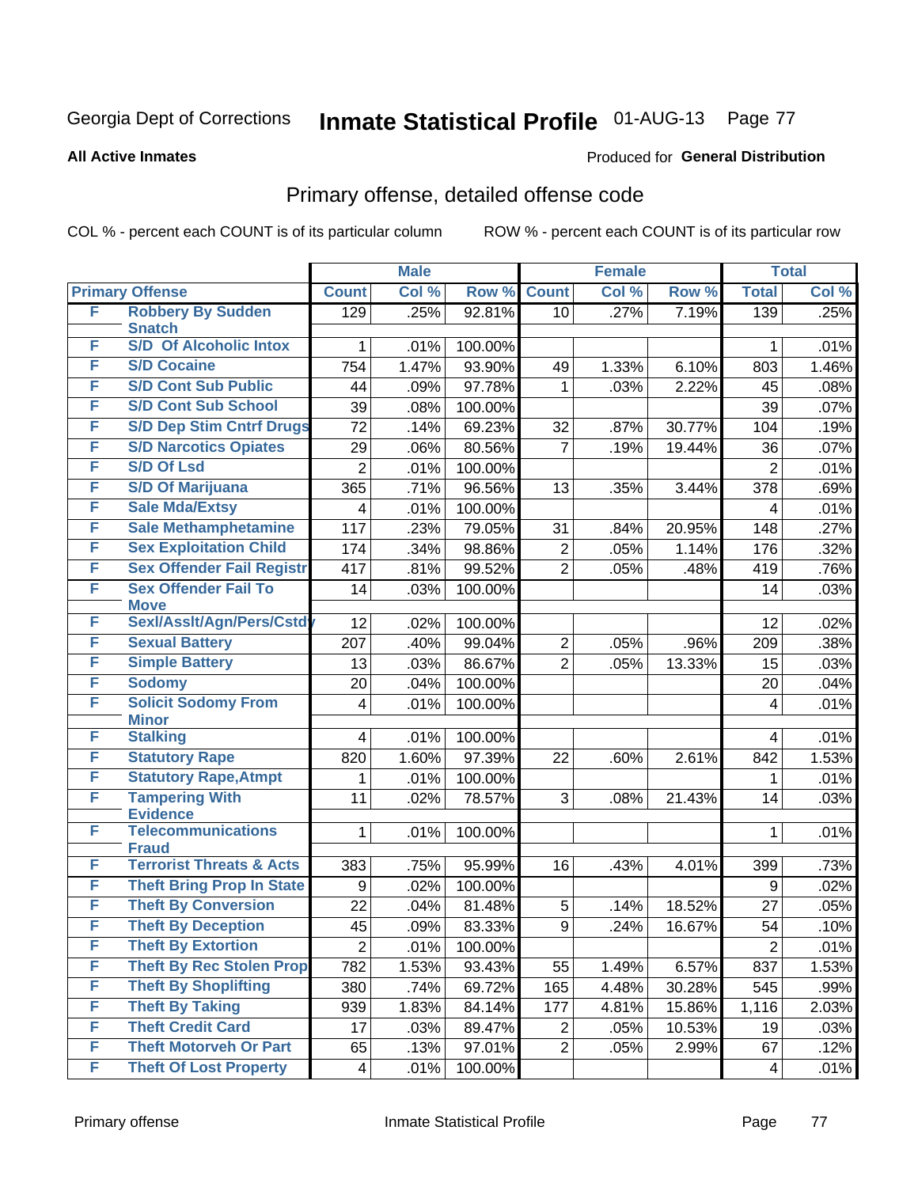Georgia Dept of Corrections **Inmate Statistical Profile** 01-AUG-13

**All Active Inmates**

Produced for **General Distribution**

## Primary offense, detailed offense code

COL % - percent each COUNT is of its particular column

ROW % - percent each COUNT is of its particular row

| | | Male | | | Female | | | Total | |
|---|---|---|---|---|---|---|---|---|---|
| **Primary Offense** | | **Count** | **Col %** | **Row %** | **Count** | **Col %** | **Row %** | **Total** | **Col %** |
| F | Robbery By Sudden Snatch | 129 | .25% | 92.81% | 10 | .27% | 7.19% | 139 | .25% |
| F | S/D Of Alcoholic Intox | 1 | .01% | 100.00% | | | | 1 | .01% |
| F | S/D Cocaine | 754 | 1.47% | 93.90% | 49 | 1.33% | 6.10% | 803 | 1.46% |
| F | S/D Cont Sub Public | 44 | .09% | 97.78% | 1 | .03% | 2.22% | 45 | .08% |
| F | S/D Cont Sub School | 39 | .08% | 100.00% | | | | 39 | .07% |
| F | S/D Dep Stim Cntrf Drugs | 72 | .14% | 69.23% | 32 | .87% | 30.77% | 104 | .19% |
| F | S/D Narcotics Opiates | 29 | .06% | 80.56% | 7 | .19% | 19.44% | 36 | .07% |
| F | S/D Of Lsd | 2 | .01% | 100.00% | | | | 2 | .01% |
| F | S/D Of Marijuana | 365 | .71% | 96.56% | 13 | .35% | 3.44% | 378 | .69% |
| F | Sale Mda/Extsy | 4 | .01% | 100.00% | | | | 4 | .01% |
| F | Sale Methamphetamine | 117 | .23% | 79.05% | 31 | .84% | 20.95% | 148 | .27% |
| F | Sex Exploitation Child | 174 | .34% | 98.86% | 2 | .05% | 1.14% | 176 | .32% |
| F | Sex Offender Fail Registr | 417 | .81% | 99.52% | 2 | .05% | .48% | 419 | .76% |
| F | Sex Offender Fail To Move | 14 | .03% | 100.00% | | | | 14 | .03% |
| F | Sexl/Asslt/Agn/Pers/Cstdy | 12 | .02% | 100.00% | | | | 12 | .02% |
| F | Sexual Battery | 207 | .40% | 99.04% | 2 | .05% | .96% | 209 | .38% |
| F | Simple Battery | 13 | .03% | 86.67% | 2 | .05% | 13.33% | 15 | .03% |
| F | Sodomy | 20 | .04% | 100.00% | | | | 20 | .04% |
| F | Solicit Sodomy From Minor | 4 | .01% | 100.00% | | | | 4 | .01% |
| F | Stalking | 4 | .01% | 100.00% | | | | 4 | .01% |
| F | Statutory Rape | 820 | 1.60% | 97.39% | 22 | .60% | 2.61% | 842 | 1.53% |
| F | Statutory Rape,Atmpt | 1 | .01% | 100.00% | | | | 1 | .01% |
| F | Tampering With Evidence | 11 | .02% | 78.57% | 3 | .08% | 21.43% | 14 | .03% |
| F | Telecommunications Fraud | 1 | .01% | 100.00% | | | | 1 | .01% |
| F | Terrorist Threats & Acts | 383 | .75% | 95.99% | 16 | .43% | 4.01% | 399 | .73% |
| F | Theft Bring Prop In State | 9 | .02% | 100.00% | | | | 9 | .02% |
| F | Theft By Conversion | 22 | .04% | 81.48% | 5 | .14% | 18.52% | 27 | .05% |
| F | Theft By Deception | 45 | .09% | 83.33% | 9 | .24% | 16.67% | 54 | .10% |
| F | Theft By Extortion | 2 | .01% | 100.00% | | | | 2 | .01% |
| F | Theft By Rec Stolen Prop | 782 | 1.53% | 93.43% | 55 | 1.49% | 6.57% | 837 | 1.53% |
| F | Theft By Shoplifting | 380 | .74% | 69.72% | 165 | 4.48% | 30.28% | 545 | .99% |
| F | Theft By Taking | 939 | 1.83% | 84.14% | 177 | 4.81% | 15.86% | 1,116 | 2.03% |
| F | Theft Credit Card | 17 | .03% | 89.47% | 2 | .05% | 10.53% | 19 | .03% |
| F | Theft Motorveh Or Part | 65 | .13% | 97.01% | 2 | .05% | 2.99% | 67 | .12% |
| F | Theft Of Lost Property | 4 | .01% | 100.00% | | | | 4 | .01% |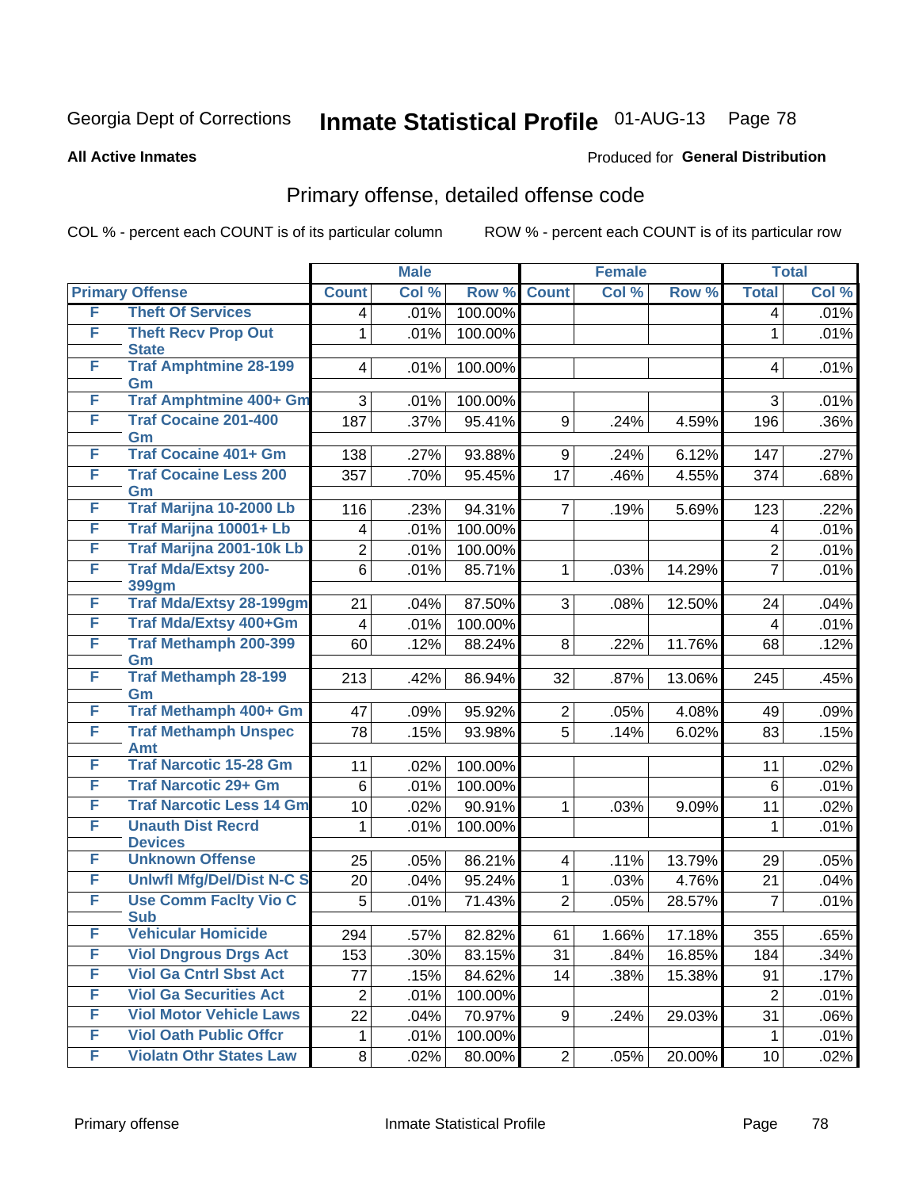Georgia Dept of Corrections **Inmate Statistical Profile** 01-AUG-13

**All Active Inmates**

Produced for **General Distribution**

## Primary offense, detailed offense code

COL % - percent each COUNT is of its particular column

ROW % - percent each COUNT is of its particular row

| Primary Offense | | Male | | | Female | | | Total | |
|---|---|---|---|---|---|---|---|---|---|
| | | Count | Col % | Row % | Count | Col % | Row % | Total | Col % |
| F | Theft Of Services | 4 | .01% | 100.00% | | | | 4 | .01% |
| F | Theft Recv Prop Out State | 1 | .01% | 100.00% | | | | 1 | .01% |
| F | Traf Amphtmine 28-199 Gm | 4 | .01% | 100.00% | | | | 4 | .01% |
| F | Traf Amphtmine 400+ Gm | 3 | .01% | 100.00% | | | | 3 | .01% |
| F | Traf Cocaine 201-400 Gm | 187 | .37% | 95.41% | 9 | .24% | 4.59% | 196 | .36% |
| F | Traf Cocaine 401+ Gm | 138 | .27% | 93.88% | 9 | .24% | 6.12% | 147 | .27% |
| F | Traf Cocaine Less 200 Gm | 357 | .70% | 95.45% | 17 | .46% | 4.55% | 374 | .68% |
| F | Traf Marijna 10-2000 Lb | 116 | .23% | 94.31% | 7 | .19% | 5.69% | 123 | .22% |
| F | Traf Marijna 10001+ Lb | 4 | .01% | 100.00% | | | | 4 | .01% |
| F | Traf Marijna 2001-10k Lb | 2 | .01% | 100.00% | | | | 2 | .01% |
| F | Traf Mda/Extsy 200-399gm | 6 | .01% | 85.71% | 1 | .03% | 14.29% | 7 | .01% |
| F | Traf Mda/Extsy 28-199gm | 21 | .04% | 87.50% | 3 | .08% | 12.50% | 24 | .04% |
| F | Traf Mda/Extsy 400+Gm | 4 | .01% | 100.00% | | | | 4 | .01% |
| F | Traf Methamph 200-399 Gm | 60 | .12% | 88.24% | 8 | .22% | 11.76% | 68 | .12% |
| F | Traf Methamph 28-199 Gm | 213 | .42% | 86.94% | 32 | .87% | 13.06% | 245 | .45% |
| F | Traf Methamph 400+ Gm | 47 | .09% | 95.92% | 2 | .05% | 4.08% | 49 | .09% |
| F | Traf Methamph Unspec Amt | 78 | .15% | 93.98% | 5 | .14% | 6.02% | 83 | .15% |
| F | Traf Narcotic 15-28 Gm | 11 | .02% | 100.00% | | | | 11 | .02% |
| F | Traf Narcotic 29+ Gm | 6 | .01% | 100.00% | | | | 6 | .01% |
| F | Traf Narcotic Less 14 Gm | 10 | .02% | 90.91% | 1 | .03% | 9.09% | 11 | .02% |
| F | Unauth Dist Recrd Devices | 1 | .01% | 100.00% | | | | 1 | .01% |
| F | Unknown Offense | 25 | .05% | 86.21% | 4 | .11% | 13.79% | 29 | .05% |
| F | Unlwfl Mfg/Del/Dist N-C S | 20 | .04% | 95.24% | 1 | .03% | 4.76% | 21 | .04% |
| F | Use Comm Faclty Vio C Sub | 5 | .01% | 71.43% | 2 | .05% | 28.57% | 7 | .01% |
| F | Vehicular Homicide | 294 | .57% | 82.82% | 61 | 1.66% | 17.18% | 355 | .65% |
| F | Viol Dngrous Drgs Act | 153 | .30% | 83.15% | 31 | .84% | 16.85% | 184 | .34% |
| F | Viol Ga Cntrl Sbst Act | 77 | .15% | 84.62% | 14 | .38% | 15.38% | 91 | .17% |
| F | Viol Ga Securities Act | 2 | .01% | 100.00% | | | | 2 | .01% |
| F | Viol Motor Vehicle Laws | 22 | .04% | 70.97% | 9 | .24% | 29.03% | 31 | .06% |
| F | Viol Oath Public Offcr | 1 | .01% | 100.00% | | | | 1 | .01% |
| F | Violatn Othr States Law | 8 | .02% | 80.00% | 2 | .05% | 20.00% | 10 | .02% |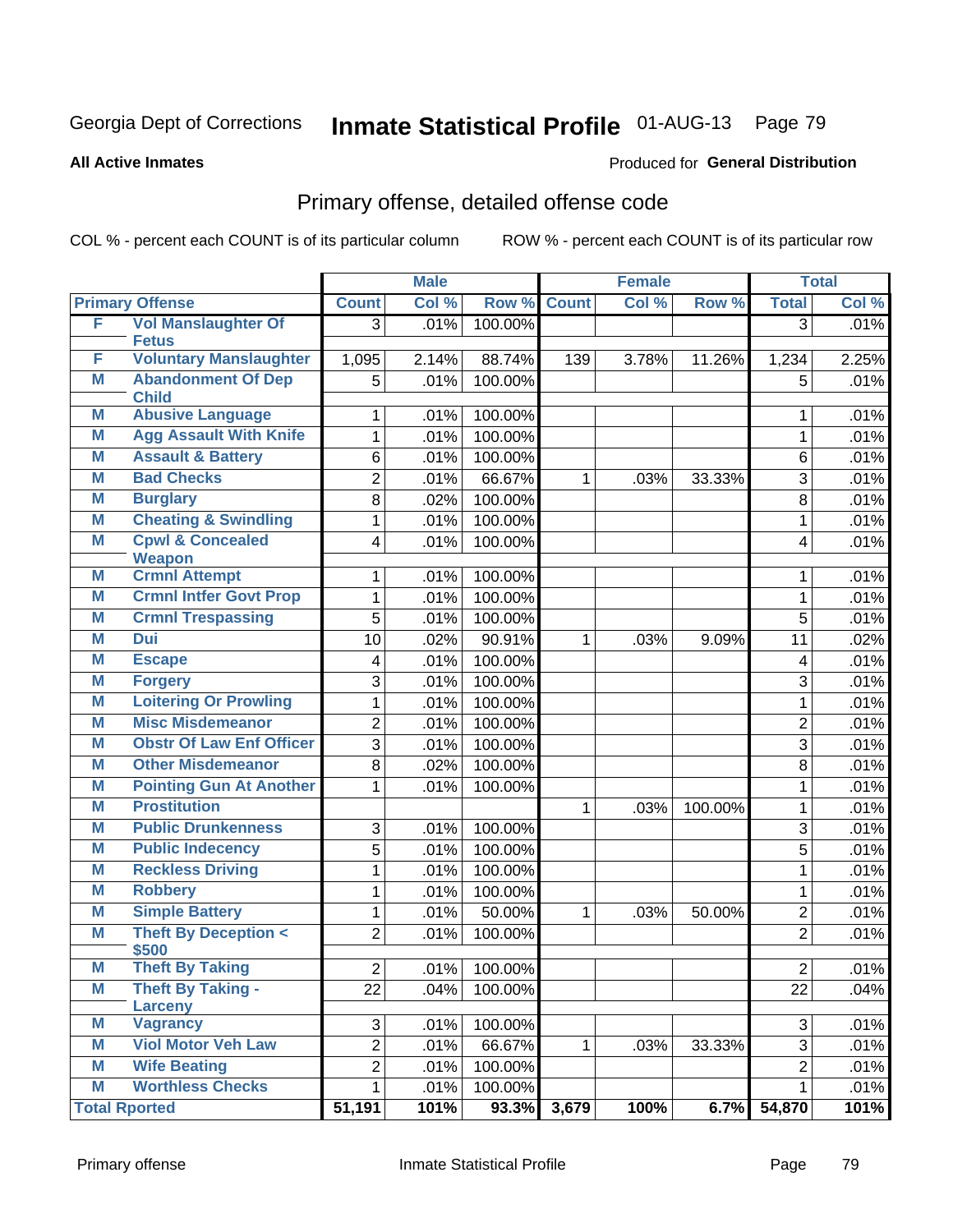Georgia Dept of Corrections **Inmate Statistical Profile** 01-AUG-13

**All Active Inmates**

Produced for **General Distribution**

## Primary offense, detailed offense code

COL % - percent each COUNT is of its particular column

ROW % - percent each COUNT is of its particular row

| | | Male | | | Female | | | Total | |
|---|---|---|---|---|---|---|---|---|---|
| **Primary Offense** | | **Count** | **Col %** | **Row %** | **Count** | **Col %** | **Row %** | **Total** | **Col %** |
| F | Vol Manslaughter Of Fetus | 3 | .01% | 100.00% | | | | 3 | .01% |
| F | Voluntary Manslaughter | 1,095 | 2.14% | 88.74% | 139 | 3.78% | 11.26% | 1,234 | 2.25% |
| M | Abandonment Of Dep Child | 5 | .01% | 100.00% | | | | 5 | .01% |
| M | Abusive Language | 1 | .01% | 100.00% | | | | 1 | .01% |
| M | Agg Assault With Knife | 1 | .01% | 100.00% | | | | 1 | .01% |
| M | Assault & Battery | 6 | .01% | 100.00% | | | | 6 | .01% |
| M | Bad Checks | 2 | .01% | 66.67% | 1 | .03% | 33.33% | 3 | .01% |
| M | Burglary | 8 | .02% | 100.00% | | | | 8 | .01% |
| M | Cheating & Swindling | 1 | .01% | 100.00% | | | | 1 | .01% |
| M | Cpwl & Concealed Weapon | 4 | .01% | 100.00% | | | | 4 | .01% |
| M | Crmnl Attempt | 1 | .01% | 100.00% | | | | 1 | .01% |
| M | Crmnl Intfer Govt Prop | 1 | .01% | 100.00% | | | | 1 | .01% |
| M | Crmnl Trespassing | 5 | .01% | 100.00% | | | | 5 | .01% |
| M | Dui | 10 | .02% | 90.91% | 1 | .03% | 9.09% | 11 | .02% |
| M | Escape | 4 | .01% | 100.00% | | | | 4 | .01% |
| M | Forgery | 3 | .01% | 100.00% | | | | 3 | .01% |
| M | Loitering Or Prowling | 1 | .01% | 100.00% | | | | 1 | .01% |
| M | Misc Misdemeanor | 2 | .01% | 100.00% | | | | 2 | .01% |
| M | Obstr Of Law Enf Officer | 3 | .01% | 100.00% | | | | 3 | .01% |
| M | Other Misdemeanor | 8 | .02% | 100.00% | | | | 8 | .01% |
| M | Pointing Gun At Another | 1 | .01% | 100.00% | | | | 1 | .01% |
| M | Prostitution | | | | 1 | .03% | 100.00% | 1 | .01% |
| M | Public Drunkenness | 3 | .01% | 100.00% | | | | 3 | .01% |
| M | Public Indecency | 5 | .01% | 100.00% | | | | 5 | .01% |
| M | Reckless Driving | 1 | .01% | 100.00% | | | | 1 | .01% |
| M | Robbery | 1 | .01% | 100.00% | | | | 1 | .01% |
| M | Simple Battery | 1 | .01% | 50.00% | 1 | .03% | 50.00% | 2 | .01% |
| M | Theft By Deception < $500 | 2 | .01% | 100.00% | | | | 2 | .01% |
| M | Theft By Taking | 2 | .01% | 100.00% | | | | 2 | .01% |
| M | Theft By Taking - Larceny | 22 | .04% | 100.00% | | | | 22 | .04% |
| M | Vagrancy | 3 | .01% | 100.00% | | | | 3 | .01% |
| M | Viol Motor Veh Law | 2 | .01% | 66.67% | 1 | .03% | 33.33% | 3 | .01% |
| M | Wife Beating | 2 | .01% | 100.00% | | | | 2 | .01% |
| M | Worthless Checks | 1 | .01% | 100.00% | | | | 1 | .01% |
| **Total Rported** | | **51,191** | **101%** | **93.3%** | **3,679** | **100%** | **6.7%** | **54,870** | **101%** |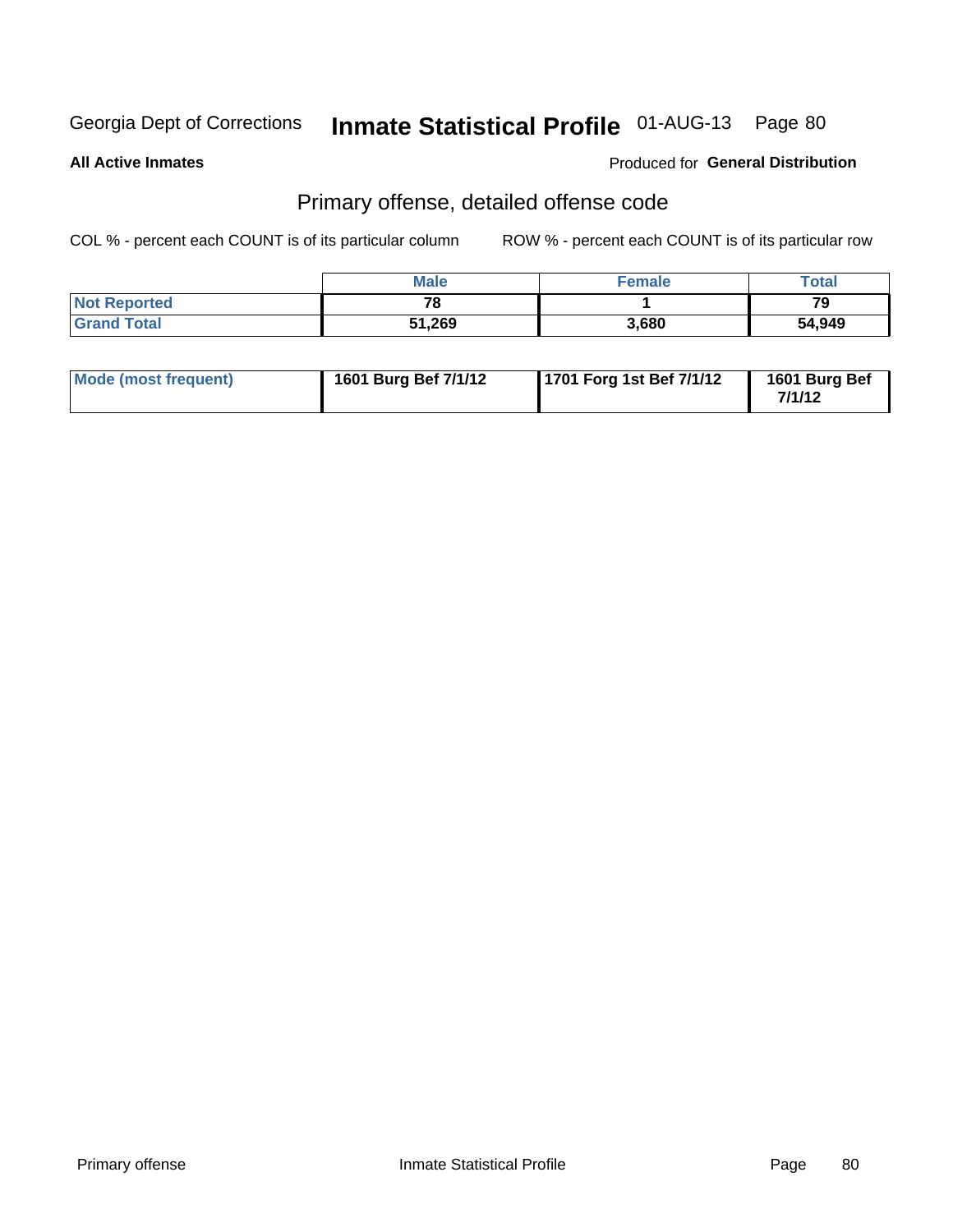Georgia Dept of Corrections **Inmate Statistical Profile** 01-AUG-13

**All Active Inmates**

Produced for **General Distribution**

## Primary offense, detailed offense code

COL % - percent each COUNT is of its particular column

ROW % - percent each COUNT is of its particular row

| | Male | Female | Total |
|---|---|---|---|
| Not Reported | 78 | 1 | 79 |
| Grand Total | 51,269 | 3,680 | 54,949 |

| | | | |
|---|---|---|---|
| Mode (most frequent) | 1601 Burg Bef 7/1/12 | 1701 Forg 1st Bef 7/1/12 | 1601 Burg Bef 7/1/12 |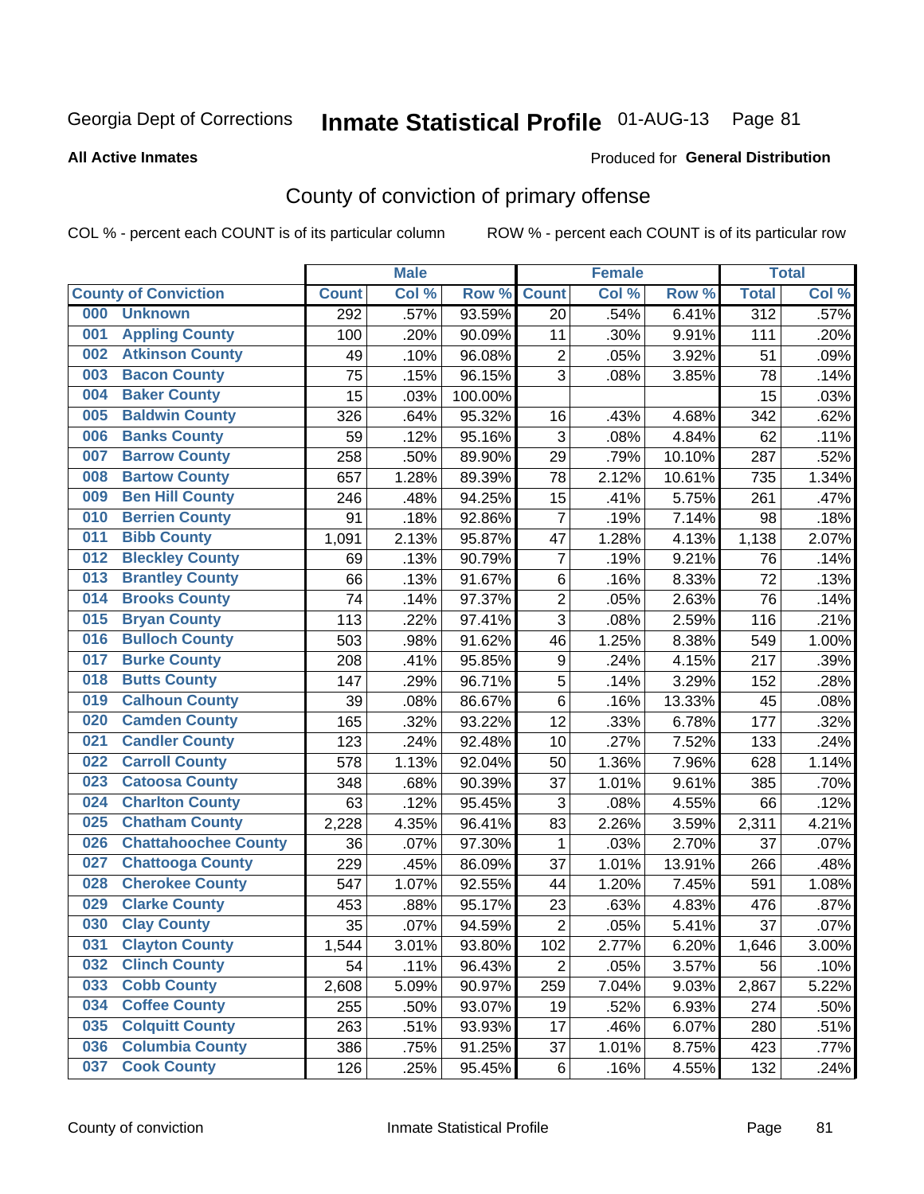Georgia Dept of Corrections **Inmate Statistical Profile** 01-AUG-13

**All Active Inmates**

Produced for **General Distribution**

## County of conviction of primary offense

COL % - percent each COUNT is of its particular column ROW % - percent each COUNT is of its particular row

| County of Conviction | Male | | | Female | | | Total | |
|---|---|---|---|---|---|---|---|---|
| | Count | Col % | Row % | Count | Col % | Row % | Total | Col % |
| 000 Unknown | 292 | .57% | 93.59% | 20 | .54% | 6.41% | 312 | .57% |
| 001 Appling County | 100 | .20% | 90.09% | 11 | .30% | 9.91% | 111 | .20% |
| 002 Atkinson County | 49 | .10% | 96.08% | 2 | .05% | 3.92% | 51 | .09% |
| 003 Bacon County | 75 | .15% | 96.15% | 3 | .08% | 3.85% | 78 | .14% |
| 004 Baker County | 15 | .03% | 100.00% | | | | 15 | .03% |
| 005 Baldwin County | 326 | .64% | 95.32% | 16 | .43% | 4.68% | 342 | .62% |
| 006 Banks County | 59 | .12% | 95.16% | 3 | .08% | 4.84% | 62 | .11% |
| 007 Barrow County | 258 | .50% | 89.90% | 29 | .79% | 10.10% | 287 | .52% |
| 008 Bartow County | 657 | 1.28% | 89.39% | 78 | 2.12% | 10.61% | 735 | 1.34% |
| 009 Ben Hill County | 246 | .48% | 94.25% | 15 | .41% | 5.75% | 261 | .47% |
| 010 Berrien County | 91 | .18% | 92.86% | 7 | .19% | 7.14% | 98 | .18% |
| 011 Bibb County | 1,091 | 2.13% | 95.87% | 47 | 1.28% | 4.13% | 1,138 | 2.07% |
| 012 Bleckley County | 69 | .13% | 90.79% | 7 | .19% | 9.21% | 76 | .14% |
| 013 Brantley County | 66 | .13% | 91.67% | 6 | .16% | 8.33% | 72 | .13% |
| 014 Brooks County | 74 | .14% | 97.37% | 2 | .05% | 2.63% | 76 | .14% |
| 015 Bryan County | 113 | .22% | 97.41% | 3 | .08% | 2.59% | 116 | .21% |
| 016 Bulloch County | 503 | .98% | 91.62% | 46 | 1.25% | 8.38% | 549 | 1.00% |
| 017 Burke County | 208 | .41% | 95.85% | 9 | .24% | 4.15% | 217 | .39% |
| 018 Butts County | 147 | .29% | 96.71% | 5 | .14% | 3.29% | 152 | .28% |
| 019 Calhoun County | 39 | .08% | 86.67% | 6 | .16% | 13.33% | 45 | .08% |
| 020 Camden County | 165 | .32% | 93.22% | 12 | .33% | 6.78% | 177 | .32% |
| 021 Candler County | 123 | .24% | 92.48% | 10 | .27% | 7.52% | 133 | .24% |
| 022 Carroll County | 578 | 1.13% | 92.04% | 50 | 1.36% | 7.96% | 628 | 1.14% |
| 023 Catoosa County | 348 | .68% | 90.39% | 37 | 1.01% | 9.61% | 385 | .70% |
| 024 Charlton County | 63 | .12% | 95.45% | 3 | .08% | 4.55% | 66 | .12% |
| 025 Chatham County | 2,228 | 4.35% | 96.41% | 83 | 2.26% | 3.59% | 2,311 | 4.21% |
| 026 Chattahoochee County | 36 | .07% | 97.30% | 1 | .03% | 2.70% | 37 | .07% |
| 027 Chattooga County | 229 | .45% | 86.09% | 37 | 1.01% | 13.91% | 266 | .48% |
| 028 Cherokee County | 547 | 1.07% | 92.55% | 44 | 1.20% | 7.45% | 591 | 1.08% |
| 029 Clarke County | 453 | .88% | 95.17% | 23 | .63% | 4.83% | 476 | .87% |
| 030 Clay County | 35 | .07% | 94.59% | 2 | .05% | 5.41% | 37 | .07% |
| 031 Clayton County | 1,544 | 3.01% | 93.80% | 102 | 2.77% | 6.20% | 1,646 | 3.00% |
| 032 Clinch County | 54 | .11% | 96.43% | 2 | .05% | 3.57% | 56 | .10% |
| 033 Cobb County | 2,608 | 5.09% | 90.97% | 259 | 7.04% | 9.03% | 2,867 | 5.22% |
| 034 Coffee County | 255 | .50% | 93.07% | 19 | .52% | 6.93% | 274 | .50% |
| 035 Colquitt County | 263 | .51% | 93.93% | 17 | .46% | 6.07% | 280 | .51% |
| 036 Columbia County | 386 | .75% | 91.25% | 37 | 1.01% | 8.75% | 423 | .77% |
| 037 Cook County | 126 | .25% | 95.45% | 6 | .16% | 4.55% | 132 | .24% |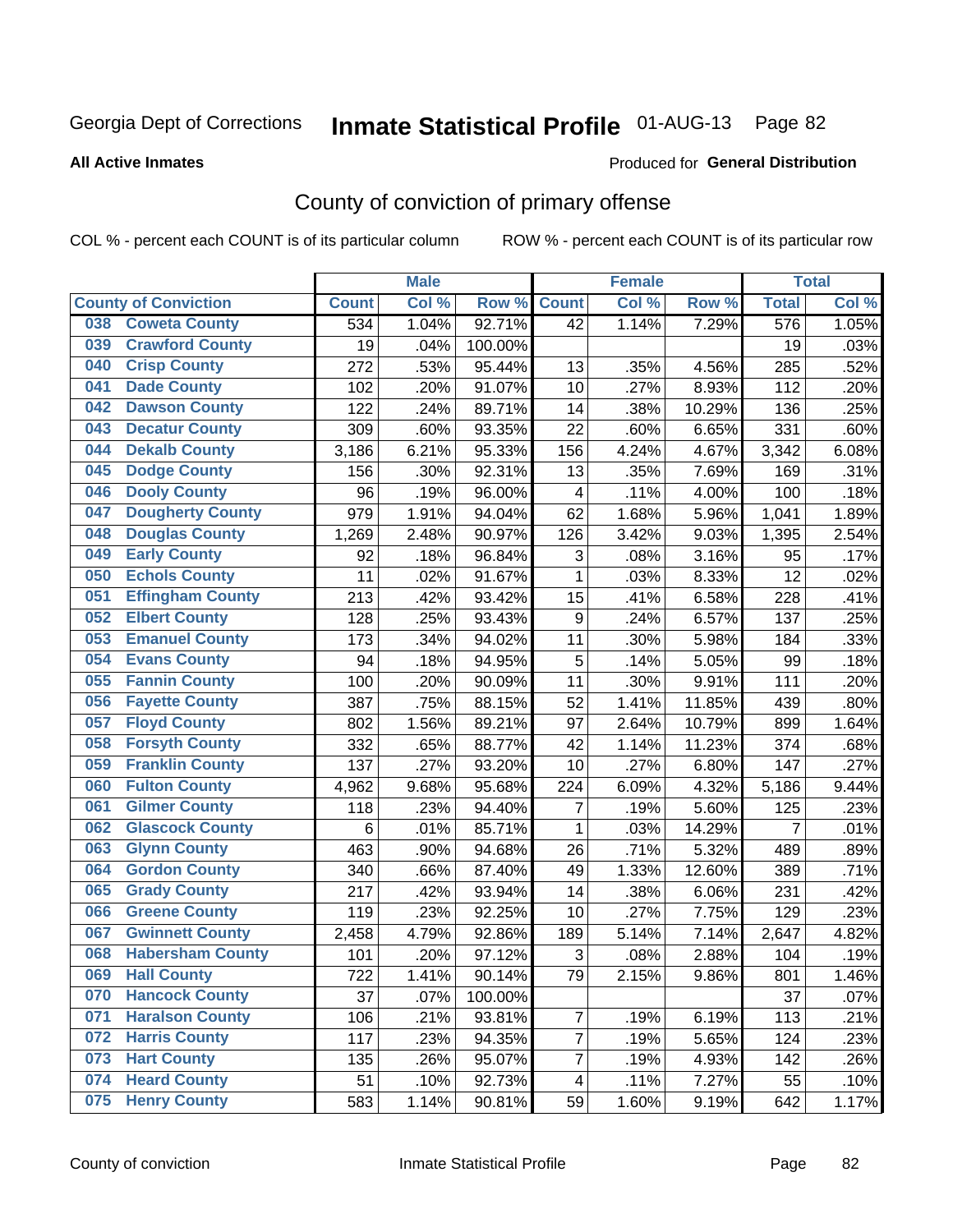Georgia Dept of Corrections **Inmate Statistical Profile** 01-AUG-13 Page 82

**All Active Inmates**

Produced for **General Distribution**

# County of conviction of primary offense

COL % - percent each COUNT is of its particular column ROW % - percent each COUNT is of its particular row

| County of Conviction | Male | | | Female | | | Total | |
|---|---|---|---|---|---|---|---|---|
| | Count | Col % | Row % | Count | Col % | Row % | Total | Col % |
| 038 Coweta County | 534 | 1.04% | 92.71% | 42 | 1.14% | 7.29% | 576 | 1.05% |
| 039 Crawford County | 19 | .04% | 100.00% | | | | 19 | .03% |
| 040 Crisp County | 272 | .53% | 95.44% | 13 | .35% | 4.56% | 285 | .52% |
| 041 Dade County | 102 | .20% | 91.07% | 10 | .27% | 8.93% | 112 | .20% |
| 042 Dawson County | 122 | .24% | 89.71% | 14 | .38% | 10.29% | 136 | .25% |
| 043 Decatur County | 309 | .60% | 93.35% | 22 | .60% | 6.65% | 331 | .60% |
| 044 Dekalb County | 3,186 | 6.21% | 95.33% | 156 | 4.24% | 4.67% | 3,342 | 6.08% |
| 045 Dodge County | 156 | .30% | 92.31% | 13 | .35% | 7.69% | 169 | .31% |
| 046 Dooly County | 96 | .19% | 96.00% | 4 | .11% | 4.00% | 100 | .18% |
| 047 Dougherty County | 979 | 1.91% | 94.04% | 62 | 1.68% | 5.96% | 1,041 | 1.89% |
| 048 Douglas County | 1,269 | 2.48% | 90.97% | 126 | 3.42% | 9.03% | 1,395 | 2.54% |
| 049 Early County | 92 | .18% | 96.84% | 3 | .08% | 3.16% | 95 | .17% |
| 050 Echols County | 11 | .02% | 91.67% | 1 | .03% | 8.33% | 12 | .02% |
| 051 Effingham County | 213 | .42% | 93.42% | 15 | .41% | 6.58% | 228 | .41% |
| 052 Elbert County | 128 | .25% | 93.43% | 9 | .24% | 6.57% | 137 | .25% |
| 053 Emanuel County | 173 | .34% | 94.02% | 11 | .30% | 5.98% | 184 | .33% |
| 054 Evans County | 94 | .18% | 94.95% | 5 | .14% | 5.05% | 99 | .18% |
| 055 Fannin County | 100 | .20% | 90.09% | 11 | .30% | 9.91% | 111 | .20% |
| 056 Fayette County | 387 | .75% | 88.15% | 52 | 1.41% | 11.85% | 439 | .80% |
| 057 Floyd County | 802 | 1.56% | 89.21% | 97 | 2.64% | 10.79% | 899 | 1.64% |
| 058 Forsyth County | 332 | .65% | 88.77% | 42 | 1.14% | 11.23% | 374 | .68% |
| 059 Franklin County | 137 | .27% | 93.20% | 10 | .27% | 6.80% | 147 | .27% |
| 060 Fulton County | 4,962 | 9.68% | 95.68% | 224 | 6.09% | 4.32% | 5,186 | 9.44% |
| 061 Gilmer County | 118 | .23% | 94.40% | 7 | .19% | 5.60% | 125 | .23% |
| 062 Glascock County | 6 | .01% | 85.71% | 1 | .03% | 14.29% | 7 | .01% |
| 063 Glynn County | 463 | .90% | 94.68% | 26 | .71% | 5.32% | 489 | .89% |
| 064 Gordon County | 340 | .66% | 87.40% | 49 | 1.33% | 12.60% | 389 | .71% |
| 065 Grady County | 217 | .42% | 93.94% | 14 | .38% | 6.06% | 231 | .42% |
| 066 Greene County | 119 | .23% | 92.25% | 10 | .27% | 7.75% | 129 | .23% |
| 067 Gwinnett County | 2,458 | 4.79% | 92.86% | 189 | 5.14% | 7.14% | 2,647 | 4.82% |
| 068 Habersham County | 101 | .20% | 97.12% | 3 | .08% | 2.88% | 104 | .19% |
| 069 Hall County | 722 | 1.41% | 90.14% | 79 | 2.15% | 9.86% | 801 | 1.46% |
| 070 Hancock County | 37 | .07% | 100.00% | | | | 37 | .07% |
| 071 Haralson County | 106 | .21% | 93.81% | 7 | .19% | 6.19% | 113 | .21% |
| 072 Harris County | 117 | .23% | 94.35% | 7 | .19% | 5.65% | 124 | .23% |
| 073 Hart County | 135 | .26% | 95.07% | 7 | .19% | 4.93% | 142 | .26% |
| 074 Heard County | 51 | .10% | 92.73% | 4 | .11% | 7.27% | 55 | .10% |
| 075 Henry County | 583 | 1.14% | 90.81% | 59 | 1.60% | 9.19% | 642 | 1.17% |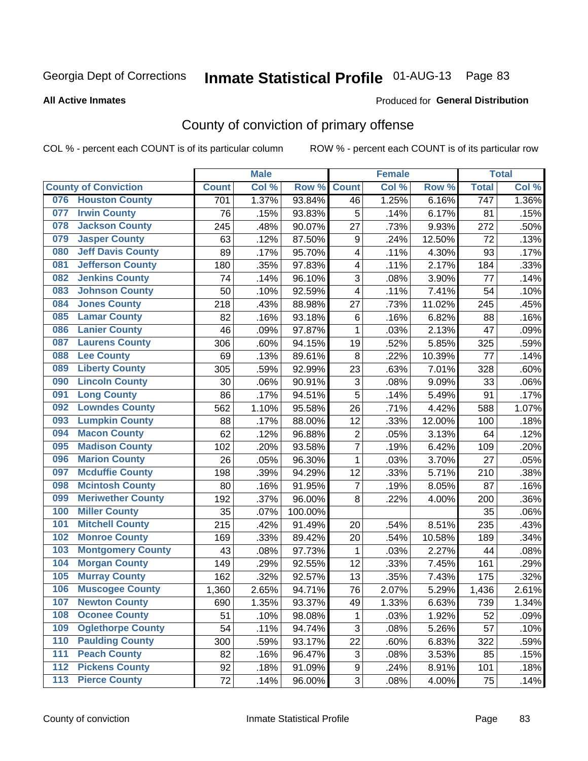Georgia Dept of Corrections **Inmate Statistical Profile** 01-AUG-13

**All Active Inmates**

Produced for **General Distribution**

## County of conviction of primary offense

COL % - percent each COUNT is of its particular column

ROW % - percent each COUNT is of its particular row

| County of Conviction | Male | | | Female | | | Total | |
|---|---|---|---|---|---|---|---|---|
| | Count | Col % | Row % | Count | Col % | Row % | Total | Col % |
| 076 Houston County | 701 | 1.37% | 93.84% | 46 | 1.25% | 6.16% | 747 | 1.36% |
| 077 Irwin County | 76 | .15% | 93.83% | 5 | .14% | 6.17% | 81 | .15% |
| 078 Jackson County | 245 | .48% | 90.07% | 27 | .73% | 9.93% | 272 | .50% |
| 079 Jasper County | 63 | .12% | 87.50% | 9 | .24% | 12.50% | 72 | .13% |
| 080 Jeff Davis County | 89 | .17% | 95.70% | 4 | .11% | 4.30% | 93 | .17% |
| 081 Jefferson County | 180 | .35% | 97.83% | 4 | .11% | 2.17% | 184 | .33% |
| 082 Jenkins County | 74 | .14% | 96.10% | 3 | .08% | 3.90% | 77 | .14% |
| 083 Johnson County | 50 | .10% | 92.59% | 4 | .11% | 7.41% | 54 | .10% |
| 084 Jones County | 218 | .43% | 88.98% | 27 | .73% | 11.02% | 245 | .45% |
| 085 Lamar County | 82 | .16% | 93.18% | 6 | .16% | 6.82% | 88 | .16% |
| 086 Lanier County | 46 | .09% | 97.87% | 1 | .03% | 2.13% | 47 | .09% |
| 087 Laurens County | 306 | .60% | 94.15% | 19 | .52% | 5.85% | 325 | .59% |
| 088 Lee County | 69 | .13% | 89.61% | 8 | .22% | 10.39% | 77 | .14% |
| 089 Liberty County | 305 | .59% | 92.99% | 23 | .63% | 7.01% | 328 | .60% |
| 090 Lincoln County | 30 | .06% | 90.91% | 3 | .08% | 9.09% | 33 | .06% |
| 091 Long County | 86 | .17% | 94.51% | 5 | .14% | 5.49% | 91 | .17% |
| 092 Lowndes County | 562 | 1.10% | 95.58% | 26 | .71% | 4.42% | 588 | 1.07% |
| 093 Lumpkin County | 88 | .17% | 88.00% | 12 | .33% | 12.00% | 100 | .18% |
| 094 Macon County | 62 | .12% | 96.88% | 2 | .05% | 3.13% | 64 | .12% |
| 095 Madison County | 102 | .20% | 93.58% | 7 | .19% | 6.42% | 109 | .20% |
| 096 Marion County | 26 | .05% | 96.30% | 1 | .03% | 3.70% | 27 | .05% |
| 097 Mcduffie County | 198 | .39% | 94.29% | 12 | .33% | 5.71% | 210 | .38% |
| 098 Mcintosh County | 80 | .16% | 91.95% | 7 | .19% | 8.05% | 87 | .16% |
| 099 Meriwether County | 192 | .37% | 96.00% | 8 | .22% | 4.00% | 200 | .36% |
| 100 Miller County | 35 | .07% | 100.00% | | | | 35 | .06% |
| 101 Mitchell County | 215 | .42% | 91.49% | 20 | .54% | 8.51% | 235 | .43% |
| 102 Monroe County | 169 | .33% | 89.42% | 20 | .54% | 10.58% | 189 | .34% |
| 103 Montgomery County | 43 | .08% | 97.73% | 1 | .03% | 2.27% | 44 | .08% |
| 104 Morgan County | 149 | .29% | 92.55% | 12 | .33% | 7.45% | 161 | .29% |
| 105 Murray County | 162 | .32% | 92.57% | 13 | .35% | 7.43% | 175 | .32% |
| 106 Muscogee County | 1,360 | 2.65% | 94.71% | 76 | 2.07% | 5.29% | 1,436 | 2.61% |
| 107 Newton County | 690 | 1.35% | 93.37% | 49 | 1.33% | 6.63% | 739 | 1.34% |
| 108 Oconee County | 51 | .10% | 98.08% | 1 | .03% | 1.92% | 52 | .09% |
| 109 Oglethorpe County | 54 | .11% | 94.74% | 3 | .08% | 5.26% | 57 | .10% |
| 110 Paulding County | 300 | .59% | 93.17% | 22 | .60% | 6.83% | 322 | .59% |
| 111 Peach County | 82 | .16% | 96.47% | 3 | .08% | 3.53% | 85 | .15% |
| 112 Pickens County | 92 | .18% | 91.09% | 9 | .24% | 8.91% | 101 | .18% |
| 113 Pierce County | 72 | .14% | 96.00% | 3 | .08% | 4.00% | 75 | .14% |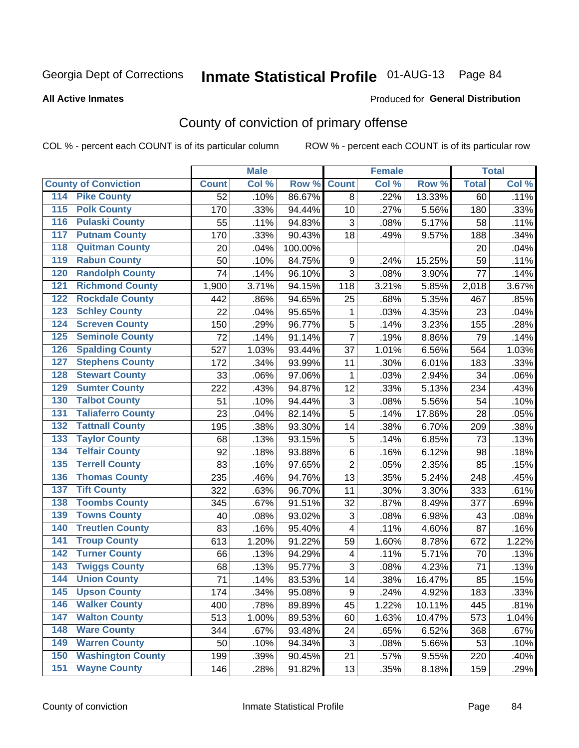Georgia Dept of Corrections **Inmate Statistical Profile** 01-AUG-13 Page 84

**All Active Inmates**

Produced for **General Distribution**

## County of conviction of primary offense

COL % - percent each COUNT is of its particular column    ROW % - percent each COUNT is of its particular row

| County of Conviction | Male | | | Female | | | Total | |
|---|---|---|---|---|---|---|---|---|
| | Count | Col % | Row % | Count | Col % | Row % | Total | Col % |
| 114 Pike County | 52 | .10% | 86.67% | 8 | .22% | 13.33% | 60 | .11% |
| 115 Polk County | 170 | .33% | 94.44% | 10 | .27% | 5.56% | 180 | .33% |
| 116 Pulaski County | 55 | .11% | 94.83% | 3 | .08% | 5.17% | 58 | .11% |
| 117 Putnam County | 170 | .33% | 90.43% | 18 | .49% | 9.57% | 188 | .34% |
| 118 Quitman County | 20 | .04% | 100.00% | | | | 20 | .04% |
| 119 Rabun County | 50 | .10% | 84.75% | 9 | .24% | 15.25% | 59 | .11% |
| 120 Randolph County | 74 | .14% | 96.10% | 3 | .08% | 3.90% | 77 | .14% |
| 121 Richmond County | 1,900 | 3.71% | 94.15% | 118 | 3.21% | 5.85% | 2,018 | 3.67% |
| 122 Rockdale County | 442 | .86% | 94.65% | 25 | .68% | 5.35% | 467 | .85% |
| 123 Schley County | 22 | .04% | 95.65% | 1 | .03% | 4.35% | 23 | .04% |
| 124 Screven County | 150 | .29% | 96.77% | 5 | .14% | 3.23% | 155 | .28% |
| 125 Seminole County | 72 | .14% | 91.14% | 7 | .19% | 8.86% | 79 | .14% |
| 126 Spalding County | 527 | 1.03% | 93.44% | 37 | 1.01% | 6.56% | 564 | 1.03% |
| 127 Stephens County | 172 | .34% | 93.99% | 11 | .30% | 6.01% | 183 | .33% |
| 128 Stewart County | 33 | .06% | 97.06% | 1 | .03% | 2.94% | 34 | .06% |
| 129 Sumter County | 222 | .43% | 94.87% | 12 | .33% | 5.13% | 234 | .43% |
| 130 Talbot County | 51 | .10% | 94.44% | 3 | .08% | 5.56% | 54 | .10% |
| 131 Taliaferro County | 23 | .04% | 82.14% | 5 | .14% | 17.86% | 28 | .05% |
| 132 Tattnall County | 195 | .38% | 93.30% | 14 | .38% | 6.70% | 209 | .38% |
| 133 Taylor County | 68 | .13% | 93.15% | 5 | .14% | 6.85% | 73 | .13% |
| 134 Telfair County | 92 | .18% | 93.88% | 6 | .16% | 6.12% | 98 | .18% |
| 135 Terrell County | 83 | .16% | 97.65% | 2 | .05% | 2.35% | 85 | .15% |
| 136 Thomas County | 235 | .46% | 94.76% | 13 | .35% | 5.24% | 248 | .45% |
| 137 Tift County | 322 | .63% | 96.70% | 11 | .30% | 3.30% | 333 | .61% |
| 138 Toombs County | 345 | .67% | 91.51% | 32 | .87% | 8.49% | 377 | .69% |
| 139 Towns County | 40 | .08% | 93.02% | 3 | .08% | 6.98% | 43 | .08% |
| 140 Treutlen County | 83 | .16% | 95.40% | 4 | .11% | 4.60% | 87 | .16% |
| 141 Troup County | 613 | 1.20% | 91.22% | 59 | 1.60% | 8.78% | 672 | 1.22% |
| 142 Turner County | 66 | .13% | 94.29% | 4 | .11% | 5.71% | 70 | .13% |
| 143 Twiggs County | 68 | .13% | 95.77% | 3 | .08% | 4.23% | 71 | .13% |
| 144 Union County | 71 | .14% | 83.53% | 14 | .38% | 16.47% | 85 | .15% |
| 145 Upson County | 174 | .34% | 95.08% | 9 | .24% | 4.92% | 183 | .33% |
| 146 Walker County | 400 | .78% | 89.89% | 45 | 1.22% | 10.11% | 445 | .81% |
| 147 Walton County | 513 | 1.00% | 89.53% | 60 | 1.63% | 10.47% | 573 | 1.04% |
| 148 Ware County | 344 | .67% | 93.48% | 24 | .65% | 6.52% | 368 | .67% |
| 149 Warren County | 50 | .10% | 94.34% | 3 | .08% | 5.66% | 53 | .10% |
| 150 Washington County | 199 | .39% | 90.45% | 21 | .57% | 9.55% | 220 | .40% |
| 151 Wayne County | 146 | .28% | 91.82% | 13 | .35% | 8.18% | 159 | .29% |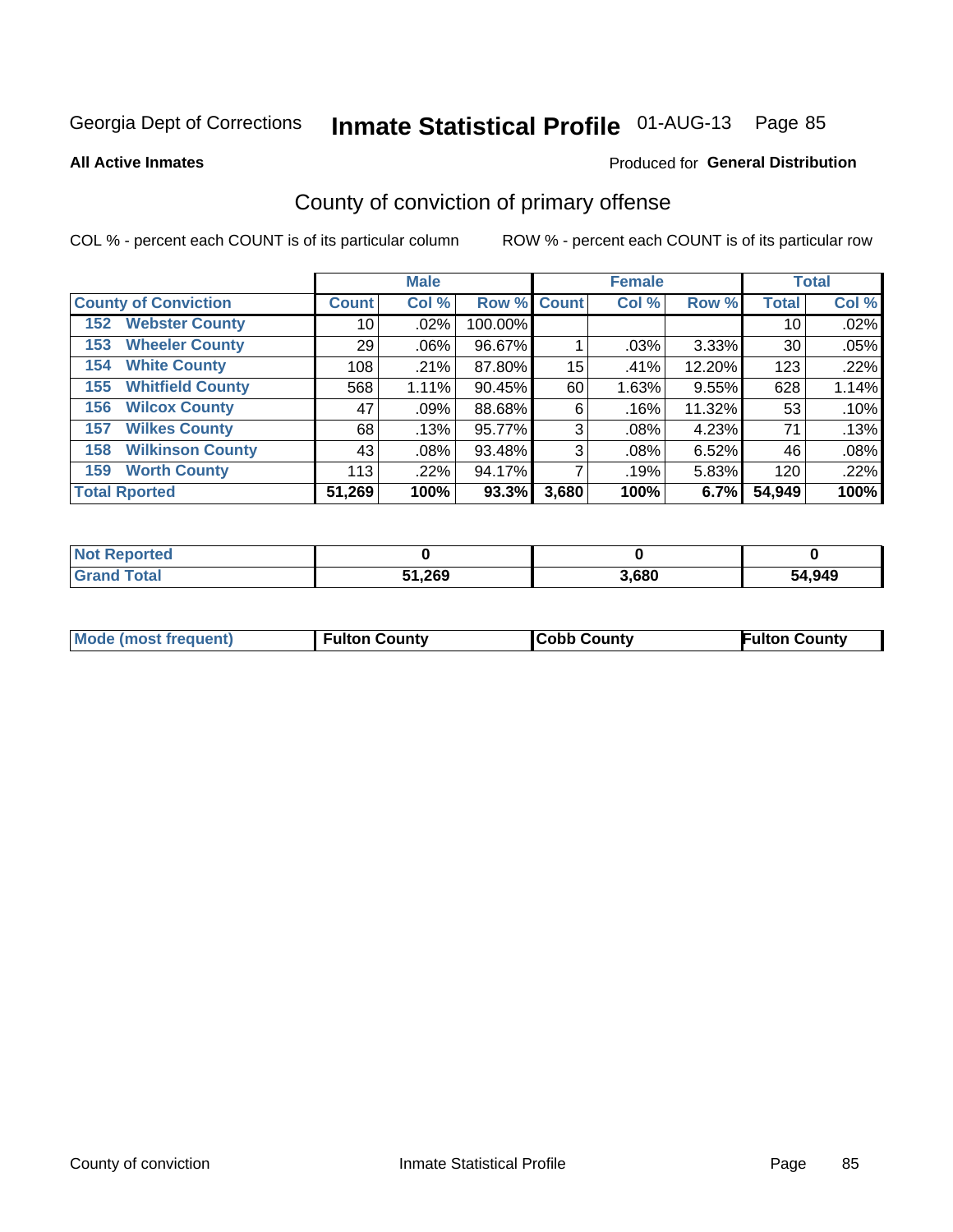Georgia Dept of Corrections **Inmate Statistical Profile** 01-AUG-13

**All Active Inmates**

Produced for **General Distribution**

## County of conviction of primary offense

COL % - percent each COUNT is of its particular column

ROW % - percent each COUNT is of its particular row

| County of Conviction | Male | | | Female | | | Total | |
|---|---|---|---|---|---|---|---|---|
| | Count | Col % | Row % | Count | Col % | Row % | Total | Col % |
| 152 Webster County | 10 | .02% | 100.00% | | | | 10 | .02% |
| 153 Wheeler County | 29 | .06% | 96.67% | 1 | .03% | 3.33% | 30 | .05% |
| 154 White County | 108 | .21% | 87.80% | 15 | .41% | 12.20% | 123 | .22% |
| 155 Whitfield County | 568 | 1.11% | 90.45% | 60 | 1.63% | 9.55% | 628 | 1.14% |
| 156 Wilcox County | 47 | .09% | 88.68% | 6 | .16% | 11.32% | 53 | .10% |
| 157 Wilkes County | 68 | .13% | 95.77% | 3 | .08% | 4.23% | 71 | .13% |
| 158 Wilkinson County | 43 | .08% | 93.48% | 3 | .08% | 6.52% | 46 | .08% |
| 159 Worth County | 113 | .22% | 94.17% | 7 | .19% | 5.83% | 120 | .22% |
| **Total Rported** | **51,269** | **100%** | **93.3%** | **3,680** | **100%** | **6.7%** | **54,949** | **100%** |

| | Male | Female | Total |
|---|---|---|---|
| Not Reported | 0 | 0 | 0 |
| Grand Total | 51,269 | 3,680 | 54,949 |

| | Male | Female | Total |
|---|---|---|---|
| Mode (most frequent) | Fulton County | Cobb County | Fulton County |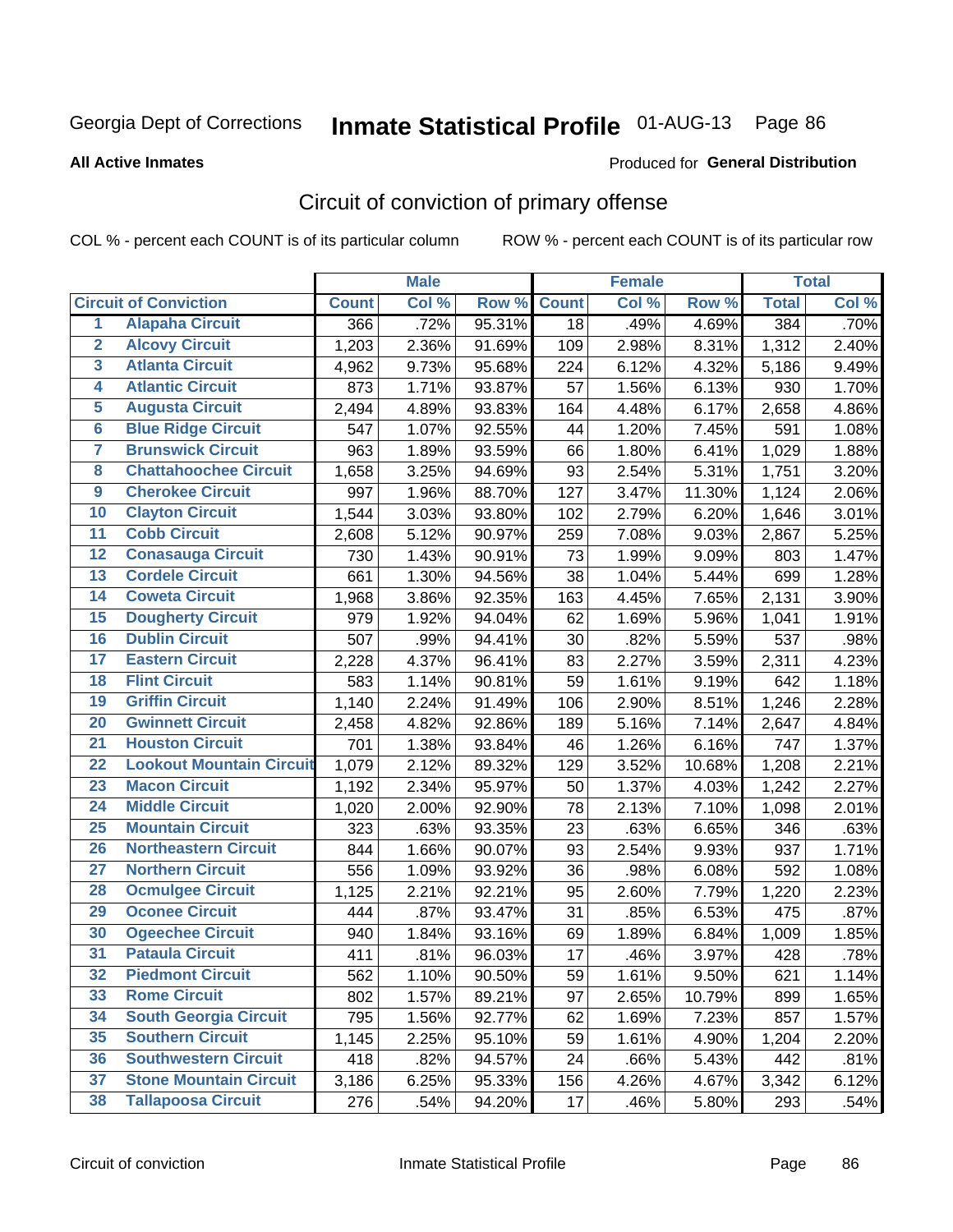Georgia Dept of Corrections **Inmate Statistical Profile** 01-AUG-13

**All Active Inmates**

Produced for **General Distribution**

## Circuit of conviction of primary offense

COL % - percent each COUNT is of its particular column ROW % - percent each COUNT is of its particular row

| | | Male | | | Female | | | Total | |
|---|---|---|---|---|---|---|---|---|---|
| **Circuit of Conviction** | | **Count** | **Col %** | **Row %** | **Count** | **Col %** | **Row %** | **Total** | **Col %** |
| 1 | Alapaha Circuit | 366 | .72% | 95.31% | 18 | .49% | 4.69% | 384 | .70% |
| 2 | Alcovy Circuit | 1,203 | 2.36% | 91.69% | 109 | 2.98% | 8.31% | 1,312 | 2.40% |
| 3 | Atlanta Circuit | 4,962 | 9.73% | 95.68% | 224 | 6.12% | 4.32% | 5,186 | 9.49% |
| 4 | Atlantic Circuit | 873 | 1.71% | 93.87% | 57 | 1.56% | 6.13% | 930 | 1.70% |
| 5 | Augusta Circuit | 2,494 | 4.89% | 93.83% | 164 | 4.48% | 6.17% | 2,658 | 4.86% |
| 6 | Blue Ridge Circuit | 547 | 1.07% | 92.55% | 44 | 1.20% | 7.45% | 591 | 1.08% |
| 7 | Brunswick Circuit | 963 | 1.89% | 93.59% | 66 | 1.80% | 6.41% | 1,029 | 1.88% |
| 8 | Chattahoochee Circuit | 1,658 | 3.25% | 94.69% | 93 | 2.54% | 5.31% | 1,751 | 3.20% |
| 9 | Cherokee Circuit | 997 | 1.96% | 88.70% | 127 | 3.47% | 11.30% | 1,124 | 2.06% |
| 10 | Clayton Circuit | 1,544 | 3.03% | 93.80% | 102 | 2.79% | 6.20% | 1,646 | 3.01% |
| 11 | Cobb Circuit | 2,608 | 5.12% | 90.97% | 259 | 7.08% | 9.03% | 2,867 | 5.25% |
| 12 | Conasauga Circuit | 730 | 1.43% | 90.91% | 73 | 1.99% | 9.09% | 803 | 1.47% |
| 13 | Cordele Circuit | 661 | 1.30% | 94.56% | 38 | 1.04% | 5.44% | 699 | 1.28% |
| 14 | Coweta Circuit | 1,968 | 3.86% | 92.35% | 163 | 4.45% | 7.65% | 2,131 | 3.90% |
| 15 | Dougherty Circuit | 979 | 1.92% | 94.04% | 62 | 1.69% | 5.96% | 1,041 | 1.91% |
| 16 | Dublin Circuit | 507 | .99% | 94.41% | 30 | .82% | 5.59% | 537 | .98% |
| 17 | Eastern Circuit | 2,228 | 4.37% | 96.41% | 83 | 2.27% | 3.59% | 2,311 | 4.23% |
| 18 | Flint Circuit | 583 | 1.14% | 90.81% | 59 | 1.61% | 9.19% | 642 | 1.18% |
| 19 | Griffin Circuit | 1,140 | 2.24% | 91.49% | 106 | 2.90% | 8.51% | 1,246 | 2.28% |
| 20 | Gwinnett Circuit | 2,458 | 4.82% | 92.86% | 189 | 5.16% | 7.14% | 2,647 | 4.84% |
| 21 | Houston Circuit | 701 | 1.38% | 93.84% | 46 | 1.26% | 6.16% | 747 | 1.37% |
| 22 | Lookout Mountain Circuit | 1,079 | 2.12% | 89.32% | 129 | 3.52% | 10.68% | 1,208 | 2.21% |
| 23 | Macon Circuit | 1,192 | 2.34% | 95.97% | 50 | 1.37% | 4.03% | 1,242 | 2.27% |
| 24 | Middle Circuit | 1,020 | 2.00% | 92.90% | 78 | 2.13% | 7.10% | 1,098 | 2.01% |
| 25 | Mountain Circuit | 323 | .63% | 93.35% | 23 | .63% | 6.65% | 346 | .63% |
| 26 | Northeastern Circuit | 844 | 1.66% | 90.07% | 93 | 2.54% | 9.93% | 937 | 1.71% |
| 27 | Northern Circuit | 556 | 1.09% | 93.92% | 36 | .98% | 6.08% | 592 | 1.08% |
| 28 | Ocmulgee Circuit | 1,125 | 2.21% | 92.21% | 95 | 2.60% | 7.79% | 1,220 | 2.23% |
| 29 | Oconee Circuit | 444 | .87% | 93.47% | 31 | .85% | 6.53% | 475 | .87% |
| 30 | Ogeechee Circuit | 940 | 1.84% | 93.16% | 69 | 1.89% | 6.84% | 1,009 | 1.85% |
| 31 | Pataula Circuit | 411 | .81% | 96.03% | 17 | .46% | 3.97% | 428 | .78% |
| 32 | Piedmont Circuit | 562 | 1.10% | 90.50% | 59 | 1.61% | 9.50% | 621 | 1.14% |
| 33 | Rome Circuit | 802 | 1.57% | 89.21% | 97 | 2.65% | 10.79% | 899 | 1.65% |
| 34 | South Georgia Circuit | 795 | 1.56% | 92.77% | 62 | 1.69% | 7.23% | 857 | 1.57% |
| 35 | Southern Circuit | 1,145 | 2.25% | 95.10% | 59 | 1.61% | 4.90% | 1,204 | 2.20% |
| 36 | Southwestern Circuit | 418 | .82% | 94.57% | 24 | .66% | 5.43% | 442 | .81% |
| 37 | Stone Mountain Circuit | 3,186 | 6.25% | 95.33% | 156 | 4.26% | 4.67% | 3,342 | 6.12% |
| 38 | Tallapoosa Circuit | 276 | .54% | 94.20% | 17 | .46% | 5.80% | 293 | .54% |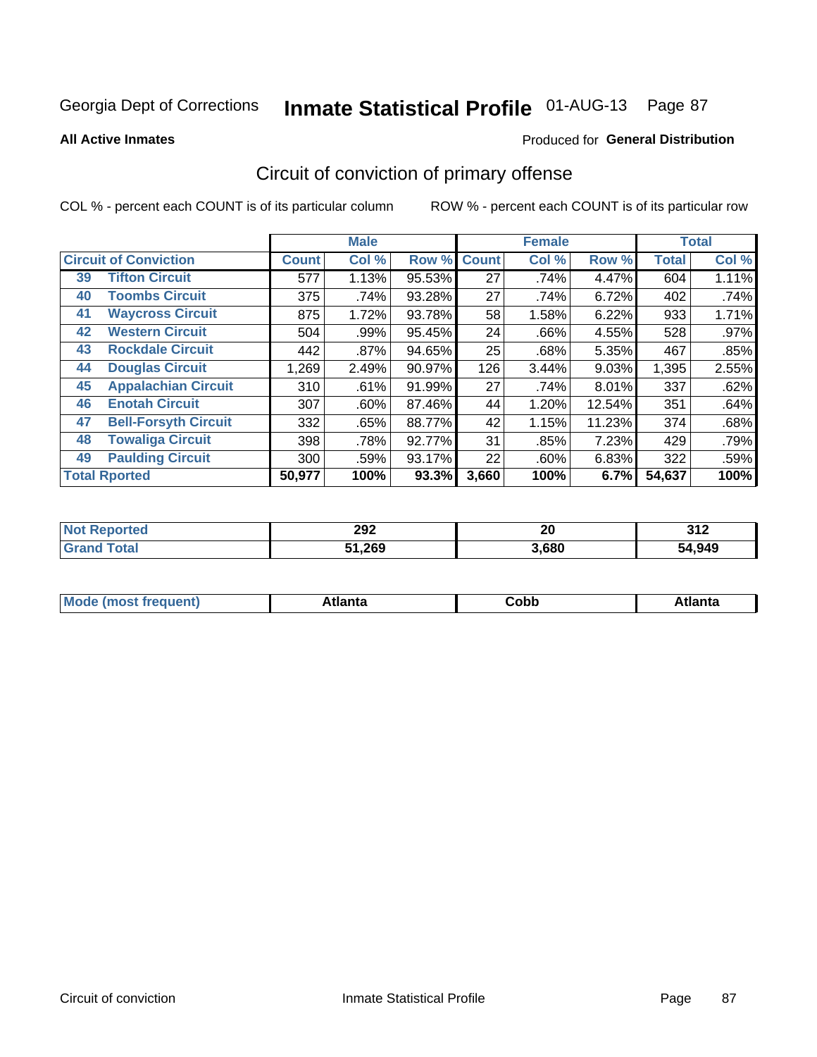Georgia Dept of Corrections **Inmate Statistical Profile** 01-AUG-13

**All Active Inmates**

Produced for **General Distribution**

## Circuit of conviction of primary offense

COL % - percent each COUNT is of its particular column

ROW % - percent each COUNT is of its particular row

| Circuit of Conviction | | Male | | | Female | | | Total | |
|---|---|---|---|---|---|---|---|---|---|
| | | Count | Col % | Row % | Count | Col % | Row % | Total | Col % |
| 39 | Tifton Circuit | 577 | 1.13% | 95.53% | 27 | .74% | 4.47% | 604 | 1.11% |
| 40 | Toombs Circuit | 375 | .74% | 93.28% | 27 | .74% | 6.72% | 402 | .74% |
| 41 | Waycross Circuit | 875 | 1.72% | 93.78% | 58 | 1.58% | 6.22% | 933 | 1.71% |
| 42 | Western Circuit | 504 | .99% | 95.45% | 24 | .66% | 4.55% | 528 | .97% |
| 43 | Rockdale Circuit | 442 | .87% | 94.65% | 25 | .68% | 5.35% | 467 | .85% |
| 44 | Douglas Circuit | 1,269 | 2.49% | 90.97% | 126 | 3.44% | 9.03% | 1,395 | 2.55% |
| 45 | Appalachian Circuit | 310 | .61% | 91.99% | 27 | .74% | 8.01% | 337 | .62% |
| 46 | Enotah Circuit | 307 | .60% | 87.46% | 44 | 1.20% | 12.54% | 351 | .64% |
| 47 | Bell-Forsyth Circuit | 332 | .65% | 88.77% | 42 | 1.15% | 11.23% | 374 | .68% |
| 48 | Towaliga Circuit | 398 | .78% | 92.77% | 31 | .85% | 7.23% | 429 | .79% |
| 49 | Paulding Circuit | 300 | .59% | 93.17% | 22 | .60% | 6.83% | 322 | .59% |
| **Total Rported** | | **50,977** | **100%** | **93.3%** | **3,660** | **100%** | **6.7%** | **54,637** | **100%** |

| | Male | Female | Total |
|---|---|---|---|
| Not Reported | 292 | 20 | 312 |
| Grand Total | 51,269 | 3,680 | 54,949 |

| | Male | Female | Total |
|---|---|---|---|
| Mode (most frequent) | Atlanta | Cobb | Atlanta |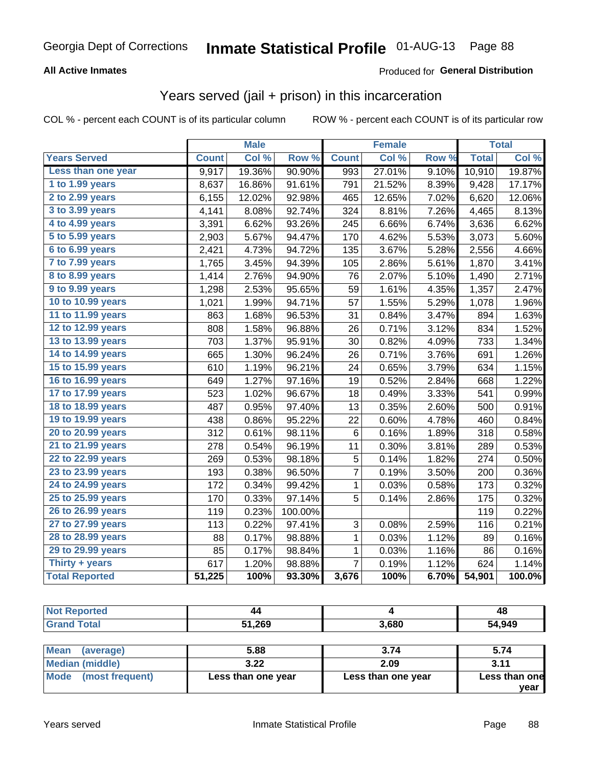Georgia Dept of Corrections **Inmate Statistical Profile** 01-AUG-13

**All Active Inmates**

Produced for **General Distribution**

## Years served (jail + prison) in this incarceration

COL % - percent each COUNT is of its particular column ROW % - percent each COUNT is of its particular row

| | Male | | | Female | | | Total | |
|---|---|---|---|---|---|---|---|---|
| **Years Served** | **Count** | **Col %** | **Row %** | **Count** | **Col %** | **Row %** | **Total** | **Col %** |
| Less than one year | 9,917 | 19.36% | 90.90% | 993 | 27.01% | 9.10% | 10,910 | 19.87% |
| 1 to 1.99 years | 8,637 | 16.86% | 91.61% | 791 | 21.52% | 8.39% | 9,428 | 17.17% |
| 2 to 2.99 years | 6,155 | 12.02% | 92.98% | 465 | 12.65% | 7.02% | 6,620 | 12.06% |
| 3 to 3.99 years | 4,141 | 8.08% | 92.74% | 324 | 8.81% | 7.26% | 4,465 | 8.13% |
| 4 to 4.99 years | 3,391 | 6.62% | 93.26% | 245 | 6.66% | 6.74% | 3,636 | 6.62% |
| 5 to 5.99 years | 2,903 | 5.67% | 94.47% | 170 | 4.62% | 5.53% | 3,073 | 5.60% |
| 6 to 6.99 years | 2,421 | 4.73% | 94.72% | 135 | 3.67% | 5.28% | 2,556 | 4.66% |
| 7 to 7.99 years | 1,765 | 3.45% | 94.39% | 105 | 2.86% | 5.61% | 1,870 | 3.41% |
| 8 to 8.99 years | 1,414 | 2.76% | 94.90% | 76 | 2.07% | 5.10% | 1,490 | 2.71% |
| 9 to 9.99 years | 1,298 | 2.53% | 95.65% | 59 | 1.61% | 4.35% | 1,357 | 2.47% |
| 10 to 10.99 years | 1,021 | 1.99% | 94.71% | 57 | 1.55% | 5.29% | 1,078 | 1.96% |
| 11 to 11.99 years | 863 | 1.68% | 96.53% | 31 | 0.84% | 3.47% | 894 | 1.63% |
| 12 to 12.99 years | 808 | 1.58% | 96.88% | 26 | 0.71% | 3.12% | 834 | 1.52% |
| 13 to 13.99 years | 703 | 1.37% | 95.91% | 30 | 0.82% | 4.09% | 733 | 1.34% |
| 14 to 14.99 years | 665 | 1.30% | 96.24% | 26 | 0.71% | 3.76% | 691 | 1.26% |
| 15 to 15.99 years | 610 | 1.19% | 96.21% | 24 | 0.65% | 3.79% | 634 | 1.15% |
| 16 to 16.99 years | 649 | 1.27% | 97.16% | 19 | 0.52% | 2.84% | 668 | 1.22% |
| 17 to 17.99 years | 523 | 1.02% | 96.67% | 18 | 0.49% | 3.33% | 541 | 0.99% |
| 18 to 18.99 years | 487 | 0.95% | 97.40% | 13 | 0.35% | 2.60% | 500 | 0.91% |
| 19 to 19.99 years | 438 | 0.86% | 95.22% | 22 | 0.60% | 4.78% | 460 | 0.84% |
| 20 to 20.99 years | 312 | 0.61% | 98.11% | 6 | 0.16% | 1.89% | 318 | 0.58% |
| 21 to 21.99 years | 278 | 0.54% | 96.19% | 11 | 0.30% | 3.81% | 289 | 0.53% |
| 22 to 22.99 years | 269 | 0.53% | 98.18% | 5 | 0.14% | 1.82% | 274 | 0.50% |
| 23 to 23.99 years | 193 | 0.38% | 96.50% | 7 | 0.19% | 3.50% | 200 | 0.36% |
| 24 to 24.99 years | 172 | 0.34% | 99.42% | 1 | 0.03% | 0.58% | 173 | 0.32% |
| 25 to 25.99 years | 170 | 0.33% | 97.14% | 5 | 0.14% | 2.86% | 175 | 0.32% |
| 26 to 26.99 years | 119 | 0.23% | 100.00% | | | | 119 | 0.22% |
| 27 to 27.99 years | 113 | 0.22% | 97.41% | 3 | 0.08% | 2.59% | 116 | 0.21% |
| 28 to 28.99 years | 88 | 0.17% | 98.88% | 1 | 0.03% | 1.12% | 89 | 0.16% |
| 29 to 29.99 years | 85 | 0.17% | 98.84% | 1 | 0.03% | 1.16% | 86 | 0.16% |
| Thirty + years | 617 | 1.20% | 98.88% | 7 | 0.19% | 1.12% | 624 | 1.14% |
| **Total Reported** | **51,225** | **100%** | **93.30%** | **3,676** | **100%** | **6.70%** | **54,901** | **100.0%** |

| | Male | Female | Total |
|---|---|---|---|
| Not Reported | 44 | 4 | 48 |
| Grand Total | 51,269 | 3,680 | 54,949 |

| | Male | Female | Total |
|---|---|---|---|
| Mean (average) | 5.88 | 3.74 | 5.74 |
| Median (middle) | 3.22 | 2.09 | 3.11 |
| Mode (most frequent) | Less than one year | Less than one year | Less than one year |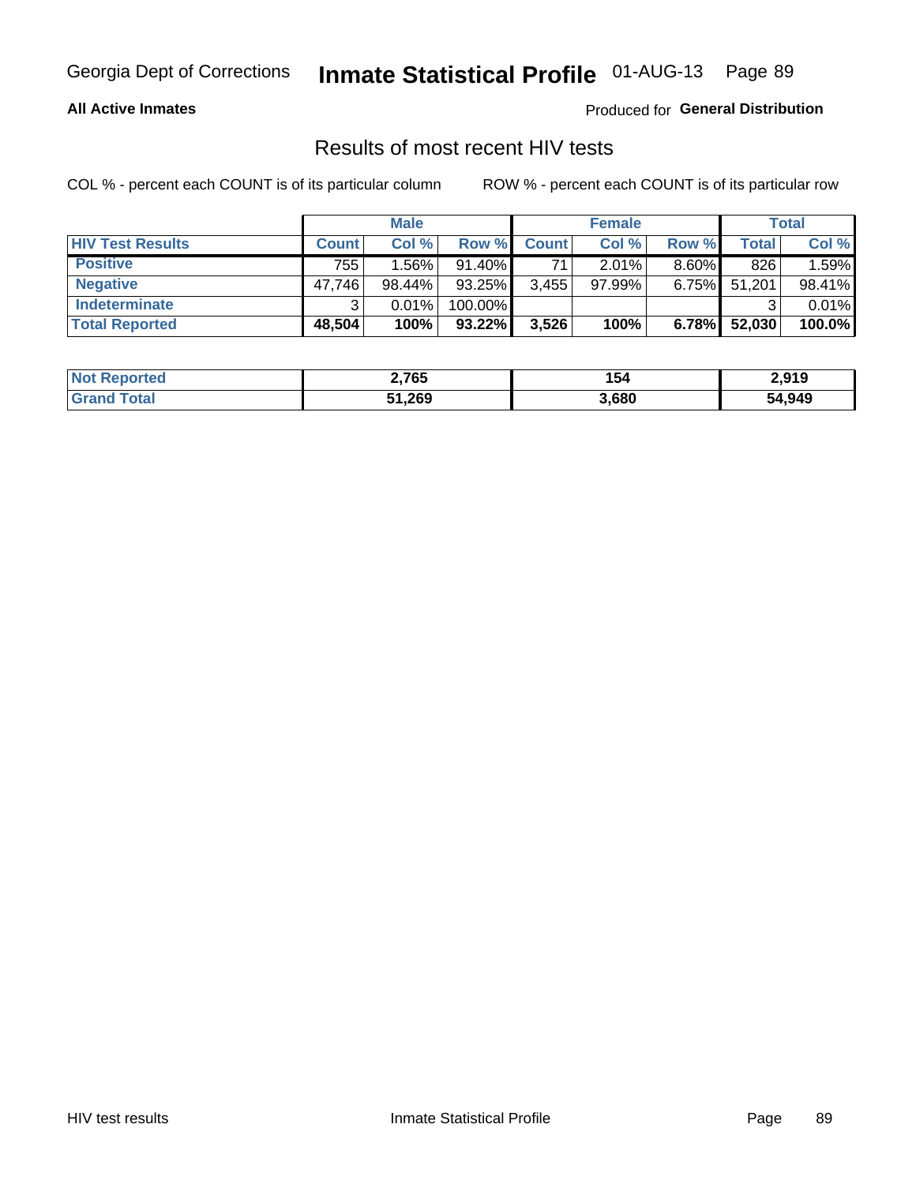# Results of most recent HIV tests

**All Active Inmates**

Produced for **General Distribution**

COL % - percent each COUNT is of its particular column

ROW % - percent each COUNT is of its particular row

| | Male | | | Female | | | Total | |
|---|---|---|---|---|---|---|---|---|
| **HIV Test Results** | **Count** | **Col %** | **Row %** | **Count** | **Col %** | **Row %** | **Total** | **Col %** |
| **Positive** | 755 | 1.56% | 91.40% | 71 | 2.01% | 8.60% | 826 | 1.59% |
| **Negative** | 47,746 | 98.44% | 93.25% | 3,455 | 97.99% | 6.75% | 51,201 | 98.41% |
| **Indeterminate** | 3 | 0.01% | 100.00% | | | | 3 | 0.01% |
| **Total Reported** | **48,504** | **100%** | **93.22%** | **3,526** | **100%** | **6.78%** | **52,030** | **100.0%** |

| | Male | Female | Total |
|---|---|---|---|
| **Not Reported** | **2,765** | **154** | **2,919** |
| **Grand Total** | **51,269** | **3,680** | **54,949** |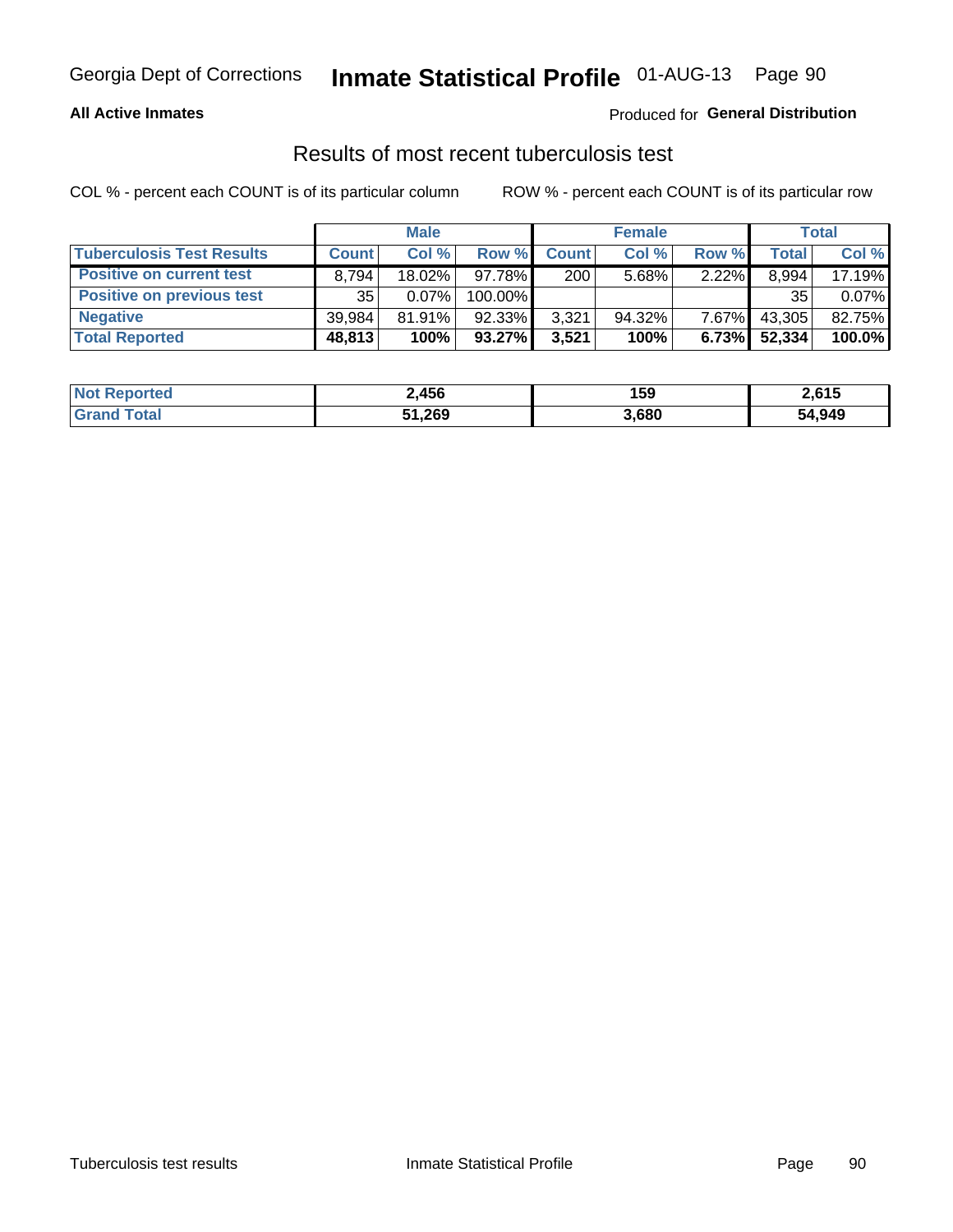Georgia Dept of Corrections **Inmate Statistical Profile** 01-AUG-13

**All Active Inmates**

Produced for **General Distribution**

## Results of most recent tuberculosis test

COL % - percent each COUNT is of its particular column ROW % - percent each COUNT is of its particular row

| | Male | | | Female | | | Total | |
|---|---|---|---|---|---|---|---|---|
| **Tuberculosis Test Results** | **Count** | **Col %** | **Row %** | **Count** | **Col %** | **Row %** | **Total** | **Col %** |
| **Positive on current test** | 8,794 | 18.02% | 97.78% | 200 | 5.68% | 2.22% | 8,994 | 17.19% |
| **Positive on previous test** | 35 | 0.07% | 100.00% | | | | 35 | 0.07% |
| **Negative** | 39,984 | 81.91% | 92.33% | 3,321 | 94.32% | 7.67% | 43,305 | 82.75% |
| **Total Reported** | **48,813** | **100%** | **93.27%** | **3,521** | **100%** | **6.73%** | **52,334** | **100.0%** |

| | Male | Female | Total |
|---|---|---|---|
| **Not Reported** | **2,456** | **159** | **2,615** |
| **Grand Total** | **51,269** | **3,680** | **54,949** |

Tuberculosis test results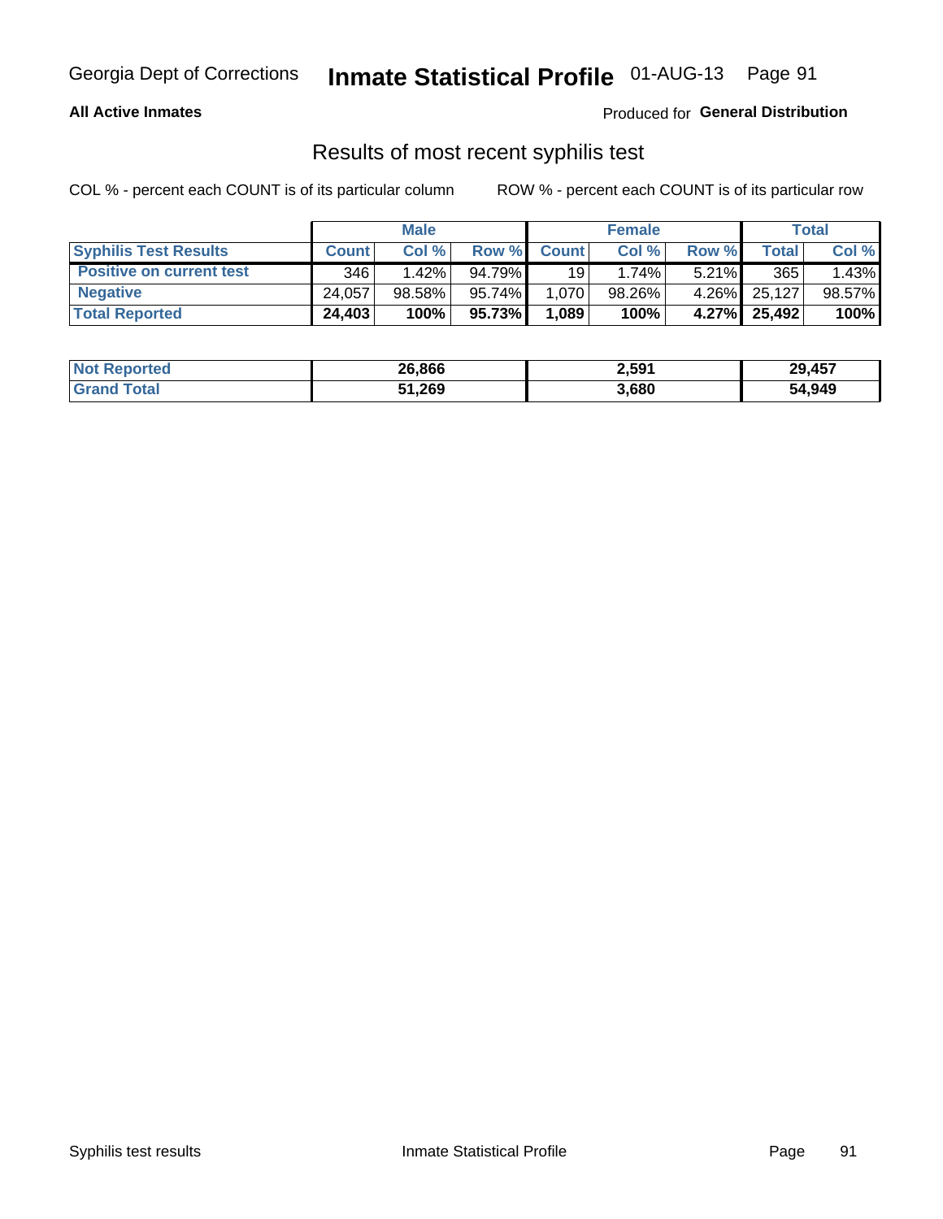Georgia Dept of Corrections **Inmate Statistical Profile** 01-AUG-13

**All Active Inmates**

Produced for **General Distribution**

## Results of most recent syphilis test

COL % - percent each COUNT is of its particular column ROW % - percent each COUNT is of its particular row

| | Male | | | Female | | | Total | |
|---|---|---|---|---|---|---|---|---|
| **Syphilis Test Results** | **Count** | **Col %** | **Row %** | **Count** | **Col %** | **Row %** | **Total** | **Col %** |
| **Positive on current test** | 346 | 1.42% | 94.79% | 19 | 1.74% | 5.21% | 365 | 1.43% |
| **Negative** | 24,057 | 98.58% | 95.74% | 1,070 | 98.26% | 4.26% | 25,127 | 98.57% |
| **Total Reported** | **24,403** | **100%** | **95.73%** | **1,089** | **100%** | **4.27%** | **25,492** | **100%** |

| | Male | Female | Total |
|---|---|---|---|
| **Not Reported** | **26,866** | **2,591** | **29,457** |
| **Grand Total** | **51,269** | **3,680** | **54,949** |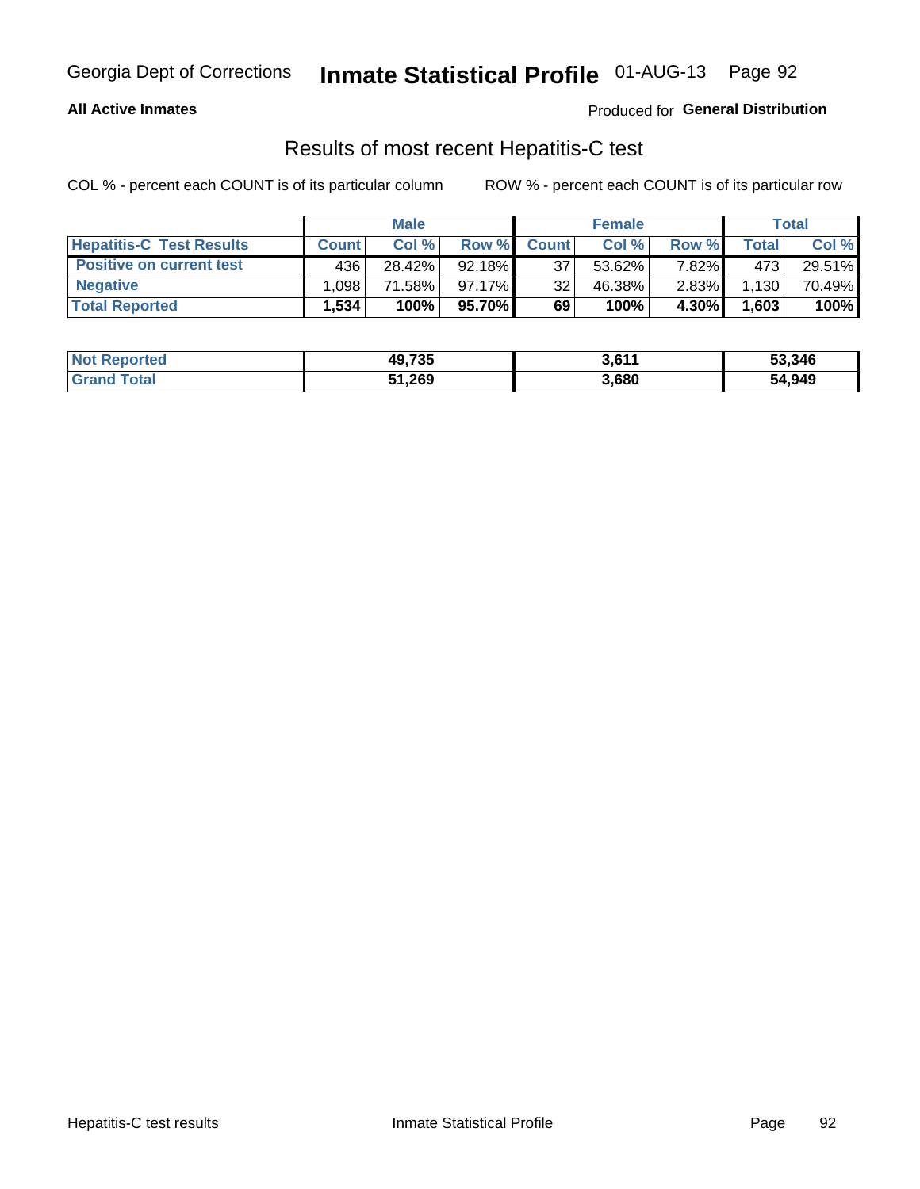Georgia Dept of Corrections **Inmate Statistical Profile** 01-AUG-13

**All Active Inmates**

Produced for **General Distribution**

## Results of most recent Hepatitis-C test

COL % - percent each COUNT is of its particular column

ROW % - percent each COUNT is of its particular row

| | Male | | | Female | | | Total | |
|---|---|---|---|---|---|---|---|---|
| **Hepatitis-C Test Results** | **Count** | **Col %** | **Row %** | **Count** | **Col %** | **Row %** | **Total** | **Col %** |
| **Positive on current test** | 436 | 28.42% | 92.18% | 37 | 53.62% | 7.82% | 473 | 29.51% |
| **Negative** | 1,098 | 71.58% | 97.17% | 32 | 46.38% | 2.83% | 1,130 | 70.49% |
| **Total Reported** | **1,534** | **100%** | **95.70%** | **69** | **100%** | **4.30%** | **1,603** | **100%** |

| | Male | Female | Total |
|---|---|---|---|
| **Not Reported** | **49,735** | **3,611** | **53,346** |
| **Grand Total** | **51,269** | **3,680** | **54,949** |